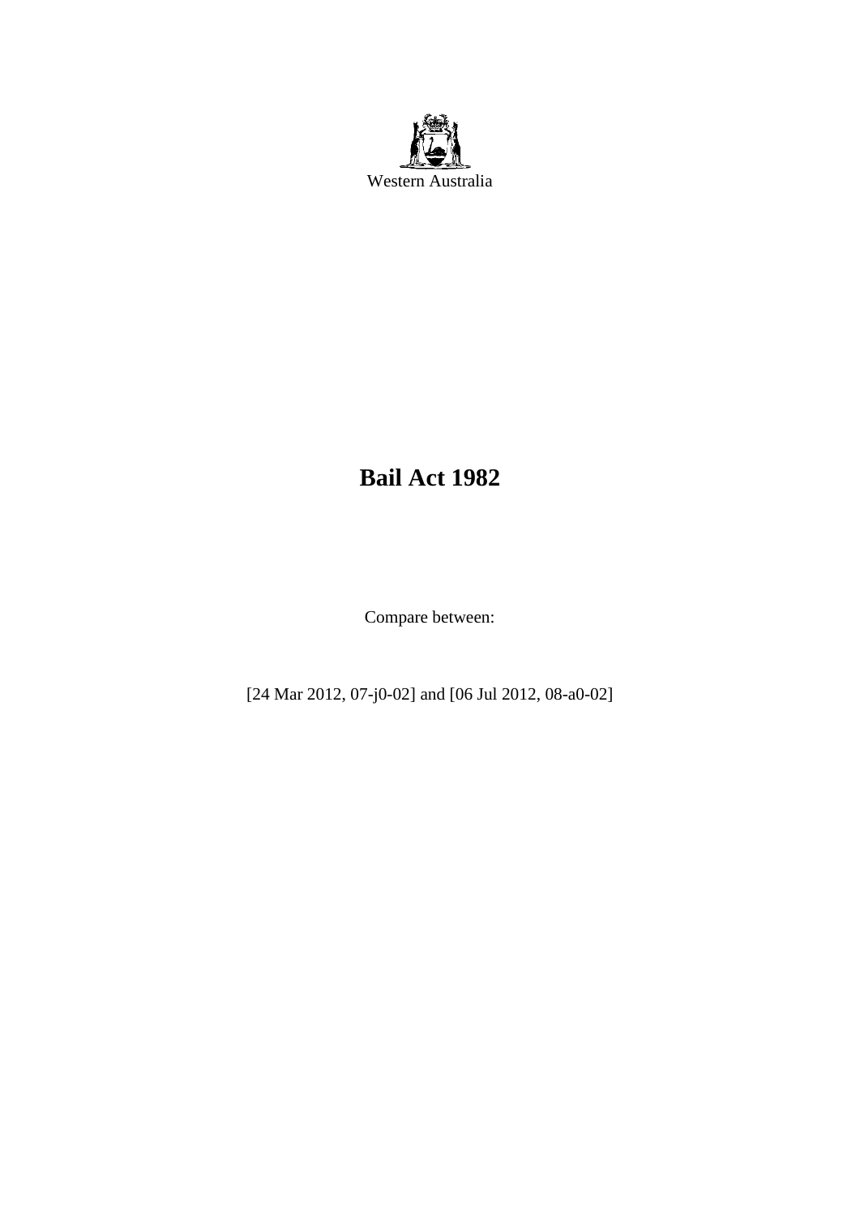Western Australia

# Bail Act 1982

Compare between:

[24 Mar 2012, 07-j0-02] and [06 Jul 2012, 08-a0-02]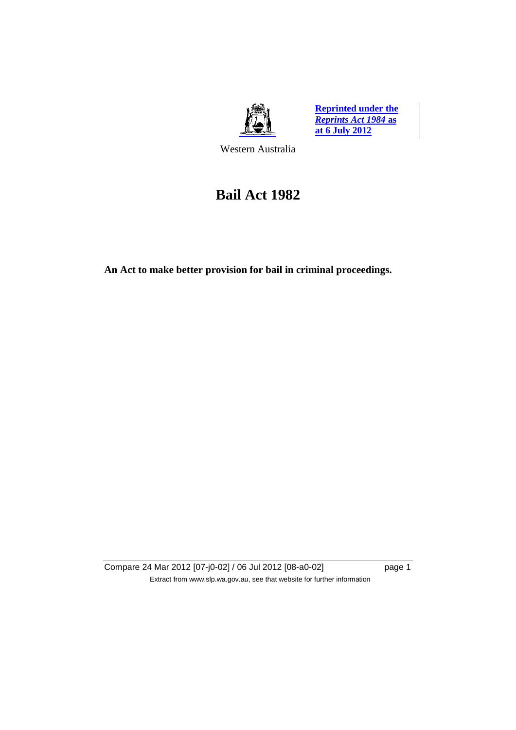**Reprinted under the *Reprints Act 1984* as at 6 July 2012**

Western Australia

# Bail Act 1982

**An Act to make better provision for bail in criminal proceedings.**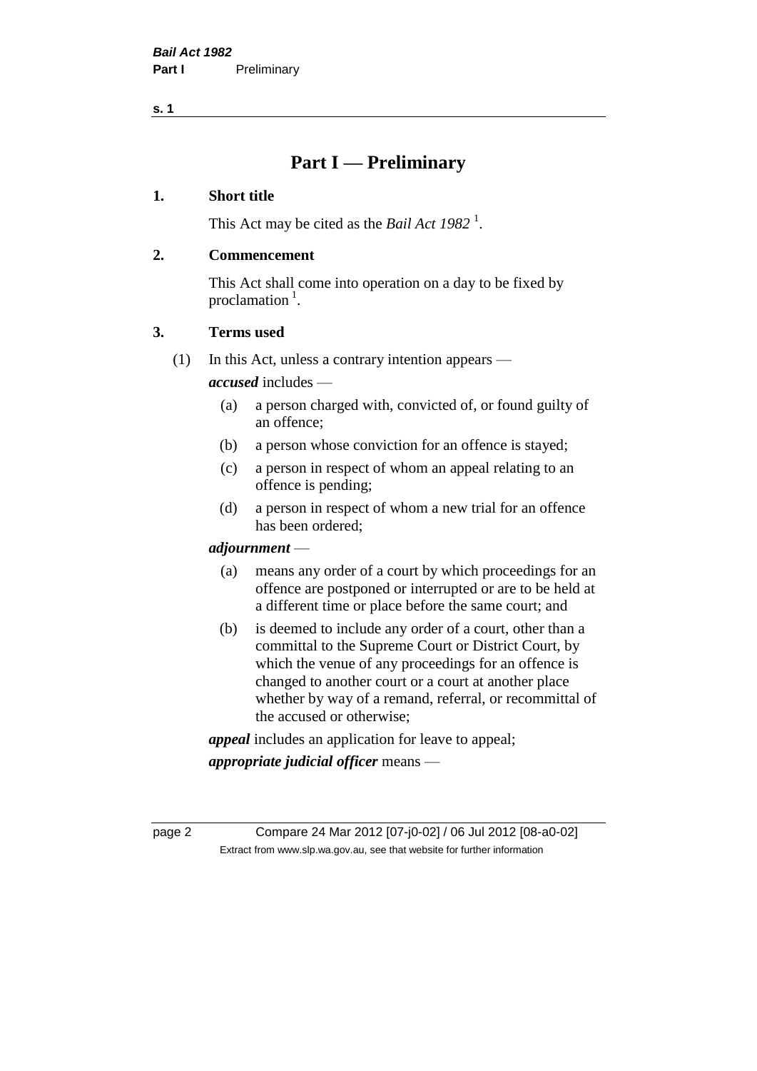# Part I — Preliminary

## 1. Short title

This Act may be cited as the *Bail Act 1982* [1].

## 2. Commencement

This Act shall come into operation on a day to be fixed by proclamation [1].

## 3. Terms used

(1) In this Act, unless a contrary intention appears —

***accused*** includes —

- (a) a person charged with, convicted of, or found guilty of an offence;
- (b) a person whose conviction for an offence is stayed;
- (c) a person in respect of whom an appeal relating to an offence is pending;
- (d) a person in respect of whom a new trial for an offence has been ordered;

***adjournment*** —

- (a) means any order of a court by which proceedings for an offence are postponed or interrupted or are to be held at a different time or place before the same court; and
- (b) is deemed to include any order of a court, other than a committal to the Supreme Court or District Court, by which the venue of any proceedings for an offence is changed to another court or a court at another place whether by way of a remand, referral, or recommittal of the accused or otherwise;

***appeal*** includes an application for leave to appeal;

***appropriate judicial officer*** means —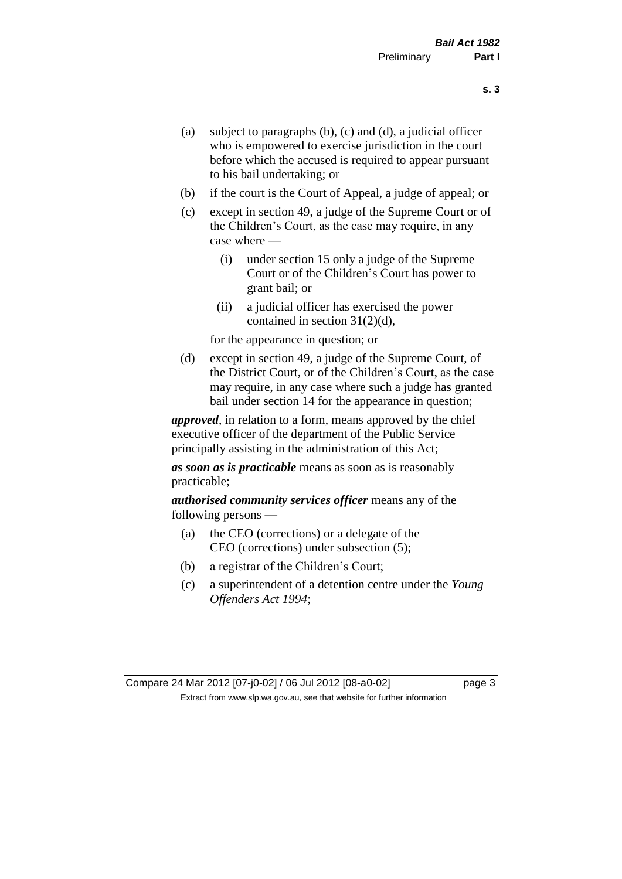(a) subject to paragraphs (b), (c) and (d), a judicial officer who is empowered to exercise jurisdiction in the court before which the accused is required to appear pursuant to his bail undertaking; or

(b) if the court is the Court of Appeal, a judge of appeal; or

(c) except in section 49, a judge of the Supreme Court or of the Children's Court, as the case may require, in any case where —

  (i) under section 15 only a judge of the Supreme Court or of the Children's Court has power to grant bail; or

  (ii) a judicial officer has exercised the power contained in section 31(2)(d),

for the appearance in question; or

(d) except in section 49, a judge of the Supreme Court, of the District Court, or of the Children's Court, as the case may require, in any case where such a judge has granted bail under section 14 for the appearance in question;

***approved***, in relation to a form, means approved by the chief executive officer of the department of the Public Service principally assisting in the administration of this Act;

***as soon as is practicable*** means as soon as is reasonably practicable;

***authorised community services officer*** means any of the following persons —

(a) the CEO (corrections) or a delegate of the CEO (corrections) under subsection (5);

(b) a registrar of the Children's Court;

(c) a superintendent of a detention centre under the *Young Offenders Act 1994*;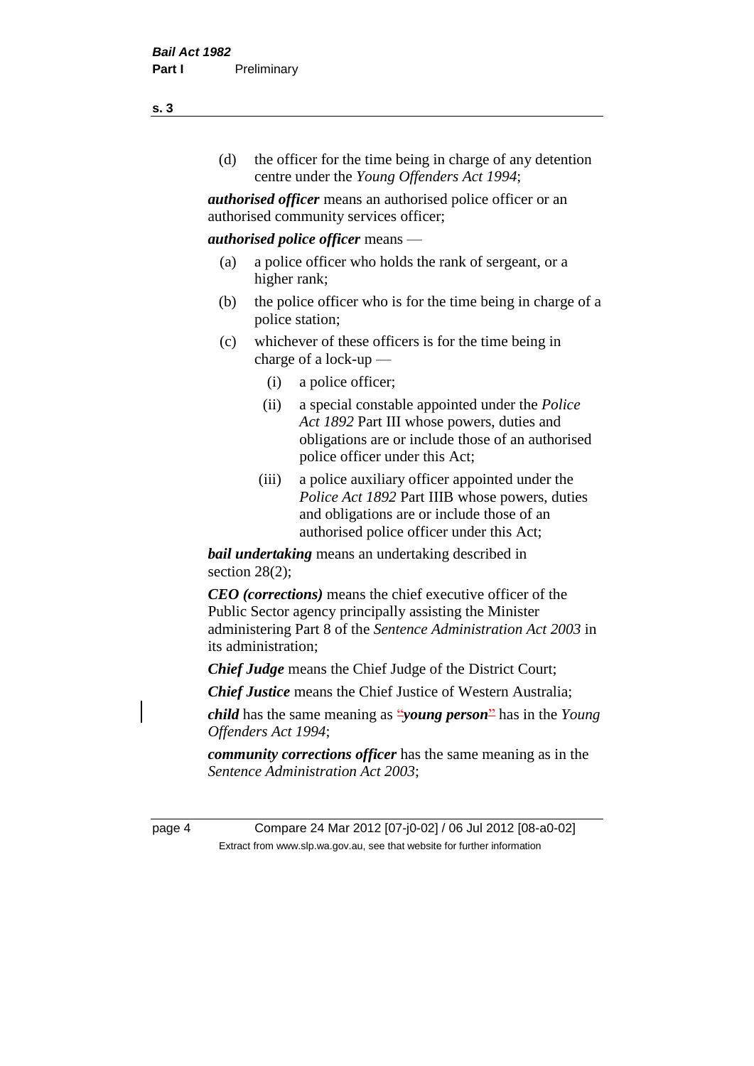(d) the officer for the time being in charge of any detention centre under the *Young Offenders Act 1994*;

***authorised officer*** means an authorised police officer or an authorised community services officer;

***authorised police officer*** means —

(a) a police officer who holds the rank of sergeant, or a higher rank;

(b) the police officer who is for the time being in charge of a police station;

(c) whichever of these officers is for the time being in charge of a lock-up —

(i) a police officer;

(ii) a special constable appointed under the *Police Act 1892* Part III whose powers, duties and obligations are or include those of an authorised police officer under this Act;

(iii) a police auxiliary officer appointed under the *Police Act 1892* Part IIIB whose powers, duties and obligations are or include those of an authorised police officer under this Act;

***bail undertaking*** means an undertaking described in section 28(2);

***CEO (corrections)*** means the chief executive officer of the Public Sector agency principally assisting the Minister administering Part 8 of the *Sentence Administration Act 2003* in its administration;

***Chief Judge*** means the Chief Judge of the District Court;

***Chief Justice*** means the Chief Justice of Western Australia;

***child*** has the same meaning as "***young person***" has in the *Young Offenders Act 1994*;

***community corrections officer*** has the same meaning as in the *Sentence Administration Act 2003*;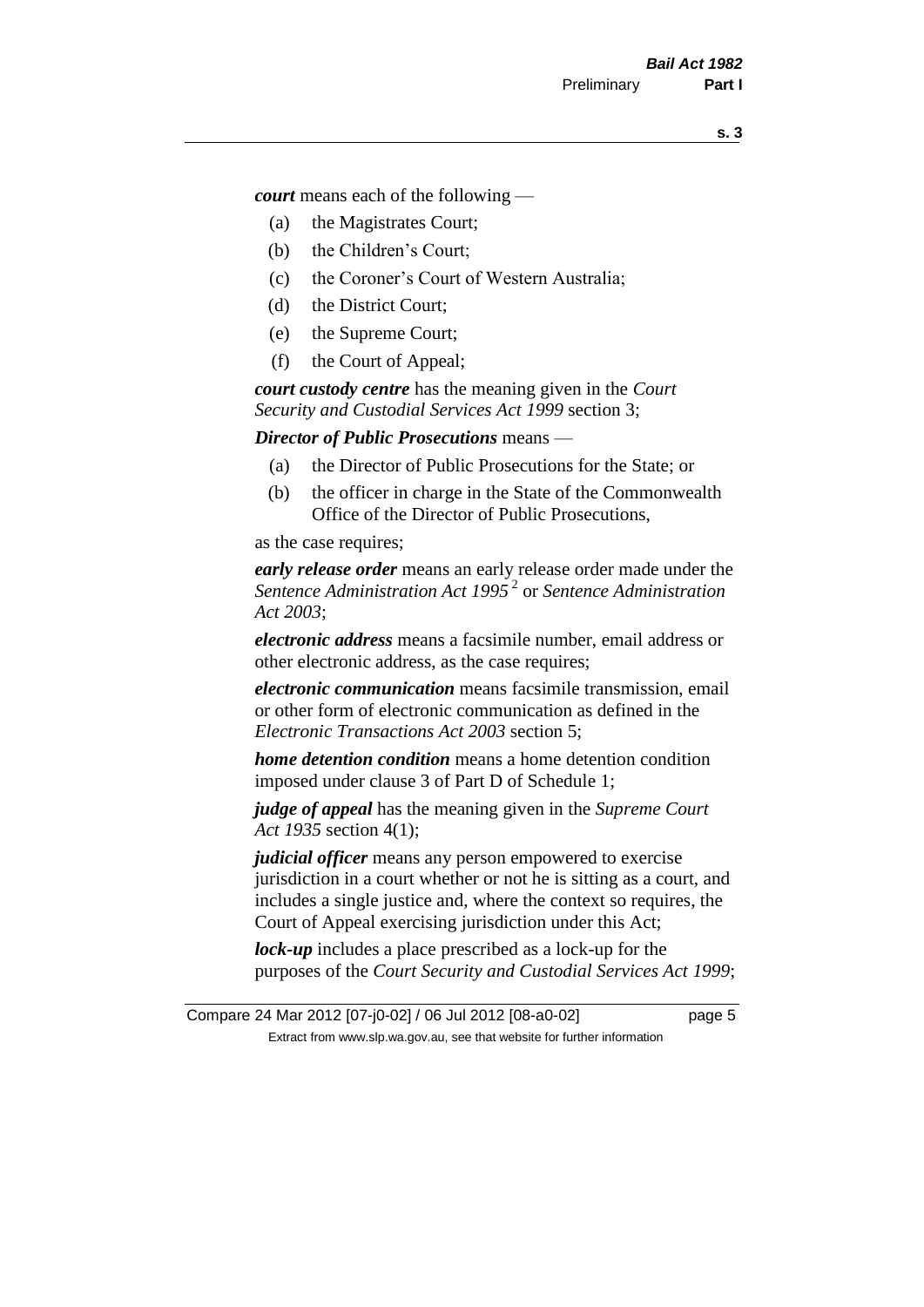***court*** means each of the following —

- (a) the Magistrates Court;
- (b) the Children's Court;
- (c) the Coroner's Court of Western Australia;
- (d) the District Court;
- (e) the Supreme Court;
- (f) the Court of Appeal;

***court custody centre*** has the meaning given in the *Court Security and Custodial Services Act 1999* section 3;

***Director of Public Prosecutions*** means —

- (a) the Director of Public Prosecutions for the State; or
- (b) the officer in charge in the State of the Commonwealth Office of the Director of Public Prosecutions,

as the case requires;

***early release order*** means an early release order made under the *Sentence Administration Act 1995* [2] or *Sentence Administration Act 2003*;

***electronic address*** means a facsimile number, email address or other electronic address, as the case requires;

***electronic communication*** means facsimile transmission, email or other form of electronic communication as defined in the *Electronic Transactions Act 2003* section 5;

***home detention condition*** means a home detention condition imposed under clause 3 of Part D of Schedule 1;

***judge of appeal*** has the meaning given in the *Supreme Court Act 1935* section 4(1);

***judicial officer*** means any person empowered to exercise jurisdiction in a court whether or not he is sitting as a court, and includes a single justice and, where the context so requires, the Court of Appeal exercising jurisdiction under this Act;

***lock-up*** includes a place prescribed as a lock-up for the purposes of the *Court Security and Custodial Services Act 1999*;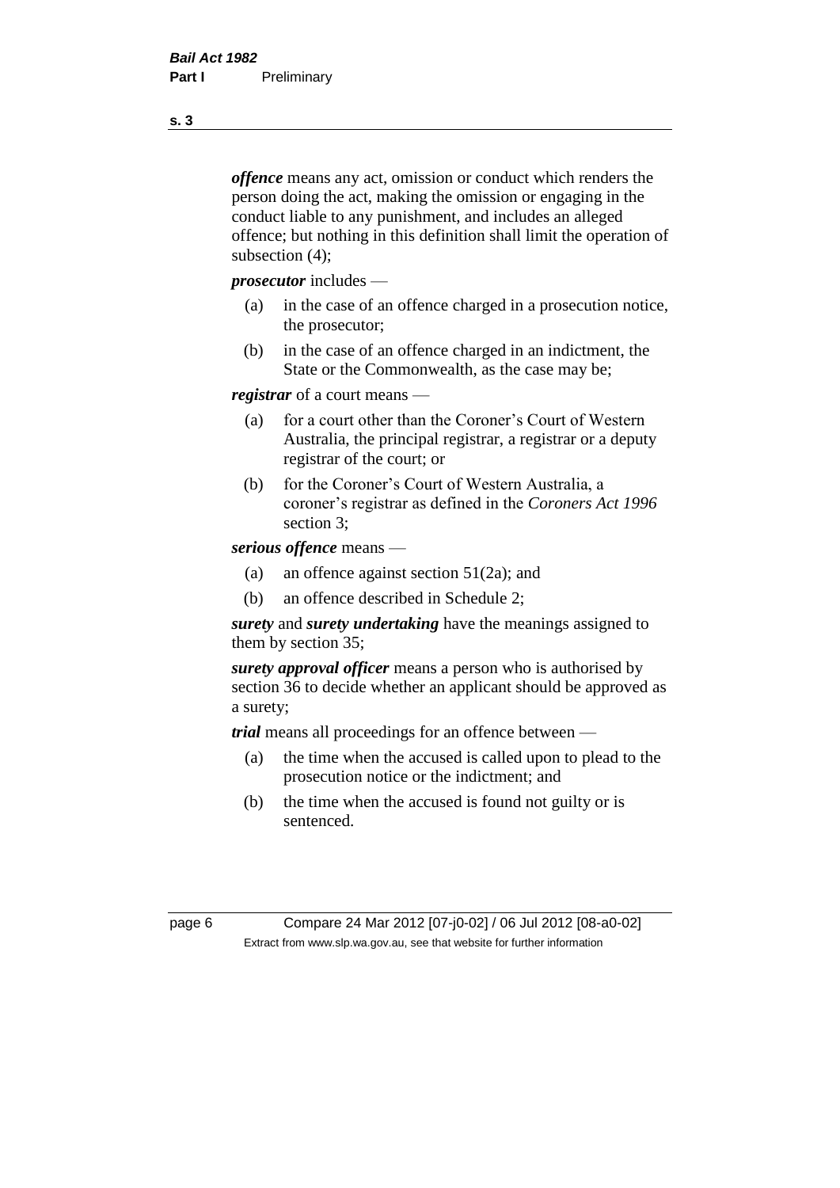***offence*** means any act, omission or conduct which renders the person doing the act, making the omission or engaging in the conduct liable to any punishment, and includes an alleged offence; but nothing in this definition shall limit the operation of subsection (4);

***prosecutor*** includes —

- (a) in the case of an offence charged in a prosecution notice, the prosecutor;
- (b) in the case of an offence charged in an indictment, the State or the Commonwealth, as the case may be;

***registrar*** of a court means —

- (a) for a court other than the Coroner's Court of Western Australia, the principal registrar, a registrar or a deputy registrar of the court; or
- (b) for the Coroner's Court of Western Australia, a coroner's registrar as defined in the *Coroners Act 1996* section 3;

***serious offence*** means —

- (a) an offence against section 51(2a); and
- (b) an offence described in Schedule 2;

***surety*** and ***surety undertaking*** have the meanings assigned to them by section 35;

***surety approval officer*** means a person who is authorised by section 36 to decide whether an applicant should be approved as a surety;

***trial*** means all proceedings for an offence between —

- (a) the time when the accused is called upon to plead to the prosecution notice or the indictment; and
- (b) the time when the accused is found not guilty or is sentenced.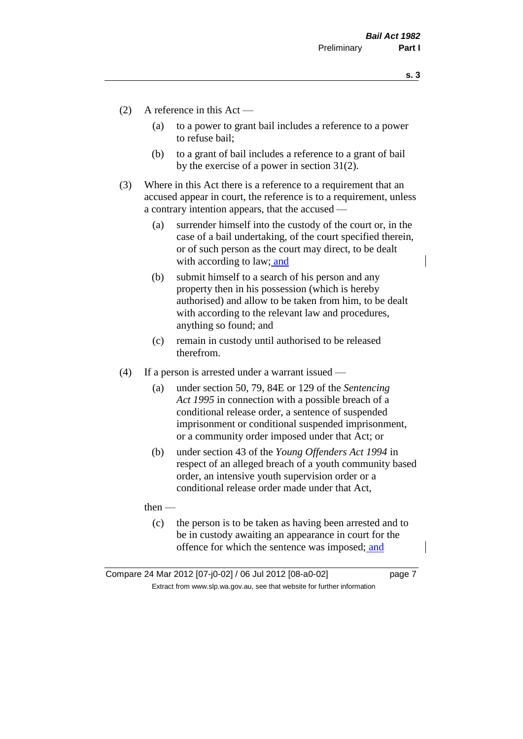(2) A reference in this Act —

(a) to a power to grant bail includes a reference to a power to refuse bail;

(b) to a grant of bail includes a reference to a grant of bail by the exercise of a power in section 31(2).

(3) Where in this Act there is a reference to a requirement that an accused appear in court, the reference is to a requirement, unless a contrary intention appears, that the accused —

(a) surrender himself into the custody of the court or, in the case of a bail undertaking, of the court specified therein, or of such person as the court may direct, to be dealt with according to law; and

(b) submit himself to a search of his person and any property then in his possession (which is hereby authorised) and allow to be taken from him, to be dealt with according to the relevant law and procedures, anything so found; and

(c) remain in custody until authorised to be released therefrom.

(4) If a person is arrested under a warrant issued —

(a) under section 50, 79, 84E or 129 of the *Sentencing Act 1995* in connection with a possible breach of a conditional release order, a sentence of suspended imprisonment or conditional suspended imprisonment, or a community order imposed under that Act; or

(b) under section 43 of the *Young Offenders Act 1994* in respect of an alleged breach of a youth community based order, an intensive youth supervision order or a conditional release order made under that Act,

then —

(c) the person is to be taken as having been arrested and to be in custody awaiting an appearance in court for the offence for which the sentence was imposed; and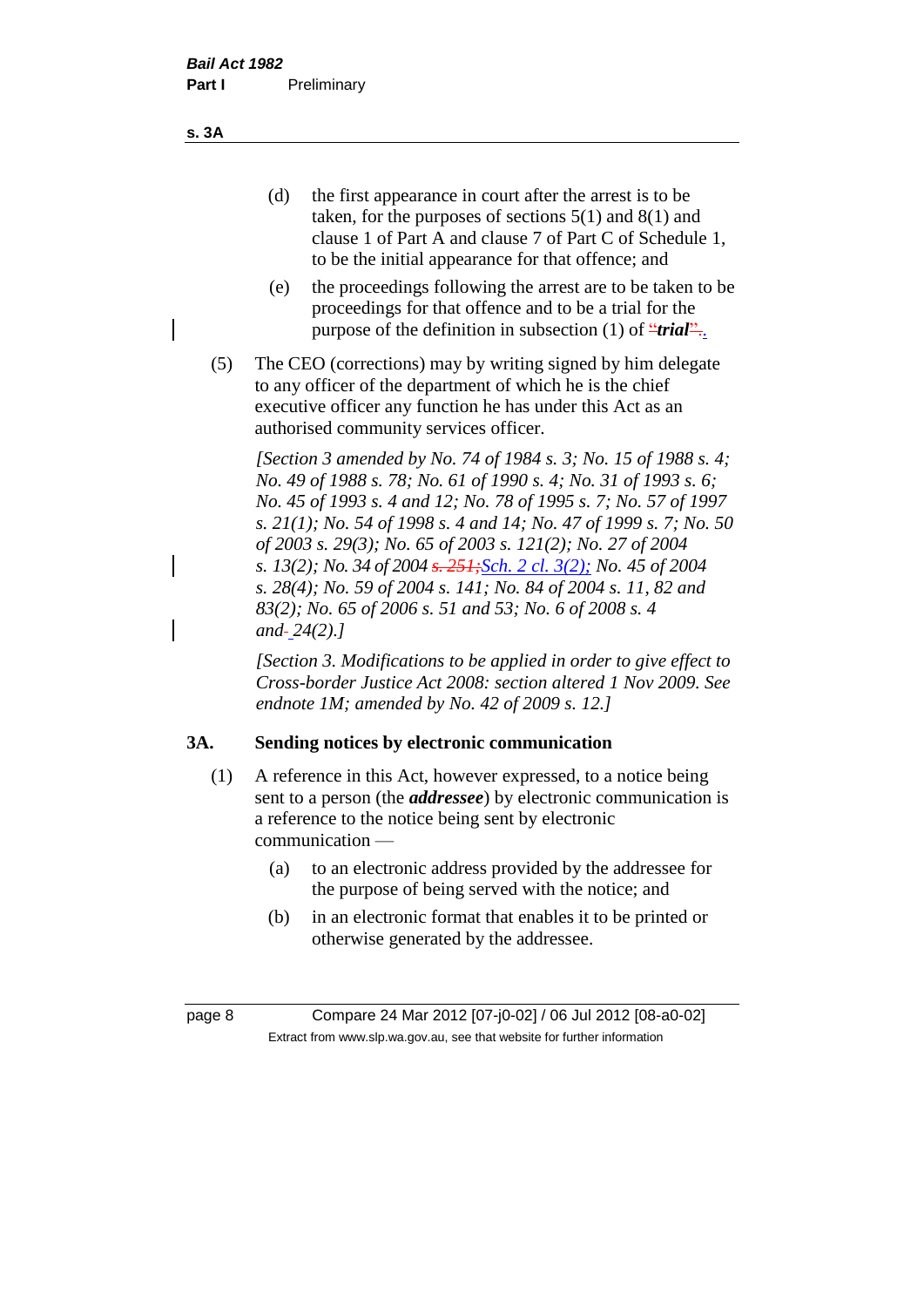(d) the first appearance in court after the arrest is to be taken, for the purposes of sections 5(1) and 8(1) and clause 1 of Part A and clause 7 of Part C of Schedule 1, to be the initial appearance for that offence; and

(e) the proceedings following the arrest are to be taken to be proceedings for that offence and to be a trial for the purpose of the definition in subsection (1) of "***trial***".

(5) The CEO (corrections) may by writing signed by him delegate to any officer of the department of which he is the chief executive officer any function he has under this Act as an authorised community services officer.

*[Section 3 amended by No. 74 of 1984 s. 3; No. 15 of 1988 s. 4; No. 49 of 1988 s. 78; No. 61 of 1990 s. 4; No. 31 of 1993 s. 6; No. 45 of 1993 s. 4 and 12; No. 78 of 1995 s. 7; No. 57 of 1997 s. 21(1); No. 54 of 1998 s. 4 and 14; No. 47 of 1999 s. 7; No. 50 of 2003 s. 29(3); No. 65 of 2003 s. 121(2); No. 27 of 2004 s. 13(2); No. 34 of 2004 s. 251;Sch. 2 cl. 3(2); No. 45 of 2004 s. 28(4); No. 59 of 2004 s. 141; No. 84 of 2004 s. 11, 82 and 83(2); No. 65 of 2006 s. 51 and 53; No. 6 of 2008 s. 4 and 24(2).]*

*[Section 3. Modifications to be applied in order to give effect to Cross-border Justice Act 2008: section altered 1 Nov 2009. See endnote 1M; amended by No. 42 of 2009 s. 12.]*

## 3A. Sending notices by electronic communication

(1) A reference in this Act, however expressed, to a notice being sent to a person (the ***addressee***) by electronic communication is a reference to the notice being sent by electronic communication —

(a) to an electronic address provided by the addressee for the purpose of being served with the notice; and

(b) in an electronic format that enables it to be printed or otherwise generated by the addressee.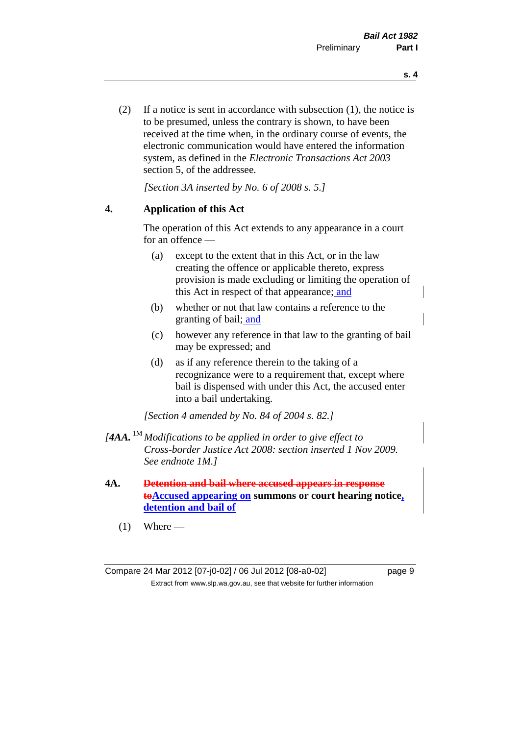(2) If a notice is sent in accordance with subsection (1), the notice is to be presumed, unless the contrary is shown, to have been received at the time when, in the ordinary course of events, the electronic communication would have entered the information system, as defined in the *Electronic Transactions Act 2003* section 5, of the addressee.

*[Section 3A inserted by No. 6 of 2008 s. 5.]*

## 4. Application of this Act

The operation of this Act extends to any appearance in a court for an offence —

(a) except to the extent that in this Act, or in the law creating the offence or applicable thereto, express provision is made excluding or limiting the operation of this Act in respect of that appearance; and

(b) whether or not that law contains a reference to the granting of bail; and

(c) however any reference in that law to the granting of bail may be expressed; and

(d) as if any reference therein to the taking of a recognizance were to a requirement that, except where bail is dispensed with under this Act, the accused enter into a bail undertaking.

*[Section 4 amended by No. 84 of 2004 s. 82.]*

*[**4AA.** [1M] Modifications to be applied in order to give effect to Cross-border Justice Act 2008: section inserted 1 Nov 2009. See endnote 1M.]*

## 4A. ~~Detention and bail where accused appears in response to~~Accused appearing on summons or court hearing notice, detention and bail of

(1) Where —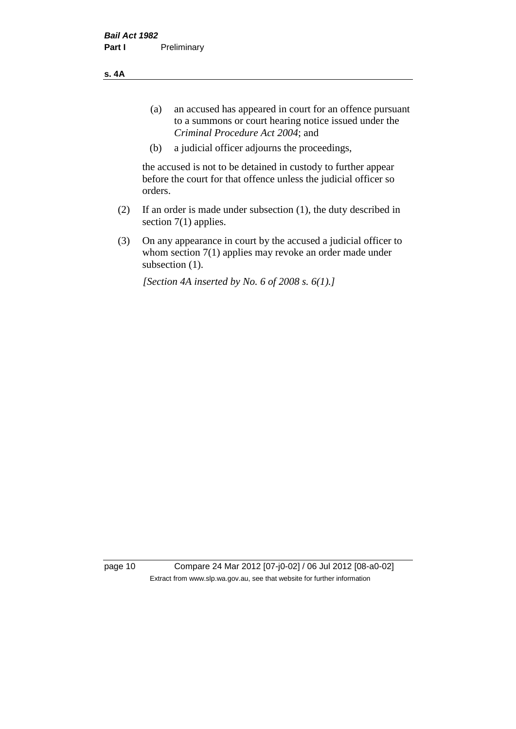(a) an accused has appeared in court for an offence pursuant to a summons or court hearing notice issued under the *Criminal Procedure Act 2004*; and

(b) a judicial officer adjourns the proceedings,

the accused is not to be detained in custody to further appear before the court for that offence unless the judicial officer so orders.

(2) If an order is made under subsection (1), the duty described in section 7(1) applies.

(3) On any appearance in court by the accused a judicial officer to whom section 7(1) applies may revoke an order made under subsection (1).

*[Section 4A inserted by No. 6 of 2008 s. 6(1).]*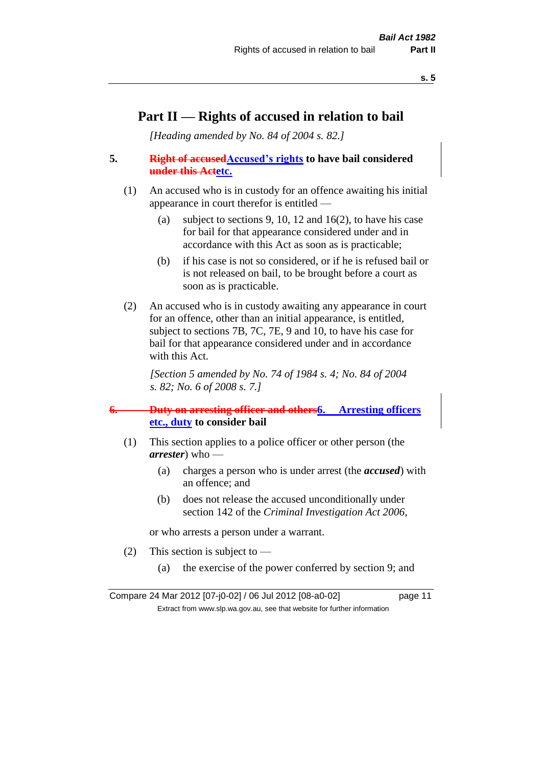# Part II — Rights of accused in relation to bail

*[Heading amended by No. 84 of 2004 s. 82.]*

**5. ~~Right of accused~~Accused's rights to have bail considered ~~under this Act~~etc.**

(1) An accused who is in custody for an offence awaiting his initial appearance in court therefor is entitled —

(a) subject to sections 9, 10, 12 and 16(2), to have his case for bail for that appearance considered under and in accordance with this Act as soon as is practicable;

(b) if his case is not so considered, or if he is refused bail or is not released on bail, to be brought before a court as soon as is practicable.

(2) An accused who is in custody awaiting any appearance in court for an offence, other than an initial appearance, is entitled, subject to sections 7B, 7C, 7E, 9 and 10, to have his case for bail for that appearance considered under and in accordance with this Act.

*[Section 5 amended by No. 74 of 1984 s. 4; No. 84 of 2004 s. 82; No. 6 of 2008 s. 7.]*

**~~6. Duty on arresting officer and others~~6. Arresting officers etc., duty to consider bail**

(1) This section applies to a police officer or other person (the ***arrester***) who —

(a) charges a person who is under arrest (the ***accused***) with an offence; and

(b) does not release the accused unconditionally under section 142 of the *Criminal Investigation Act 2006*,

or who arrests a person under a warrant.

(2) This section is subject to —

(a) the exercise of the power conferred by section 9; and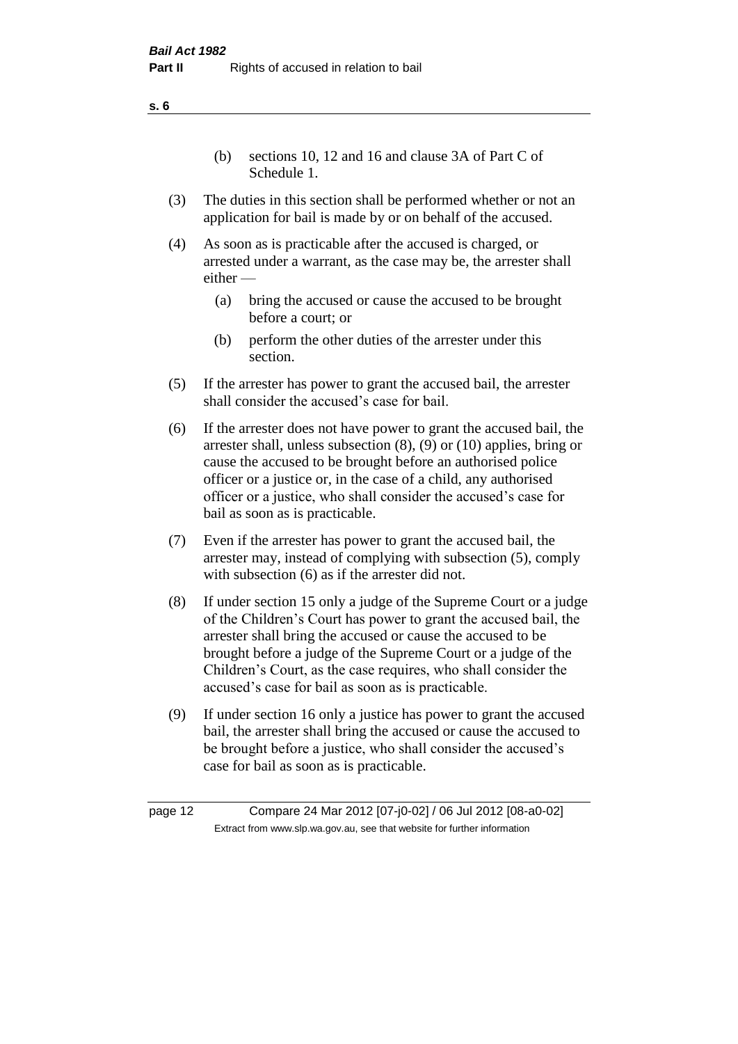(b) sections 10, 12 and 16 and clause 3A of Part C of Schedule 1.

(3) The duties in this section shall be performed whether or not an application for bail is made by or on behalf of the accused.

(4) As soon as is practicable after the accused is charged, or arrested under a warrant, as the case may be, the arrester shall either —

(a) bring the accused or cause the accused to be brought before a court; or

(b) perform the other duties of the arrester under this section.

(5) If the arrester has power to grant the accused bail, the arrester shall consider the accused's case for bail.

(6) If the arrester does not have power to grant the accused bail, the arrester shall, unless subsection (8), (9) or (10) applies, bring or cause the accused to be brought before an authorised police officer or a justice or, in the case of a child, any authorised officer or a justice, who shall consider the accused's case for bail as soon as is practicable.

(7) Even if the arrester has power to grant the accused bail, the arrester may, instead of complying with subsection (5), comply with subsection (6) as if the arrester did not.

(8) If under section 15 only a judge of the Supreme Court or a judge of the Children's Court has power to grant the accused bail, the arrester shall bring the accused or cause the accused to be brought before a judge of the Supreme Court or a judge of the Children's Court, as the case requires, who shall consider the accused's case for bail as soon as is practicable.

(9) If under section 16 only a justice has power to grant the accused bail, the arrester shall bring the accused or cause the accused to be brought before a justice, who shall consider the accused's case for bail as soon as is practicable.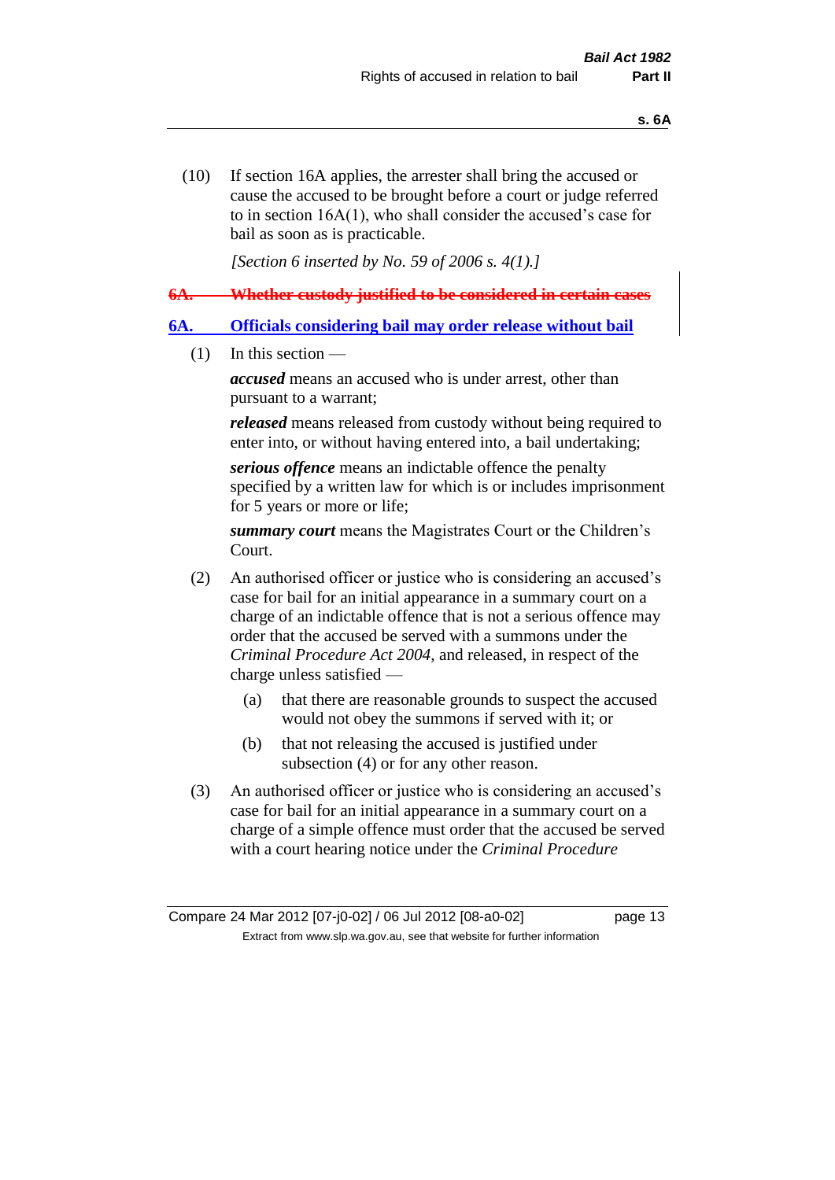(10) If section 16A applies, the arrester shall bring the accused or cause the accused to be brought before a court or judge referred to in section 16A(1), who shall consider the accused's case for bail as soon as is practicable.

*[Section 6 inserted by No. 59 of 2006 s. 4(1).]*

~~**6A. Whether custody justified to be considered in certain cases**~~

## 6A. Officials considering bail may order release without bail

(1) In this section —

***accused*** means an accused who is under arrest, other than pursuant to a warrant;

***released*** means released from custody without being required to enter into, or without having entered into, a bail undertaking;

***serious offence*** means an indictable offence the penalty specified by a written law for which is or includes imprisonment for 5 years or more or life;

***summary court*** means the Magistrates Court or the Children's Court.

(2) An authorised officer or justice who is considering an accused's case for bail for an initial appearance in a summary court on a charge of an indictable offence that is not a serious offence may order that the accused be served with a summons under the *Criminal Procedure Act 2004*, and released, in respect of the charge unless satisfied —

(a) that there are reasonable grounds to suspect the accused would not obey the summons if served with it; or

(b) that not releasing the accused is justified under subsection (4) or for any other reason.

(3) An authorised officer or justice who is considering an accused's case for bail for an initial appearance in a summary court on a charge of a simple offence must order that the accused be served with a court hearing notice under the *Criminal Procedure*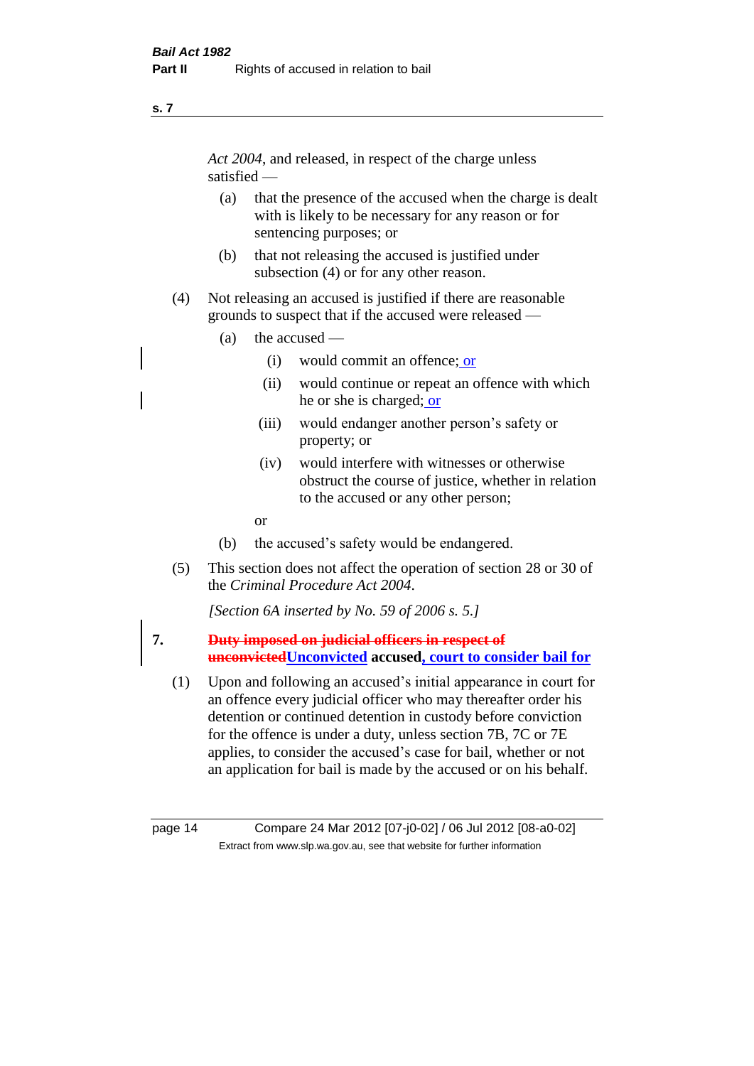*Act 2004*, and released, in respect of the charge unless satisfied —

(a) that the presence of the accused when the charge is dealt with is likely to be necessary for any reason or for sentencing purposes; or

(b) that not releasing the accused is justified under subsection (4) or for any other reason.

(4) Not releasing an accused is justified if there are reasonable grounds to suspect that if the accused were released —

(a) the accused —

(i) would commit an offence; or

(ii) would continue or repeat an offence with which he or she is charged; or

(iii) would endanger another person's safety or property; or

(iv) would interfere with witnesses or otherwise obstruct the course of justice, whether in relation to the accused or any other person;

or

(b) the accused's safety would be endangered.

(5) This section does not affect the operation of section 28 or 30 of the *Criminal Procedure Act 2004*.

*[Section 6A inserted by No. 59 of 2006 s. 5.]*

**7. ~~Duty imposed on judicial officers in respect of unconvicted~~Unconvicted accused, court to consider bail for**

(1) Upon and following an accused's initial appearance in court for an offence every judicial officer who may thereafter order his detention or continued detention in custody before conviction for the offence is under a duty, unless section 7B, 7C or 7E applies, to consider the accused's case for bail, whether or not an application for bail is made by the accused or on his behalf.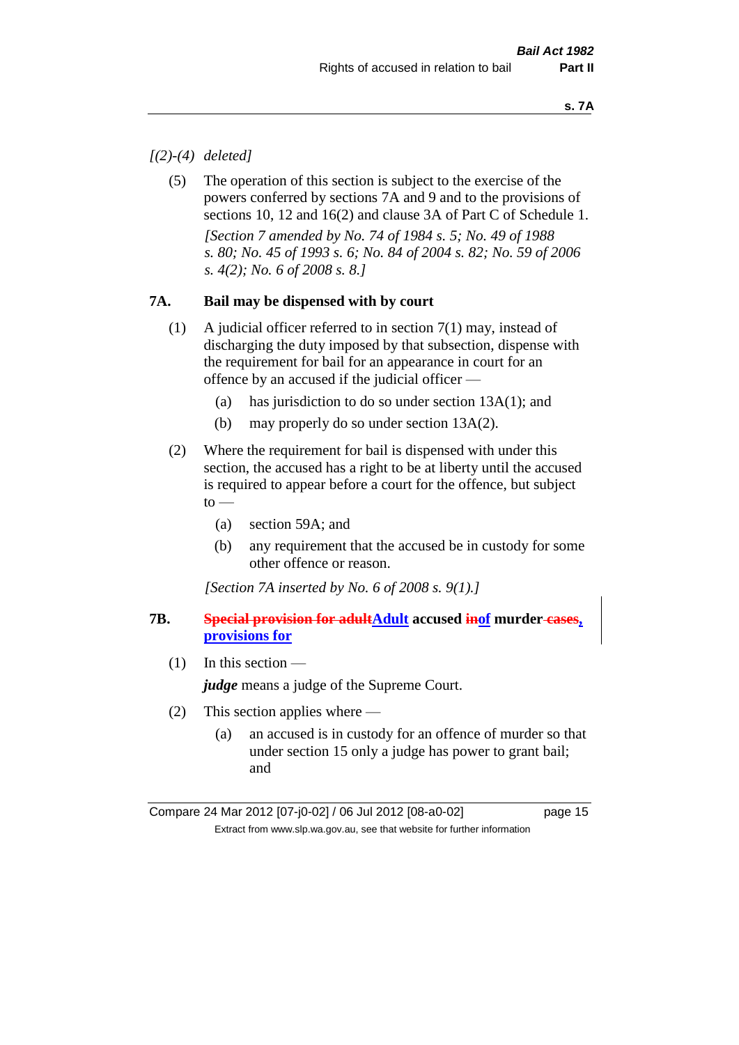*[(2)-(4) deleted]*

(5) The operation of this section is subject to the exercise of the powers conferred by sections 7A and 9 and to the provisions of sections 10, 12 and 16(2) and clause 3A of Part C of Schedule 1.

*[Section 7 amended by No. 74 of 1984 s. 5; No. 49 of 1988 s. 80; No. 45 of 1993 s. 6; No. 84 of 2004 s. 82; No. 59 of 2006 s. 4(2); No. 6 of 2008 s. 8.]*

### 7A. Bail may be dispensed with by court

(1) A judicial officer referred to in section 7(1) may, instead of discharging the duty imposed by that subsection, dispense with the requirement for bail for an appearance in court for an offence by an accused if the judicial officer —

(a) has jurisdiction to do so under section 13A(1); and

(b) may properly do so under section 13A(2).

(2) Where the requirement for bail is dispensed with under this section, the accused has a right to be at liberty until the accused is required to appear before a court for the offence, but subject to —

(a) section 59A; and

(b) any requirement that the accused be in custody for some other offence or reason.

*[Section 7A inserted by No. 6 of 2008 s. 9(1).]*

### 7B. ~~Special provision for adult~~Adult accused ~~in~~of murder~~ cases~~, provisions for

(1) In this section —

***judge*** means a judge of the Supreme Court.

(2) This section applies where —

(a) an accused is in custody for an offence of murder so that under section 15 only a judge has power to grant bail; and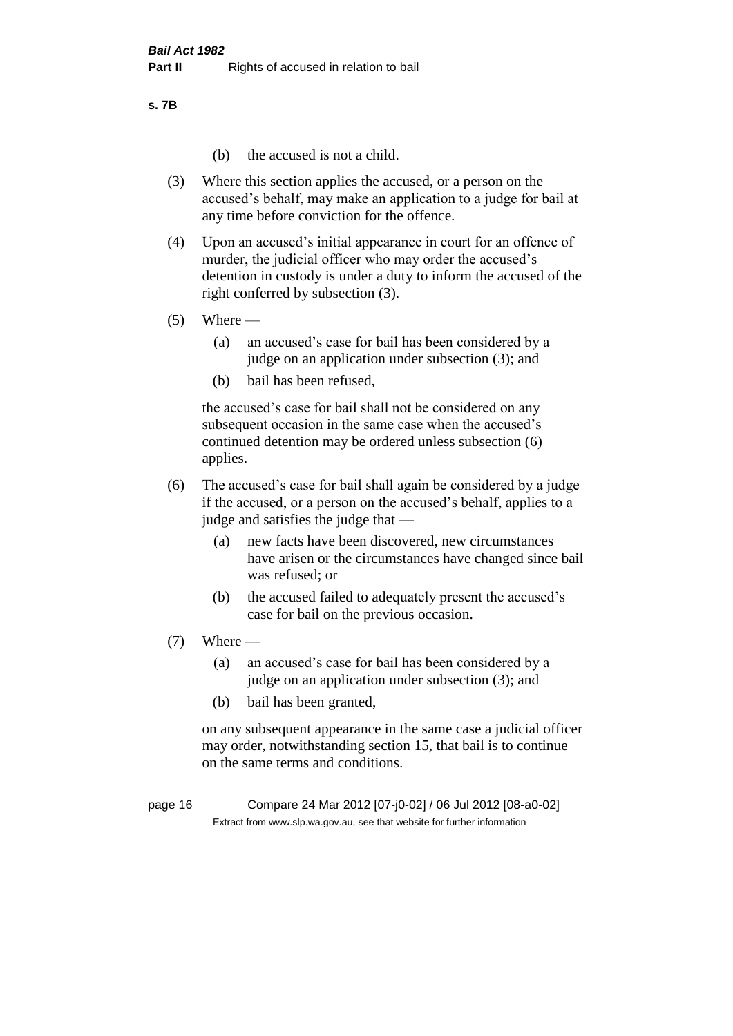(b) the accused is not a child.

(3) Where this section applies the accused, or a person on the accused's behalf, may make an application to a judge for bail at any time before conviction for the offence.

(4) Upon an accused's initial appearance in court for an offence of murder, the judicial officer who may order the accused's detention in custody is under a duty to inform the accused of the right conferred by subsection (3).

(5) Where —

(a) an accused's case for bail has been considered by a judge on an application under subsection (3); and

(b) bail has been refused,

the accused's case for bail shall not be considered on any subsequent occasion in the same case when the accused's continued detention may be ordered unless subsection (6) applies.

(6) The accused's case for bail shall again be considered by a judge if the accused, or a person on the accused's behalf, applies to a judge and satisfies the judge that —

(a) new facts have been discovered, new circumstances have arisen or the circumstances have changed since bail was refused; or

(b) the accused failed to adequately present the accused's case for bail on the previous occasion.

(7) Where —

(a) an accused's case for bail has been considered by a judge on an application under subsection (3); and

(b) bail has been granted,

on any subsequent appearance in the same case a judicial officer may order, notwithstanding section 15, that bail is to continue on the same terms and conditions.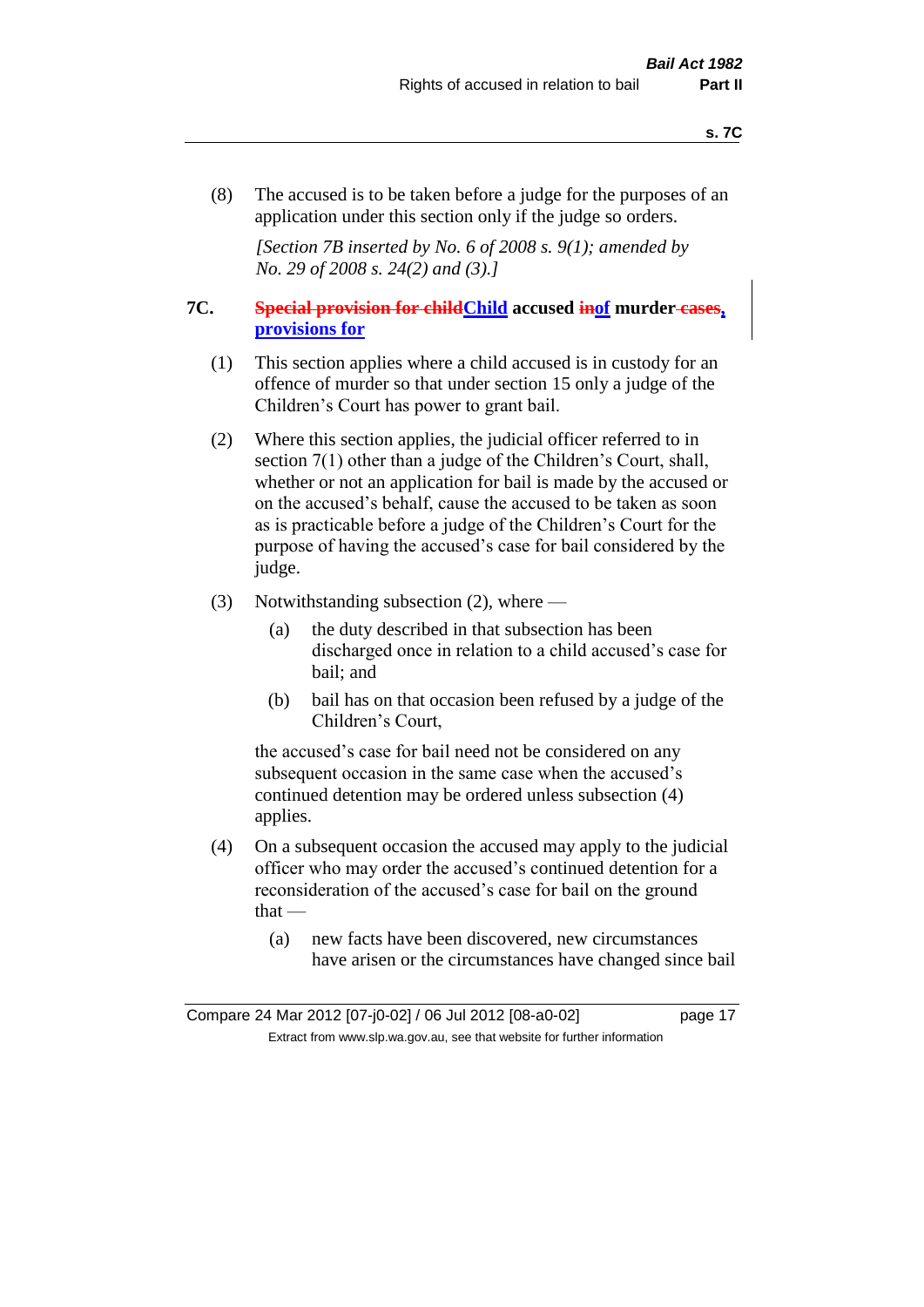(8) The accused is to be taken before a judge for the purposes of an application under this section only if the judge so orders.

*[Section 7B inserted by No. 6 of 2008 s. 9(1); amended by No. 29 of 2008 s. 24(2) and (3).]*

## 7C. ~~Special provision for child~~Child accused ~~in~~of murder ~~cases~~, provisions for

(1) This section applies where a child accused is in custody for an offence of murder so that under section 15 only a judge of the Children's Court has power to grant bail.

(2) Where this section applies, the judicial officer referred to in section 7(1) other than a judge of the Children's Court, shall, whether or not an application for bail is made by the accused or on the accused's behalf, cause the accused to be taken as soon as is practicable before a judge of the Children's Court for the purpose of having the accused's case for bail considered by the judge.

(3) Notwithstanding subsection (2), where —

- (a) the duty described in that subsection has been discharged once in relation to a child accused's case for bail; and
- (b) bail has on that occasion been refused by a judge of the Children's Court,

the accused's case for bail need not be considered on any subsequent occasion in the same case when the accused's continued detention may be ordered unless subsection (4) applies.

(4) On a subsequent occasion the accused may apply to the judicial officer who may order the accused's continued detention for a reconsideration of the accused's case for bail on the ground that —

- (a) new facts have been discovered, new circumstances have arisen or the circumstances have changed since bail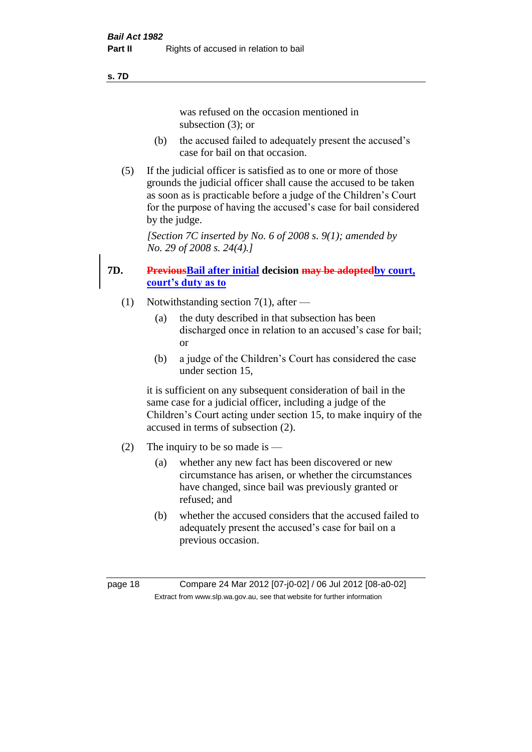was refused on the occasion mentioned in subsection (3); or

(b) the accused failed to adequately present the accused's case for bail on that occasion.

(5) If the judicial officer is satisfied as to one or more of those grounds the judicial officer shall cause the accused to be taken as soon as is practicable before a judge of the Children's Court for the purpose of having the accused's case for bail considered by the judge.

*[Section 7C inserted by No. 6 of 2008 s. 9(1); amended by No. 29 of 2008 s. 24(4).]*

**7D. ~~Previous~~Bail after initial decision ~~may be adopted~~by court, court's duty as to**

(1) Notwithstanding section 7(1), after —

(a) the duty described in that subsection has been discharged once in relation to an accused's case for bail; or

(b) a judge of the Children's Court has considered the case under section 15,

it is sufficient on any subsequent consideration of bail in the same case for a judicial officer, including a judge of the Children's Court acting under section 15, to make inquiry of the accused in terms of subsection (2).

(2) The inquiry to be so made is —

(a) whether any new fact has been discovered or new circumstance has arisen, or whether the circumstances have changed, since bail was previously granted or refused; and

(b) whether the accused considers that the accused failed to adequately present the accused's case for bail on a previous occasion.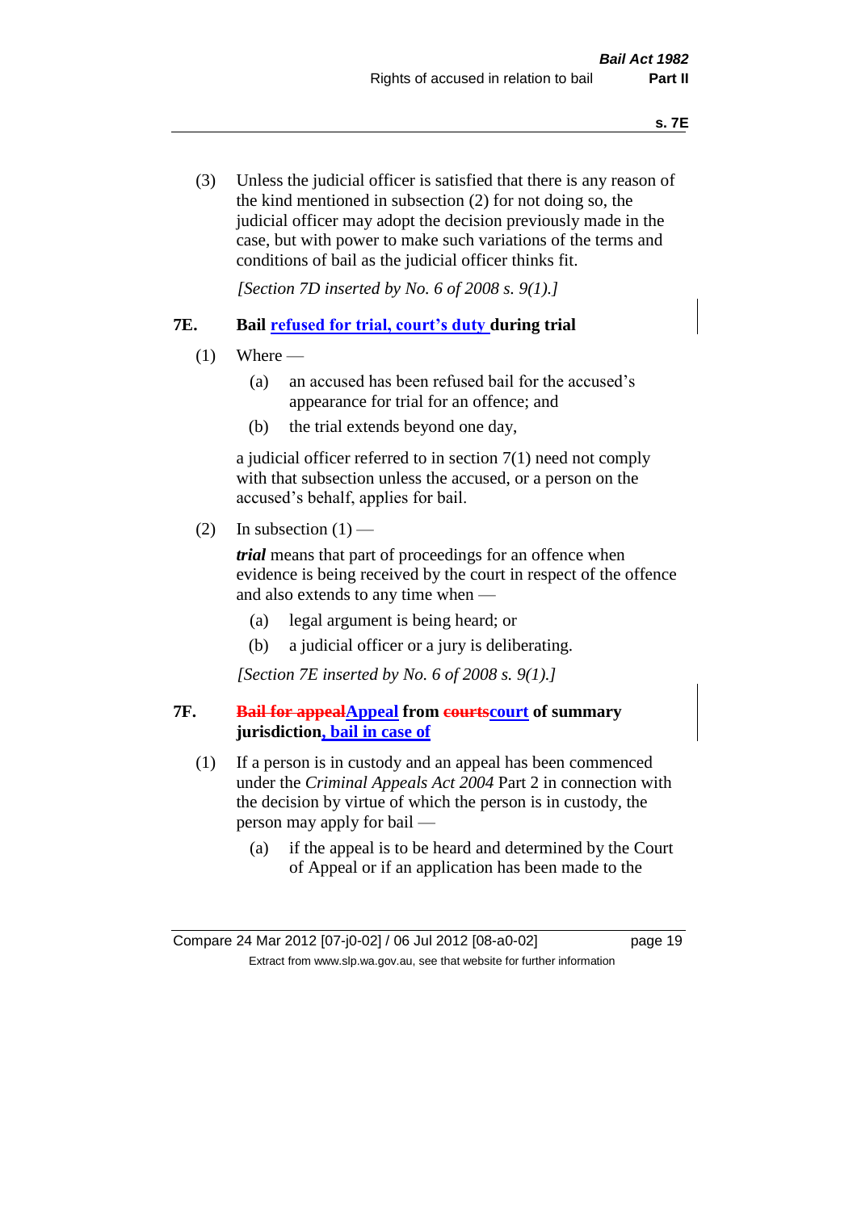(3) Unless the judicial officer is satisfied that there is any reason of the kind mentioned in subsection (2) for not doing so, the judicial officer may adopt the decision previously made in the case, but with power to make such variations of the terms and conditions of bail as the judicial officer thinks fit.

*[Section 7D inserted by No. 6 of 2008 s. 9(1).]*

### 7E. Bail refused for trial, court's duty during trial

(1) Where —

(a) an accused has been refused bail for the accused's appearance for trial for an offence; and

(b) the trial extends beyond one day,

a judicial officer referred to in section 7(1) need not comply with that subsection unless the accused, or a person on the accused's behalf, applies for bail.

(2) In subsection (1) —

***trial*** means that part of proceedings for an offence when evidence is being received by the court in respect of the offence and also extends to any time when —

(a) legal argument is being heard; or

(b) a judicial officer or a jury is deliberating.

*[Section 7E inserted by No. 6 of 2008 s. 9(1).]*

### 7F. ~~Bail for appeal~~Appeal from ~~courts~~court of summary jurisdiction, bail in case of

(1) If a person is in custody and an appeal has been commenced under the *Criminal Appeals Act 2004* Part 2 in connection with the decision by virtue of which the person is in custody, the person may apply for bail —

(a) if the appeal is to be heard and determined by the Court of Appeal or if an application has been made to the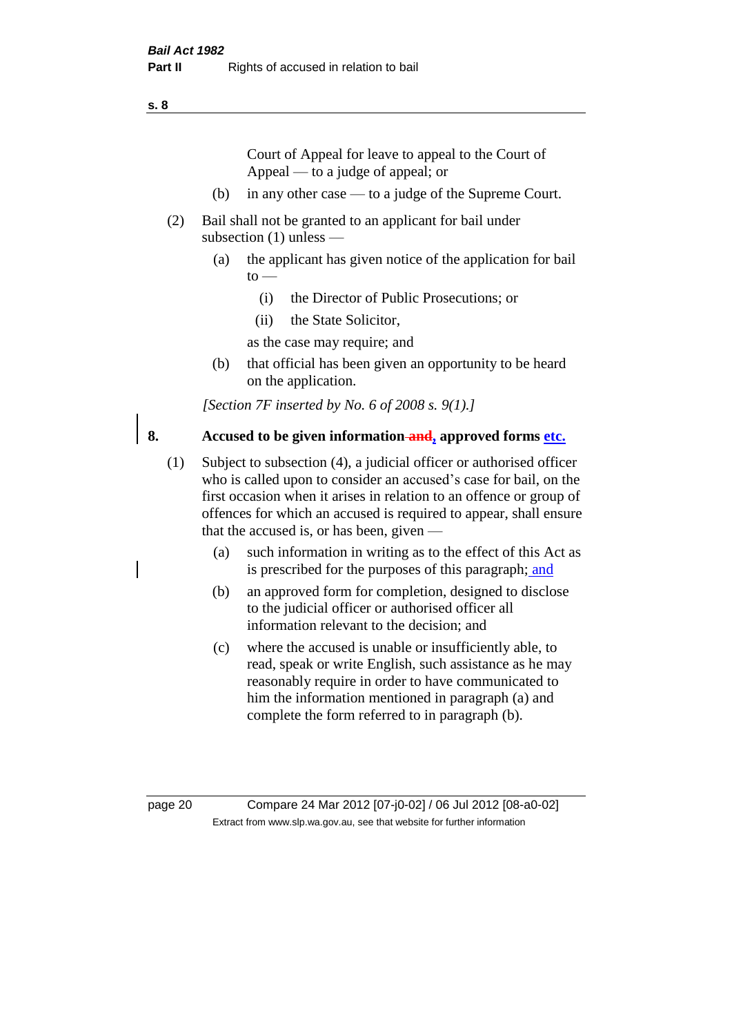Court of Appeal for leave to appeal to the Court of Appeal — to a judge of appeal; or

(b) in any other case — to a judge of the Supreme Court.

(2) Bail shall not be granted to an applicant for bail under subsection (1) unless —

(a) the applicant has given notice of the application for bail to —

(i) the Director of Public Prosecutions; or

(ii) the State Solicitor,

as the case may require; and

(b) that official has been given an opportunity to be heard on the application.

*[Section 7F inserted by No. 6 of 2008 s. 9(1).]*

**8. Accused to be given information ~~and~~, approved forms etc.**

(1) Subject to subsection (4), a judicial officer or authorised officer who is called upon to consider an accused's case for bail, on the first occasion when it arises in relation to an offence or group of offences for which an accused is required to appear, shall ensure that the accused is, or has been, given —

(a) such information in writing as to the effect of this Act as is prescribed for the purposes of this paragraph; and

(b) an approved form for completion, designed to disclose to the judicial officer or authorised officer all information relevant to the decision; and

(c) where the accused is unable or insufficiently able, to read, speak or write English, such assistance as he may reasonably require in order to have communicated to him the information mentioned in paragraph (a) and complete the form referred to in paragraph (b).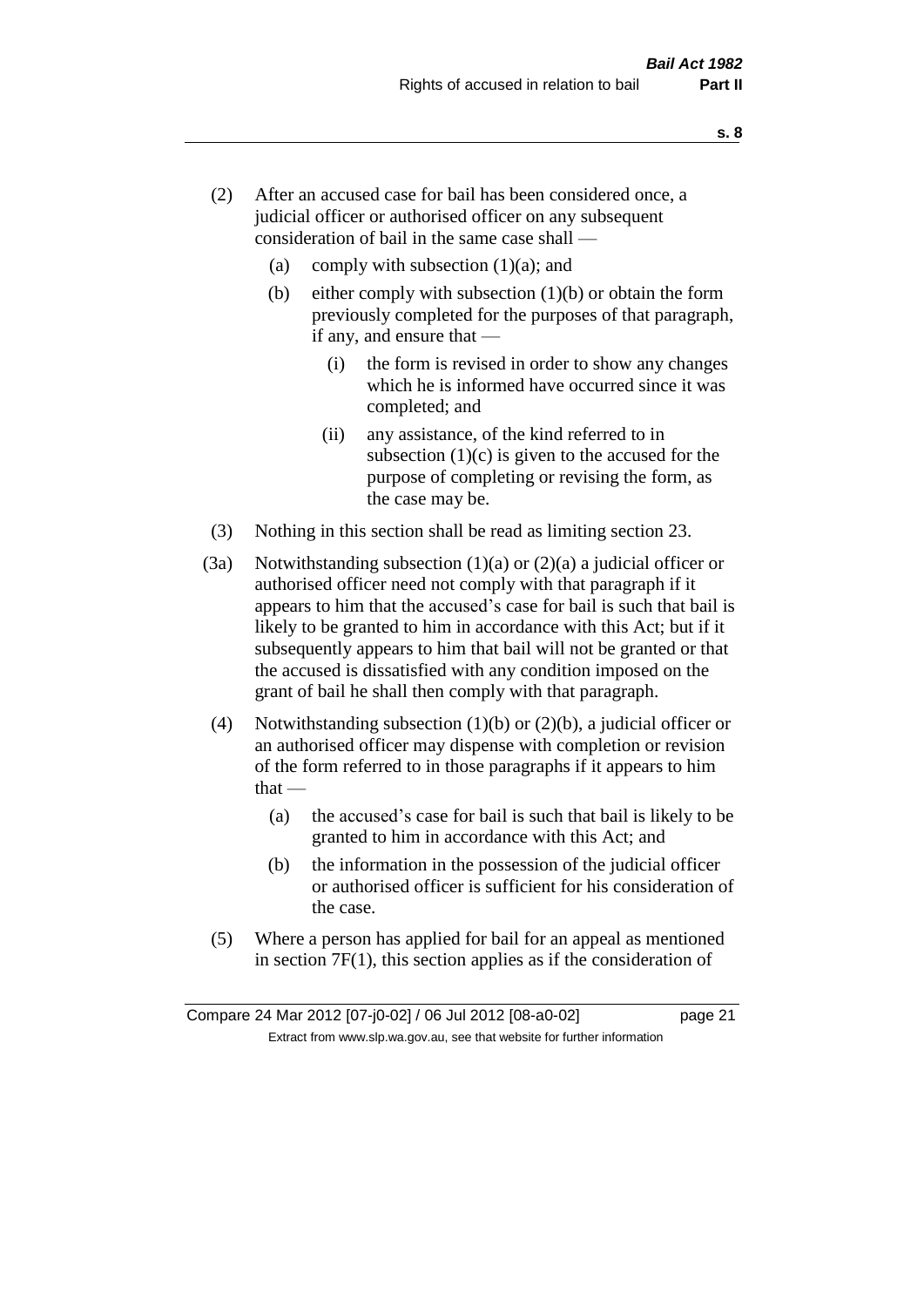(2) After an accused case for bail has been considered once, a judicial officer or authorised officer on any subsequent consideration of bail in the same case shall —

- (a) comply with subsection (1)(a); and
- (b) either comply with subsection (1)(b) or obtain the form previously completed for the purposes of that paragraph, if any, and ensure that —
  - (i) the form is revised in order to show any changes which he is informed have occurred since it was completed; and
  - (ii) any assistance, of the kind referred to in subsection (1)(c) is given to the accused for the purpose of completing or revising the form, as the case may be.

(3) Nothing in this section shall be read as limiting section 23.

(3a) Notwithstanding subsection (1)(a) or (2)(a) a judicial officer or authorised officer need not comply with that paragraph if it appears to him that the accused's case for bail is such that bail is likely to be granted to him in accordance with this Act; but if it subsequently appears to him that bail will not be granted or that the accused is dissatisfied with any condition imposed on the grant of bail he shall then comply with that paragraph.

(4) Notwithstanding subsection (1)(b) or (2)(b), a judicial officer or an authorised officer may dispense with completion or revision of the form referred to in those paragraphs if it appears to him that —

- (a) the accused's case for bail is such that bail is likely to be granted to him in accordance with this Act; and
- (b) the information in the possession of the judicial officer or authorised officer is sufficient for his consideration of the case.

(5) Where a person has applied for bail for an appeal as mentioned in section 7F(1), this section applies as if the consideration of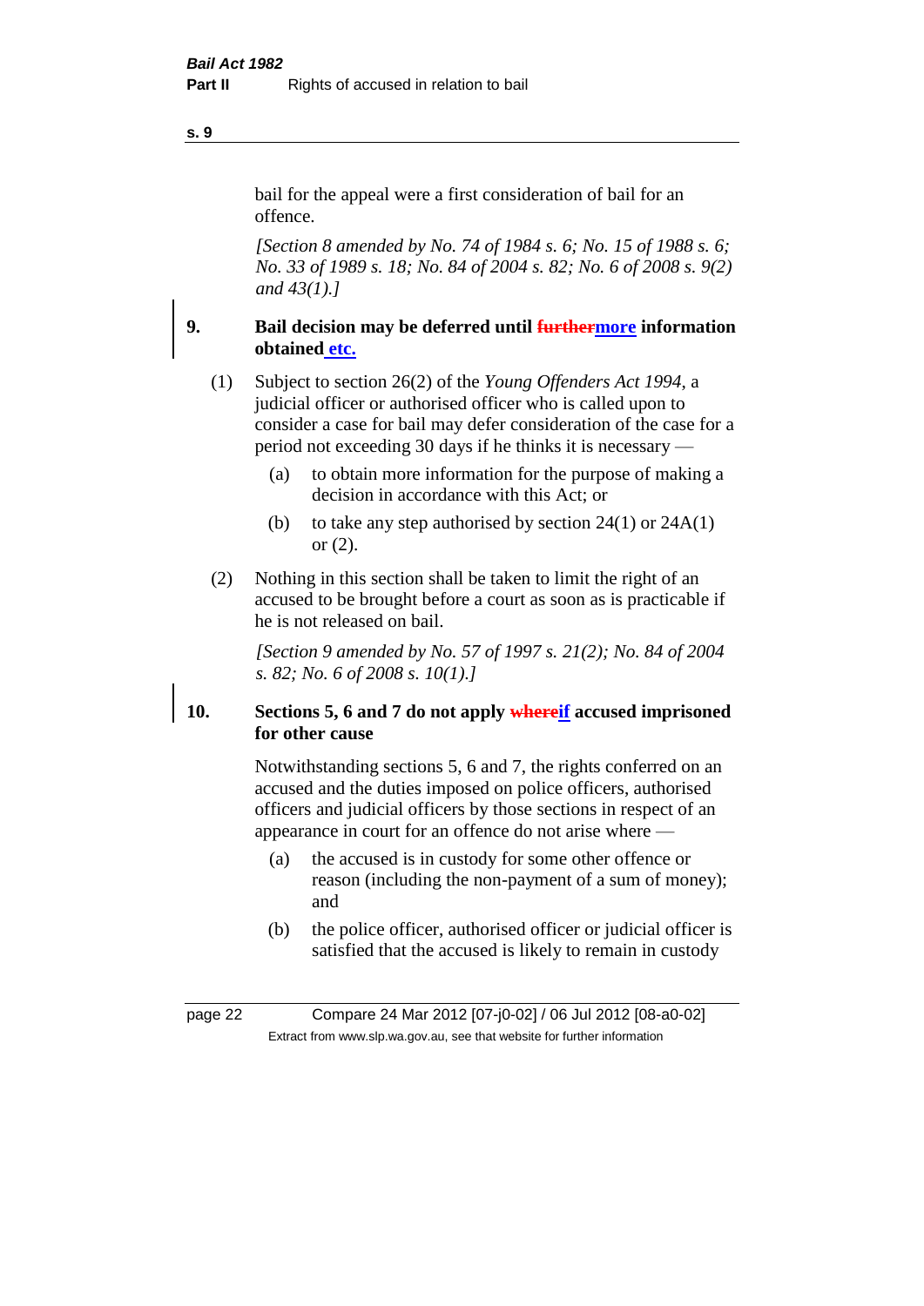bail for the appeal were a first consideration of bail for an offence.

*[Section 8 amended by No. 74 of 1984 s. 6; No. 15 of 1988 s. 6; No. 33 of 1989 s. 18; No. 84 of 2004 s. 82; No. 6 of 2008 s. 9(2) and 43(1).]*

## 9. Bail decision may be deferred until ~~further~~more information obtained etc.

(1) Subject to section 26(2) of the *Young Offenders Act 1994*, a judicial officer or authorised officer who is called upon to consider a case for bail may defer consideration of the case for a period not exceeding 30 days if he thinks it is necessary —

(a) to obtain more information for the purpose of making a decision in accordance with this Act; or

(b) to take any step authorised by section 24(1) or 24A(1) or (2).

(2) Nothing in this section shall be taken to limit the right of an accused to be brought before a court as soon as is practicable if he is not released on bail.

*[Section 9 amended by No. 57 of 1997 s. 21(2); No. 84 of 2004 s. 82; No. 6 of 2008 s. 10(1).]*

## 10. Sections 5, 6 and 7 do not apply ~~where~~if accused imprisoned for other cause

Notwithstanding sections 5, 6 and 7, the rights conferred on an accused and the duties imposed on police officers, authorised officers and judicial officers by those sections in respect of an appearance in court for an offence do not arise where —

(a) the accused is in custody for some other offence or reason (including the non-payment of a sum of money); and

(b) the police officer, authorised officer or judicial officer is satisfied that the accused is likely to remain in custody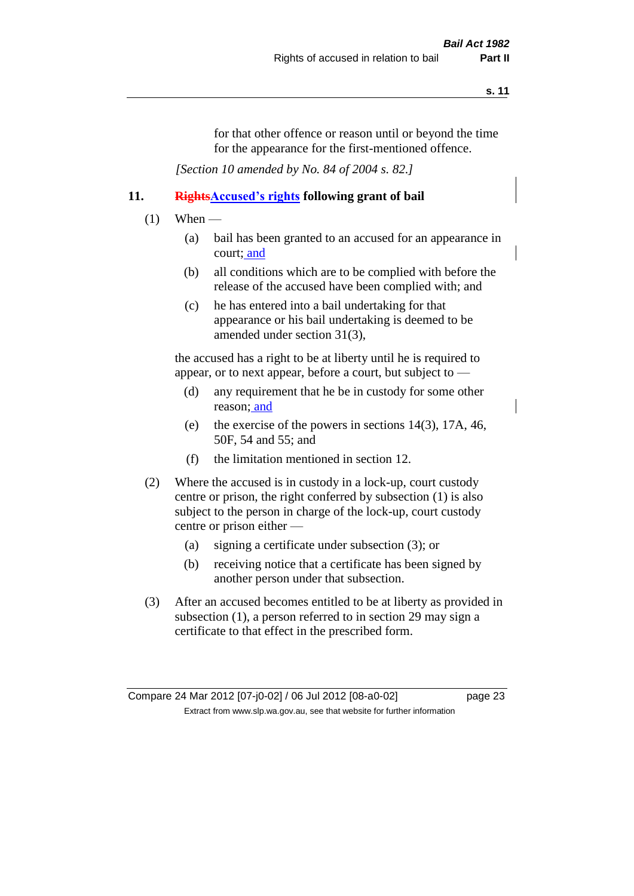for that other offence or reason until or beyond the time for the appearance for the first-mentioned offence.

*[Section 10 amended by No. 84 of 2004 s. 82.]*

## 11. ~~Rights~~Accused's rights following grant of bail

(1) When —

  (a) bail has been granted to an accused for an appearance in court; and

  (b) all conditions which are to be complied with before the release of the accused have been complied with; and

  (c) he has entered into a bail undertaking for that appearance or his bail undertaking is deemed to be amended under section 31(3),

the accused has a right to be at liberty until he is required to appear, or to next appear, before a court, but subject to —

  (d) any requirement that he be in custody for some other reason; and

  (e) the exercise of the powers in sections 14(3), 17A, 46, 50F, 54 and 55; and

  (f) the limitation mentioned in section 12.

(2) Where the accused is in custody in a lock-up, court custody centre or prison, the right conferred by subsection (1) is also subject to the person in charge of the lock-up, court custody centre or prison either —

  (a) signing a certificate under subsection (3); or

  (b) receiving notice that a certificate has been signed by another person under that subsection.

(3) After an accused becomes entitled to be at liberty as provided in subsection (1), a person referred to in section 29 may sign a certificate to that effect in the prescribed form.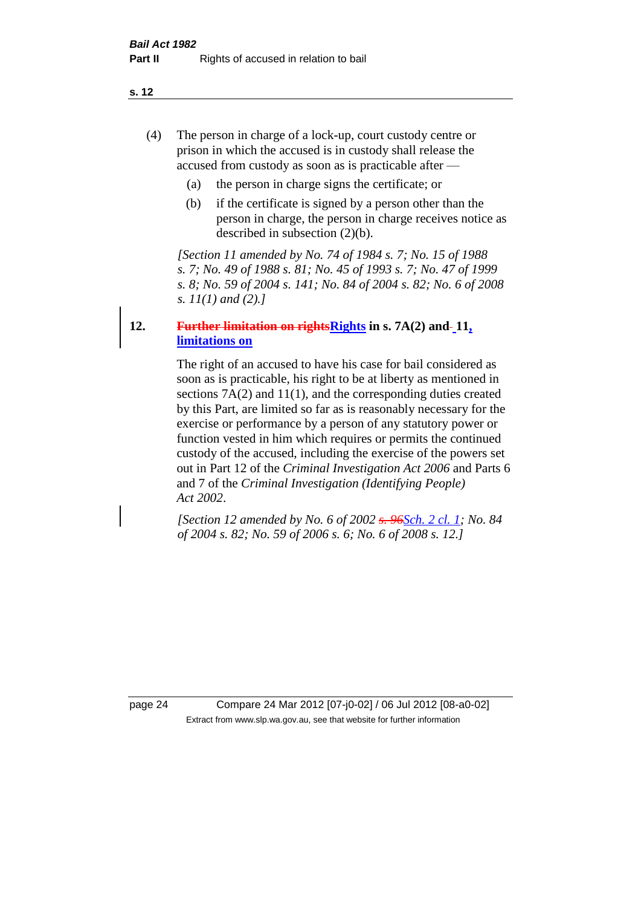(4) The person in charge of a lock-up, court custody centre or prison in which the accused is in custody shall release the accused from custody as soon as is practicable after —

(a) the person in charge signs the certificate; or

(b) if the certificate is signed by a person other than the person in charge, the person in charge receives notice as described in subsection (2)(b).

*[Section 11 amended by No. 74 of 1984 s. 7; No. 15 of 1988 s. 7; No. 49 of 1988 s. 81; No. 45 of 1993 s. 7; No. 47 of 1999 s. 8; No. 59 of 2004 s. 141; No. 84 of 2004 s. 82; No. 6 of 2008 s. 11(1) and (2).]*

## 12. ~~Further limitation on rights~~Rights in s. 7A(2) and 11, limitations on

The right of an accused to have his case for bail considered as soon as is practicable, his right to be at liberty as mentioned in sections 7A(2) and 11(1), and the corresponding duties created by this Part, are limited so far as is reasonably necessary for the exercise or performance by a person of any statutory power or function vested in him which requires or permits the continued custody of the accused, including the exercise of the powers set out in Part 12 of the *Criminal Investigation Act 2006* and Parts 6 and 7 of the *Criminal Investigation (Identifying People) Act 2002*.

*[Section 12 amended by No. 6 of 2002 ~~s. 96~~Sch. 2 cl. 1; No. 84 of 2004 s. 82; No. 59 of 2006 s. 6; No. 6 of 2008 s. 12.]*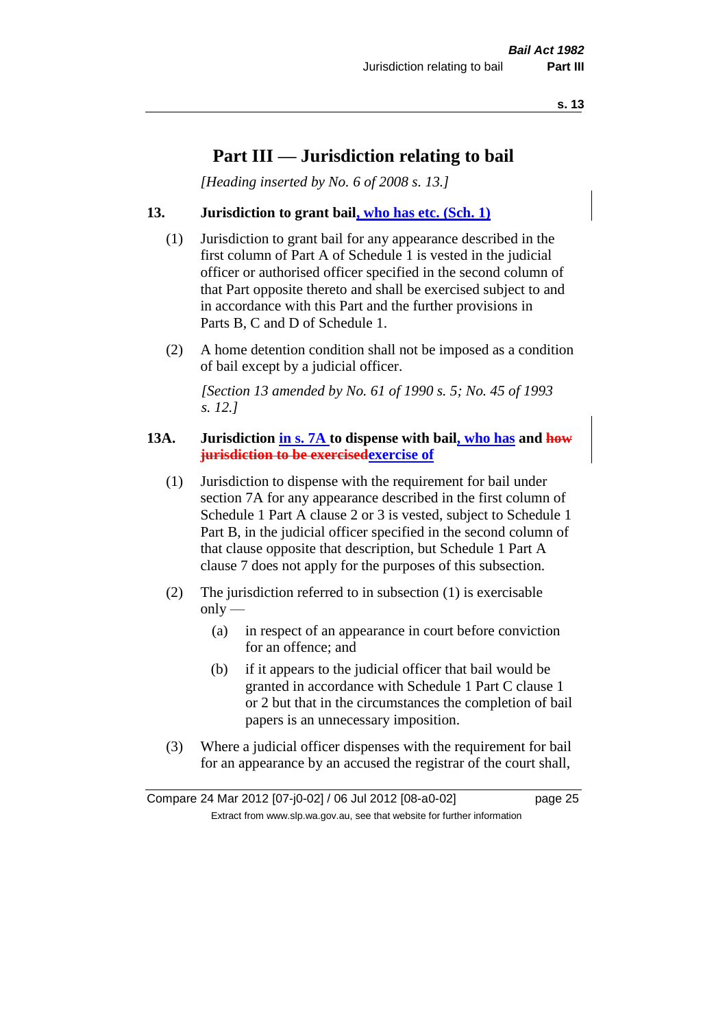# Part III — Jurisdiction relating to bail

*[Heading inserted by No. 6 of 2008 s. 13.]*

**13. Jurisdiction to grant bail, who has etc. (Sch. 1)**

(1) Jurisdiction to grant bail for any appearance described in the first column of Part A of Schedule 1 is vested in the judicial officer or authorised officer specified in the second column of that Part opposite thereto and shall be exercised subject to and in accordance with this Part and the further provisions in Parts B, C and D of Schedule 1.

(2) A home detention condition shall not be imposed as a condition of bail except by a judicial officer.

*[Section 13 amended by No. 61 of 1990 s. 5; No. 45 of 1993 s. 12.]*

**13A. Jurisdiction in s. 7A to dispense with bail, who has and ~~how jurisdiction to be exercised~~exercise of**

(1) Jurisdiction to dispense with the requirement for bail under section 7A for any appearance described in the first column of Schedule 1 Part A clause 2 or 3 is vested, subject to Schedule 1 Part B, in the judicial officer specified in the second column of that clause opposite that description, but Schedule 1 Part A clause 7 does not apply for the purposes of this subsection.

(2) The jurisdiction referred to in subsection (1) is exercisable only —

(a) in respect of an appearance in court before conviction for an offence; and

(b) if it appears to the judicial officer that bail would be granted in accordance with Schedule 1 Part C clause 1 or 2 but that in the circumstances the completion of bail papers is an unnecessary imposition.

(3) Where a judicial officer dispenses with the requirement for bail for an appearance by an accused the registrar of the court shall,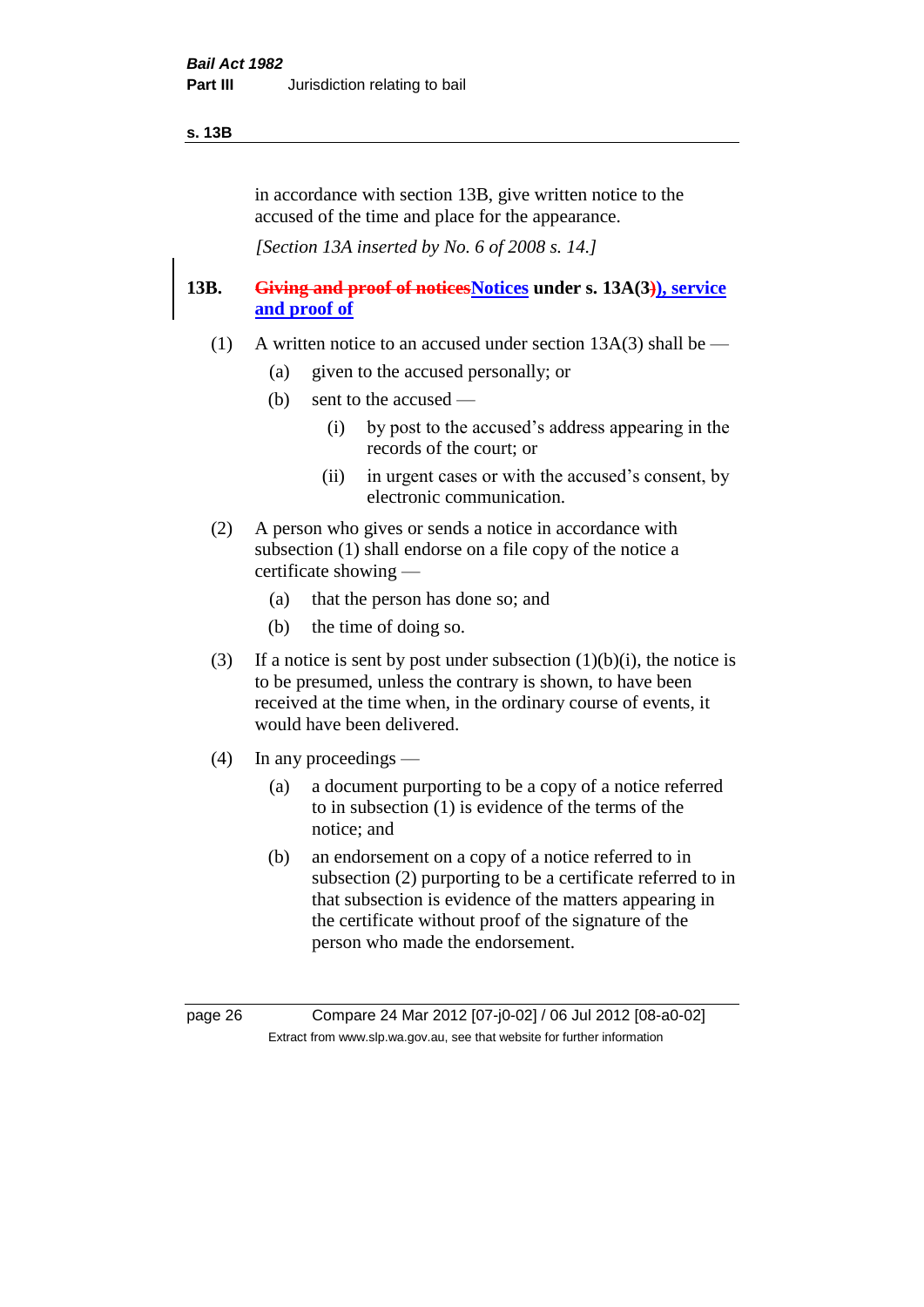in accordance with section 13B, give written notice to the accused of the time and place for the appearance.

*[Section 13A inserted by No. 6 of 2008 s. 14.]*

**13B. ~~Giving and proof of notices~~Notices under s. 13A(3~~)~~), service and proof of**

(1) A written notice to an accused under section 13A(3) shall be —

(a) given to the accused personally; or

(b) sent to the accused —

(i) by post to the accused's address appearing in the records of the court; or

(ii) in urgent cases or with the accused's consent, by electronic communication.

(2) A person who gives or sends a notice in accordance with subsection (1) shall endorse on a file copy of the notice a certificate showing —

(a) that the person has done so; and

(b) the time of doing so.

(3) If a notice is sent by post under subsection (1)(b)(i), the notice is to be presumed, unless the contrary is shown, to have been received at the time when, in the ordinary course of events, it would have been delivered.

(4) In any proceedings —

(a) a document purporting to be a copy of a notice referred to in subsection (1) is evidence of the terms of the notice; and

(b) an endorsement on a copy of a notice referred to in subsection (2) purporting to be a certificate referred to in that subsection is evidence of the matters appearing in the certificate without proof of the signature of the person who made the endorsement.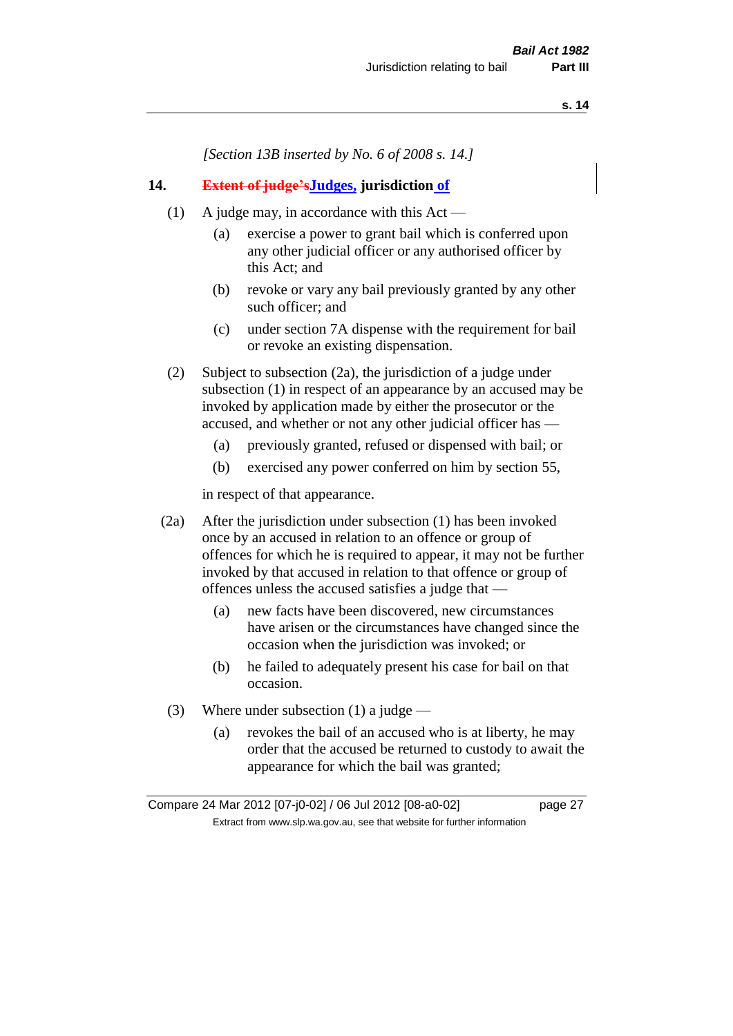[Section 13B inserted by No. 6 of 2008 s. 14.]

## 14. ~~Extent of judge's~~Judges, jurisdiction of

(1) A judge may, in accordance with this Act —

(a) exercise a power to grant bail which is conferred upon any other judicial officer or any authorised officer by this Act; and

(b) revoke or vary any bail previously granted by any other such officer; and

(c) under section 7A dispense with the requirement for bail or revoke an existing dispensation.

(2) Subject to subsection (2a), the jurisdiction of a judge under subsection (1) in respect of an appearance by an accused may be invoked by application made by either the prosecutor or the accused, and whether or not any other judicial officer has —

(a) previously granted, refused or dispensed with bail; or

(b) exercised any power conferred on him by section 55,

in respect of that appearance.

(2a) After the jurisdiction under subsection (1) has been invoked once by an accused in relation to an offence or group of offences for which he is required to appear, it may not be further invoked by that accused in relation to that offence or group of offences unless the accused satisfies a judge that —

(a) new facts have been discovered, new circumstances have arisen or the circumstances have changed since the occasion when the jurisdiction was invoked; or

(b) he failed to adequately present his case for bail on that occasion.

(3) Where under subsection (1) a judge —

(a) revokes the bail of an accused who is at liberty, he may order that the accused be returned to custody to await the appearance for which the bail was granted;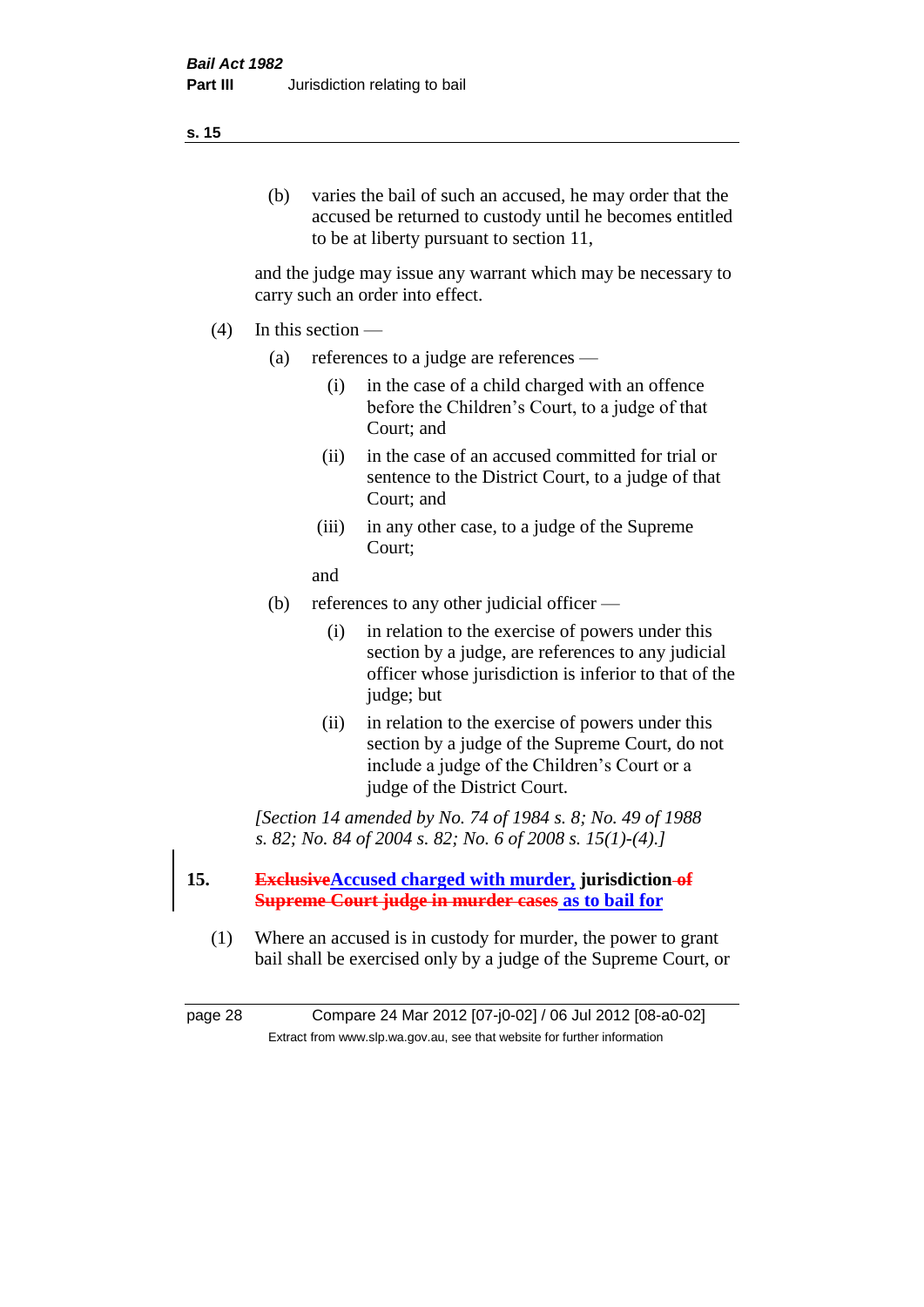(b) varies the bail of such an accused, he may order that the accused be returned to custody until he becomes entitled to be at liberty pursuant to section 11,

and the judge may issue any warrant which may be necessary to carry such an order into effect.

(4) In this section —

(a) references to a judge are references —

(i) in the case of a child charged with an offence before the Children's Court, to a judge of that Court; and

(ii) in the case of an accused committed for trial or sentence to the District Court, to a judge of that Court; and

(iii) in any other case, to a judge of the Supreme Court;

and

(b) references to any other judicial officer —

(i) in relation to the exercise of powers under this section by a judge, are references to any judicial officer whose jurisdiction is inferior to that of the judge; but

(ii) in relation to the exercise of powers under this section by a judge of the Supreme Court, do not include a judge of the Children's Court or a judge of the District Court.

*[Section 14 amended by No. 74 of 1984 s. 8; No. 49 of 1988 s. 82; No. 84 of 2004 s. 82; No. 6 of 2008 s. 15(1)-(4).]*

**15. ~~Exclusive~~Accused charged with murder, jurisdiction ~~of Supreme Court judge in murder cases~~ as to bail for**

(1) Where an accused is in custody for murder, the power to grant bail shall be exercised only by a judge of the Supreme Court, or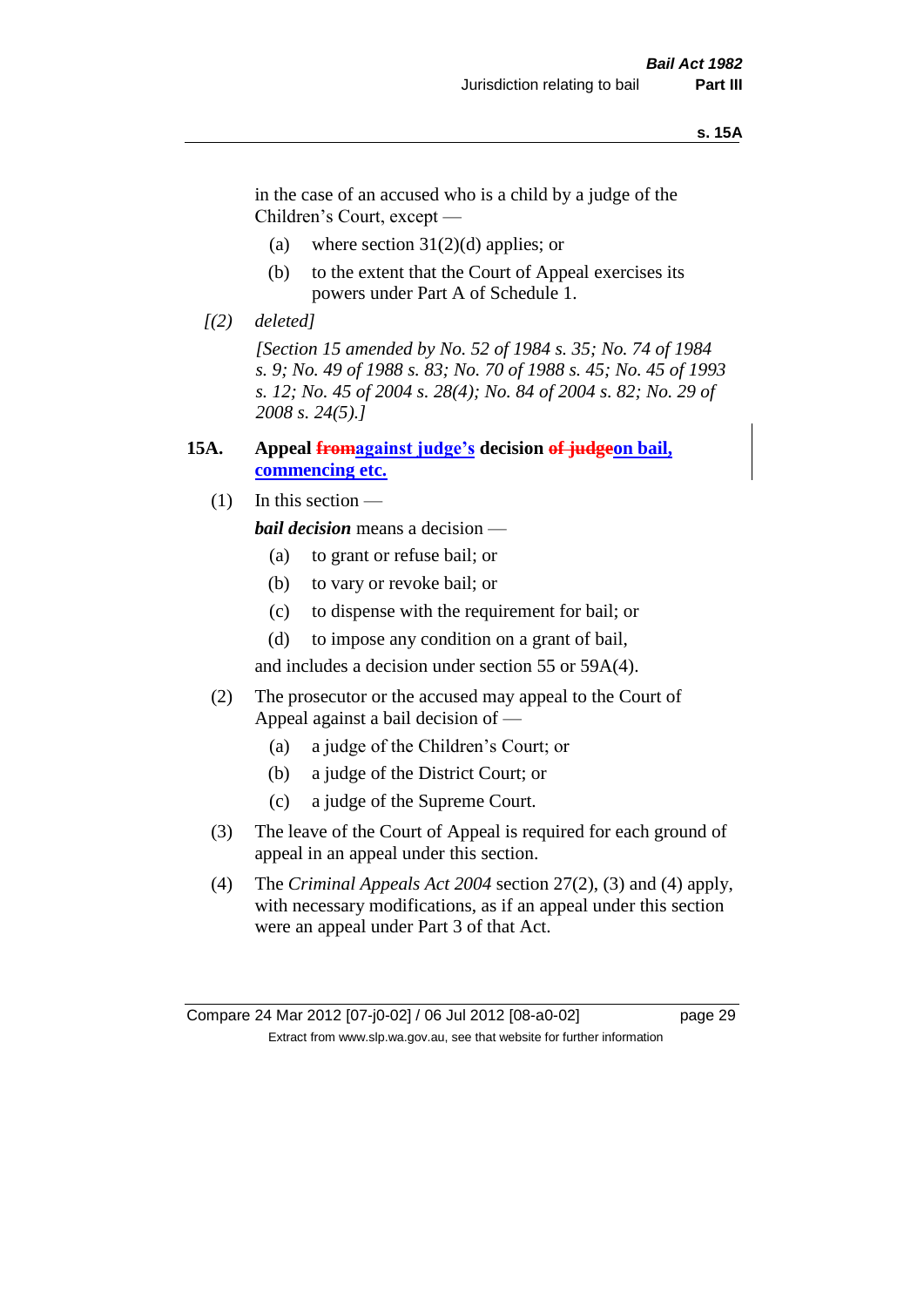in the case of an accused who is a child by a judge of the Children's Court, except —

(a) where section 31(2)(d) applies; or

(b) to the extent that the Court of Appeal exercises its powers under Part A of Schedule 1.

*[(2) deleted]*

*[Section 15 amended by No. 52 of 1984 s. 35; No. 74 of 1984 s. 9; No. 49 of 1988 s. 83; No. 70 of 1988 s. 45; No. 45 of 1993 s. 12; No. 45 of 2004 s. 28(4); No. 84 of 2004 s. 82; No. 29 of 2008 s. 24(5).]*

## 15A. Appeal ~~from~~against judge's decision ~~of judge~~on bail, commencing etc.

(1) In this section —

***bail decision*** means a decision —

(a) to grant or refuse bail; or

(b) to vary or revoke bail; or

(c) to dispense with the requirement for bail; or

(d) to impose any condition on a grant of bail,

and includes a decision under section 55 or 59A(4).

(2) The prosecutor or the accused may appeal to the Court of Appeal against a bail decision of —

(a) a judge of the Children's Court; or

(b) a judge of the District Court; or

(c) a judge of the Supreme Court.

(3) The leave of the Court of Appeal is required for each ground of appeal in an appeal under this section.

(4) The *Criminal Appeals Act 2004* section 27(2), (3) and (4) apply, with necessary modifications, as if an appeal under this section were an appeal under Part 3 of that Act.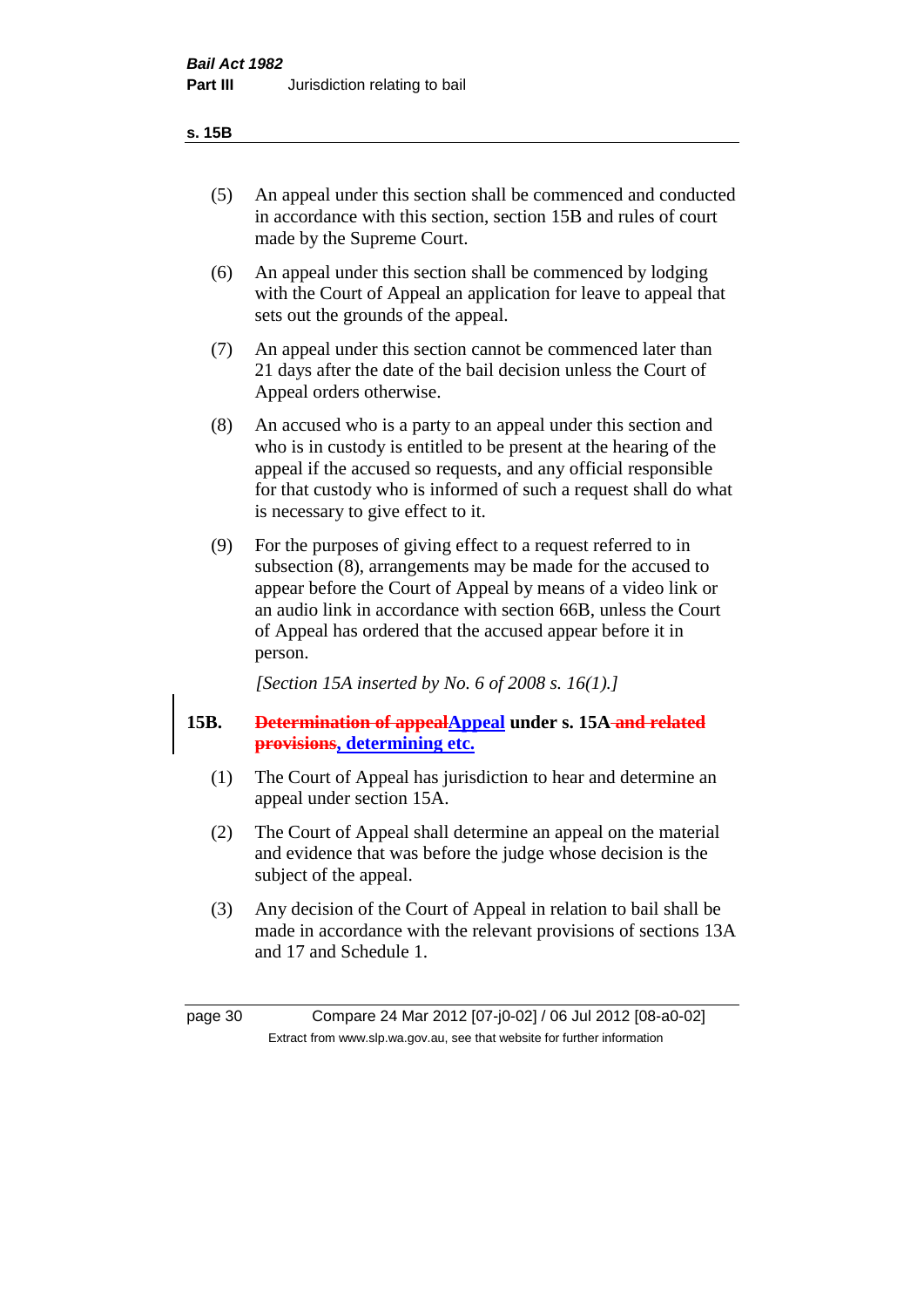(5) An appeal under this section shall be commenced and conducted in accordance with this section, section 15B and rules of court made by the Supreme Court.

(6) An appeal under this section shall be commenced by lodging with the Court of Appeal an application for leave to appeal that sets out the grounds of the appeal.

(7) An appeal under this section cannot be commenced later than 21 days after the date of the bail decision unless the Court of Appeal orders otherwise.

(8) An accused who is a party to an appeal under this section and who is in custody is entitled to be present at the hearing of the appeal if the accused so requests, and any official responsible for that custody who is informed of such a request shall do what is necessary to give effect to it.

(9) For the purposes of giving effect to a request referred to in subsection (8), arrangements may be made for the accused to appear before the Court of Appeal by means of a video link or an audio link in accordance with section 66B, unless the Court of Appeal has ordered that the accused appear before it in person.

*[Section 15A inserted by No. 6 of 2008 s. 16(1).]*

**15B. ~~Determination of appeal~~Appeal under s. 15A ~~and related provisions~~, determining etc.**

(1) The Court of Appeal has jurisdiction to hear and determine an appeal under section 15A.

(2) The Court of Appeal shall determine an appeal on the material and evidence that was before the judge whose decision is the subject of the appeal.

(3) Any decision of the Court of Appeal in relation to bail shall be made in accordance with the relevant provisions of sections 13A and 17 and Schedule 1.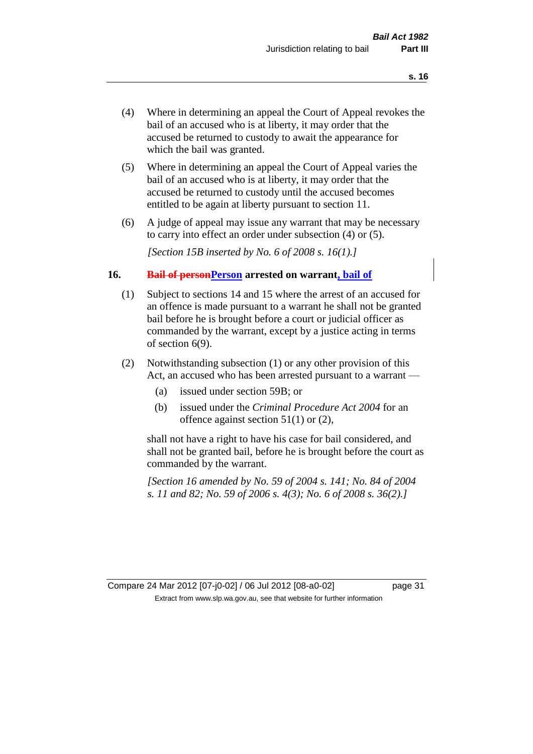(4) Where in determining an appeal the Court of Appeal revokes the bail of an accused who is at liberty, it may order that the accused be returned to custody to await the appearance for which the bail was granted.

(5) Where in determining an appeal the Court of Appeal varies the bail of an accused who is at liberty, it may order that the accused be returned to custody until the accused becomes entitled to be again at liberty pursuant to section 11.

(6) A judge of appeal may issue any warrant that may be necessary to carry into effect an order under subsection (4) or (5).

*[Section 15B inserted by No. 6 of 2008 s. 16(1).]*

## 16. ~~Bail of person~~Person arrested on warrant, bail of

(1) Subject to sections 14 and 15 where the arrest of an accused for an offence is made pursuant to a warrant he shall not be granted bail before he is brought before a court or judicial officer as commanded by the warrant, except by a justice acting in terms of section 6(9).

(2) Notwithstanding subsection (1) or any other provision of this Act, an accused who has been arrested pursuant to a warrant —

(a) issued under section 59B; or

(b) issued under the *Criminal Procedure Act 2004* for an offence against section 51(1) or (2),

shall not have a right to have his case for bail considered, and shall not be granted bail, before he is brought before the court as commanded by the warrant.

*[Section 16 amended by No. 59 of 2004 s. 141; No. 84 of 2004 s. 11 and 82; No. 59 of 2006 s. 4(3); No. 6 of 2008 s. 36(2).]*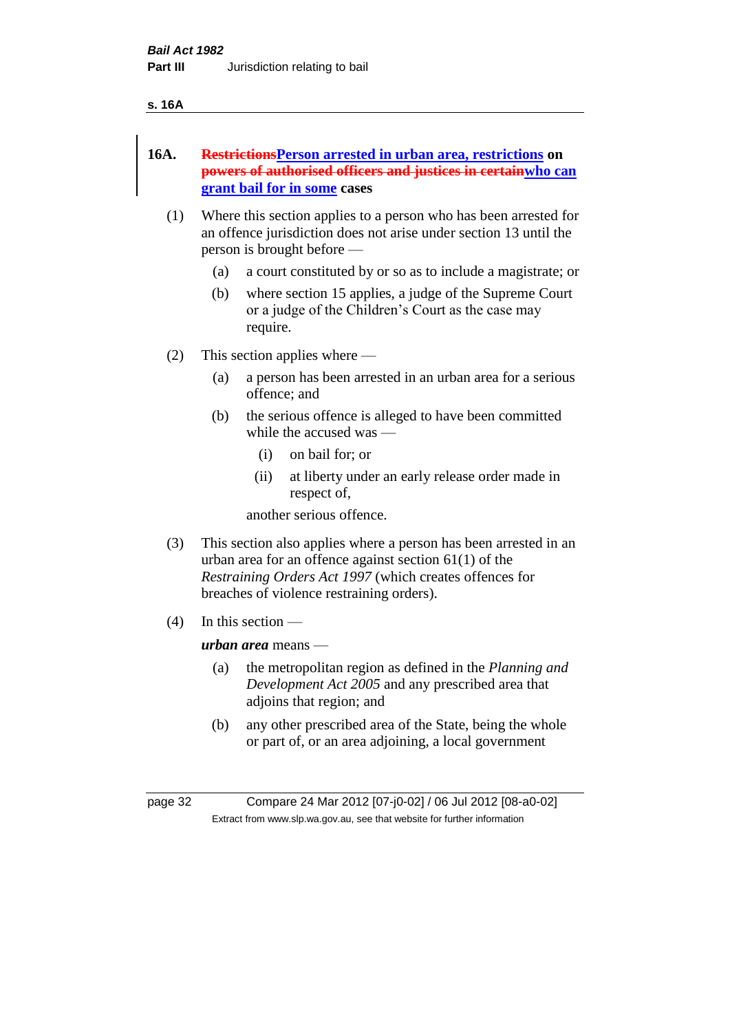**16A. ~~Restrictions~~Person arrested in urban area, restrictions on ~~powers of authorised officers and justices in certain~~who can grant bail for in some cases**

(1) Where this section applies to a person who has been arrested for an offence jurisdiction does not arise under section 13 until the person is brought before —

(a) a court constituted by or so as to include a magistrate; or

(b) where section 15 applies, a judge of the Supreme Court or a judge of the Children's Court as the case may require.

(2) This section applies where —

(a) a person has been arrested in an urban area for a serious offence; and

(b) the serious offence is alleged to have been committed while the accused was —

(i) on bail for; or

(ii) at liberty under an early release order made in respect of,

another serious offence.

(3) This section also applies where a person has been arrested in an urban area for an offence against section 61(1) of the *Restraining Orders Act 1997* (which creates offences for breaches of violence restraining orders).

(4) In this section —

***urban area*** means —

(a) the metropolitan region as defined in the *Planning and Development Act 2005* and any prescribed area that adjoins that region; and

(b) any other prescribed area of the State, being the whole or part of, or an area adjoining, a local government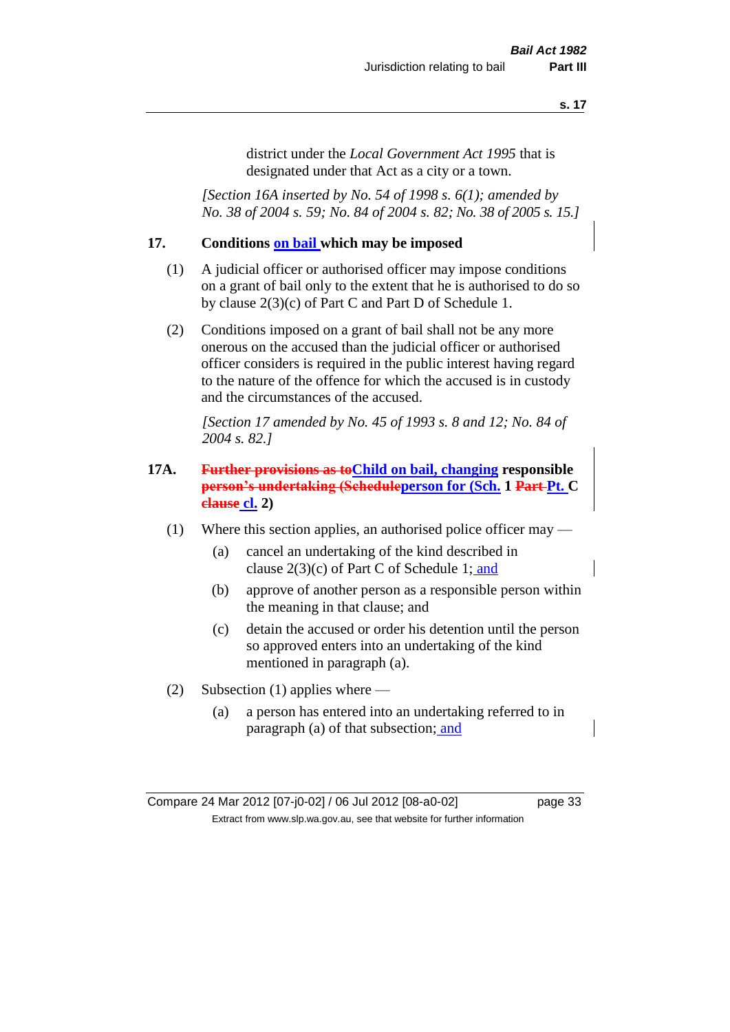district under the *Local Government Act 1995* that is designated under that Act as a city or a town.

*[Section 16A inserted by No. 54 of 1998 s. 6(1); amended by No. 38 of 2004 s. 59; No. 84 of 2004 s. 82; No. 38 of 2005 s. 15.]*

**17. Conditions on bail which may be imposed**

(1) A judicial officer or authorised officer may impose conditions on a grant of bail only to the extent that he is authorised to do so by clause 2(3)(c) of Part C and Part D of Schedule 1.

(2) Conditions imposed on a grant of bail shall not be any more onerous on the accused than the judicial officer or authorised officer considers is required in the public interest having regard to the nature of the offence for which the accused is in custody and the circumstances of the accused.

*[Section 17 amended by No. 45 of 1993 s. 8 and 12; No. 84 of 2004 s. 82.]*

**17A. ~~Further provisions as to~~Child on bail, changing responsible ~~person's undertaking (Schedule~~person for (Sch. 1 ~~Part~~ Pt. C ~~clause~~ cl. 2)**

(1) Where this section applies, an authorised police officer may —

(a) cancel an undertaking of the kind described in clause 2(3)(c) of Part C of Schedule 1; and

(b) approve of another person as a responsible person within the meaning in that clause; and

(c) detain the accused or order his detention until the person so approved enters into an undertaking of the kind mentioned in paragraph (a).

(2) Subsection (1) applies where —

(a) a person has entered into an undertaking referred to in paragraph (a) of that subsection; and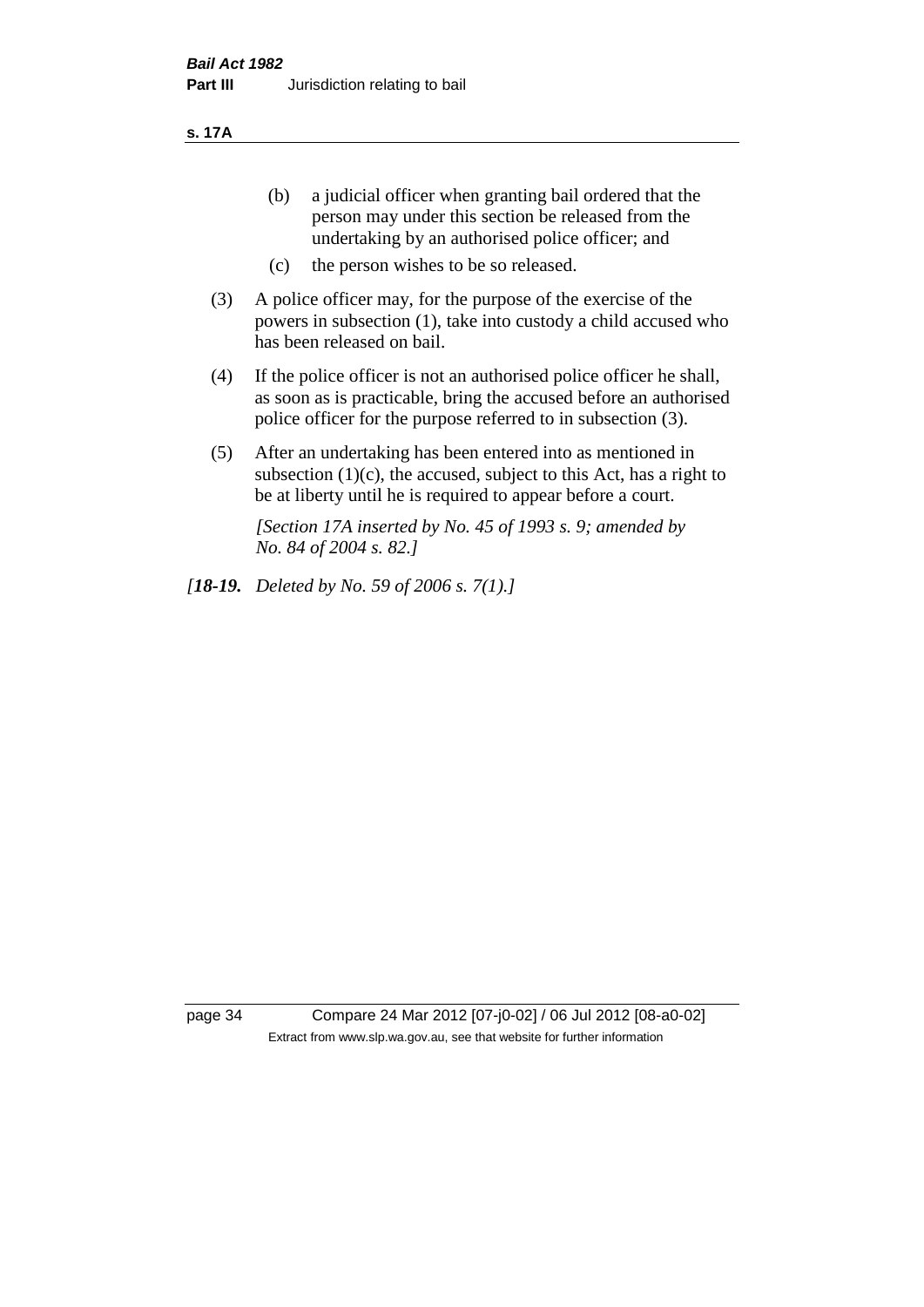(b) a judicial officer when granting bail ordered that the person may under this section be released from the undertaking by an authorised police officer; and

(c) the person wishes to be so released.

(3) A police officer may, for the purpose of the exercise of the powers in subsection (1), take into custody a child accused who has been released on bail.

(4) If the police officer is not an authorised police officer he shall, as soon as is practicable, bring the accused before an authorised police officer for the purpose referred to in subsection (3).

(5) After an undertaking has been entered into as mentioned in subsection (1)(c), the accused, subject to this Act, has a right to be at liberty until he is required to appear before a court.

*[Section 17A inserted by No. 45 of 1993 s. 9; amended by No. 84 of 2004 s. 82.]*

*[**18-19.** Deleted by No. 59 of 2006 s. 7(1).]*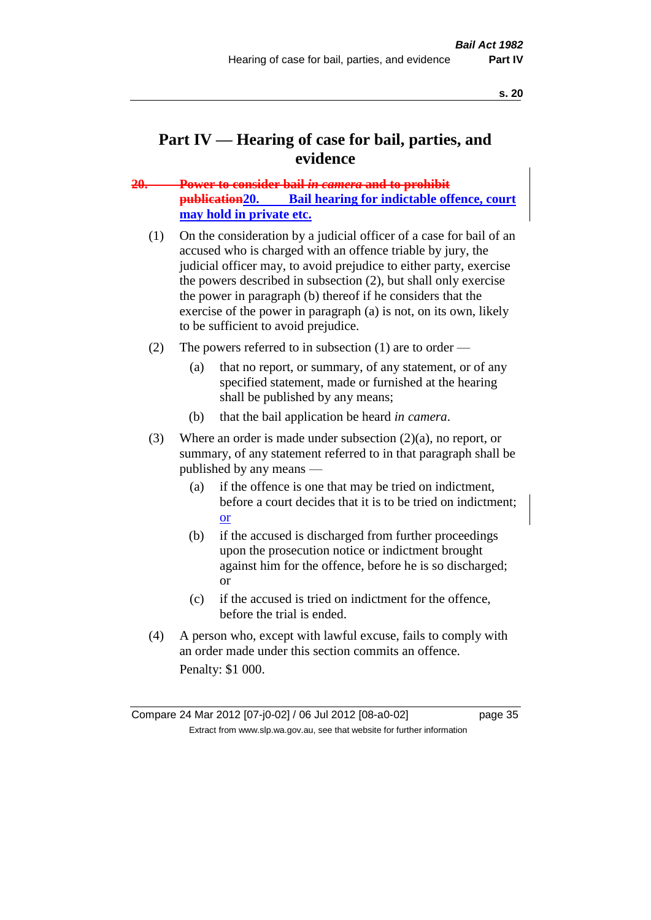# Part IV — Hearing of case for bail, parties, and evidence

## ~~20. Power to consider bail *in camera* and to prohibit publication~~20. Bail hearing for indictable offence, court may hold in private etc.

(1) On the consideration by a judicial officer of a case for bail of an accused who is charged with an offence triable by jury, the judicial officer may, to avoid prejudice to either party, exercise the powers described in subsection (2), but shall only exercise the power in paragraph (b) thereof if he considers that the exercise of the power in paragraph (a) is not, on its own, likely to be sufficient to avoid prejudice.

(2) The powers referred to in subsection (1) are to order —

(a) that no report, or summary, of any statement, or of any specified statement, made or furnished at the hearing shall be published by any means;

(b) that the bail application be heard *in camera*.

(3) Where an order is made under subsection (2)(a), no report, or summary, of any statement referred to in that paragraph shall be published by any means —

(a) if the offence is one that may be tried on indictment, before a court decides that it is to be tried on indictment; or

(b) if the accused is discharged from further proceedings upon the prosecution notice or indictment brought against him for the offence, before he is so discharged; or

(c) if the accused is tried on indictment for the offence, before the trial is ended.

(4) A person who, except with lawful excuse, fails to comply with an order made under this section commits an offence.

Penalty: $1 000.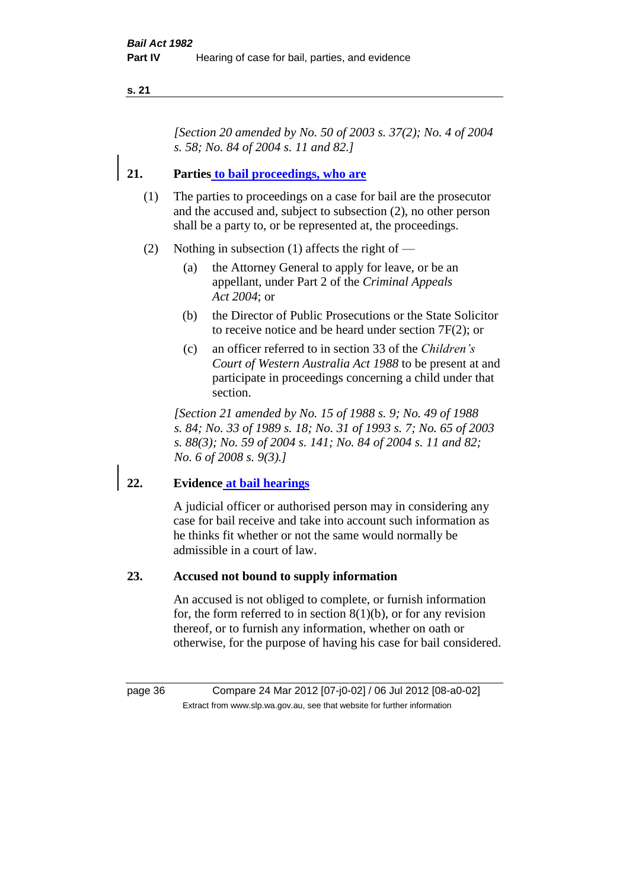*[Section 20 amended by No. 50 of 2003 s. 37(2); No. 4 of 2004 s. 58; No. 84 of 2004 s. 11 and 82.]*

## 21. Parties to bail proceedings, who are

(1) The parties to proceedings on a case for bail are the prosecutor and the accused and, subject to subsection (2), no other person shall be a party to, or be represented at, the proceedings.

(2) Nothing in subsection (1) affects the right of —

(a) the Attorney General to apply for leave, or be an appellant, under Part 2 of the *Criminal Appeals Act 2004*; or

(b) the Director of Public Prosecutions or the State Solicitor to receive notice and be heard under section 7F(2); or

(c) an officer referred to in section 33 of the *Children's Court of Western Australia Act 1988* to be present at and participate in proceedings concerning a child under that section.

*[Section 21 amended by No. 15 of 1988 s. 9; No. 49 of 1988 s. 84; No. 33 of 1989 s. 18; No. 31 of 1993 s. 7; No. 65 of 2003 s. 88(3); No. 59 of 2004 s. 141; No. 84 of 2004 s. 11 and 82; No. 6 of 2008 s. 9(3).]*

## 22. Evidence at bail hearings

A judicial officer or authorised person may in considering any case for bail receive and take into account such information as he thinks fit whether or not the same would normally be admissible in a court of law.

## 23. Accused not bound to supply information

An accused is not obliged to complete, or furnish information for, the form referred to in section 8(1)(b), or for any revision thereof, or to furnish any information, whether on oath or otherwise, for the purpose of having his case for bail considered.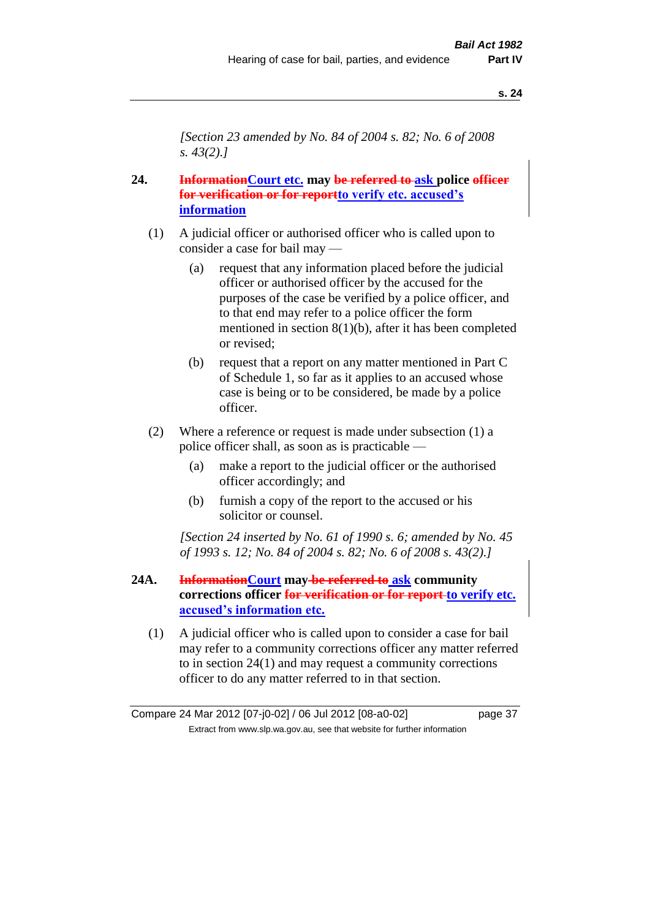*[Section 23 amended by No. 84 of 2004 s. 82; No. 6 of 2008 s. 43(2).]*

**24. ~~Information~~Court etc. may ~~be referred to~~ ask police ~~officer for verification or for report~~to verify etc. accused's information**

(1) A judicial officer or authorised officer who is called upon to consider a case for bail may —

(a) request that any information placed before the judicial officer or authorised officer by the accused for the purposes of the case be verified by a police officer, and to that end may refer to a police officer the form mentioned in section 8(1)(b), after it has been completed or revised;

(b) request that a report on any matter mentioned in Part C of Schedule 1, so far as it applies to an accused whose case is being or to be considered, be made by a police officer.

(2) Where a reference or request is made under subsection (1) a police officer shall, as soon as is practicable —

(a) make a report to the judicial officer or the authorised officer accordingly; and

(b) furnish a copy of the report to the accused or his solicitor or counsel.

*[Section 24 inserted by No. 61 of 1990 s. 6; amended by No. 45 of 1993 s. 12; No. 84 of 2004 s. 82; No. 6 of 2008 s. 43(2).]*

**24A. ~~Information~~Court may ~~be referred to~~ ask community corrections officer ~~for verification or for report~~ to verify etc. accused's information etc.**

(1) A judicial officer who is called upon to consider a case for bail may refer to a community corrections officer any matter referred to in section 24(1) and may request a community corrections officer to do any matter referred to in that section.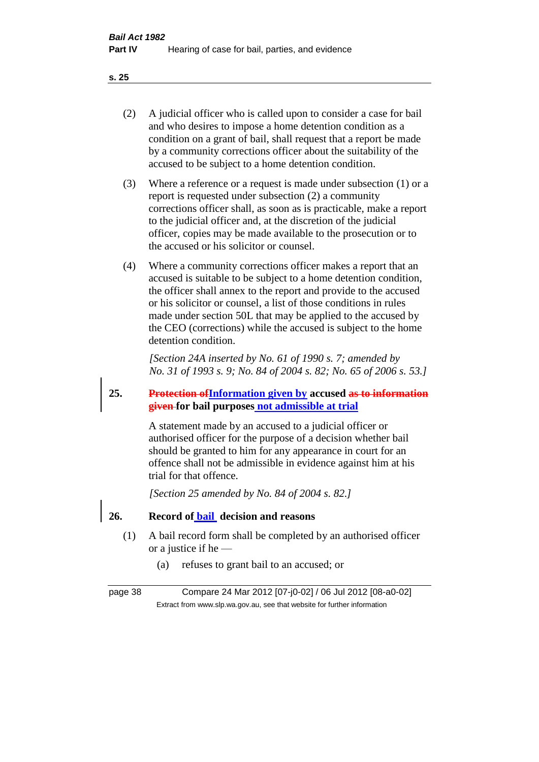(2) A judicial officer who is called upon to consider a case for bail and who desires to impose a home detention condition as a condition on a grant of bail, shall request that a report be made by a community corrections officer about the suitability of the accused to be subject to a home detention condition.

(3) Where a reference or a request is made under subsection (1) or a report is requested under subsection (2) a community corrections officer shall, as soon as is practicable, make a report to the judicial officer and, at the discretion of the judicial officer, copies may be made available to the prosecution or to the accused or his solicitor or counsel.

(4) Where a community corrections officer makes a report that an accused is suitable to be subject to a home detention condition, the officer shall annex to the report and provide to the accused or his solicitor or counsel, a list of those conditions in rules made under section 50L that may be applied to the accused by the CEO (corrections) while the accused is subject to the home detention condition.

*[Section 24A inserted by No. 61 of 1990 s. 7; amended by No. 31 of 1993 s. 9; No. 84 of 2004 s. 82; No. 65 of 2006 s. 53.]*

**25. ~~Protection of~~Information given by accused ~~as to information given~~ for bail purposes not admissible at trial**

A statement made by an accused to a judicial officer or authorised officer for the purpose of a decision whether bail should be granted to him for any appearance in court for an offence shall not be admissible in evidence against him at his trial for that offence.

*[Section 25 amended by No. 84 of 2004 s. 82.]*

**26. Record of bail decision and reasons**

(1) A bail record form shall be completed by an authorised officer or a justice if he —

(a) refuses to grant bail to an accused; or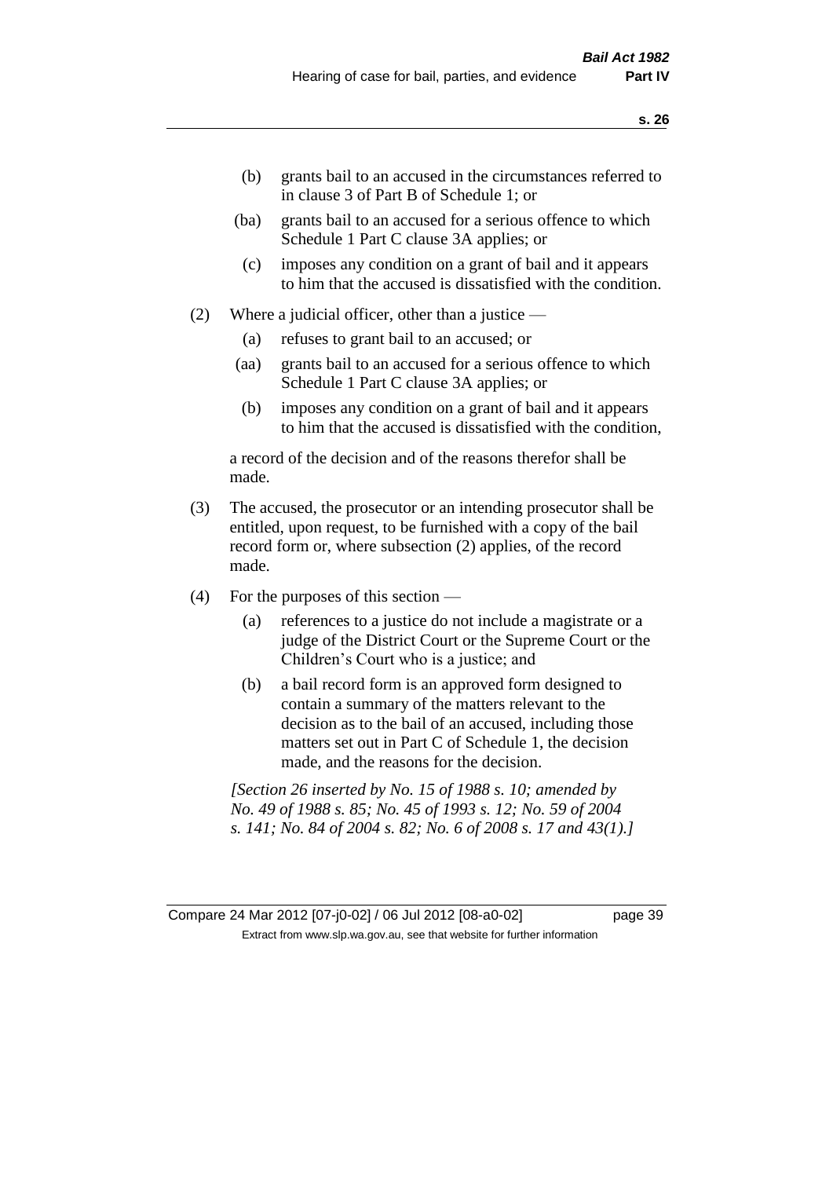(b) grants bail to an accused in the circumstances referred to in clause 3 of Part B of Schedule 1; or

(ba) grants bail to an accused for a serious offence to which Schedule 1 Part C clause 3A applies; or

(c) imposes any condition on a grant of bail and it appears to him that the accused is dissatisfied with the condition.

(2) Where a judicial officer, other than a justice —

(a) refuses to grant bail to an accused; or

(aa) grants bail to an accused for a serious offence to which Schedule 1 Part C clause 3A applies; or

(b) imposes any condition on a grant of bail and it appears to him that the accused is dissatisfied with the condition,

a record of the decision and of the reasons therefor shall be made.

(3) The accused, the prosecutor or an intending prosecutor shall be entitled, upon request, to be furnished with a copy of the bail record form or, where subsection (2) applies, of the record made.

(4) For the purposes of this section —

(a) references to a justice do not include a magistrate or a judge of the District Court or the Supreme Court or the Children's Court who is a justice; and

(b) a bail record form is an approved form designed to contain a summary of the matters relevant to the decision as to the bail of an accused, including those matters set out in Part C of Schedule 1, the decision made, and the reasons for the decision.

*[Section 26 inserted by No. 15 of 1988 s. 10; amended by No. 49 of 1988 s. 85; No. 45 of 1993 s. 12; No. 59 of 2004 s. 141; No. 84 of 2004 s. 82; No. 6 of 2008 s. 17 and 43(1).]*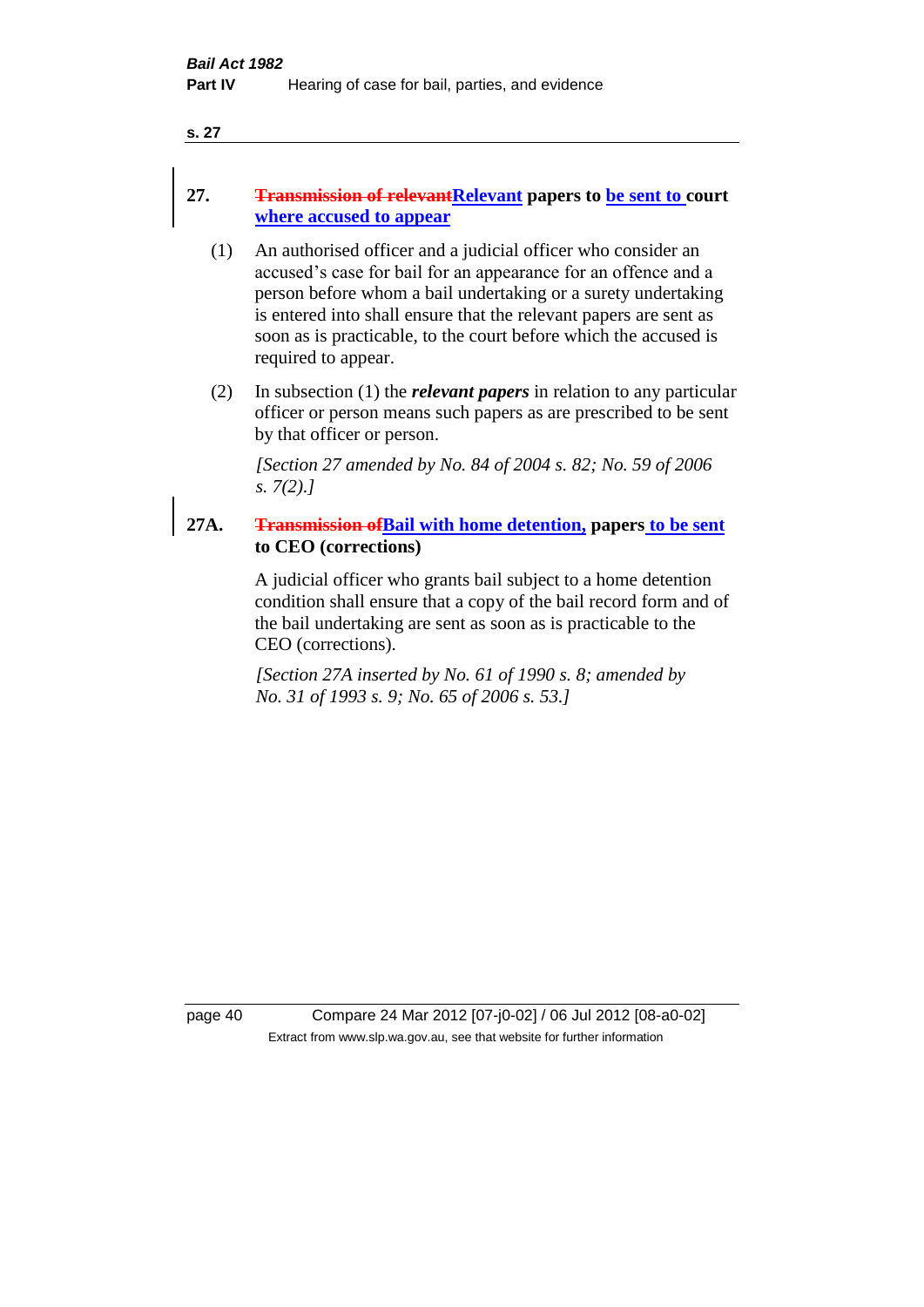## 27. ~~Transmission of relevant~~Relevant papers to be sent to court where accused to appear

(1) An authorised officer and a judicial officer who consider an accused's case for bail for an appearance for an offence and a person before whom a bail undertaking or a surety undertaking is entered into shall ensure that the relevant papers are sent as soon as is practicable, to the court before which the accused is required to appear.

(2) In subsection (1) the ***relevant papers*** in relation to any particular officer or person means such papers as are prescribed to be sent by that officer or person.

*[Section 27 amended by No. 84 of 2004 s. 82; No. 59 of 2006 s. 7(2).]*

## 27A. ~~Transmission of~~Bail with home detention, papers to be sent to CEO (corrections)

A judicial officer who grants bail subject to a home detention condition shall ensure that a copy of the bail record form and of the bail undertaking are sent as soon as is practicable to the CEO (corrections).

*[Section 27A inserted by No. 61 of 1990 s. 8; amended by No. 31 of 1993 s. 9; No. 65 of 2006 s. 53.]*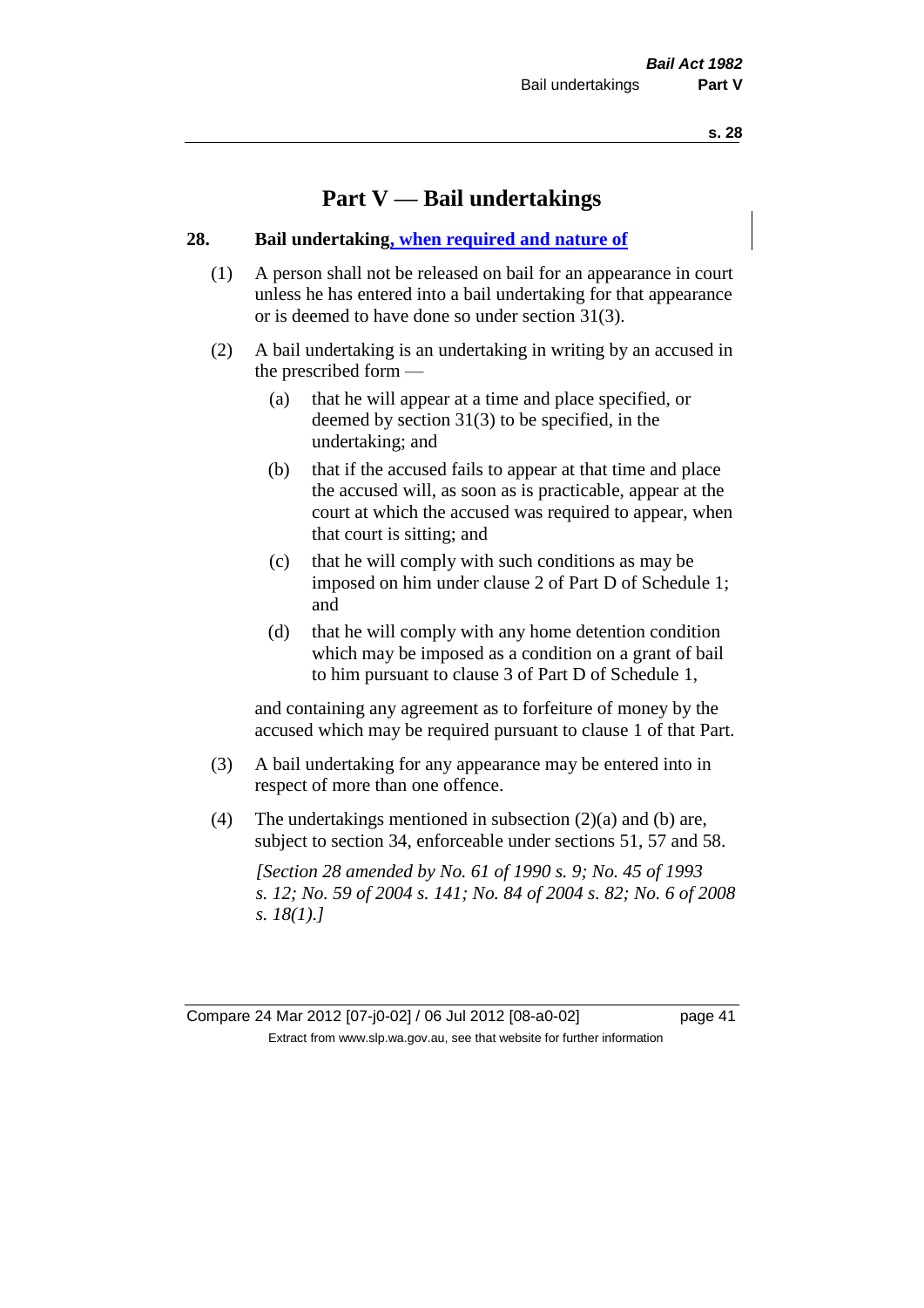# Part V — Bail undertakings

## 28. Bail undertaking, when required and nature of

(1) A person shall not be released on bail for an appearance in court unless he has entered into a bail undertaking for that appearance or is deemed to have done so under section 31(3).

(2) A bail undertaking is an undertaking in writing by an accused in the prescribed form —

(a) that he will appear at a time and place specified, or deemed by section 31(3) to be specified, in the undertaking; and

(b) that if the accused fails to appear at that time and place the accused will, as soon as is practicable, appear at the court at which the accused was required to appear, when that court is sitting; and

(c) that he will comply with such conditions as may be imposed on him under clause 2 of Part D of Schedule 1; and

(d) that he will comply with any home detention condition which may be imposed as a condition on a grant of bail to him pursuant to clause 3 of Part D of Schedule 1,

and containing any agreement as to forfeiture of money by the accused which may be required pursuant to clause 1 of that Part.

(3) A bail undertaking for any appearance may be entered into in respect of more than one offence.

(4) The undertakings mentioned in subsection (2)(a) and (b) are, subject to section 34, enforceable under sections 51, 57 and 58.

*[Section 28 amended by No. 61 of 1990 s. 9; No. 45 of 1993 s. 12; No. 59 of 2004 s. 141; No. 84 of 2004 s. 82; No. 6 of 2008 s. 18(1).]*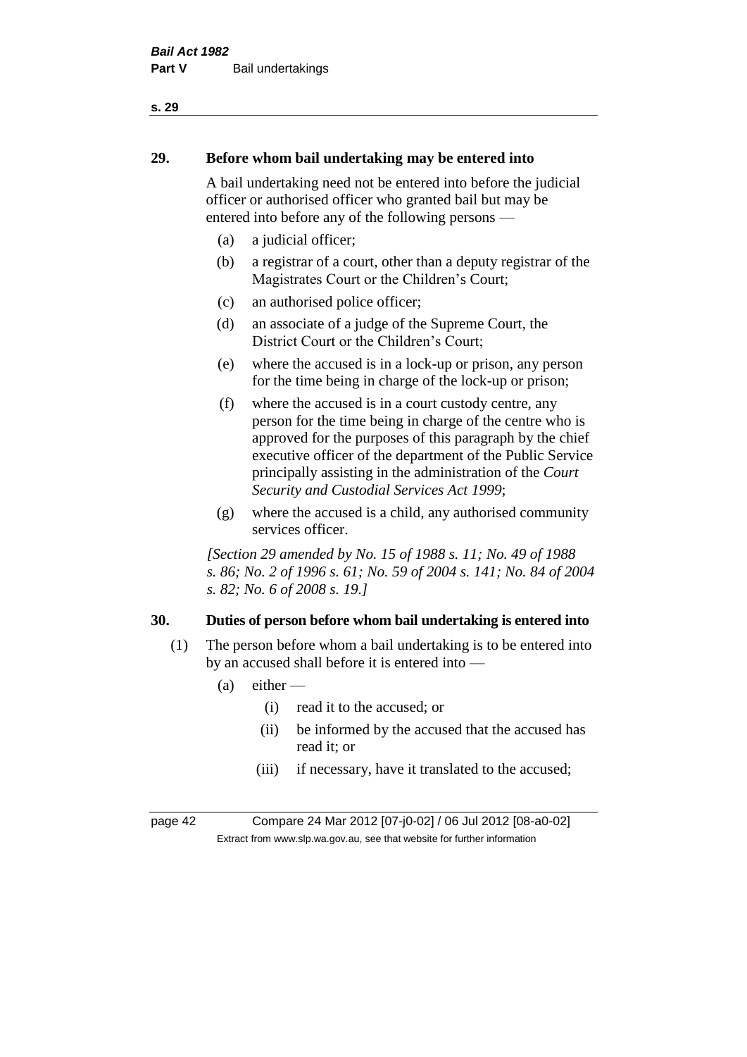## 29. Before whom bail undertaking may be entered into

A bail undertaking need not be entered into before the judicial officer or authorised officer who granted bail but may be entered into before any of the following persons —

- (a) a judicial officer;
- (b) a registrar of a court, other than a deputy registrar of the Magistrates Court or the Children's Court;
- (c) an authorised police officer;
- (d) an associate of a judge of the Supreme Court, the District Court or the Children's Court;
- (e) where the accused is in a lock-up or prison, any person for the time being in charge of the lock-up or prison;
- (f) where the accused is in a court custody centre, any person for the time being in charge of the centre who is approved for the purposes of this paragraph by the chief executive officer of the department of the Public Service principally assisting in the administration of the *Court Security and Custodial Services Act 1999*;
- (g) where the accused is a child, any authorised community services officer.

*[Section 29 amended by No. 15 of 1988 s. 11; No. 49 of 1988 s. 86; No. 2 of 1996 s. 61; No. 59 of 2004 s. 141; No. 84 of 2004 s. 82; No. 6 of 2008 s. 19.]*

## 30. Duties of person before whom bail undertaking is entered into

(1) The person before whom a bail undertaking is to be entered into by an accused shall before it is entered into —

- (a) either —
  - (i) read it to the accused; or
  - (ii) be informed by the accused that the accused has read it; or
  - (iii) if necessary, have it translated to the accused;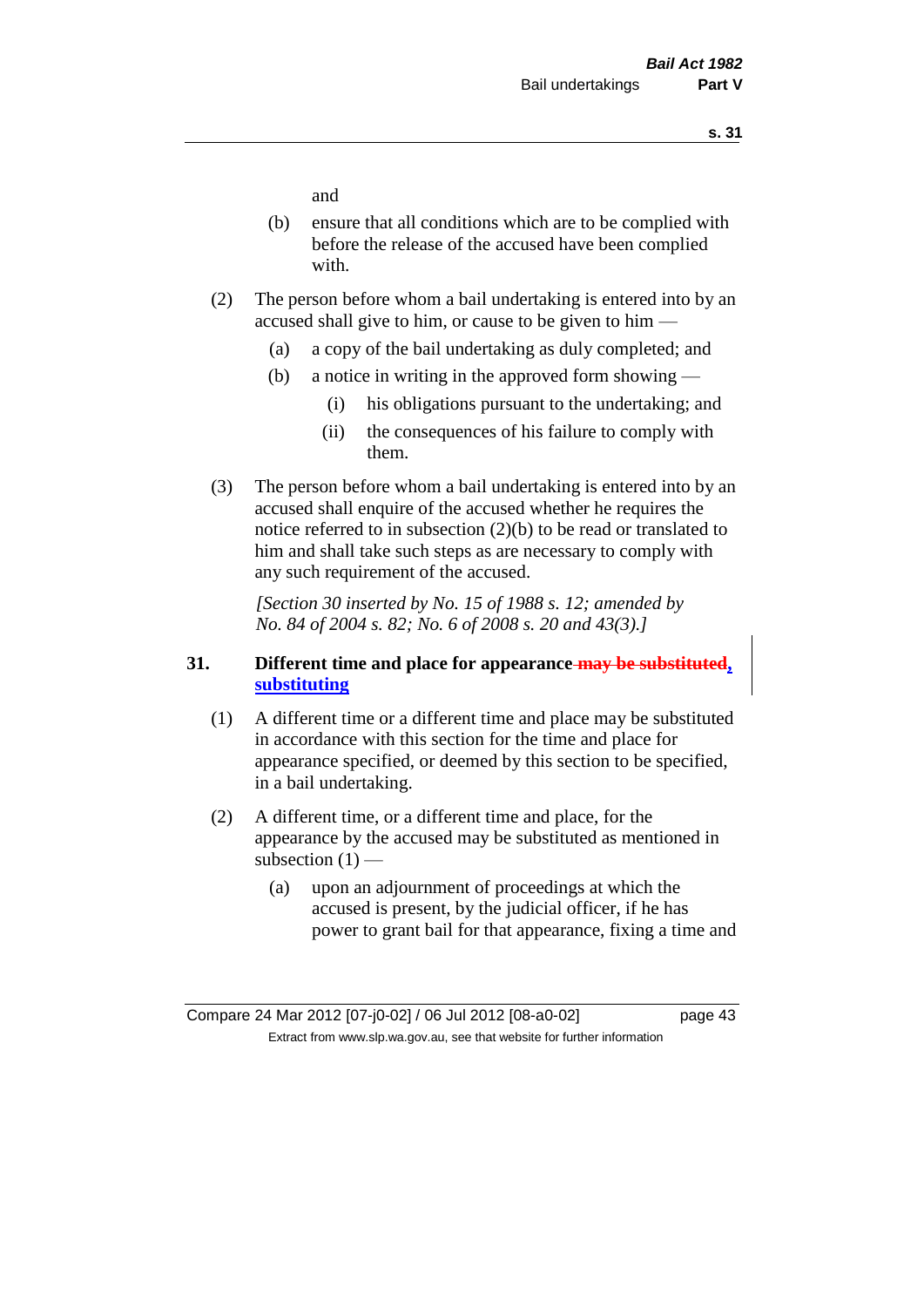and

(b) ensure that all conditions which are to be complied with before the release of the accused have been complied with.

(2) The person before whom a bail undertaking is entered into by an accused shall give to him, or cause to be given to him —

(a) a copy of the bail undertaking as duly completed; and

(b) a notice in writing in the approved form showing —

(i) his obligations pursuant to the undertaking; and

(ii) the consequences of his failure to comply with them.

(3) The person before whom a bail undertaking is entered into by an accused shall enquire of the accused whether he requires the notice referred to in subsection (2)(b) to be read or translated to him and shall take such steps as are necessary to comply with any such requirement of the accused.

*[Section 30 inserted by No. 15 of 1988 s. 12; amended by No. 84 of 2004 s. 82; No. 6 of 2008 s. 20 and 43(3).]*

**31. Different time and place for appearance ~~may be substituted~~, substituting**

(1) A different time or a different time and place may be substituted in accordance with this section for the time and place for appearance specified, or deemed by this section to be specified, in a bail undertaking.

(2) A different time, or a different time and place, for the appearance by the accused may be substituted as mentioned in subsection (1) —

(a) upon an adjournment of proceedings at which the accused is present, by the judicial officer, if he has power to grant bail for that appearance, fixing a time and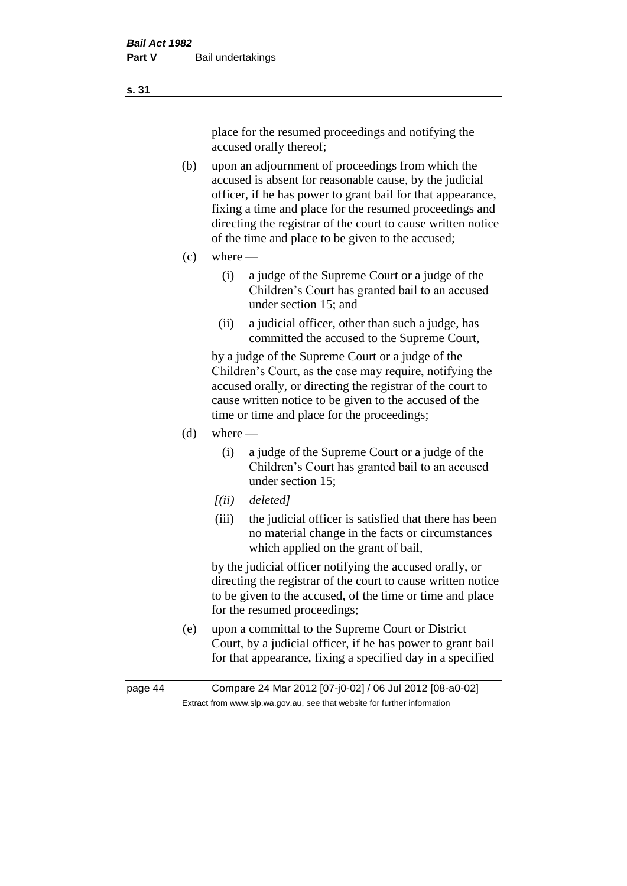place for the resumed proceedings and notifying the accused orally thereof;

(b) upon an adjournment of proceedings from which the accused is absent for reasonable cause, by the judicial officer, if he has power to grant bail for that appearance, fixing a time and place for the resumed proceedings and directing the registrar of the court to cause written notice of the time and place to be given to the accused;

(c) where —

  (i) a judge of the Supreme Court or a judge of the Children's Court has granted bail to an accused under section 15; and

  (ii) a judicial officer, other than such a judge, has committed the accused to the Supreme Court,

  by a judge of the Supreme Court or a judge of the Children's Court, as the case may require, notifying the accused orally, or directing the registrar of the court to cause written notice to be given to the accused of the time or time and place for the proceedings;

(d) where —

  (i) a judge of the Supreme Court or a judge of the Children's Court has granted bail to an accused under section 15;

  *[(ii) deleted]*

  (iii) the judicial officer is satisfied that there has been no material change in the facts or circumstances which applied on the grant of bail,

  by the judicial officer notifying the accused orally, or directing the registrar of the court to cause written notice to be given to the accused, of the time or time and place for the resumed proceedings;

(e) upon a committal to the Supreme Court or District Court, by a judicial officer, if he has power to grant bail for that appearance, fixing a specified day in a specified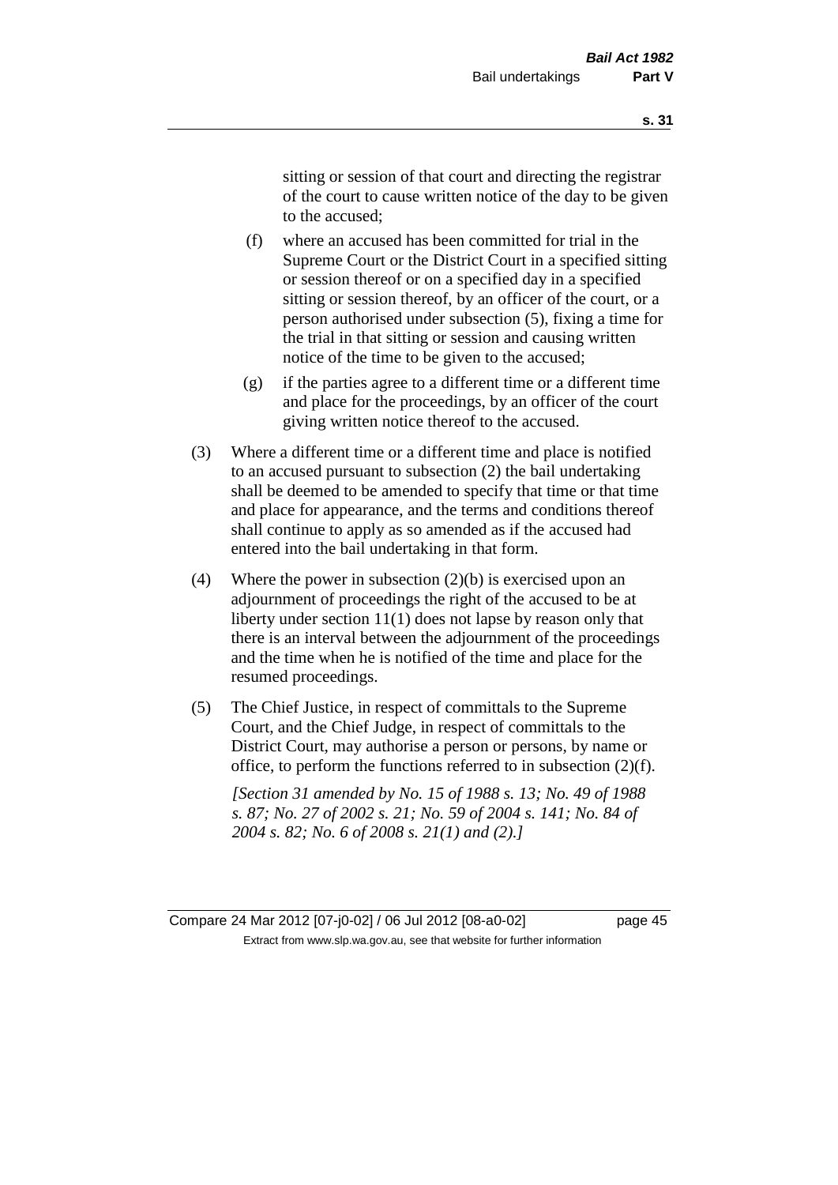sitting or session of that court and directing the registrar of the court to cause written notice of the day to be given to the accused;

(f) where an accused has been committed for trial in the Supreme Court or the District Court in a specified sitting or session thereof or on a specified day in a specified sitting or session thereof, by an officer of the court, or a person authorised under subsection (5), fixing a time for the trial in that sitting or session and causing written notice of the time to be given to the accused;

(g) if the parties agree to a different time or a different time and place for the proceedings, by an officer of the court giving written notice thereof to the accused.

(3) Where a different time or a different time and place is notified to an accused pursuant to subsection (2) the bail undertaking shall be deemed to be amended to specify that time or that time and place for appearance, and the terms and conditions thereof shall continue to apply as so amended as if the accused had entered into the bail undertaking in that form.

(4) Where the power in subsection (2)(b) is exercised upon an adjournment of proceedings the right of the accused to be at liberty under section 11(1) does not lapse by reason only that there is an interval between the adjournment of the proceedings and the time when he is notified of the time and place for the resumed proceedings.

(5) The Chief Justice, in respect of committals to the Supreme Court, and the Chief Judge, in respect of committals to the District Court, may authorise a person or persons, by name or office, to perform the functions referred to in subsection (2)(f).

*[Section 31 amended by No. 15 of 1988 s. 13; No. 49 of 1988 s. 87; No. 27 of 2002 s. 21; No. 59 of 2004 s. 141; No. 84 of 2004 s. 82; No. 6 of 2008 s. 21(1) and (2).]*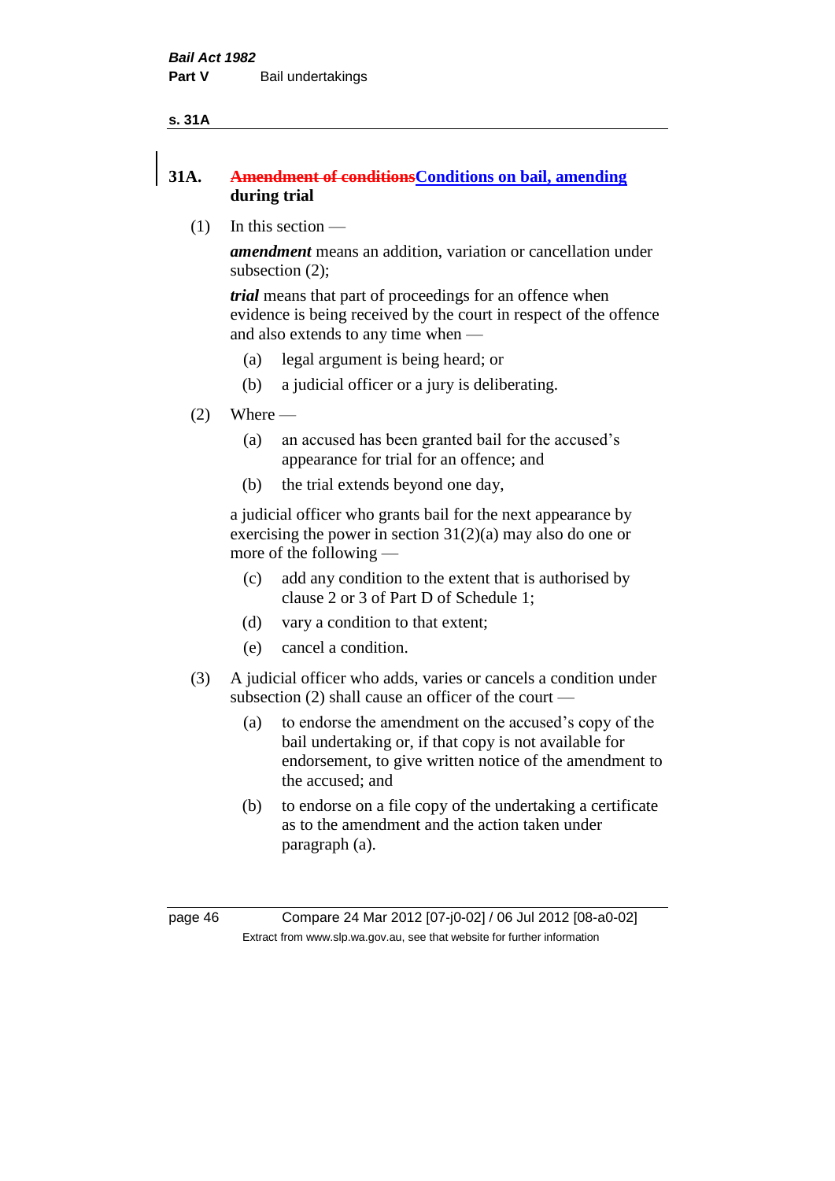### 31A. ~~Amendment of conditions~~Conditions on bail, amending during trial

(1) In this section —

***amendment*** means an addition, variation or cancellation under subsection (2);

***trial*** means that part of proceedings for an offence when evidence is being received by the court in respect of the offence and also extends to any time when —

(a) legal argument is being heard; or

(b) a judicial officer or a jury is deliberating.

(2) Where —

(a) an accused has been granted bail for the accused's appearance for trial for an offence; and

(b) the trial extends beyond one day,

a judicial officer who grants bail for the next appearance by exercising the power in section 31(2)(a) may also do one or more of the following —

(c) add any condition to the extent that is authorised by clause 2 or 3 of Part D of Schedule 1;

(d) vary a condition to that extent;

(e) cancel a condition.

(3) A judicial officer who adds, varies or cancels a condition under subsection (2) shall cause an officer of the court —

(a) to endorse the amendment on the accused's copy of the bail undertaking or, if that copy is not available for endorsement, to give written notice of the amendment to the accused; and

(b) to endorse on a file copy of the undertaking a certificate as to the amendment and the action taken under paragraph (a).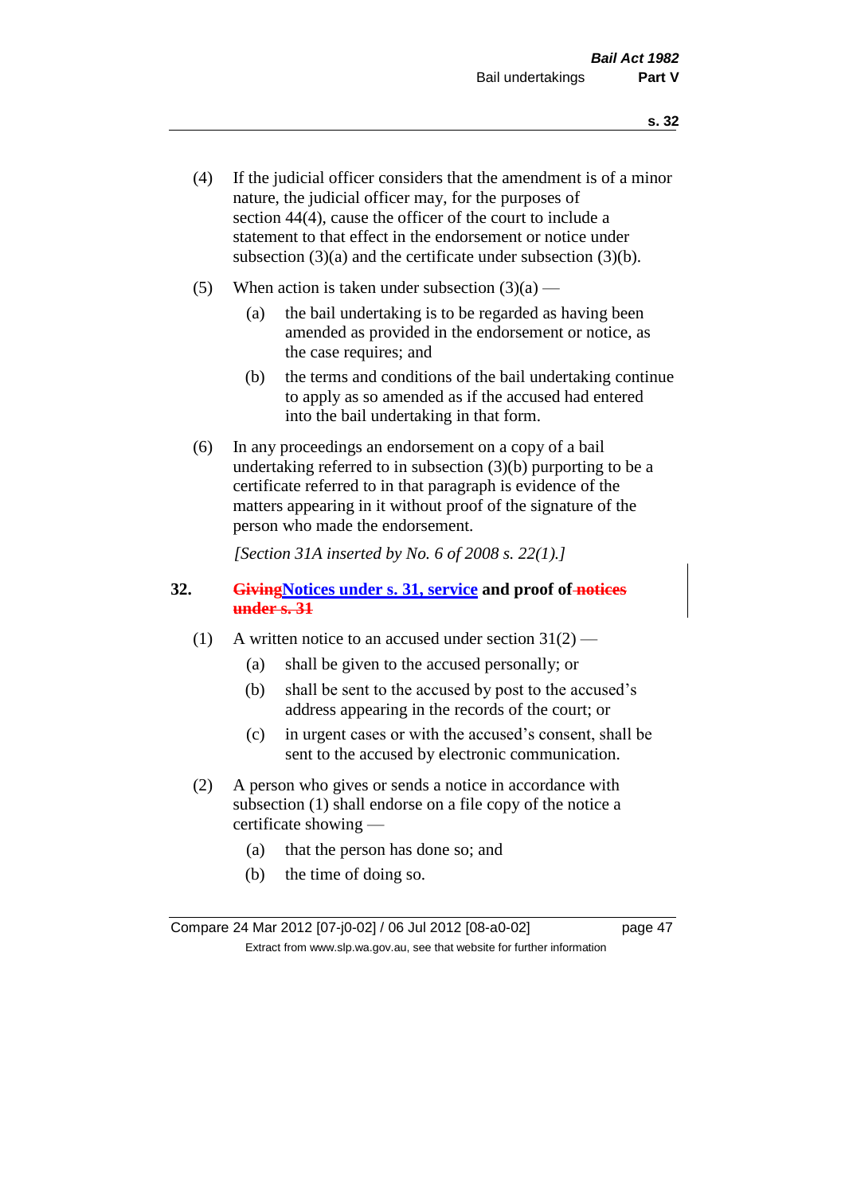(4) If the judicial officer considers that the amendment is of a minor nature, the judicial officer may, for the purposes of section 44(4), cause the officer of the court to include a statement to that effect in the endorsement or notice under subsection (3)(a) and the certificate under subsection (3)(b).

(5) When action is taken under subsection (3)(a) —

(a) the bail undertaking is to be regarded as having been amended as provided in the endorsement or notice, as the case requires; and

(b) the terms and conditions of the bail undertaking continue to apply as so amended as if the accused had entered into the bail undertaking in that form.

(6) In any proceedings an endorsement on a copy of a bail undertaking referred to in subsection (3)(b) purporting to be a certificate referred to in that paragraph is evidence of the matters appearing in it without proof of the signature of the person who made the endorsement.

*[Section 31A inserted by No. 6 of 2008 s. 22(1).]*

**32. ~~Giving~~Notices under s. 31, service and proof of ~~notices under s. 31~~**

(1) A written notice to an accused under section 31(2) —

(a) shall be given to the accused personally; or

(b) shall be sent to the accused by post to the accused's address appearing in the records of the court; or

(c) in urgent cases or with the accused's consent, shall be sent to the accused by electronic communication.

(2) A person who gives or sends a notice in accordance with subsection (1) shall endorse on a file copy of the notice a certificate showing —

(a) that the person has done so; and

(b) the time of doing so.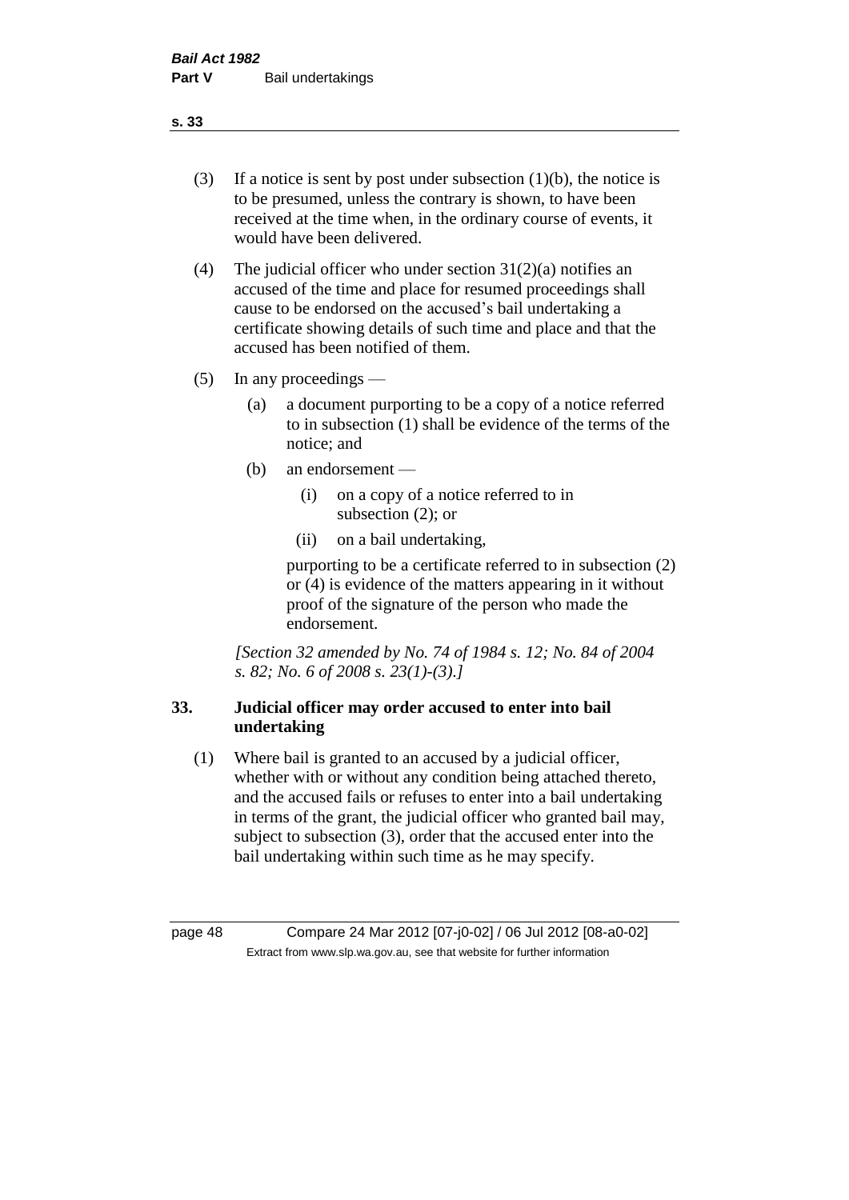(3) If a notice is sent by post under subsection (1)(b), the notice is to be presumed, unless the contrary is shown, to have been received at the time when, in the ordinary course of events, it would have been delivered.

(4) The judicial officer who under section 31(2)(a) notifies an accused of the time and place for resumed proceedings shall cause to be endorsed on the accused's bail undertaking a certificate showing details of such time and place and that the accused has been notified of them.

(5) In any proceedings —

  (a) a document purporting to be a copy of a notice referred to in subsection (1) shall be evidence of the terms of the notice; and

  (b) an endorsement —

    (i) on a copy of a notice referred to in subsection (2); or

    (ii) on a bail undertaking,

  purporting to be a certificate referred to in subsection (2) or (4) is evidence of the matters appearing in it without proof of the signature of the person who made the endorsement.

*[Section 32 amended by No. 74 of 1984 s. 12; No. 84 of 2004 s. 82; No. 6 of 2008 s. 23(1)-(3).]*

## 33. Judicial officer may order accused to enter into bail undertaking

(1) Where bail is granted to an accused by a judicial officer, whether with or without any condition being attached thereto, and the accused fails or refuses to enter into a bail undertaking in terms of the grant, the judicial officer who granted bail may, subject to subsection (3), order that the accused enter into the bail undertaking within such time as he may specify.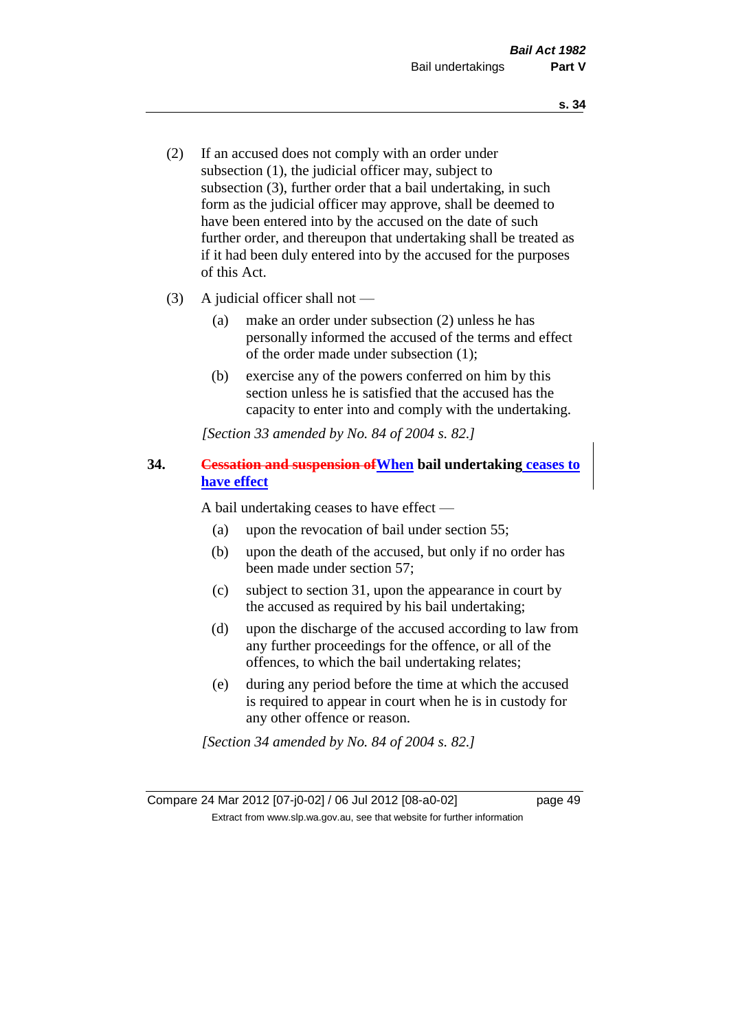(2) If an accused does not comply with an order under subsection (1), the judicial officer may, subject to subsection (3), further order that a bail undertaking, in such form as the judicial officer may approve, shall be deemed to have been entered into by the accused on the date of such further order, and thereupon that undertaking shall be treated as if it had been duly entered into by the accused for the purposes of this Act.

(3) A judicial officer shall not —

(a) make an order under subsection (2) unless he has personally informed the accused of the terms and effect of the order made under subsection (1);

(b) exercise any of the powers conferred on him by this section unless he is satisfied that the accused has the capacity to enter into and comply with the undertaking.

*[Section 33 amended by No. 84 of 2004 s. 82.]*

## 34. ~~Cessation and suspension of~~When bail undertaking ceases to have effect

A bail undertaking ceases to have effect —

(a) upon the revocation of bail under section 55;

(b) upon the death of the accused, but only if no order has been made under section 57;

(c) subject to section 31, upon the appearance in court by the accused as required by his bail undertaking;

(d) upon the discharge of the accused according to law from any further proceedings for the offence, or all of the offences, to which the bail undertaking relates;

(e) during any period before the time at which the accused is required to appear in court when he is in custody for any other offence or reason.

*[Section 34 amended by No. 84 of 2004 s. 82.]*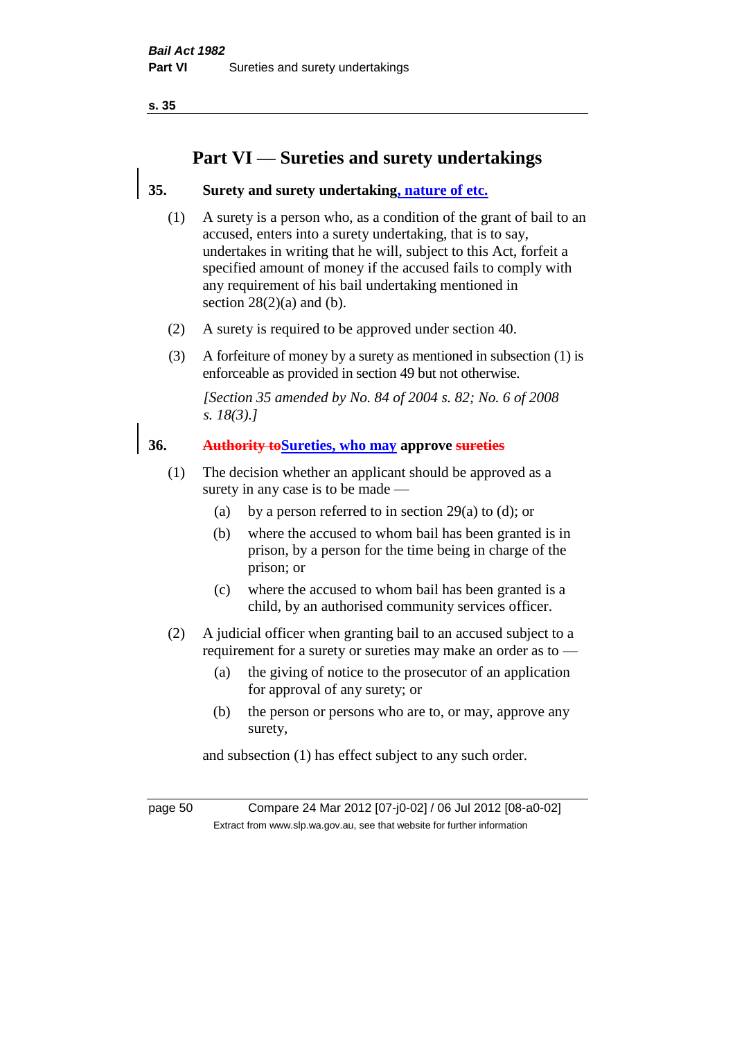# Part VI — Sureties and surety undertakings

**35. Surety and surety undertaking, nature of etc.**

(1) A surety is a person who, as a condition of the grant of bail to an accused, enters into a surety undertaking, that is to say, undertakes in writing that he will, subject to this Act, forfeit a specified amount of money if the accused fails to comply with any requirement of his bail undertaking mentioned in section 28(2)(a) and (b).

(2) A surety is required to be approved under section 40.

(3) A forfeiture of money by a surety as mentioned in subsection (1) is enforceable as provided in section 49 but not otherwise.

*[Section 35 amended by No. 84 of 2004 s. 82; No. 6 of 2008 s. 18(3).]*

**36. ~~Authority to~~Sureties, who may approve ~~sureties~~**

(1) The decision whether an applicant should be approved as a surety in any case is to be made —

(a) by a person referred to in section 29(a) to (d); or

(b) where the accused to whom bail has been granted is in prison, by a person for the time being in charge of the prison; or

(c) where the accused to whom bail has been granted is a child, by an authorised community services officer.

(2) A judicial officer when granting bail to an accused subject to a requirement for a surety or sureties may make an order as to —

(a) the giving of notice to the prosecutor of an application for approval of any surety; or

(b) the person or persons who are to, or may, approve any surety,

and subsection (1) has effect subject to any such order.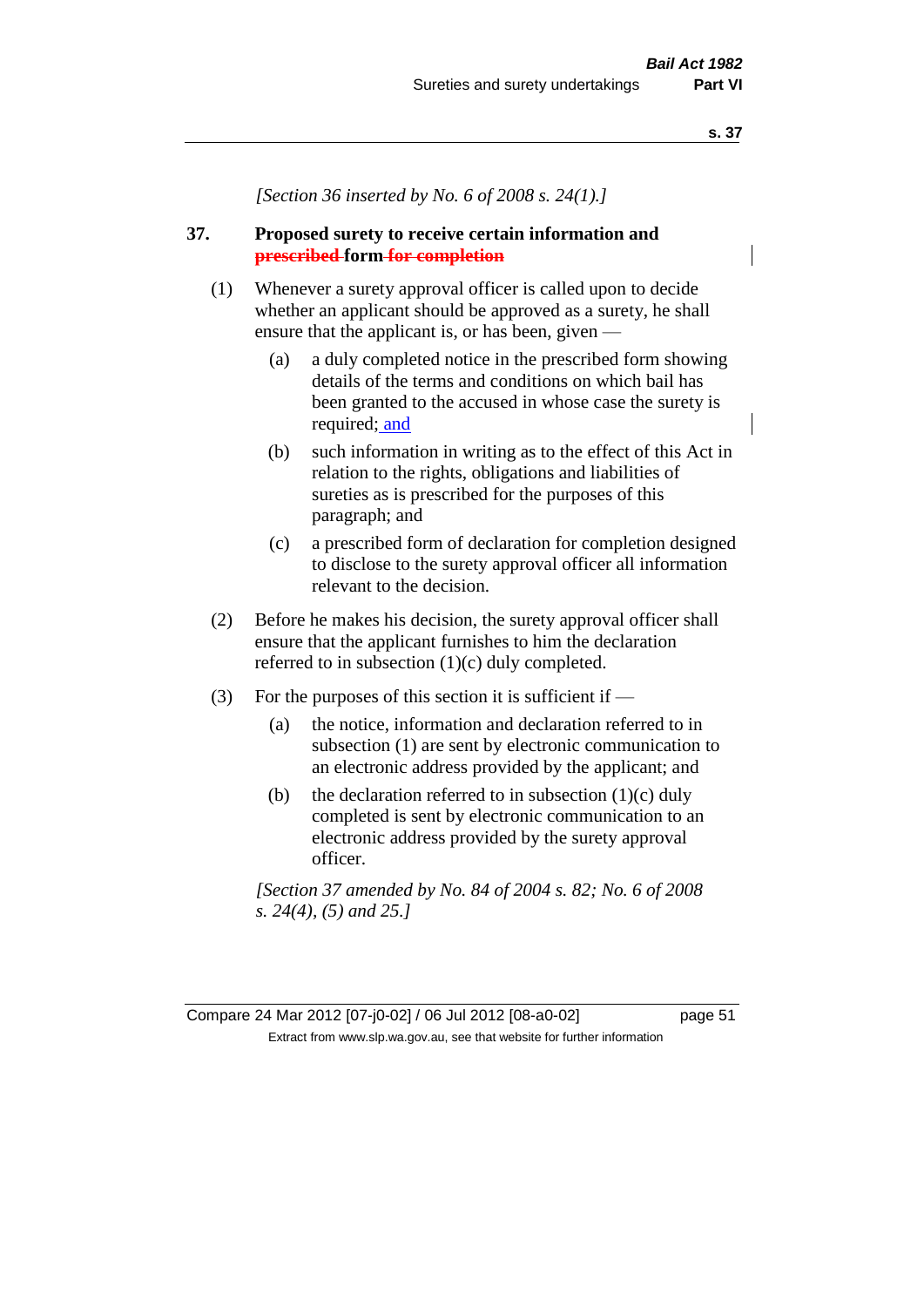[Section 36 inserted by No. 6 of 2008 s. 24(1).]

**37. Proposed surety to receive certain information and ~~prescribed~~ form ~~for completion~~**

(1) Whenever a surety approval officer is called upon to decide whether an applicant should be approved as a surety, he shall ensure that the applicant is, or has been, given —

(a) a duly completed notice in the prescribed form showing details of the terms and conditions on which bail has been granted to the accused in whose case the surety is required; and

(b) such information in writing as to the effect of this Act in relation to the rights, obligations and liabilities of sureties as is prescribed for the purposes of this paragraph; and

(c) a prescribed form of declaration for completion designed to disclose to the surety approval officer all information relevant to the decision.

(2) Before he makes his decision, the surety approval officer shall ensure that the applicant furnishes to him the declaration referred to in subsection (1)(c) duly completed.

(3) For the purposes of this section it is sufficient if —

(a) the notice, information and declaration referred to in subsection (1) are sent by electronic communication to an electronic address provided by the applicant; and

(b) the declaration referred to in subsection (1)(c) duly completed is sent by electronic communication to an electronic address provided by the surety approval officer.

*[Section 37 amended by No. 84 of 2004 s. 82; No. 6 of 2008 s. 24(4), (5) and 25.]*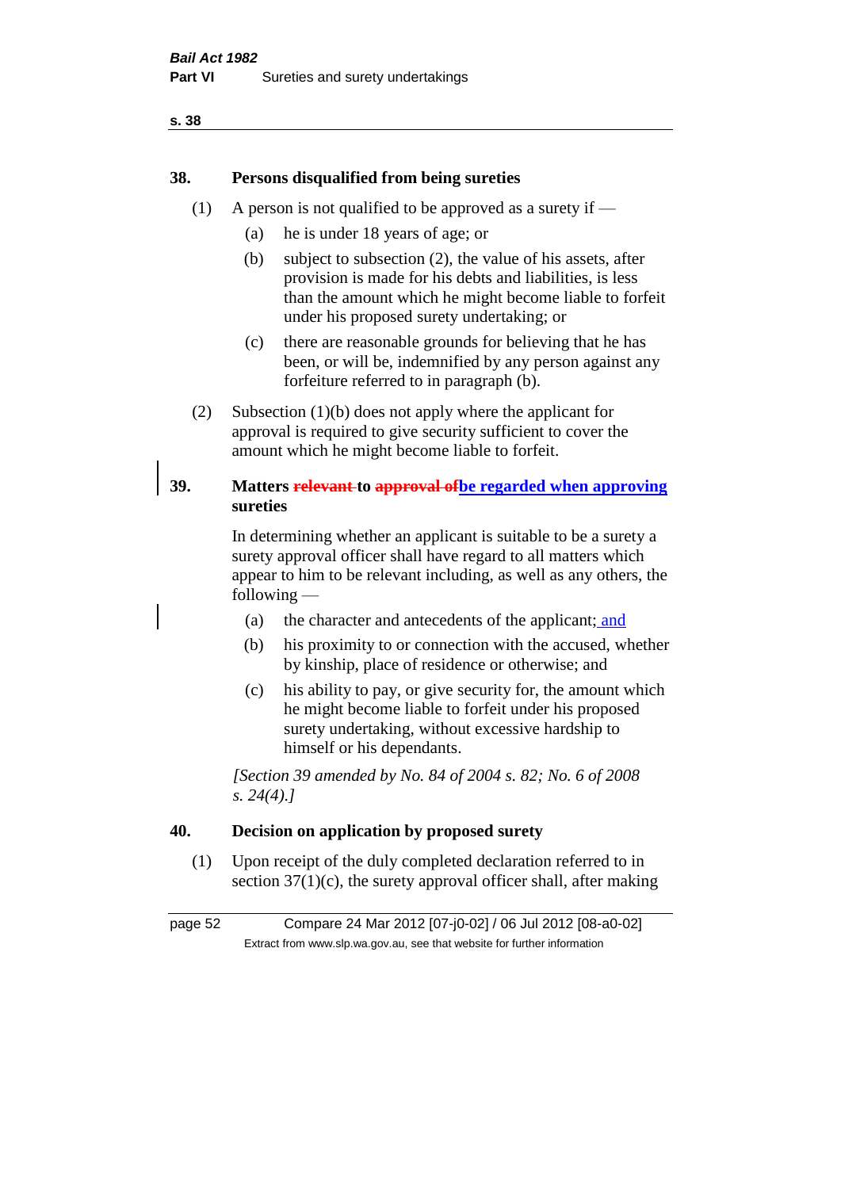### 38. Persons disqualified from being sureties

(1) A person is not qualified to be approved as a surety if —

  (a) he is under 18 years of age; or

  (b) subject to subsection (2), the value of his assets, after provision is made for his debts and liabilities, is less than the amount which he might become liable to forfeit under his proposed surety undertaking; or

  (c) there are reasonable grounds for believing that he has been, or will be, indemnified by any person against any forfeiture referred to in paragraph (b).

(2) Subsection (1)(b) does not apply where the applicant for approval is required to give security sufficient to cover the amount which he might become liable to forfeit.

### 39. Matters ~~relevant~~ to ~~approval of~~be regarded when approving sureties

In determining whether an applicant is suitable to be a surety a surety approval officer shall have regard to all matters which appear to him to be relevant including, as well as any others, the following —

  (a) the character and antecedents of the applicant; and

  (b) his proximity to or connection with the accused, whether by kinship, place of residence or otherwise; and

  (c) his ability to pay, or give security for, the amount which he might become liable to forfeit under his proposed surety undertaking, without excessive hardship to himself or his dependants.

*[Section 39 amended by No. 84 of 2004 s. 82; No. 6 of 2008 s. 24(4).]*

### 40. Decision on application by proposed surety

(1) Upon receipt of the duly completed declaration referred to in section 37(1)(c), the surety approval officer shall, after making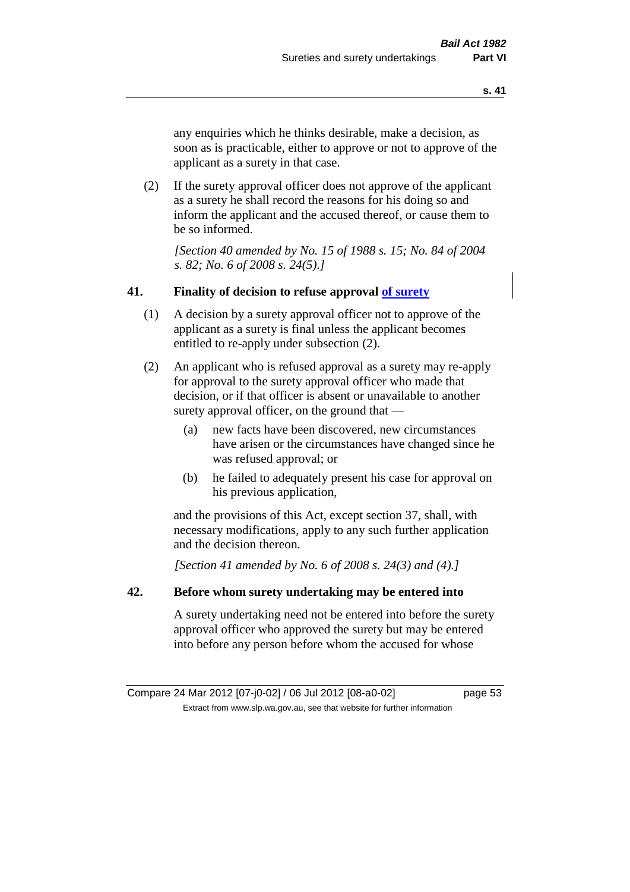any enquiries which he thinks desirable, make a decision, as soon as is practicable, either to approve or not to approve of the applicant as a surety in that case.

(2) If the surety approval officer does not approve of the applicant as a surety he shall record the reasons for his doing so and inform the applicant and the accused thereof, or cause them to be so informed.

*[Section 40 amended by No. 15 of 1988 s. 15; No. 84 of 2004 s. 82; No. 6 of 2008 s. 24(5).]*

### 41. Finality of decision to refuse approval of surety

(1) A decision by a surety approval officer not to approve of the applicant as a surety is final unless the applicant becomes entitled to re-apply under subsection (2).

(2) An applicant who is refused approval as a surety may re-apply for approval to the surety approval officer who made that decision, or if that officer is absent or unavailable to another surety approval officer, on the ground that —

- (a) new facts have been discovered, new circumstances have arisen or the circumstances have changed since he was refused approval; or
- (b) he failed to adequately present his case for approval on his previous application,

and the provisions of this Act, except section 37, shall, with necessary modifications, apply to any such further application and the decision thereon.

*[Section 41 amended by No. 6 of 2008 s. 24(3) and (4).]*

### 42. Before whom surety undertaking may be entered into

A surety undertaking need not be entered into before the surety approval officer who approved the surety but may be entered into before any person before whom the accused for whose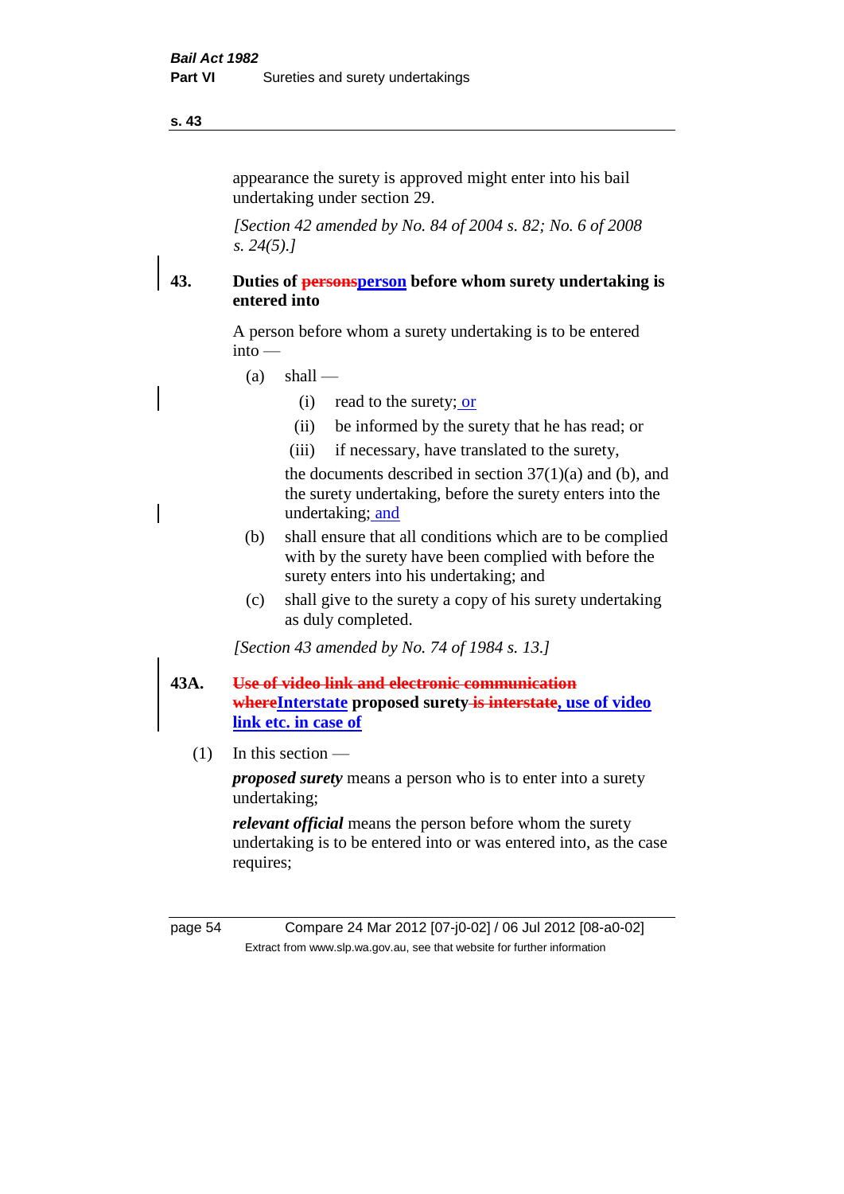appearance the surety is approved might enter into his bail undertaking under section 29.

*[Section 42 amended by No. 84 of 2004 s. 82; No. 6 of 2008 s. 24(5).]*

**43. Duties of ~~persons~~person before whom surety undertaking is entered into**

A person before whom a surety undertaking is to be entered into —

(a) shall —

(i) read to the surety; or

(ii) be informed by the surety that he has read; or

(iii) if necessary, have translated to the surety,

the documents described in section 37(1)(a) and (b), and the surety undertaking, before the surety enters into the undertaking; and

(b) shall ensure that all conditions which are to be complied with by the surety have been complied with before the surety enters into his undertaking; and

(c) shall give to the surety a copy of his surety undertaking as duly completed.

*[Section 43 amended by No. 74 of 1984 s. 13.]*

**43A. ~~Use of video link and electronic communication where~~Interstate proposed surety ~~is interstate~~, use of video link etc. in case of**

(1) In this section —

***proposed surety*** means a person who is to enter into a surety undertaking;

***relevant official*** means the person before whom the surety undertaking is to be entered into or was entered into, as the case requires;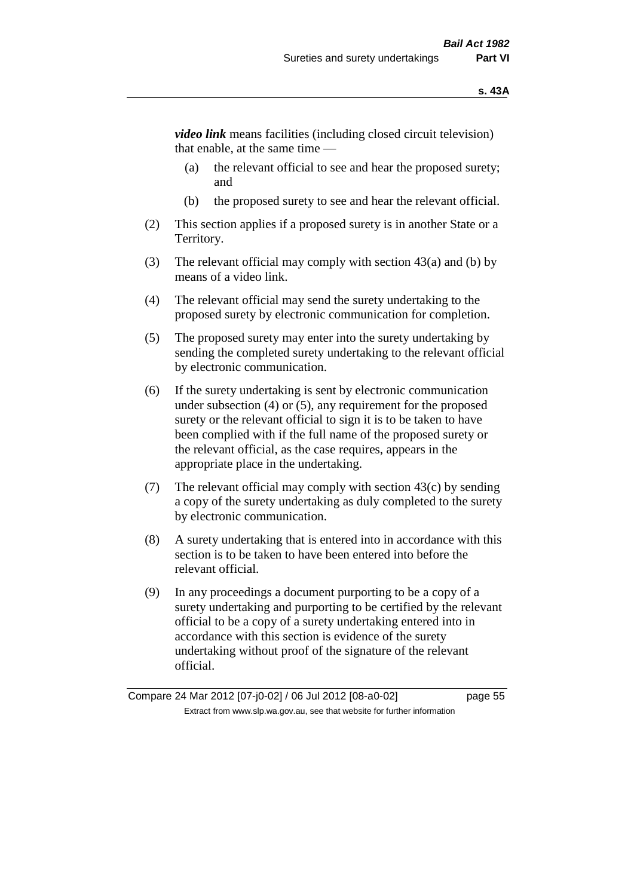***video link*** means facilities (including closed circuit television) that enable, at the same time —

(a) the relevant official to see and hear the proposed surety; and

(b) the proposed surety to see and hear the relevant official.

(2) This section applies if a proposed surety is in another State or a Territory.

(3) The relevant official may comply with section 43(a) and (b) by means of a video link.

(4) The relevant official may send the surety undertaking to the proposed surety by electronic communication for completion.

(5) The proposed surety may enter into the surety undertaking by sending the completed surety undertaking to the relevant official by electronic communication.

(6) If the surety undertaking is sent by electronic communication under subsection (4) or (5), any requirement for the proposed surety or the relevant official to sign it is to be taken to have been complied with if the full name of the proposed surety or the relevant official, as the case requires, appears in the appropriate place in the undertaking.

(7) The relevant official may comply with section 43(c) by sending a copy of the surety undertaking as duly completed to the surety by electronic communication.

(8) A surety undertaking that is entered into in accordance with this section is to be taken to have been entered into before the relevant official.

(9) In any proceedings a document purporting to be a copy of a surety undertaking and purporting to be certified by the relevant official to be a copy of a surety undertaking entered into in accordance with this section is evidence of the surety undertaking without proof of the signature of the relevant official.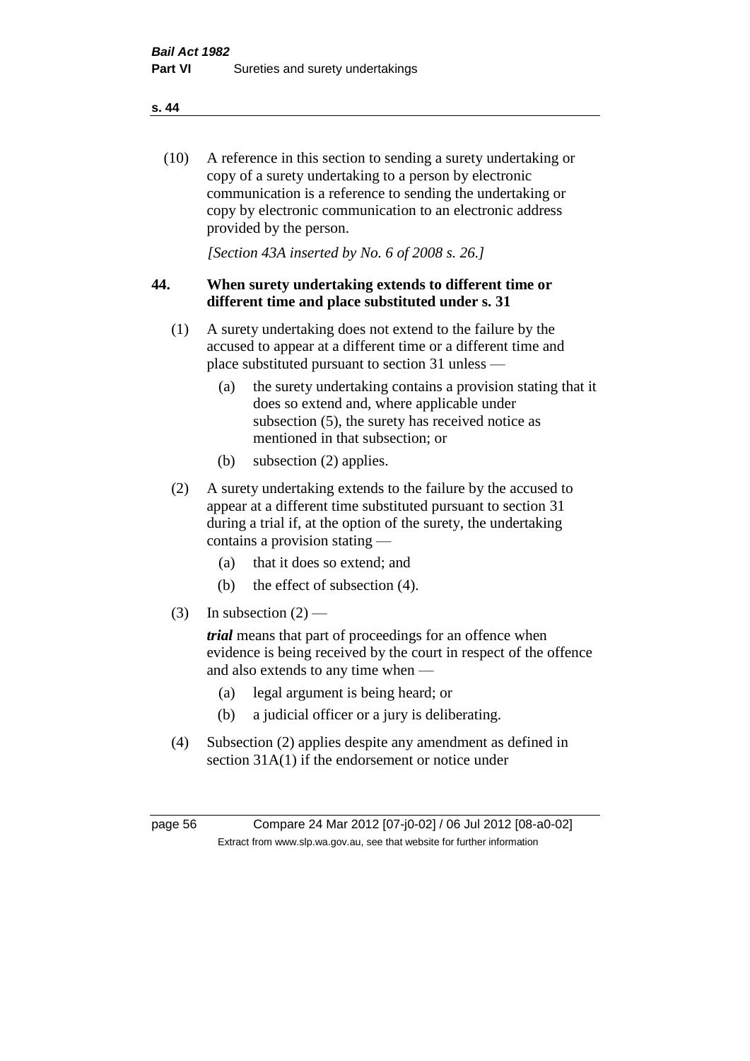(10) A reference in this section to sending a surety undertaking or copy of a surety undertaking to a person by electronic communication is a reference to sending the undertaking or copy by electronic communication to an electronic address provided by the person.

*[Section 43A inserted by No. 6 of 2008 s. 26.]*

## 44. When surety undertaking extends to different time or different time and place substituted under s. 31

(1) A surety undertaking does not extend to the failure by the accused to appear at a different time or a different time and place substituted pursuant to section 31 unless —

- (a) the surety undertaking contains a provision stating that it does so extend and, where applicable under subsection (5), the surety has received notice as mentioned in that subsection; or
- (b) subsection (2) applies.

(2) A surety undertaking extends to the failure by the accused to appear at a different time substituted pursuant to section 31 during a trial if, at the option of the surety, the undertaking contains a provision stating —

- (a) that it does so extend; and
- (b) the effect of subsection (4).

(3) In subsection (2) —

***trial*** means that part of proceedings for an offence when evidence is being received by the court in respect of the offence and also extends to any time when —

- (a) legal argument is being heard; or
- (b) a judicial officer or a jury is deliberating.

(4) Subsection (2) applies despite any amendment as defined in section 31A(1) if the endorsement or notice under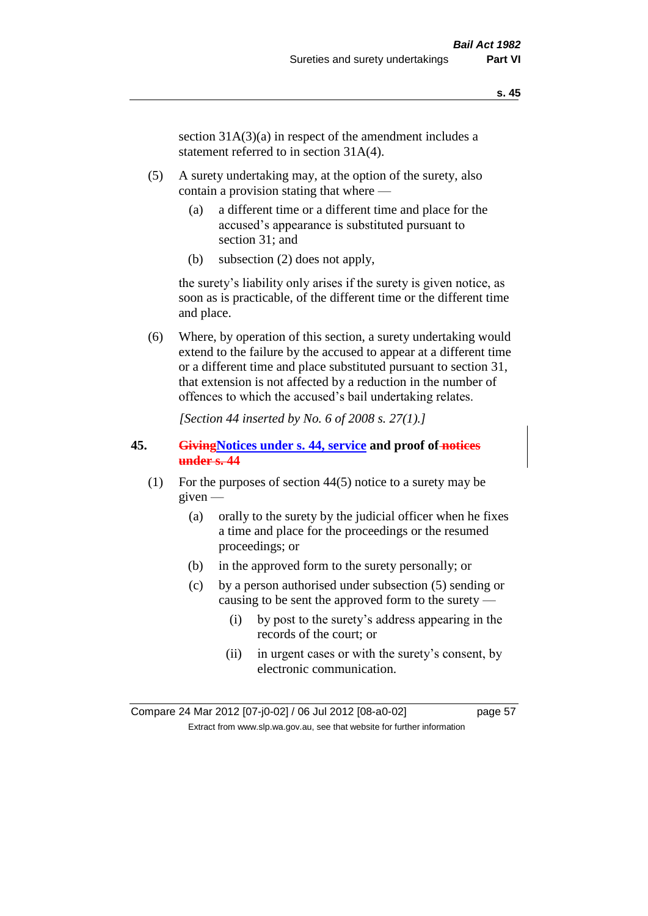section 31A(3)(a) in respect of the amendment includes a statement referred to in section 31A(4).

(5) A surety undertaking may, at the option of the surety, also contain a provision stating that where —

(a) a different time or a different time and place for the accused's appearance is substituted pursuant to section 31; and

(b) subsection (2) does not apply,

the surety's liability only arises if the surety is given notice, as soon as is practicable, of the different time or the different time and place.

(6) Where, by operation of this section, a surety undertaking would extend to the failure by the accused to appear at a different time or a different time and place substituted pursuant to section 31, that extension is not affected by a reduction in the number of offences to which the accused's bail undertaking relates.

*[Section 44 inserted by No. 6 of 2008 s. 27(1).]*

**45. ~~Giving~~Notices under s. 44, service and proof of ~~notices under s. 44~~**

(1) For the purposes of section 44(5) notice to a surety may be given —

(a) orally to the surety by the judicial officer when he fixes a time and place for the proceedings or the resumed proceedings; or

(b) in the approved form to the surety personally; or

(c) by a person authorised under subsection (5) sending or causing to be sent the approved form to the surety —

(i) by post to the surety's address appearing in the records of the court; or

(ii) in urgent cases or with the surety's consent, by electronic communication.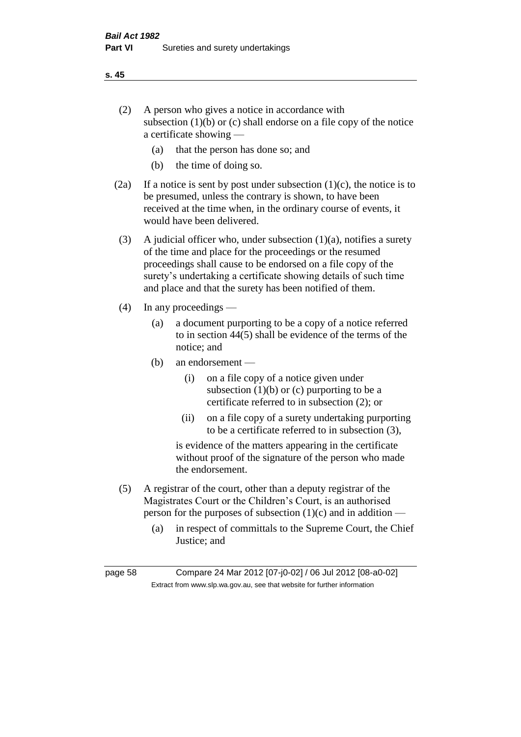(2) A person who gives a notice in accordance with subsection (1)(b) or (c) shall endorse on a file copy of the notice a certificate showing —

(a) that the person has done so; and

(b) the time of doing so.

(2a) If a notice is sent by post under subsection (1)(c), the notice is to be presumed, unless the contrary is shown, to have been received at the time when, in the ordinary course of events, it would have been delivered.

(3) A judicial officer who, under subsection (1)(a), notifies a surety of the time and place for the proceedings or the resumed proceedings shall cause to be endorsed on a file copy of the surety's undertaking a certificate showing details of such time and place and that the surety has been notified of them.

(4) In any proceedings —

(a) a document purporting to be a copy of a notice referred to in section 44(5) shall be evidence of the terms of the notice; and

(b) an endorsement —

(i) on a file copy of a notice given under subsection (1)(b) or (c) purporting to be a certificate referred to in subsection (2); or

(ii) on a file copy of a surety undertaking purporting to be a certificate referred to in subsection (3),

is evidence of the matters appearing in the certificate without proof of the signature of the person who made the endorsement.

(5) A registrar of the court, other than a deputy registrar of the Magistrates Court or the Children's Court, is an authorised person for the purposes of subsection (1)(c) and in addition —

(a) in respect of committals to the Supreme Court, the Chief Justice; and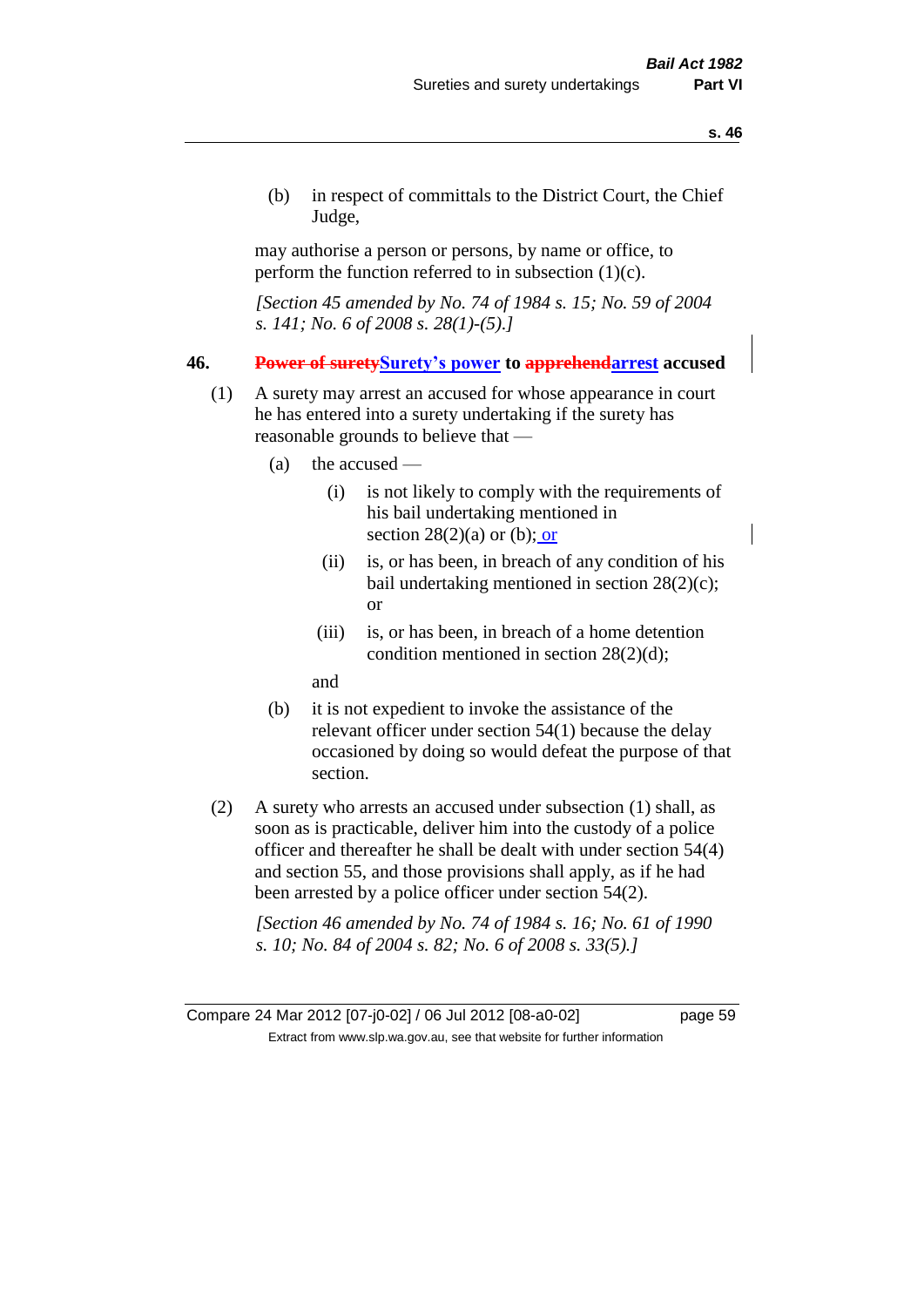(b) in respect of committals to the District Court, the Chief Judge,

may authorise a person or persons, by name or office, to perform the function referred to in subsection (1)(c).

*[Section 45 amended by No. 74 of 1984 s. 15; No. 59 of 2004 s. 141; No. 6 of 2008 s. 28(1)-(5).]*

## 46. ~~Power of surety~~Surety's power to ~~apprehend~~arrest accused

(1) A surety may arrest an accused for whose appearance in court he has entered into a surety undertaking if the surety has reasonable grounds to believe that —

  (a) the accused —

    (i) is not likely to comply with the requirements of his bail undertaking mentioned in section 28(2)(a) or (b); or

    (ii) is, or has been, in breach of any condition of his bail undertaking mentioned in section 28(2)(c); or

    (iii) is, or has been, in breach of a home detention condition mentioned in section 28(2)(d);

  and

  (b) it is not expedient to invoke the assistance of the relevant officer under section 54(1) because the delay occasioned by doing so would defeat the purpose of that section.

(2) A surety who arrests an accused under subsection (1) shall, as soon as is practicable, deliver him into the custody of a police officer and thereafter he shall be dealt with under section 54(4) and section 55, and those provisions shall apply, as if he had been arrested by a police officer under section 54(2).

*[Section 46 amended by No. 74 of 1984 s. 16; No. 61 of 1990 s. 10; No. 84 of 2004 s. 82; No. 6 of 2008 s. 33(5).]*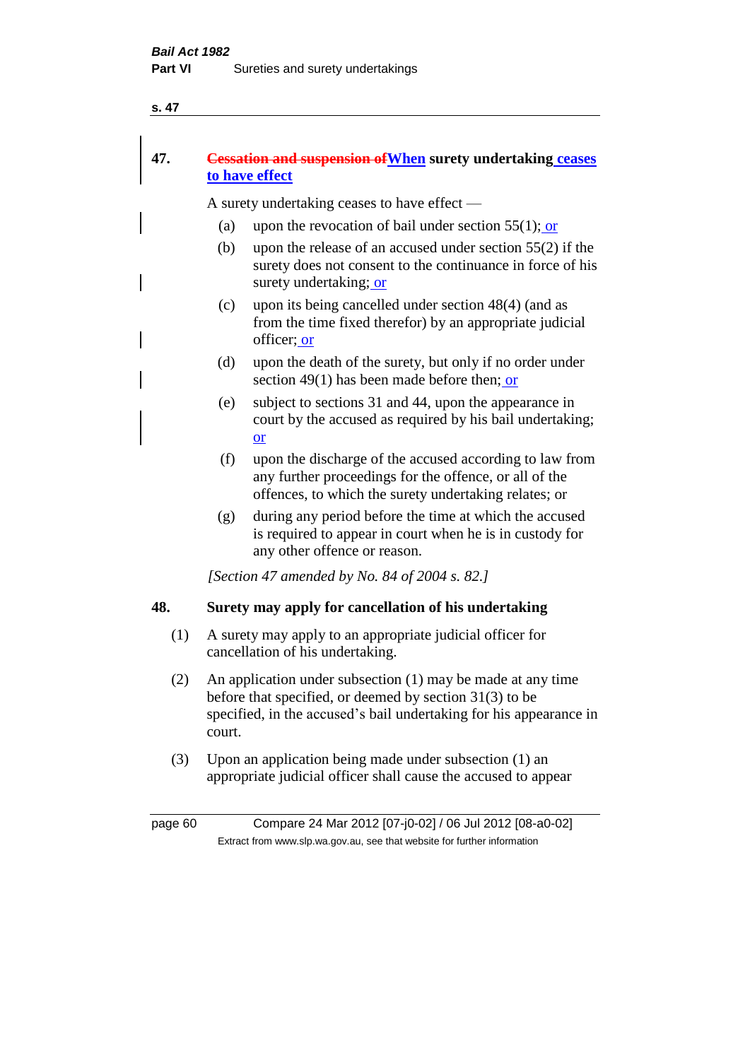## 47. ~~Cessation and suspension of~~ When surety undertaking ceases to have effect

A surety undertaking ceases to have effect —

(a) upon the revocation of bail under section 55(1); or

(b) upon the release of an accused under section 55(2) if the surety does not consent to the continuance in force of his surety undertaking; or

(c) upon its being cancelled under section 48(4) (and as from the time fixed therefor) by an appropriate judicial officer; or

(d) upon the death of the surety, but only if no order under section 49(1) has been made before then; or

(e) subject to sections 31 and 44, upon the appearance in court by the accused as required by his bail undertaking; or

(f) upon the discharge of the accused according to law from any further proceedings for the offence, or all of the offences, to which the surety undertaking relates; or

(g) during any period before the time at which the accused is required to appear in court when he is in custody for any other offence or reason.

*[Section 47 amended by No. 84 of 2004 s. 82.]*

## 48. Surety may apply for cancellation of his undertaking

(1) A surety may apply to an appropriate judicial officer for cancellation of his undertaking.

(2) An application under subsection (1) may be made at any time before that specified, or deemed by section 31(3) to be specified, in the accused's bail undertaking for his appearance in court.

(3) Upon an application being made under subsection (1) an appropriate judicial officer shall cause the accused to appear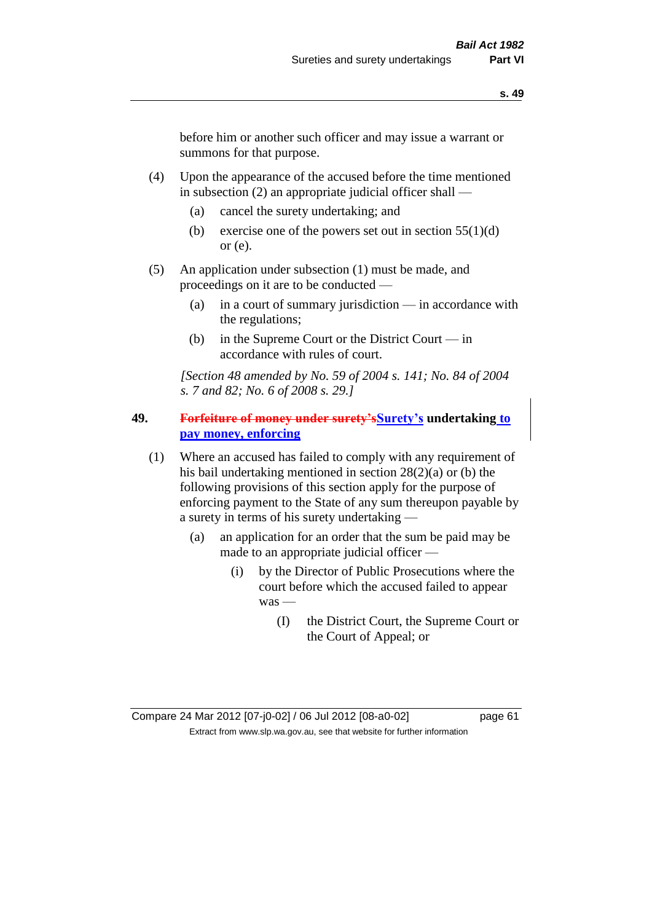before him or another such officer and may issue a warrant or summons for that purpose.

(4) Upon the appearance of the accused before the time mentioned in subsection (2) an appropriate judicial officer shall —

(a) cancel the surety undertaking; and

(b) exercise one of the powers set out in section 55(1)(d) or (e).

(5) An application under subsection (1) must be made, and proceedings on it are to be conducted —

(a) in a court of summary jurisdiction — in accordance with the regulations;

(b) in the Supreme Court or the District Court — in accordance with rules of court.

*[Section 48 amended by No. 59 of 2004 s. 141; No. 84 of 2004 s. 7 and 82; No. 6 of 2008 s. 29.]*

**49. ~~Forfeiture of money under surety's~~Surety's undertaking to pay money, enforcing**

(1) Where an accused has failed to comply with any requirement of his bail undertaking mentioned in section 28(2)(a) or (b) the following provisions of this section apply for the purpose of enforcing payment to the State of any sum thereupon payable by a surety in terms of his surety undertaking —

(a) an application for an order that the sum be paid may be made to an appropriate judicial officer —

(i) by the Director of Public Prosecutions where the court before which the accused failed to appear was —

(I) the District Court, the Supreme Court or the Court of Appeal; or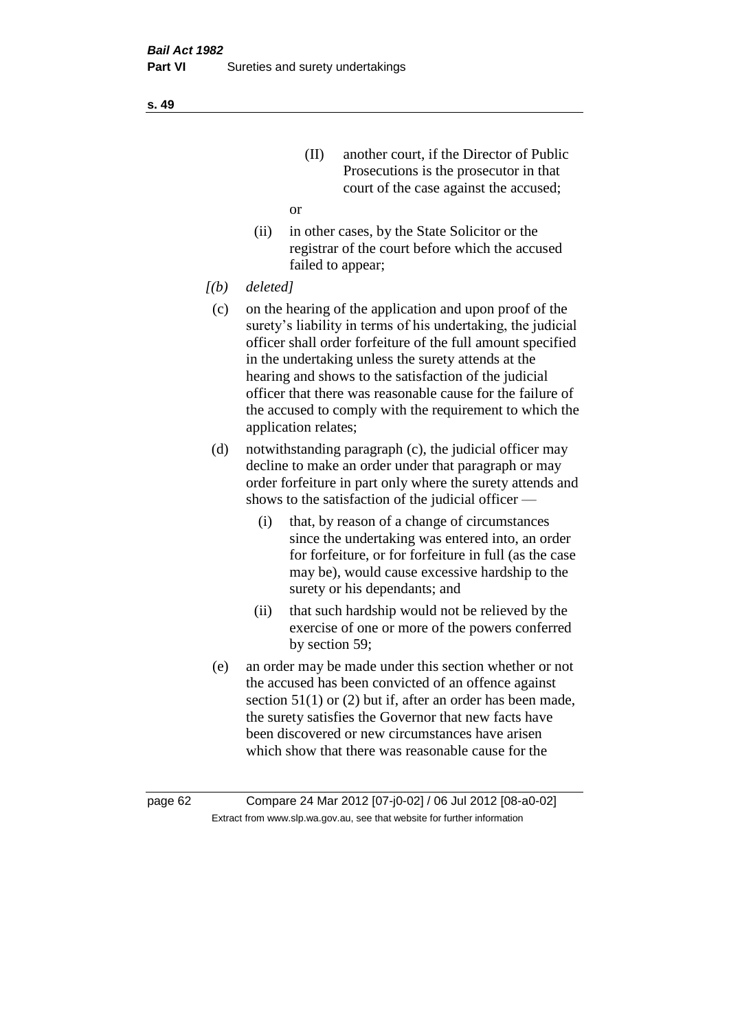(II) another court, if the Director of Public Prosecutions is the prosecutor in that court of the case against the accused;

or

(ii) in other cases, by the State Solicitor or the registrar of the court before which the accused failed to appear;

*[(b) deleted]*

(c) on the hearing of the application and upon proof of the surety's liability in terms of his undertaking, the judicial officer shall order forfeiture of the full amount specified in the undertaking unless the surety attends at the hearing and shows to the satisfaction of the judicial officer that there was reasonable cause for the failure of the accused to comply with the requirement to which the application relates;

(d) notwithstanding paragraph (c), the judicial officer may decline to make an order under that paragraph or may order forfeiture in part only where the surety attends and shows to the satisfaction of the judicial officer —

(i) that, by reason of a change of circumstances since the undertaking was entered into, an order for forfeiture, or for forfeiture in full (as the case may be), would cause excessive hardship to the surety or his dependants; and

(ii) that such hardship would not be relieved by the exercise of one or more of the powers conferred by section 59;

(e) an order may be made under this section whether or not the accused has been convicted of an offence against section 51(1) or (2) but if, after an order has been made, the surety satisfies the Governor that new facts have been discovered or new circumstances have arisen which show that there was reasonable cause for the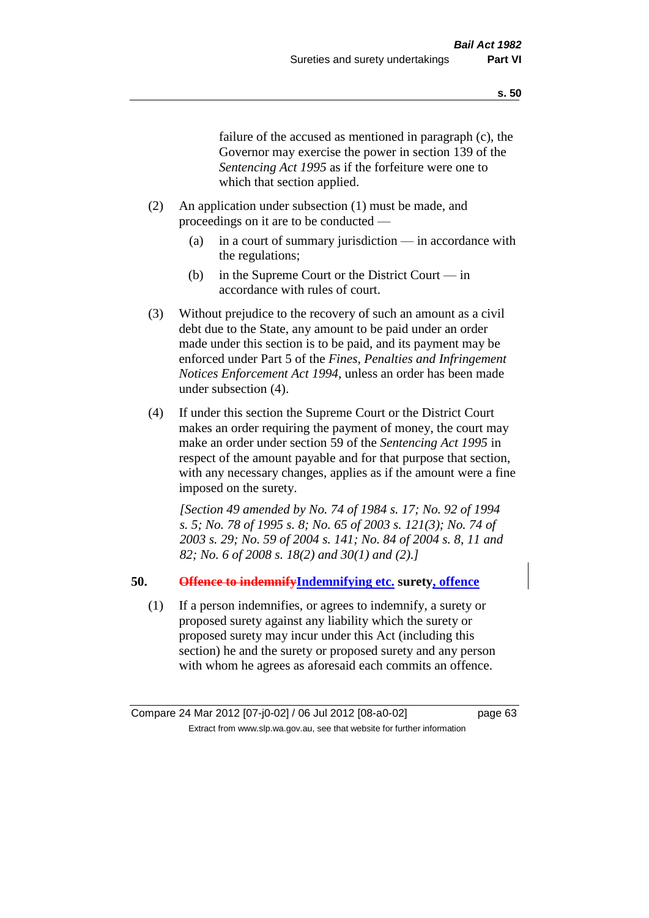failure of the accused as mentioned in paragraph (c), the Governor may exercise the power in section 139 of the *Sentencing Act 1995* as if the forfeiture were one to which that section applied.

(2) An application under subsection (1) must be made, and proceedings on it are to be conducted —

(a) in a court of summary jurisdiction — in accordance with the regulations;

(b) in the Supreme Court or the District Court — in accordance with rules of court.

(3) Without prejudice to the recovery of such an amount as a civil debt due to the State, any amount to be paid under an order made under this section is to be paid, and its payment may be enforced under Part 5 of the *Fines, Penalties and Infringement Notices Enforcement Act 1994*, unless an order has been made under subsection (4).

(4) If under this section the Supreme Court or the District Court makes an order requiring the payment of money, the court may make an order under section 59 of the *Sentencing Act 1995* in respect of the amount payable and for that purpose that section, with any necessary changes, applies as if the amount were a fine imposed on the surety.

*[Section 49 amended by No. 74 of 1984 s. 17; No. 92 of 1994 s. 5; No. 78 of 1995 s. 8; No. 65 of 2003 s. 121(3); No. 74 of 2003 s. 29; No. 59 of 2004 s. 141; No. 84 of 2004 s. 8, 11 and 82; No. 6 of 2008 s. 18(2) and 30(1) and (2).]*

## 50. ~~Offence to indemnify~~Indemnifying etc. surety, offence

(1) If a person indemnifies, or agrees to indemnify, a surety or proposed surety against any liability which the surety or proposed surety may incur under this Act (including this section) he and the surety or proposed surety and any person with whom he agrees as aforesaid each commits an offence.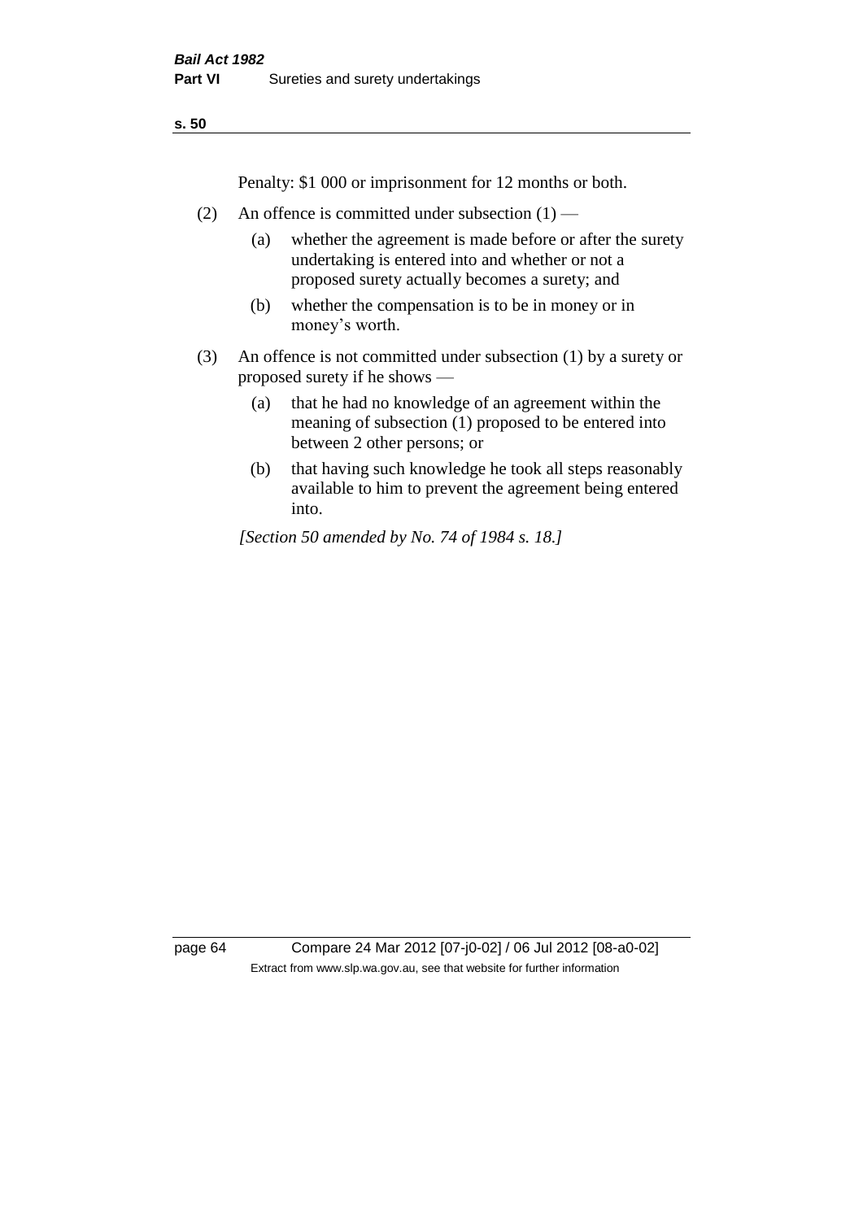Penalty: $1 000 or imprisonment for 12 months or both.

(2) An offence is committed under subsection (1) —

  (a) whether the agreement is made before or after the surety undertaking is entered into and whether or not a proposed surety actually becomes a surety; and

  (b) whether the compensation is to be in money or in money's worth.

(3) An offence is not committed under subsection (1) by a surety or proposed surety if he shows —

  (a) that he had no knowledge of an agreement within the meaning of subsection (1) proposed to be entered into between 2 other persons; or

  (b) that having such knowledge he took all steps reasonably available to him to prevent the agreement being entered into.

*[Section 50 amended by No. 74 of 1984 s. 18.]*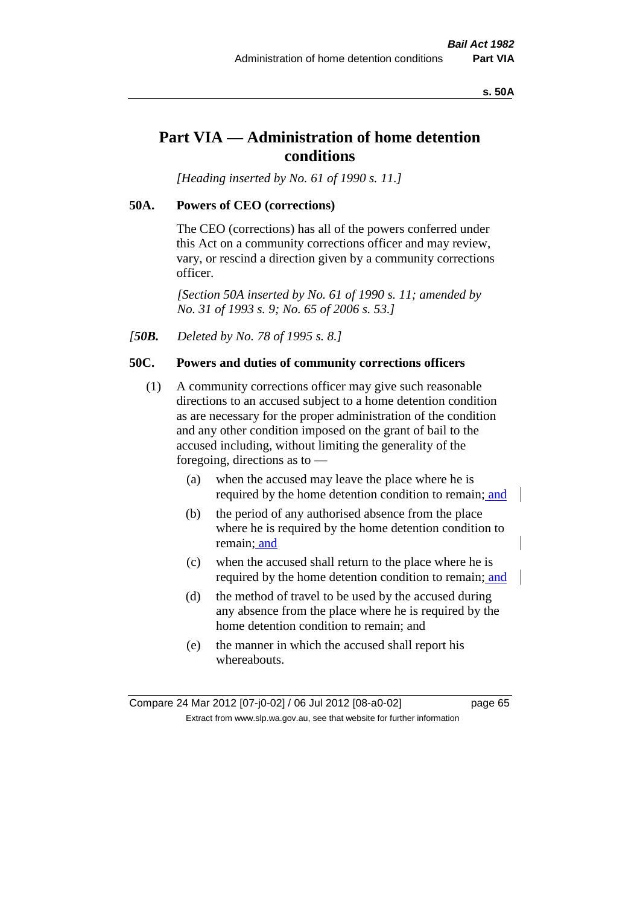# Part VIA — Administration of home detention conditions

*[Heading inserted by No. 61 of 1990 s. 11.]*

**50A. Powers of CEO (corrections)**

The CEO (corrections) has all of the powers conferred under this Act on a community corrections officer and may review, vary, or rescind a direction given by a community corrections officer.

*[Section 50A inserted by No. 61 of 1990 s. 11; amended by No. 31 of 1993 s. 9; No. 65 of 2006 s. 53.]*

*[**50B.** Deleted by No. 78 of 1995 s. 8.]*

**50C. Powers and duties of community corrections officers**

(1) A community corrections officer may give such reasonable directions to an accused subject to a home detention condition as are necessary for the proper administration of the condition and any other condition imposed on the grant of bail to the accused including, without limiting the generality of the foregoing, directions as to —

(a) when the accused may leave the place where he is required by the home detention condition to remain; and

(b) the period of any authorised absence from the place where he is required by the home detention condition to remain; and

(c) when the accused shall return to the place where he is required by the home detention condition to remain; and

(d) the method of travel to be used by the accused during any absence from the place where he is required by the home detention condition to remain; and

(e) the manner in which the accused shall report his whereabouts.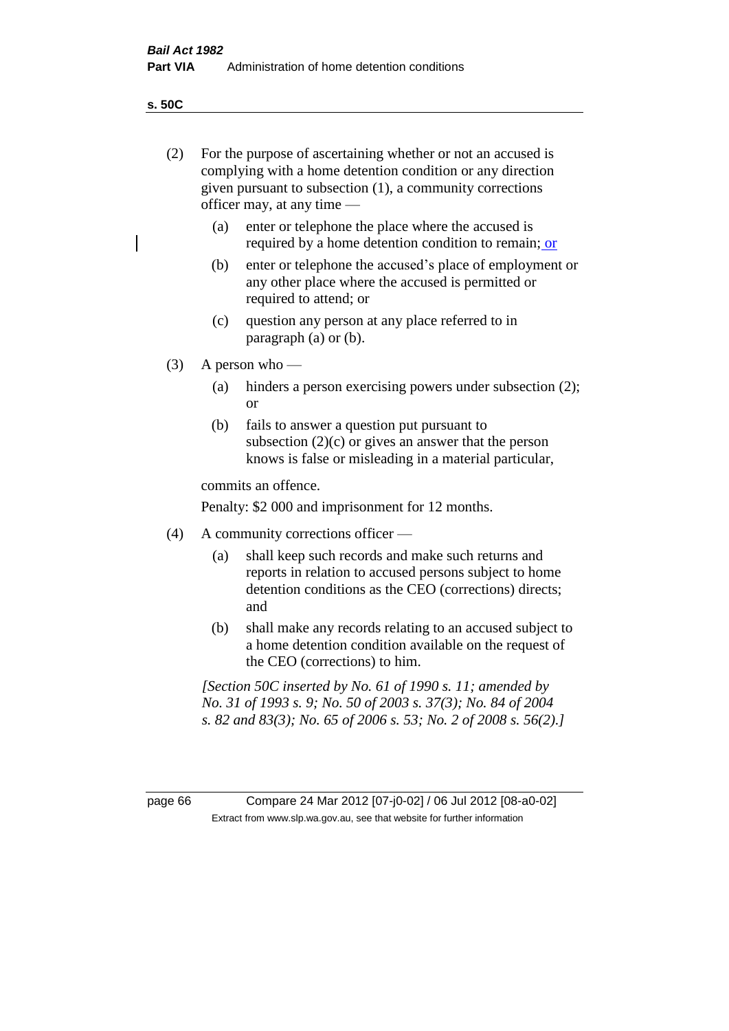(2) For the purpose of ascertaining whether or not an accused is complying with a home detention condition or any direction given pursuant to subsection (1), a community corrections officer may, at any time —

   (a) enter or telephone the place where the accused is required by a home detention condition to remain; or

   (b) enter or telephone the accused's place of employment or any other place where the accused is permitted or required to attend; or

   (c) question any person at any place referred to in paragraph (a) or (b).

(3) A person who —

   (a) hinders a person exercising powers under subsection (2); or

   (b) fails to answer a question put pursuant to subsection (2)(c) or gives an answer that the person knows is false or misleading in a material particular,

   commits an offence.

   Penalty: $2 000 and imprisonment for 12 months.

(4) A community corrections officer —

   (a) shall keep such records and make such returns and reports in relation to accused persons subject to home detention conditions as the CEO (corrections) directs; and

   (b) shall make any records relating to an accused subject to a home detention condition available on the request of the CEO (corrections) to him.

*[Section 50C inserted by No. 61 of 1990 s. 11; amended by No. 31 of 1993 s. 9; No. 50 of 2003 s. 37(3); No. 84 of 2004 s. 82 and 83(3); No. 65 of 2006 s. 53; No. 2 of 2008 s. 56(2).]*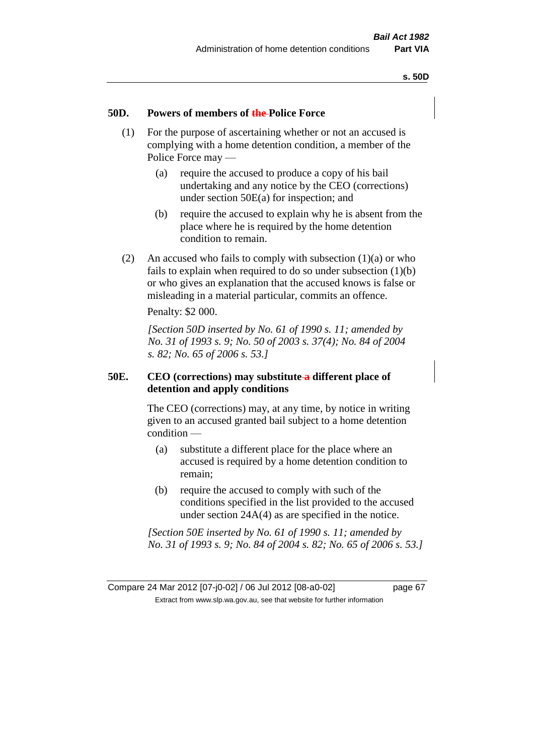## 50D. Powers of members of ~~the~~ Police Force

(1) For the purpose of ascertaining whether or not an accused is complying with a home detention condition, a member of the Police Force may —

(a) require the accused to produce a copy of his bail undertaking and any notice by the CEO (corrections) under section 50E(a) for inspection; and

(b) require the accused to explain why he is absent from the place where he is required by the home detention condition to remain.

(2) An accused who fails to comply with subsection (1)(a) or who fails to explain when required to do so under subsection (1)(b) or who gives an explanation that the accused knows is false or misleading in a material particular, commits an offence.

Penalty: $2 000.

*[Section 50D inserted by No. 61 of 1990 s. 11; amended by No. 31 of 1993 s. 9; No. 50 of 2003 s. 37(4); No. 84 of 2004 s. 82; No. 65 of 2006 s. 53.]*

## 50E. CEO (corrections) may substitute ~~a~~ different place of detention and apply conditions

The CEO (corrections) may, at any time, by notice in writing given to an accused granted bail subject to a home detention condition —

(a) substitute a different place for the place where an accused is required by a home detention condition to remain;

(b) require the accused to comply with such of the conditions specified in the list provided to the accused under section 24A(4) as are specified in the notice.

*[Section 50E inserted by No. 61 of 1990 s. 11; amended by No. 31 of 1993 s. 9; No. 84 of 2004 s. 82; No. 65 of 2006 s. 53.]*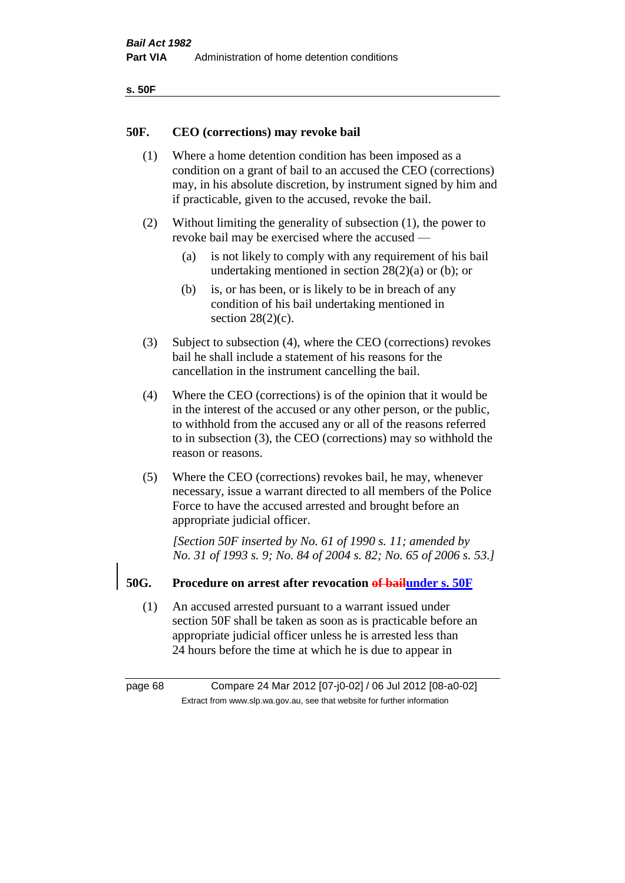## 50F. CEO (corrections) may revoke bail

(1) Where a home detention condition has been imposed as a condition on a grant of bail to an accused the CEO (corrections) may, in his absolute discretion, by instrument signed by him and if practicable, given to the accused, revoke the bail.

(2) Without limiting the generality of subsection (1), the power to revoke bail may be exercised where the accused —

(a) is not likely to comply with any requirement of his bail undertaking mentioned in section 28(2)(a) or (b); or

(b) is, or has been, or is likely to be in breach of any condition of his bail undertaking mentioned in section 28(2)(c).

(3) Subject to subsection (4), where the CEO (corrections) revokes bail he shall include a statement of his reasons for the cancellation in the instrument cancelling the bail.

(4) Where the CEO (corrections) is of the opinion that it would be in the interest of the accused or any other person, or the public, to withhold from the accused any or all of the reasons referred to in subsection (3), the CEO (corrections) may so withhold the reason or reasons.

(5) Where the CEO (corrections) revokes bail, he may, whenever necessary, issue a warrant directed to all members of the Police Force to have the accused arrested and brought before an appropriate judicial officer.

*[Section 50F inserted by No. 61 of 1990 s. 11; amended by No. 31 of 1993 s. 9; No. 84 of 2004 s. 82; No. 65 of 2006 s. 53.]*

## 50G. Procedure on arrest after revocation ~~of bail~~under s. 50F

(1) An accused arrested pursuant to a warrant issued under section 50F shall be taken as soon as is practicable before an appropriate judicial officer unless he is arrested less than 24 hours before the time at which he is due to appear in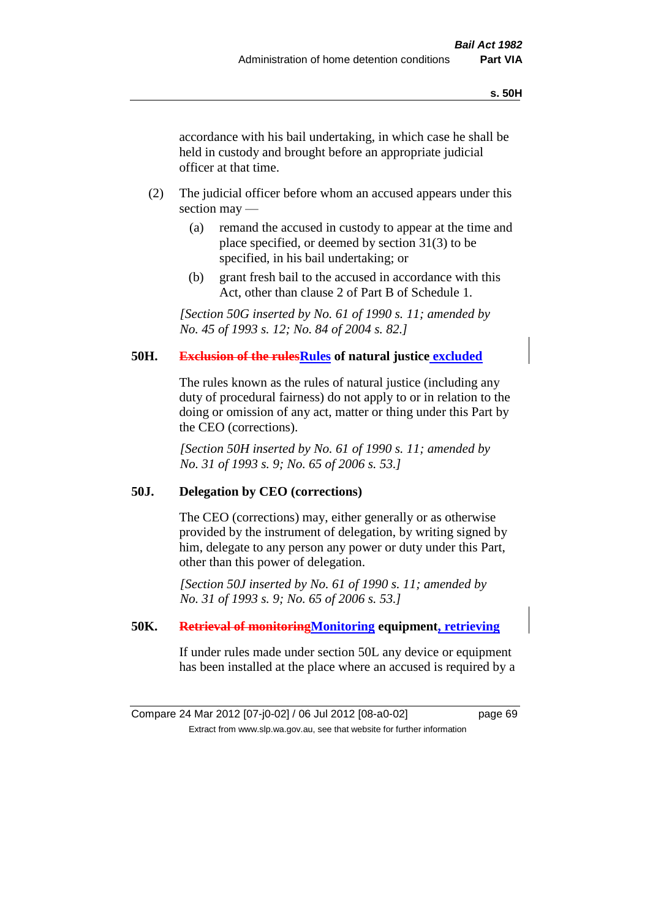accordance with his bail undertaking, in which case he shall be held in custody and brought before an appropriate judicial officer at that time.

(2) The judicial officer before whom an accused appears under this section may —

(a) remand the accused in custody to appear at the time and place specified, or deemed by section 31(3) to be specified, in his bail undertaking; or

(b) grant fresh bail to the accused in accordance with this Act, other than clause 2 of Part B of Schedule 1.

*[Section 50G inserted by No. 61 of 1990 s. 11; amended by No. 45 of 1993 s. 12; No. 84 of 2004 s. 82.]*

**50H. ~~Exclusion of the rules~~Rules of natural justice excluded**

The rules known as the rules of natural justice (including any duty of procedural fairness) do not apply to or in relation to the doing or omission of any act, matter or thing under this Part by the CEO (corrections).

*[Section 50H inserted by No. 61 of 1990 s. 11; amended by No. 31 of 1993 s. 9; No. 65 of 2006 s. 53.]*

**50J. Delegation by CEO (corrections)**

The CEO (corrections) may, either generally or as otherwise provided by the instrument of delegation, by writing signed by him, delegate to any person any power or duty under this Part, other than this power of delegation.

*[Section 50J inserted by No. 61 of 1990 s. 11; amended by No. 31 of 1993 s. 9; No. 65 of 2006 s. 53.]*

**50K. ~~Retrieval of monitoring~~Monitoring equipment, retrieving**

If under rules made under section 50L any device or equipment has been installed at the place where an accused is required by a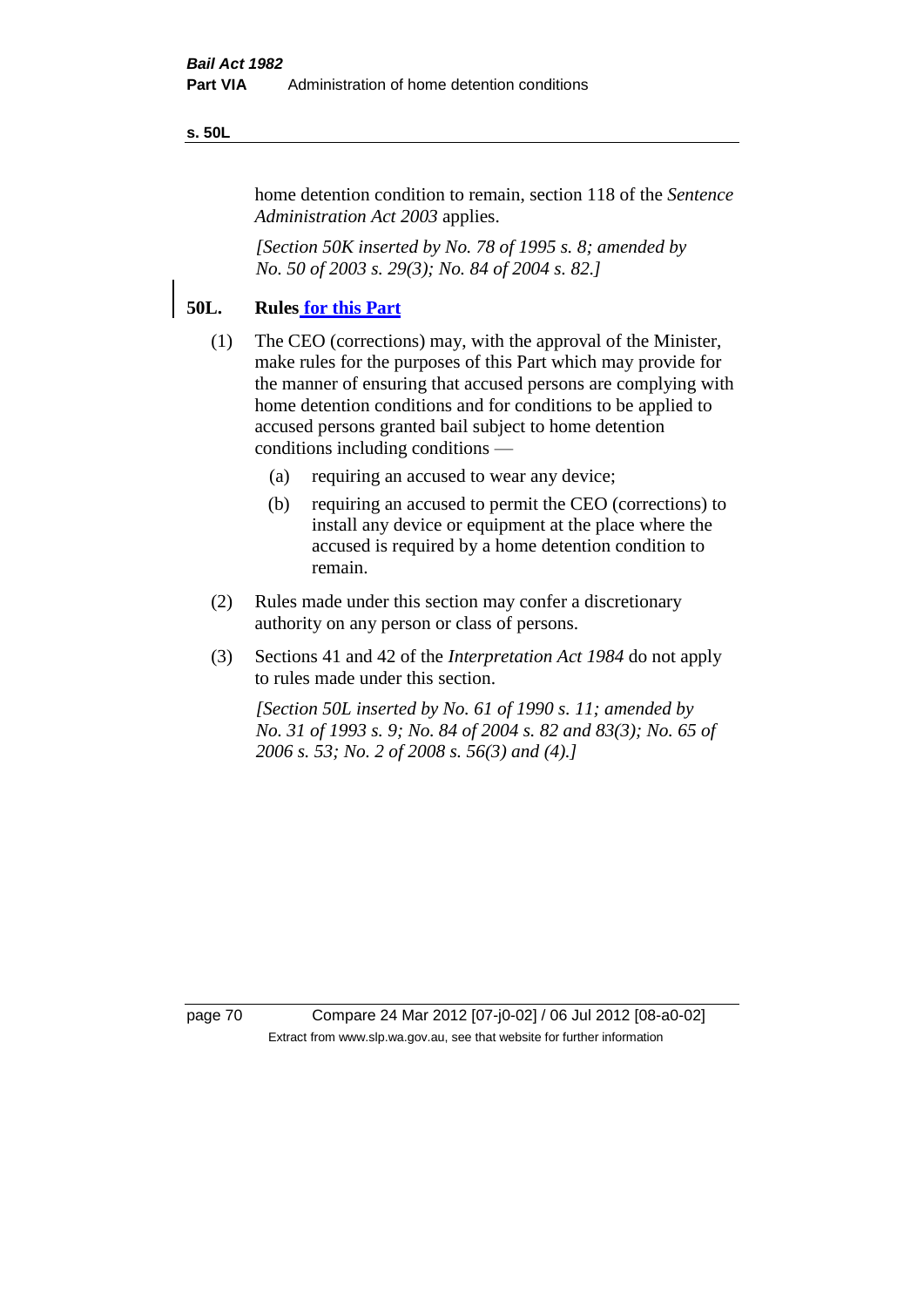home detention condition to remain, section 118 of the *Sentence Administration Act 2003* applies.

*[Section 50K inserted by No. 78 of 1995 s. 8; amended by No. 50 of 2003 s. 29(3); No. 84 of 2004 s. 82.]*

## 50L. Rules for this Part

(1) The CEO (corrections) may, with the approval of the Minister, make rules for the purposes of this Part which may provide for the manner of ensuring that accused persons are complying with home detention conditions and for conditions to be applied to accused persons granted bail subject to home detention conditions including conditions —

- (a) requiring an accused to wear any device;
- (b) requiring an accused to permit the CEO (corrections) to install any device or equipment at the place where the accused is required by a home detention condition to remain.

(2) Rules made under this section may confer a discretionary authority on any person or class of persons.

(3) Sections 41 and 42 of the *Interpretation Act 1984* do not apply to rules made under this section.

*[Section 50L inserted by No. 61 of 1990 s. 11; amended by No. 31 of 1993 s. 9; No. 84 of 2004 s. 82 and 83(3); No. 65 of 2006 s. 53; No. 2 of 2008 s. 56(3) and (4).]*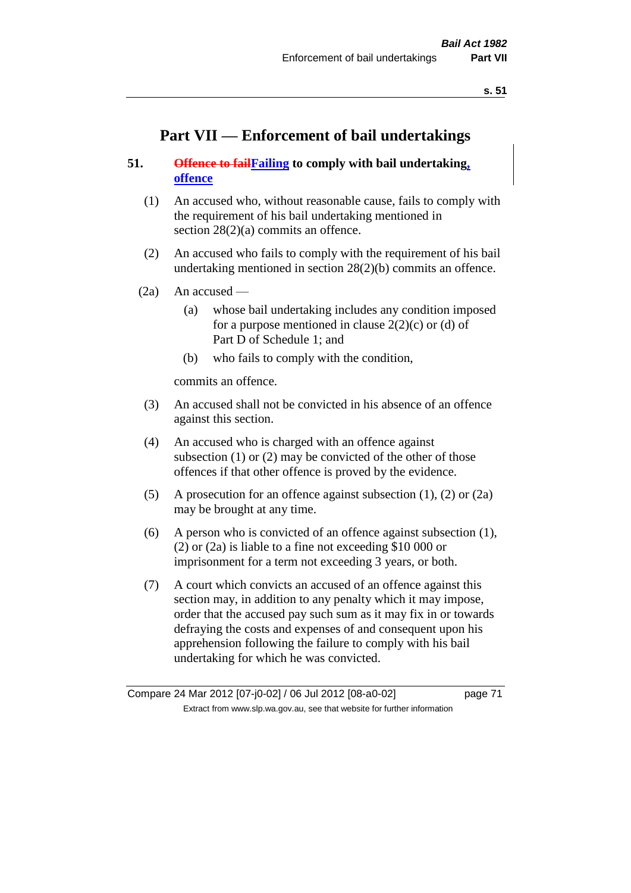# Part VII — Enforcement of bail undertakings

## 51. ~~Offence to fail~~Failing to comply with bail undertaking, offence

(1) An accused who, without reasonable cause, fails to comply with the requirement of his bail undertaking mentioned in section 28(2)(a) commits an offence.

(2) An accused who fails to comply with the requirement of his bail undertaking mentioned in section 28(2)(b) commits an offence.

(2a) An accused —

(a) whose bail undertaking includes any condition imposed for a purpose mentioned in clause 2(2)(c) or (d) of Part D of Schedule 1; and

(b) who fails to comply with the condition,

commits an offence.

(3) An accused shall not be convicted in his absence of an offence against this section.

(4) An accused who is charged with an offence against subsection (1) or (2) may be convicted of the other of those offences if that other offence is proved by the evidence.

(5) A prosecution for an offence against subsection (1), (2) or (2a) may be brought at any time.

(6) A person who is convicted of an offence against subsection (1), (2) or (2a) is liable to a fine not exceeding $10 000 or imprisonment for a term not exceeding 3 years, or both.

(7) A court which convicts an accused of an offence against this section may, in addition to any penalty which it may impose, order that the accused pay such sum as it may fix in or towards defraying the costs and expenses of and consequent upon his apprehension following the failure to comply with his bail undertaking for which he was convicted.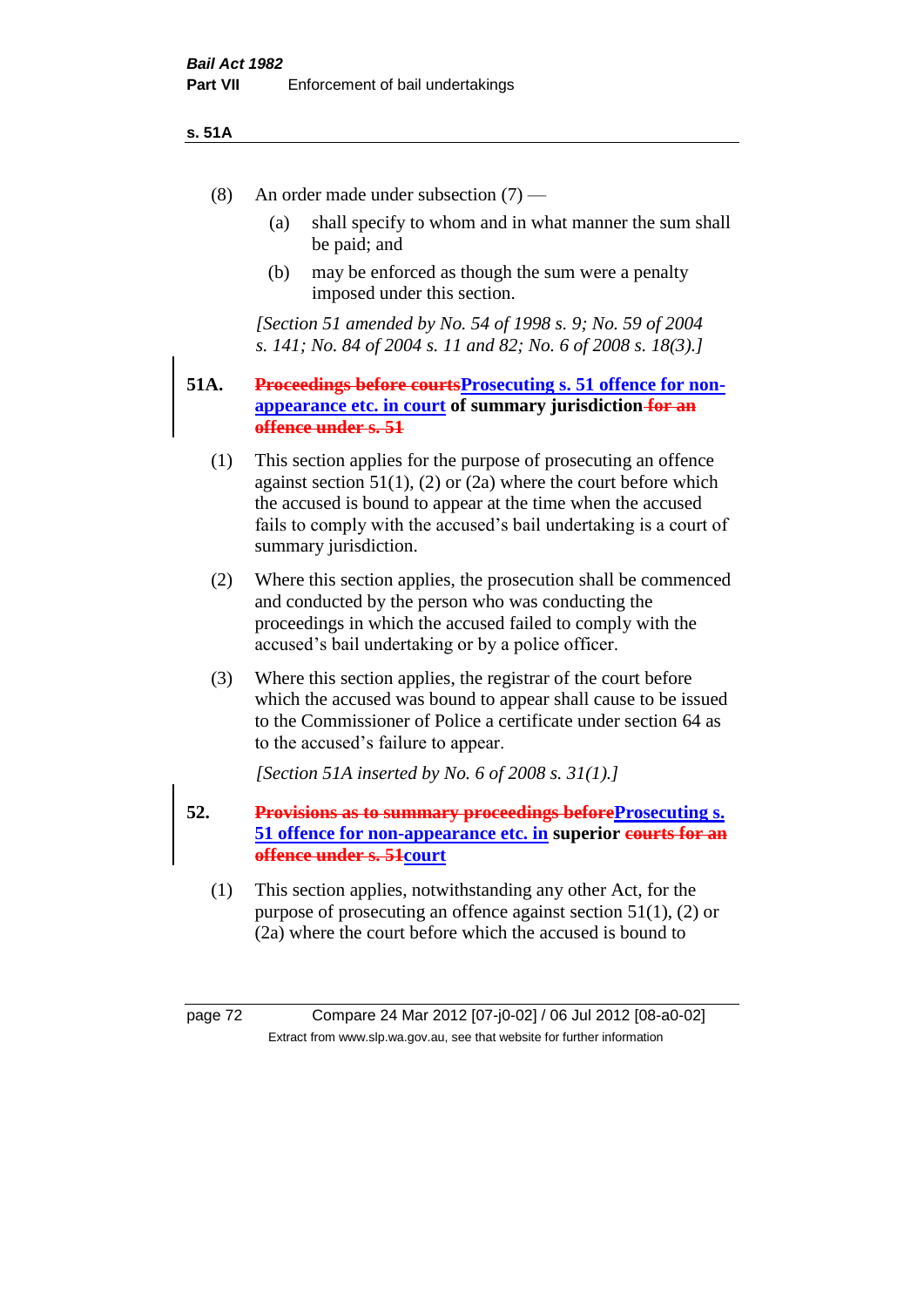(8) An order made under subsection (7) —

(a) shall specify to whom and in what manner the sum shall be paid; and

(b) may be enforced as though the sum were a penalty imposed under this section.

*[Section 51 amended by No. 54 of 1998 s. 9; No. 59 of 2004 s. 141; No. 84 of 2004 s. 11 and 82; No. 6 of 2008 s. 18(3).]*

**51A. ~~Proceedings before courts~~Prosecuting s. 51 offence for non-appearance etc. in court of summary jurisdiction ~~for an offence under s. 51~~**

(1) This section applies for the purpose of prosecuting an offence against section 51(1), (2) or (2a) where the court before which the accused is bound to appear at the time when the accused fails to comply with the accused's bail undertaking is a court of summary jurisdiction.

(2) Where this section applies, the prosecution shall be commenced and conducted by the person who was conducting the proceedings in which the accused failed to comply with the accused's bail undertaking or by a police officer.

(3) Where this section applies, the registrar of the court before which the accused was bound to appear shall cause to be issued to the Commissioner of Police a certificate under section 64 as to the accused's failure to appear.

*[Section 51A inserted by No. 6 of 2008 s. 31(1).]*

**52. ~~Provisions as to summary proceedings before~~Prosecuting s. 51 offence for non-appearance etc. in superior ~~courts for an offence under s. 51~~court**

(1) This section applies, notwithstanding any other Act, for the purpose of prosecuting an offence against section 51(1), (2) or (2a) where the court before which the accused is bound to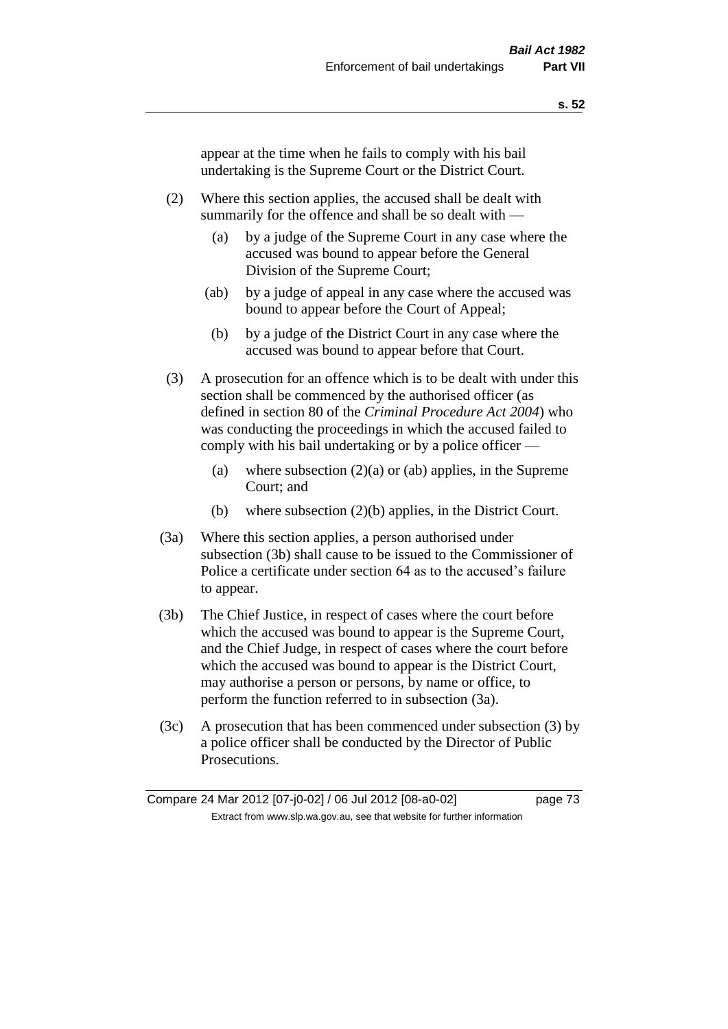appear at the time when he fails to comply with his bail undertaking is the Supreme Court or the District Court.

(2) Where this section applies, the accused shall be dealt with summarily for the offence and shall be so dealt with —

   (a) by a judge of the Supreme Court in any case where the accused was bound to appear before the General Division of the Supreme Court;

   (ab) by a judge of appeal in any case where the accused was bound to appear before the Court of Appeal;

   (b) by a judge of the District Court in any case where the accused was bound to appear before that Court.

(3) A prosecution for an offence which is to be dealt with under this section shall be commenced by the authorised officer (as defined in section 80 of the *Criminal Procedure Act 2004*) who was conducting the proceedings in which the accused failed to comply with his bail undertaking or by a police officer —

   (a) where subsection (2)(a) or (ab) applies, in the Supreme Court; and

   (b) where subsection (2)(b) applies, in the District Court.

(3a) Where this section applies, a person authorised under subsection (3b) shall cause to be issued to the Commissioner of Police a certificate under section 64 as to the accused's failure to appear.

(3b) The Chief Justice, in respect of cases where the court before which the accused was bound to appear is the Supreme Court, and the Chief Judge, in respect of cases where the court before which the accused was bound to appear is the District Court, may authorise a person or persons, by name or office, to perform the function referred to in subsection (3a).

(3c) A prosecution that has been commenced under subsection (3) by a police officer shall be conducted by the Director of Public Prosecutions.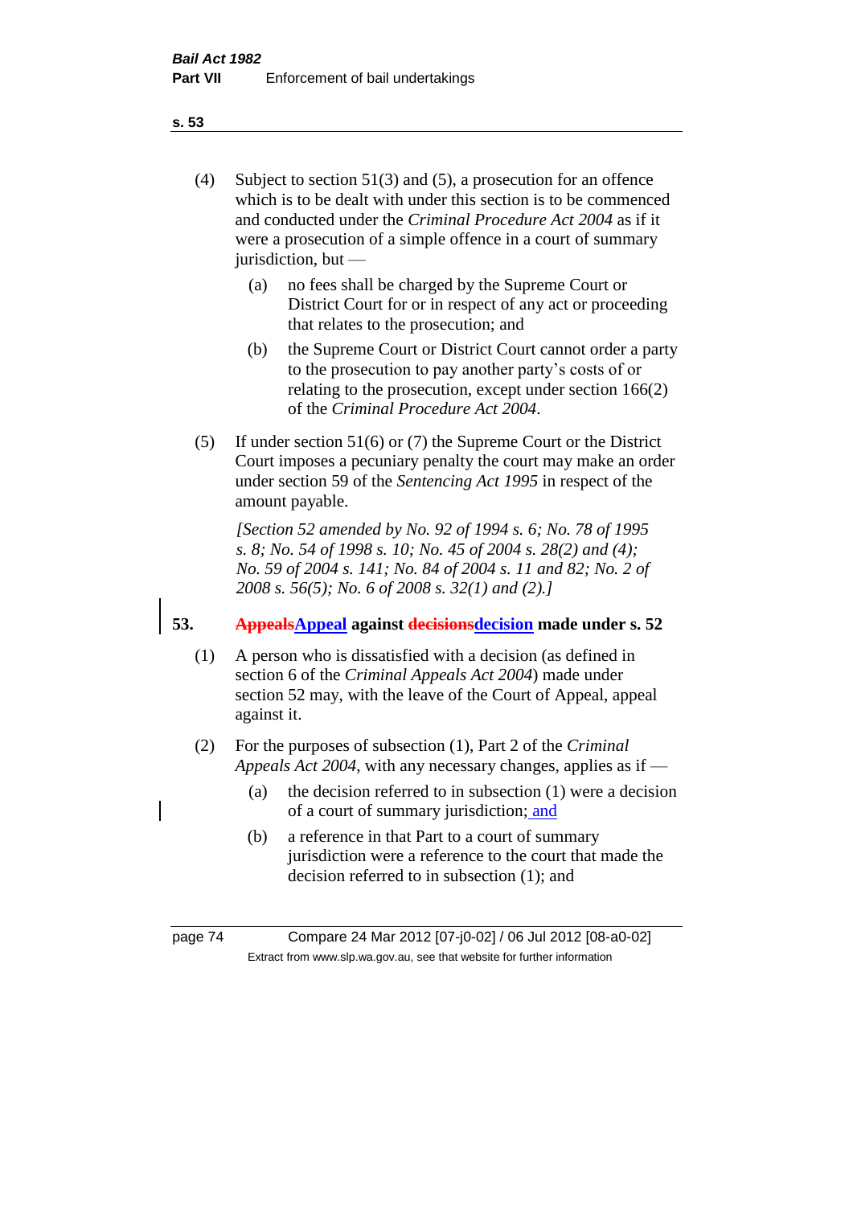(4) Subject to section 51(3) and (5), a prosecution for an offence which is to be dealt with under this section is to be commenced and conducted under the *Criminal Procedure Act 2004* as if it were a prosecution of a simple offence in a court of summary jurisdiction, but —

(a) no fees shall be charged by the Supreme Court or District Court for or in respect of any act or proceeding that relates to the prosecution; and

(b) the Supreme Court or District Court cannot order a party to the prosecution to pay another party's costs of or relating to the prosecution, except under section 166(2) of the *Criminal Procedure Act 2004*.

(5) If under section 51(6) or (7) the Supreme Court or the District Court imposes a pecuniary penalty the court may make an order under section 59 of the *Sentencing Act 1995* in respect of the amount payable.

*[Section 52 amended by No. 92 of 1994 s. 6; No. 78 of 1995 s. 8; No. 54 of 1998 s. 10; No. 45 of 2004 s. 28(2) and (4); No. 59 of 2004 s. 141; No. 84 of 2004 s. 11 and 82; No. 2 of 2008 s. 56(5); No. 6 of 2008 s. 32(1) and (2).]*

## 53. ~~Appeals~~Appeal against ~~decisions~~decision made under s. 52

(1) A person who is dissatisfied with a decision (as defined in section 6 of the *Criminal Appeals Act 2004*) made under section 52 may, with the leave of the Court of Appeal, appeal against it.

(2) For the purposes of subsection (1), Part 2 of the *Criminal Appeals Act 2004*, with any necessary changes, applies as if —

(a) the decision referred to in subsection (1) were a decision of a court of summary jurisdiction; and

(b) a reference in that Part to a court of summary jurisdiction were a reference to the court that made the decision referred to in subsection (1); and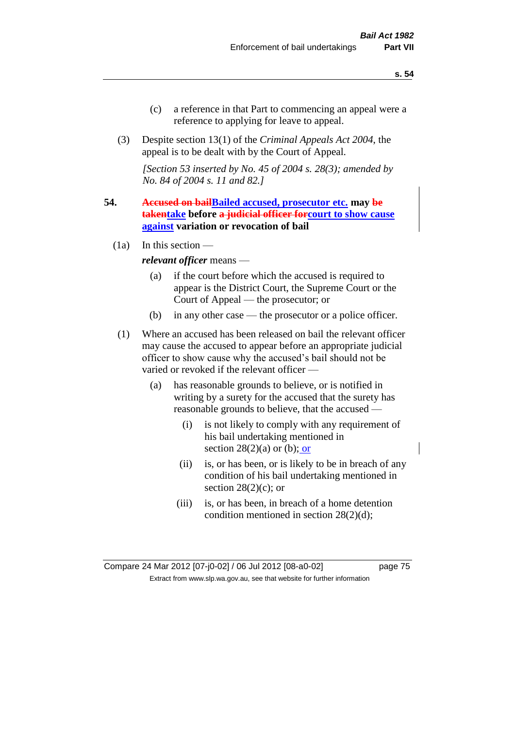(c) a reference in that Part to commencing an appeal were a reference to applying for leave to appeal.

(3) Despite section 13(1) of the *Criminal Appeals Act 2004*, the appeal is to be dealt with by the Court of Appeal.

*[Section 53 inserted by No. 45 of 2004 s. 28(3); amended by No. 84 of 2004 s. 11 and 82.]*

**54. ~~Accused on bail~~Bailed accused, prosecutor etc. may ~~be taken~~take before ~~a judicial officer for~~court to show cause against variation or revocation of bail**

(1a) In this section —

***relevant officer*** means —

(a) if the court before which the accused is required to appear is the District Court, the Supreme Court or the Court of Appeal — the prosecutor; or

(b) in any other case — the prosecutor or a police officer.

(1) Where an accused has been released on bail the relevant officer may cause the accused to appear before an appropriate judicial officer to show cause why the accused's bail should not be varied or revoked if the relevant officer —

(a) has reasonable grounds to believe, or is notified in writing by a surety for the accused that the surety has reasonable grounds to believe, that the accused —

(i) is not likely to comply with any requirement of his bail undertaking mentioned in section 28(2)(a) or (b); or

(ii) is, or has been, or is likely to be in breach of any condition of his bail undertaking mentioned in section 28(2)(c); or

(iii) is, or has been, in breach of a home detention condition mentioned in section 28(2)(d);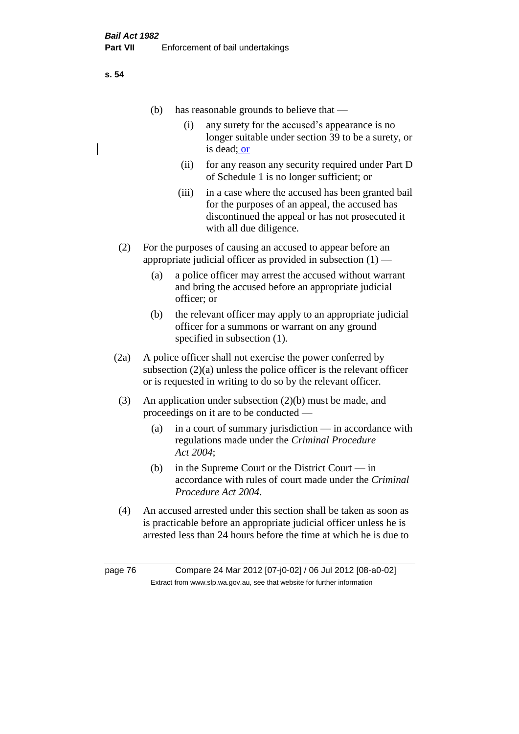(b) has reasonable grounds to believe that —

  (i) any surety for the accused's appearance is no longer suitable under section 39 to be a surety, or is dead; or

  (ii) for any reason any security required under Part D of Schedule 1 is no longer sufficient; or

  (iii) in a case where the accused has been granted bail for the purposes of an appeal, the accused has discontinued the appeal or has not prosecuted it with all due diligence.

(2) For the purposes of causing an accused to appear before an appropriate judicial officer as provided in subsection (1) —

  (a) a police officer may arrest the accused without warrant and bring the accused before an appropriate judicial officer; or

  (b) the relevant officer may apply to an appropriate judicial officer for a summons or warrant on any ground specified in subsection (1).

(2a) A police officer shall not exercise the power conferred by subsection (2)(a) unless the police officer is the relevant officer or is requested in writing to do so by the relevant officer.

(3) An application under subsection (2)(b) must be made, and proceedings on it are to be conducted —

  (a) in a court of summary jurisdiction — in accordance with regulations made under the *Criminal Procedure Act 2004*;

  (b) in the Supreme Court or the District Court — in accordance with rules of court made under the *Criminal Procedure Act 2004*.

(4) An accused arrested under this section shall be taken as soon as is practicable before an appropriate judicial officer unless he is arrested less than 24 hours before the time at which he is due to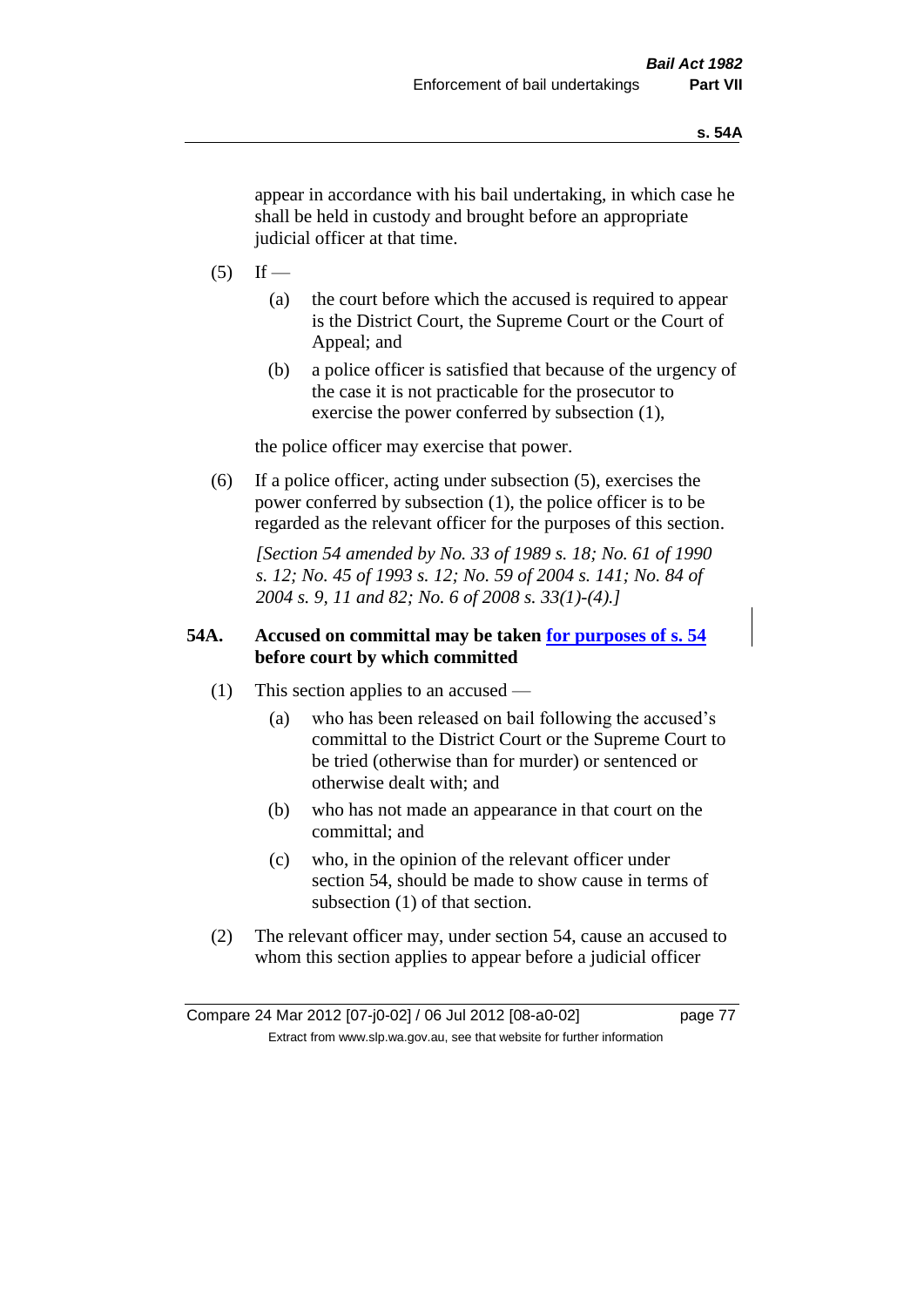appear in accordance with his bail undertaking, in which case he shall be held in custody and brought before an appropriate judicial officer at that time.

(5) If —

(a) the court before which the accused is required to appear is the District Court, the Supreme Court or the Court of Appeal; and

(b) a police officer is satisfied that because of the urgency of the case it is not practicable for the prosecutor to exercise the power conferred by subsection (1),

the police officer may exercise that power.

(6) If a police officer, acting under subsection (5), exercises the power conferred by subsection (1), the police officer is to be regarded as the relevant officer for the purposes of this section.

*[Section 54 amended by No. 33 of 1989 s. 18; No. 61 of 1990 s. 12; No. 45 of 1993 s. 12; No. 59 of 2004 s. 141; No. 84 of 2004 s. 9, 11 and 82; No. 6 of 2008 s. 33(1)-(4).]*

## 54A. Accused on committal may be taken for purposes of s. 54 before court by which committed

(1) This section applies to an accused —

(a) who has been released on bail following the accused's committal to the District Court or the Supreme Court to be tried (otherwise than for murder) or sentenced or otherwise dealt with; and

(b) who has not made an appearance in that court on the committal; and

(c) who, in the opinion of the relevant officer under section 54, should be made to show cause in terms of subsection (1) of that section.

(2) The relevant officer may, under section 54, cause an accused to whom this section applies to appear before a judicial officer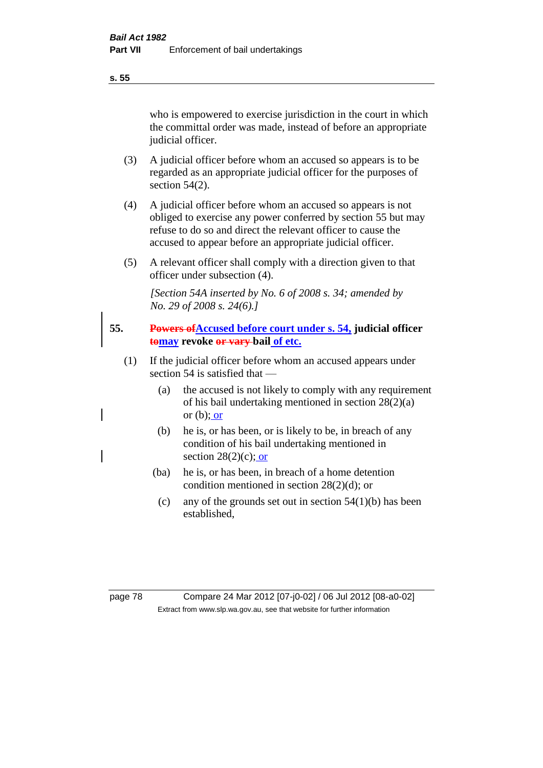who is empowered to exercise jurisdiction in the court in which the committal order was made, instead of before an appropriate judicial officer.

(3) A judicial officer before whom an accused so appears is to be regarded as an appropriate judicial officer for the purposes of section 54(2).

(4) A judicial officer before whom an accused so appears is not obliged to exercise any power conferred by section 55 but may refuse to do so and direct the relevant officer to cause the accused to appear before an appropriate judicial officer.

(5) A relevant officer shall comply with a direction given to that officer under subsection (4).

*[Section 54A inserted by No. 6 of 2008 s. 34; amended by No. 29 of 2008 s. 24(6).]*

**55. ~~Powers of~~Accused before court under s. 54, judicial officer ~~to~~may revoke ~~or vary~~ bail of etc.**

(1) If the judicial officer before whom an accused appears under section 54 is satisfied that —

- (a) the accused is not likely to comply with any requirement of his bail undertaking mentioned in section 28(2)(a) or (b); or
- (b) he is, or has been, or is likely to be, in breach of any condition of his bail undertaking mentioned in section 28(2)(c); or
- (ba) he is, or has been, in breach of a home detention condition mentioned in section 28(2)(d); or
- (c) any of the grounds set out in section 54(1)(b) has been established,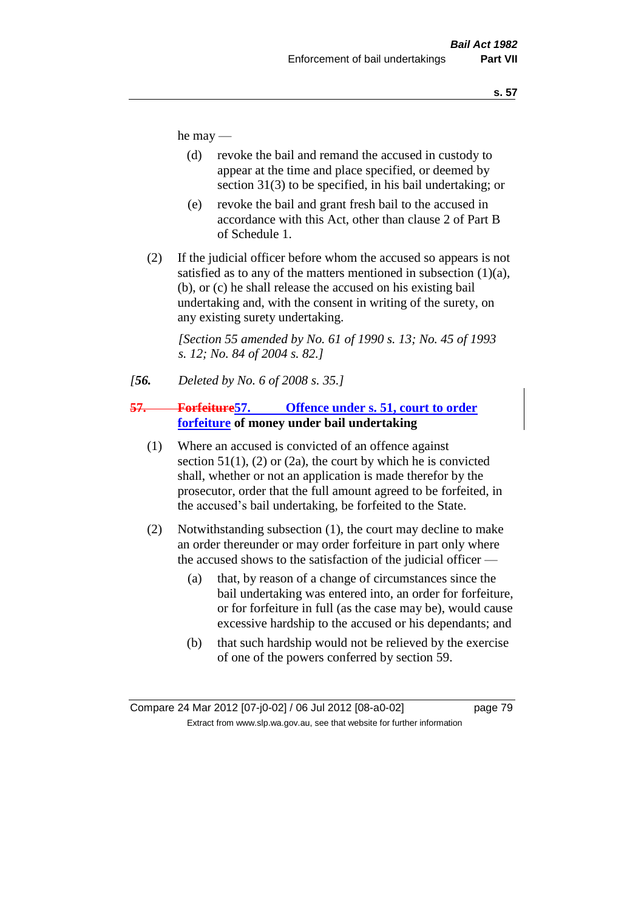he may —

(d) revoke the bail and remand the accused in custody to appear at the time and place specified, or deemed by section 31(3) to be specified, in his bail undertaking; or

(e) revoke the bail and grant fresh bail to the accused in accordance with this Act, other than clause 2 of Part B of Schedule 1.

(2) If the judicial officer before whom the accused so appears is not satisfied as to any of the matters mentioned in subsection (1)(a), (b), or (c) he shall release the accused on his existing bail undertaking and, with the consent in writing of the surety, on any existing surety undertaking.

*[Section 55 amended by No. 61 of 1990 s. 13; No. 45 of 1993 s. 12; No. 84 of 2004 s. 82.]*

*[**56.** Deleted by No. 6 of 2008 s. 35.]*

**~~57. Forfeiture~~57. Offence under s. 51, court to order forfeiture of money under bail undertaking**

(1) Where an accused is convicted of an offence against section 51(1), (2) or (2a), the court by which he is convicted shall, whether or not an application is made therefor by the prosecutor, order that the full amount agreed to be forfeited, in the accused's bail undertaking, be forfeited to the State.

(2) Notwithstanding subsection (1), the court may decline to make an order thereunder or may order forfeiture in part only where the accused shows to the satisfaction of the judicial officer —

(a) that, by reason of a change of circumstances since the bail undertaking was entered into, an order for forfeiture, or for forfeiture in full (as the case may be), would cause excessive hardship to the accused or his dependants; and

(b) that such hardship would not be relieved by the exercise of one of the powers conferred by section 59.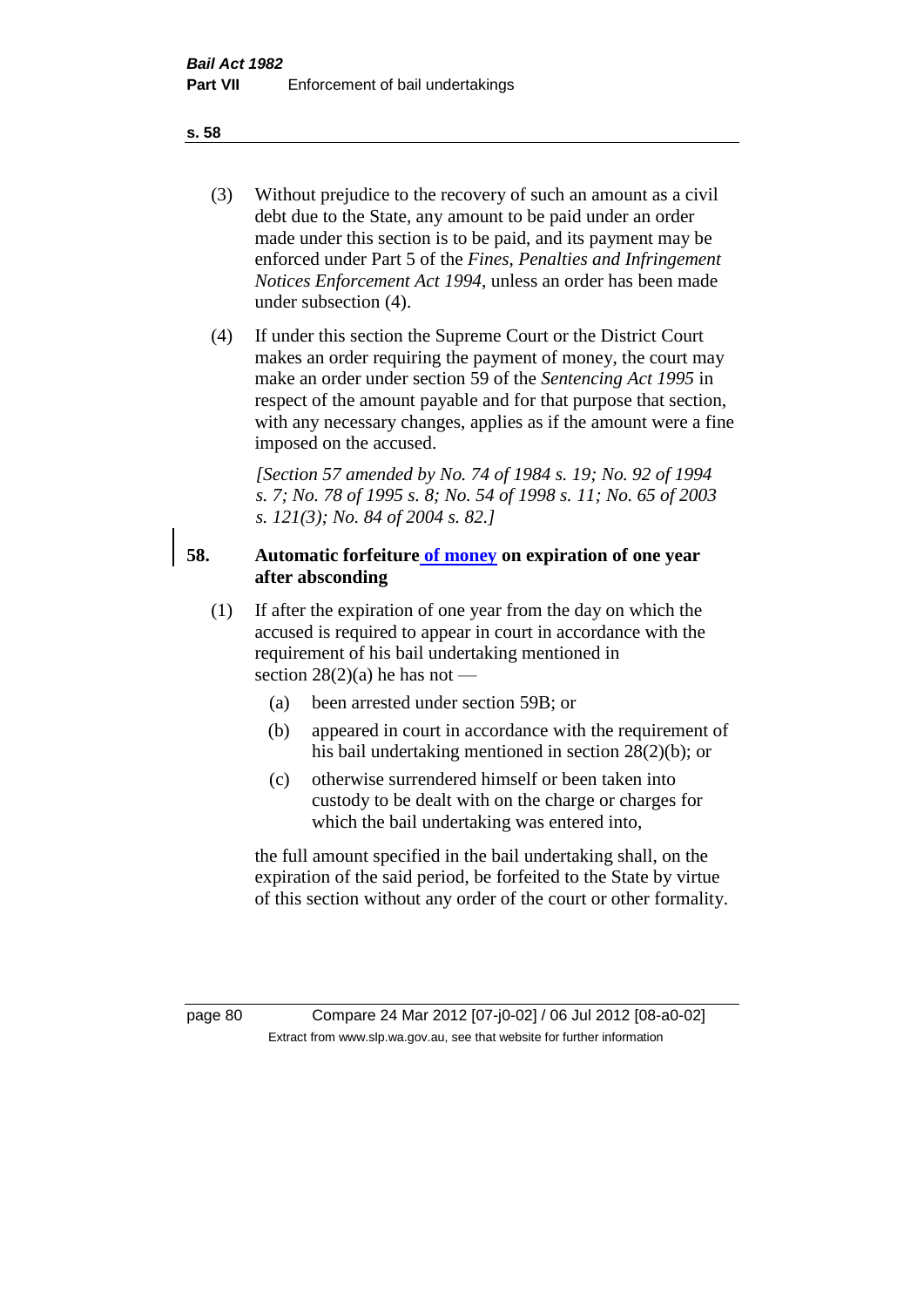(3) Without prejudice to the recovery of such an amount as a civil debt due to the State, any amount to be paid under an order made under this section is to be paid, and its payment may be enforced under Part 5 of the *Fines, Penalties and Infringement Notices Enforcement Act 1994*, unless an order has been made under subsection (4).

(4) If under this section the Supreme Court or the District Court makes an order requiring the payment of money, the court may make an order under section 59 of the *Sentencing Act 1995* in respect of the amount payable and for that purpose that section, with any necessary changes, applies as if the amount were a fine imposed on the accused.

*[Section 57 amended by No. 74 of 1984 s. 19; No. 92 of 1994 s. 7; No. 78 of 1995 s. 8; No. 54 of 1998 s. 11; No. 65 of 2003 s. 121(3); No. 84 of 2004 s. 82.]*

### 58. Automatic forfeiture of money on expiration of one year after absconding

(1) If after the expiration of one year from the day on which the accused is required to appear in court in accordance with the requirement of his bail undertaking mentioned in section 28(2)(a) he has not —

- (a) been arrested under section 59B; or
- (b) appeared in court in accordance with the requirement of his bail undertaking mentioned in section 28(2)(b); or
- (c) otherwise surrendered himself or been taken into custody to be dealt with on the charge or charges for which the bail undertaking was entered into,

the full amount specified in the bail undertaking shall, on the expiration of the said period, be forfeited to the State by virtue of this section without any order of the court or other formality.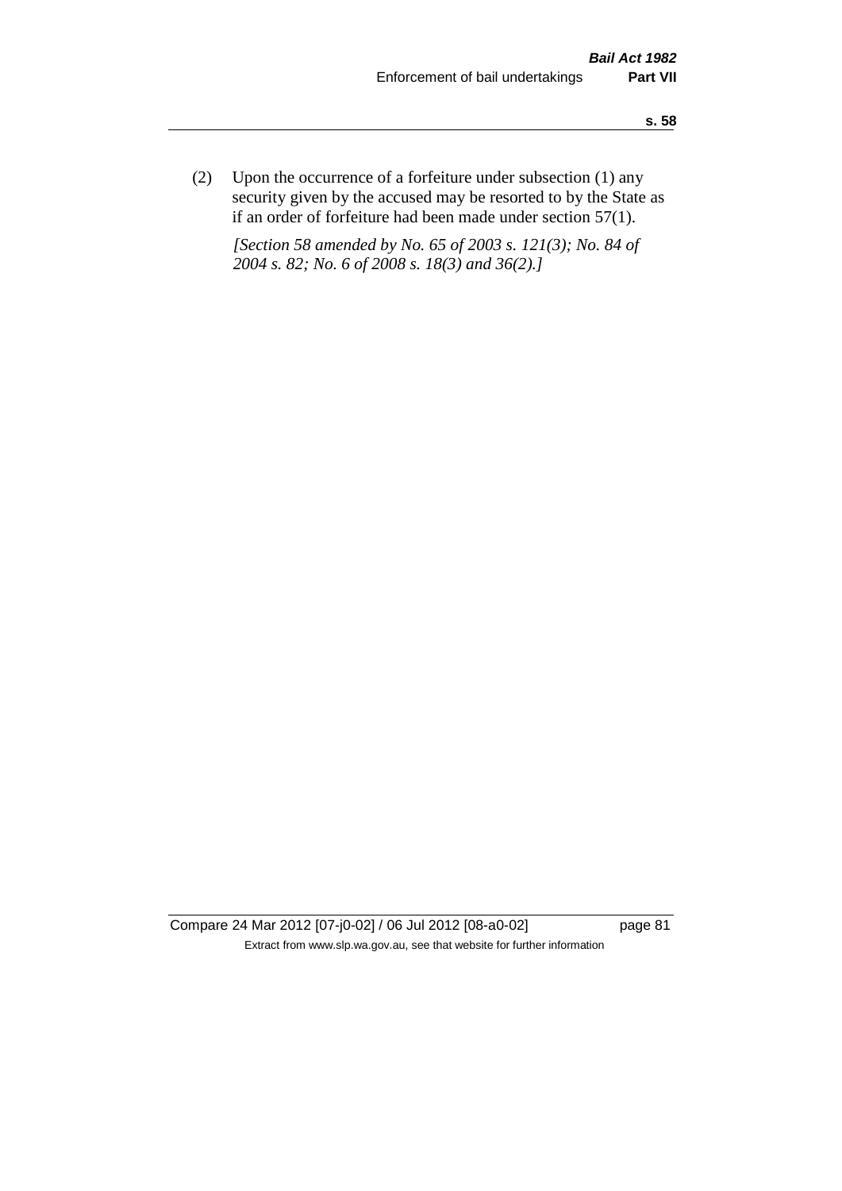(2) Upon the occurrence of a forfeiture under subsection (1) any security given by the accused may be resorted to by the State as if an order of forfeiture had been made under section 57(1).

*[Section 58 amended by No. 65 of 2003 s. 121(3); No. 84 of 2004 s. 82; No. 6 of 2008 s. 18(3) and 36(2).]*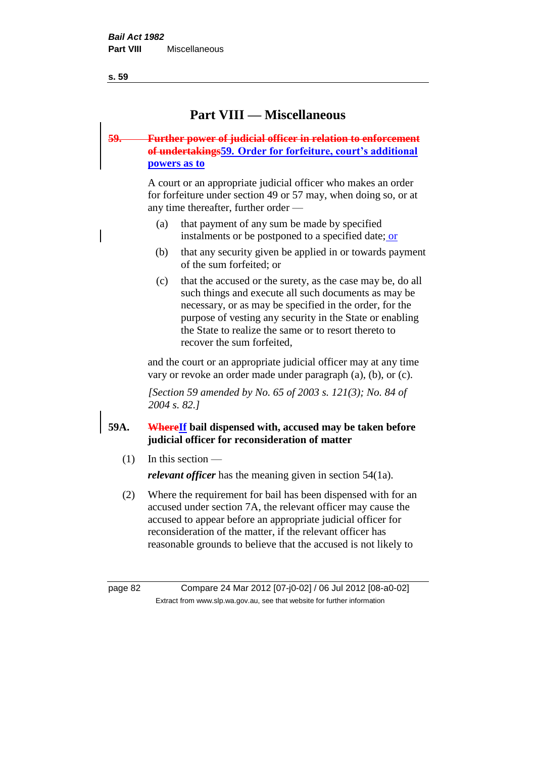# Part VIII — Miscellaneous

## ~~59. Further power of judicial officer in relation to enforcement of undertakings~~59. Order for forfeiture, court's additional powers as to

A court or an appropriate judicial officer who makes an order for forfeiture under section 49 or 57 may, when doing so, or at any time thereafter, further order —

(a) that payment of any sum be made by specified instalments or be postponed to a specified date; or

(b) that any security given be applied in or towards payment of the sum forfeited; or

(c) that the accused or the surety, as the case may be, do all such things and execute all such documents as may be necessary, or as may be specified in the order, for the purpose of vesting any security in the State or enabling the State to realize the same or to resort thereto to recover the sum forfeited,

and the court or an appropriate judicial officer may at any time vary or revoke an order made under paragraph (a), (b), or (c).

*[Section 59 amended by No. 65 of 2003 s. 121(3); No. 84 of 2004 s. 82.]*

## 59A. ~~Where~~If bail dispensed with, accused may be taken before judicial officer for reconsideration of matter

(1) In this section —

***relevant officer*** has the meaning given in section 54(1a).

(2) Where the requirement for bail has been dispensed with for an accused under section 7A, the relevant officer may cause the accused to appear before an appropriate judicial officer for reconsideration of the matter, if the relevant officer has reasonable grounds to believe that the accused is not likely to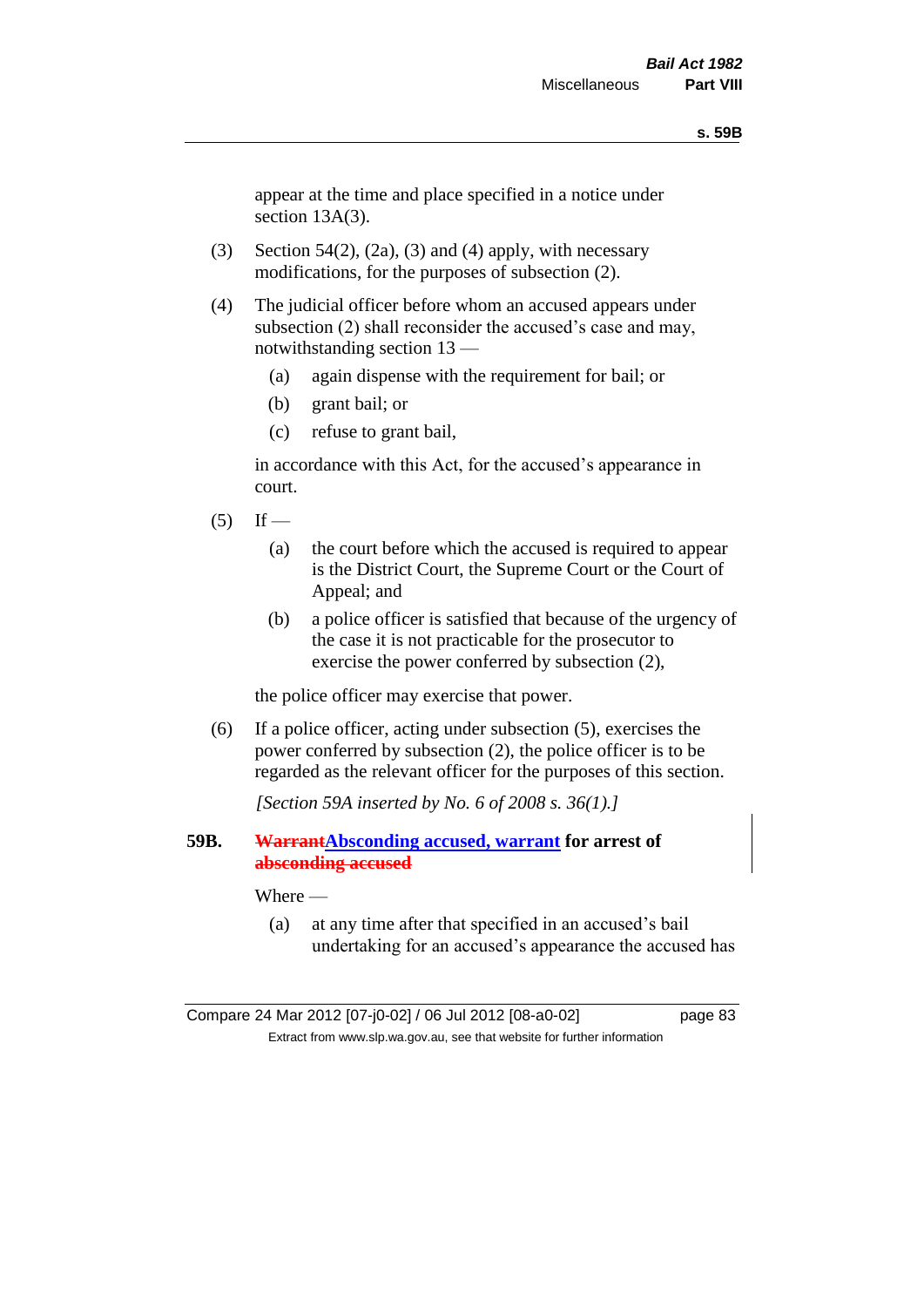appear at the time and place specified in a notice under section 13A(3).

(3) Section 54(2), (2a), (3) and (4) apply, with necessary modifications, for the purposes of subsection (2).

(4) The judicial officer before whom an accused appears under subsection (2) shall reconsider the accused's case and may, notwithstanding section 13 —

(a) again dispense with the requirement for bail; or

(b) grant bail; or

(c) refuse to grant bail,

in accordance with this Act, for the accused's appearance in court.

(5) If —

(a) the court before which the accused is required to appear is the District Court, the Supreme Court or the Court of Appeal; and

(b) a police officer is satisfied that because of the urgency of the case it is not practicable for the prosecutor to exercise the power conferred by subsection (2),

the police officer may exercise that power.

(6) If a police officer, acting under subsection (5), exercises the power conferred by subsection (2), the police officer is to be regarded as the relevant officer for the purposes of this section.

*[Section 59A inserted by No. 6 of 2008 s. 36(1).]*

**59B. ~~Warrant~~Absconding accused, warrant for arrest of ~~absconding accused~~**

Where —

(a) at any time after that specified in an accused's bail undertaking for an accused's appearance the accused has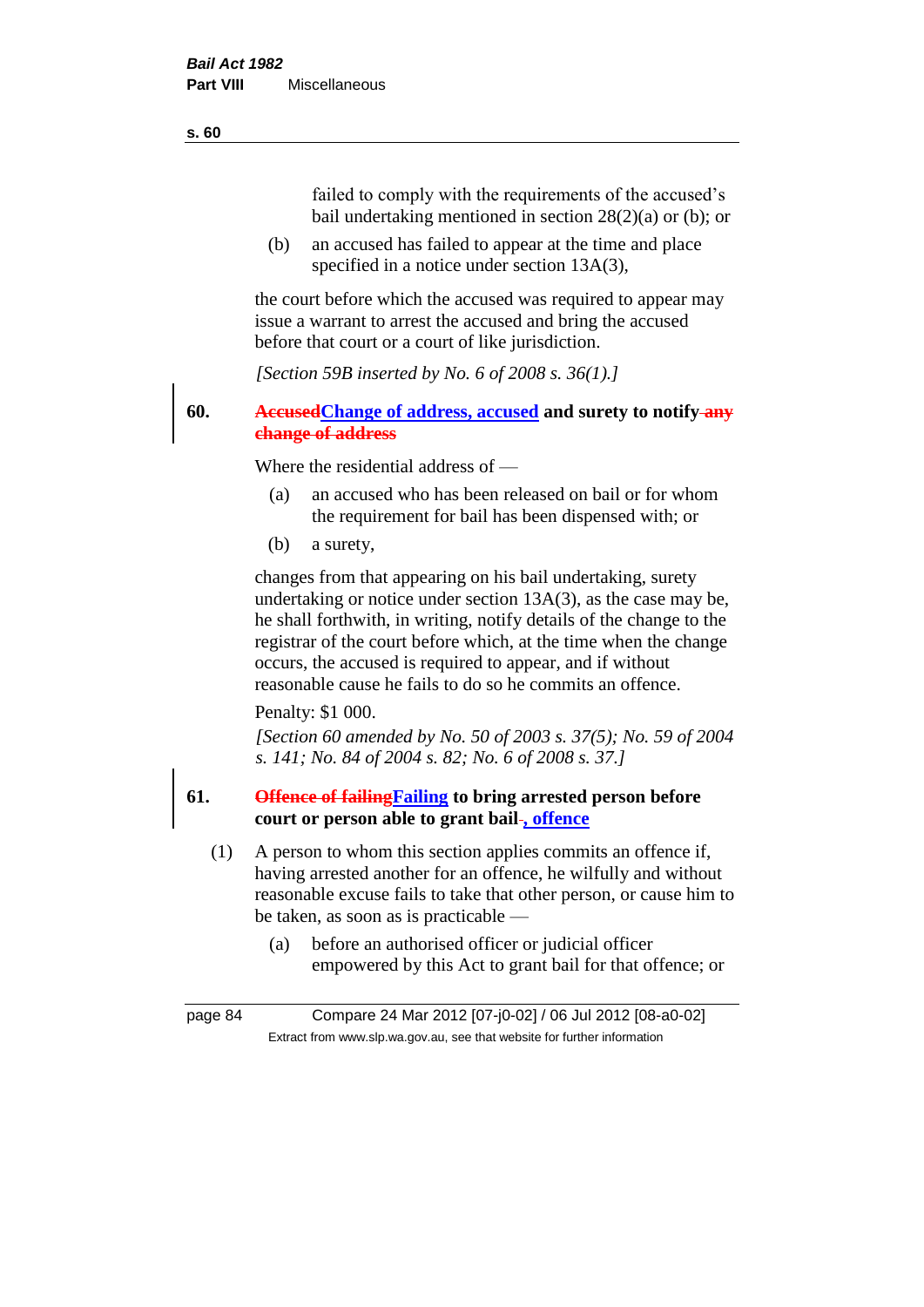failed to comply with the requirements of the accused's bail undertaking mentioned in section 28(2)(a) or (b); or

(b) an accused has failed to appear at the time and place specified in a notice under section 13A(3),

the court before which the accused was required to appear may issue a warrant to arrest the accused and bring the accused before that court or a court of like jurisdiction.

*[Section 59B inserted by No. 6 of 2008 s. 36(1).]*

**60. ~~Accused~~Change of address, accused and surety to notify ~~any change of address~~**

Where the residential address of —

(a) an accused who has been released on bail or for whom the requirement for bail has been dispensed with; or

(b) a surety,

changes from that appearing on his bail undertaking, surety undertaking or notice under section 13A(3), as the case may be, he shall forthwith, in writing, notify details of the change to the registrar of the court before which, at the time when the change occurs, the accused is required to appear, and if without reasonable cause he fails to do so he commits an offence.

Penalty: $1 000.

*[Section 60 amended by No. 50 of 2003 s. 37(5); No. 59 of 2004 s. 141; No. 84 of 2004 s. 82; No. 6 of 2008 s. 37.]*

**61. ~~Offence of failing~~Failing to bring arrested person before court or person able to grant bail~~.~~, offence**

(1) A person to whom this section applies commits an offence if, having arrested another for an offence, he wilfully and without reasonable excuse fails to take that other person, or cause him to be taken, as soon as is practicable —

(a) before an authorised officer or judicial officer empowered by this Act to grant bail for that offence; or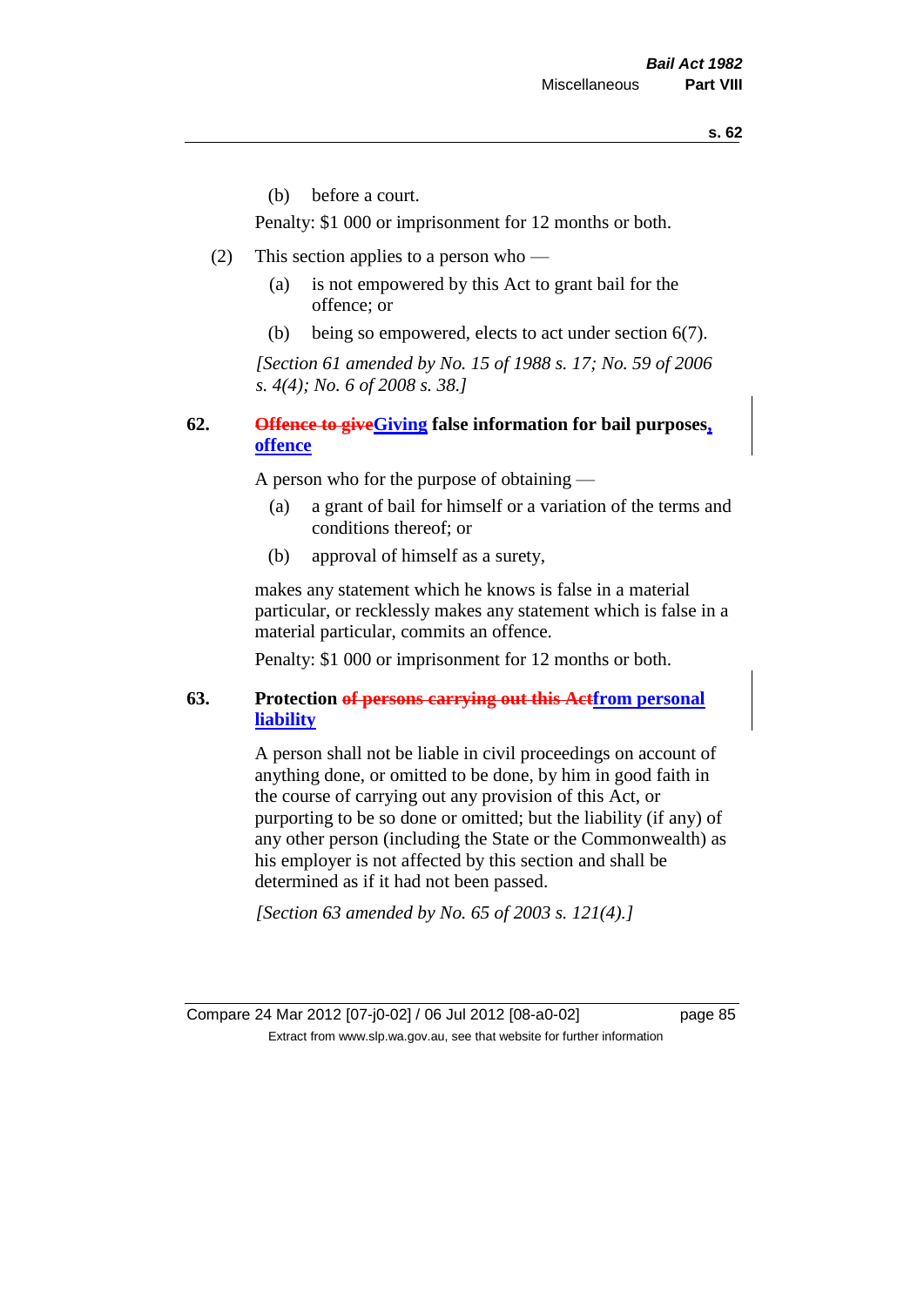(b) before a court.

Penalty: $1 000 or imprisonment for 12 months or both.

(2) This section applies to a person who —

(a) is not empowered by this Act to grant bail for the offence; or

(b) being so empowered, elects to act under section 6(7).

*[Section 61 amended by No. 15 of 1988 s. 17; No. 59 of 2006 s. 4(4); No. 6 of 2008 s. 38.]*

**62. ~~Offence to give~~Giving false information for bail purposes, offence**

A person who for the purpose of obtaining —

(a) a grant of bail for himself or a variation of the terms and conditions thereof; or

(b) approval of himself as a surety,

makes any statement which he knows is false in a material particular, or recklessly makes any statement which is false in a material particular, commits an offence.

Penalty: $1 000 or imprisonment for 12 months or both.

**63. Protection ~~of persons carrying out this Act~~from personal liability**

A person shall not be liable in civil proceedings on account of anything done, or omitted to be done, by him in good faith in the course of carrying out any provision of this Act, or purporting to be so done or omitted; but the liability (if any) of any other person (including the State or the Commonwealth) as his employer is not affected by this section and shall be determined as if it had not been passed.

*[Section 63 amended by No. 65 of 2003 s. 121(4).]*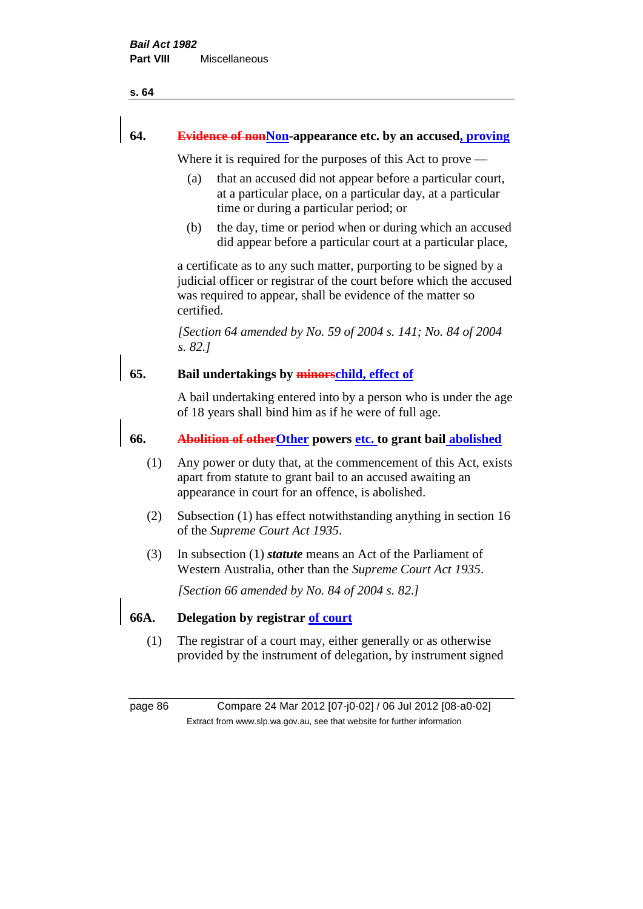**64. ~~Evidence of non~~Non-appearance etc. by an accused, proving**

Where it is required for the purposes of this Act to prove —

(a) that an accused did not appear before a particular court, at a particular place, on a particular day, at a particular time or during a particular period; or

(b) the day, time or period when or during which an accused did appear before a particular court at a particular place,

a certificate as to any such matter, purporting to be signed by a judicial officer or registrar of the court before which the accused was required to appear, shall be evidence of the matter so certified.

*[Section 64 amended by No. 59 of 2004 s. 141; No. 84 of 2004 s. 82.]*

**65. Bail undertakings by ~~minors~~child, effect of**

A bail undertaking entered into by a person who is under the age of 18 years shall bind him as if he were of full age.

**66. ~~Abolition of other~~Other powers etc. to grant bail abolished**

(1) Any power or duty that, at the commencement of this Act, exists apart from statute to grant bail to an accused awaiting an appearance in court for an offence, is abolished.

(2) Subsection (1) has effect notwithstanding anything in section 16 of the *Supreme Court Act 1935*.

(3) In subsection (1) ***statute*** means an Act of the Parliament of Western Australia, other than the *Supreme Court Act 1935*.

*[Section 66 amended by No. 84 of 2004 s. 82.]*

**66A. Delegation by registrar of court**

(1) The registrar of a court may, either generally or as otherwise provided by the instrument of delegation, by instrument signed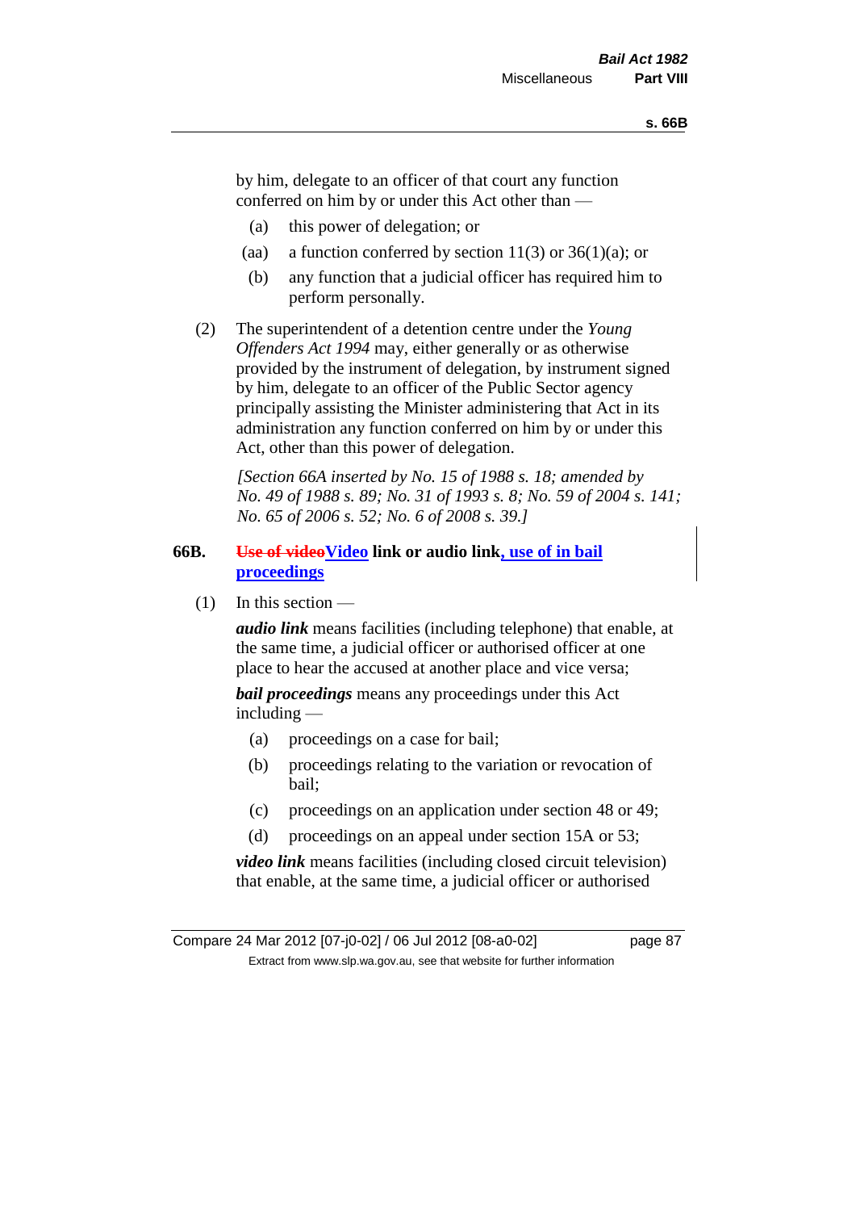by him, delegate to an officer of that court any function conferred on him by or under this Act other than —

(a) this power of delegation; or

(aa) a function conferred by section 11(3) or 36(1)(a); or

(b) any function that a judicial officer has required him to perform personally.

(2) The superintendent of a detention centre under the *Young Offenders Act 1994* may, either generally or as otherwise provided by the instrument of delegation, by instrument signed by him, delegate to an officer of the Public Sector agency principally assisting the Minister administering that Act in its administration any function conferred on him by or under this Act, other than this power of delegation.

*[Section 66A inserted by No. 15 of 1988 s. 18; amended by No. 49 of 1988 s. 89; No. 31 of 1993 s. 8; No. 59 of 2004 s. 141; No. 65 of 2006 s. 52; No. 6 of 2008 s. 39.]*

**66B. ~~Use of video~~Video link or audio link, use of in bail proceedings**

(1) In this section —

***audio link*** means facilities (including telephone) that enable, at the same time, a judicial officer or authorised officer at one place to hear the accused at another place and vice versa;

***bail proceedings*** means any proceedings under this Act including —

(a) proceedings on a case for bail;

(b) proceedings relating to the variation or revocation of bail;

(c) proceedings on an application under section 48 or 49;

(d) proceedings on an appeal under section 15A or 53;

***video link*** means facilities (including closed circuit television) that enable, at the same time, a judicial officer or authorised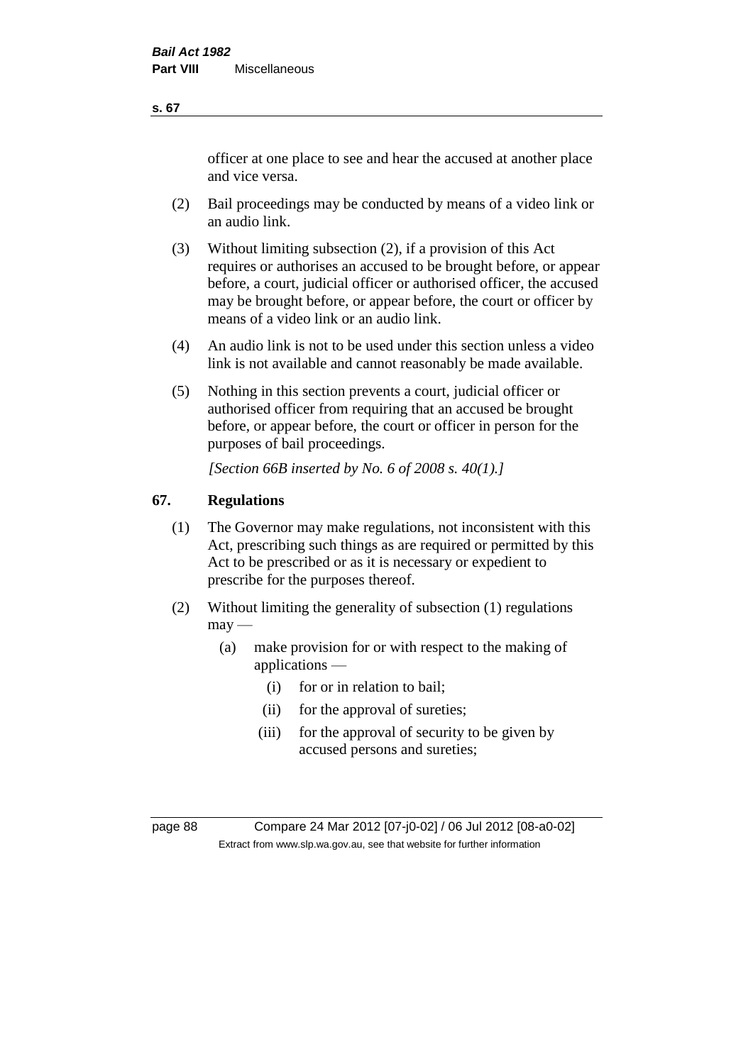officer at one place to see and hear the accused at another place and vice versa.

(2) Bail proceedings may be conducted by means of a video link or an audio link.

(3) Without limiting subsection (2), if a provision of this Act requires or authorises an accused to be brought before, or appear before, a court, judicial officer or authorised officer, the accused may be brought before, or appear before, the court or officer by means of a video link or an audio link.

(4) An audio link is not to be used under this section unless a video link is not available and cannot reasonably be made available.

(5) Nothing in this section prevents a court, judicial officer or authorised officer from requiring that an accused be brought before, or appear before, the court or officer in person for the purposes of bail proceedings.

*[Section 66B inserted by No. 6 of 2008 s. 40(1).]*

## 67. Regulations

(1) The Governor may make regulations, not inconsistent with this Act, prescribing such things as are required or permitted by this Act to be prescribed or as it is necessary or expedient to prescribe for the purposes thereof.

(2) Without limiting the generality of subsection (1) regulations may —

(a) make provision for or with respect to the making of applications —

(i) for or in relation to bail;

(ii) for the approval of sureties;

(iii) for the approval of security to be given by accused persons and sureties;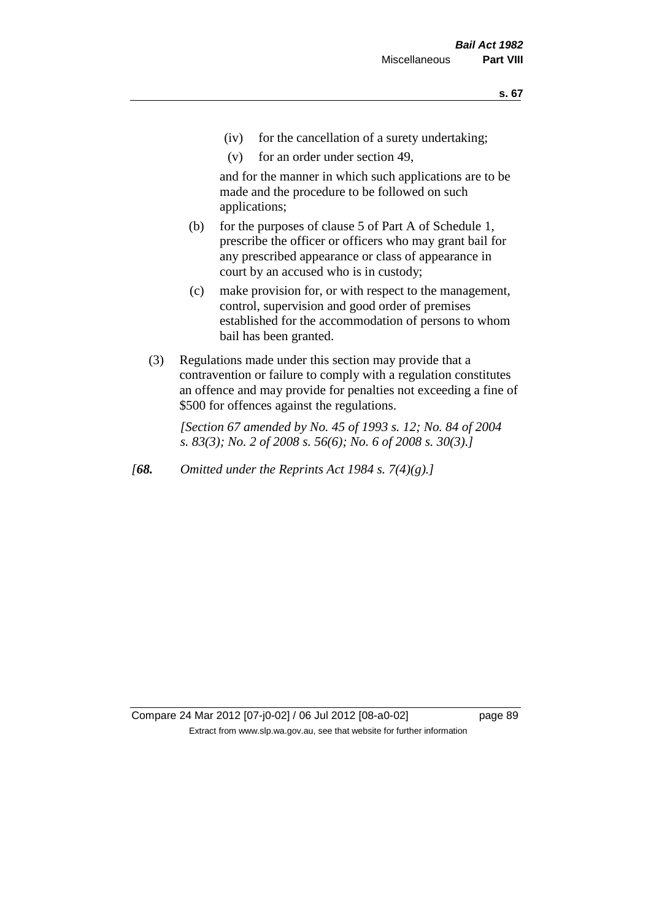(iv) for the cancellation of a surety undertaking;

(v) for an order under section 49,

and for the manner in which such applications are to be made and the procedure to be followed on such applications;

(b) for the purposes of clause 5 of Part A of Schedule 1, prescribe the officer or officers who may grant bail for any prescribed appearance or class of appearance in court by an accused who is in custody;

(c) make provision for, or with respect to the management, control, supervision and good order of premises established for the accommodation of persons to whom bail has been granted.

(3) Regulations made under this section may provide that a contravention or failure to comply with a regulation constitutes an offence and may provide for penalties not exceeding a fine of $500 for offences against the regulations.

*[Section 67 amended by No. 45 of 1993 s. 12; No. 84 of 2004 s. 83(3); No. 2 of 2008 s. 56(6); No. 6 of 2008 s. 30(3).]*

*[**68.** Omitted under the Reprints Act 1984 s. 7(4)(g).]*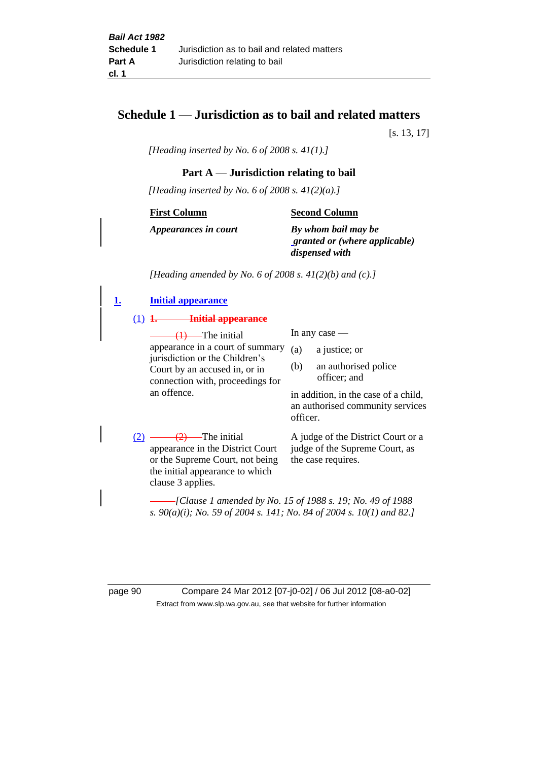# Schedule 1 — Jurisdiction as to bail and related matters

[s. 13, 17]

*[Heading inserted by No. 6 of 2008 s. 41(1).]*

## Part A — Jurisdiction relating to bail

*[Heading inserted by No. 6 of 2008 s. 41(2)(a).]*

| First Column | Second Column |
|---|---|
| ***Appearances in court*** | ***By whom bail may be granted or (where applicable) dispensed with*** |

*[Heading amended by No. 6 of 2008 s. 41(2)(b) and (c).]*

**1. Initial appearance**

(1) ~~**1. Initial appearance**~~

| | |
|---|---|
| ~~(1)~~ The initial appearance in a court of summary jurisdiction or the Children's Court by an accused in, or in connection with, proceedings for an offence. | In any case — (a) a justice; or (b) an authorised police officer; and in addition, in the case of a child, an authorised community services officer. |
| (2) ~~(2)~~ The initial appearance in the District Court or the Supreme Court, not being the initial appearance to which clause 3 applies. | A judge of the District Court or a judge of the Supreme Court, as the case requires. |

*[Clause 1 amended by No. 15 of 1988 s. 19; No. 49 of 1988 s. 90(a)(i); No. 59 of 2004 s. 141; No. 84 of 2004 s. 10(1) and 82.]*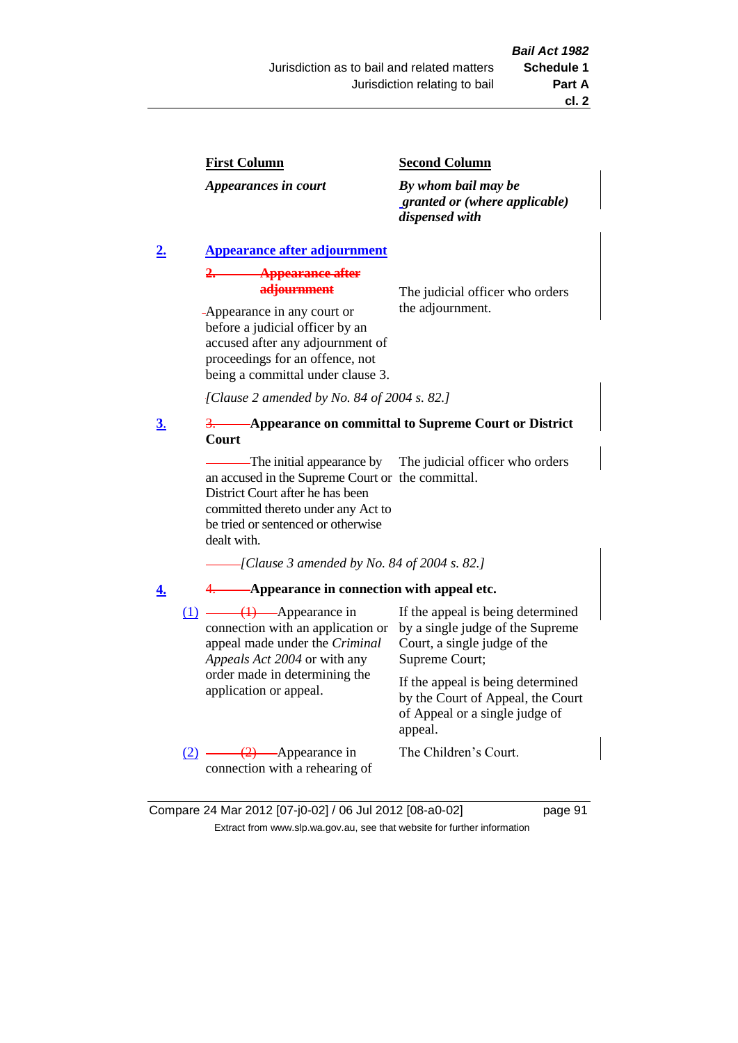| First Column | Second Column |
| --- | --- |
| *Appearances in court* | *By whom bail may be granted or (where applicable) dispensed with* |

**2. Appearance after adjournment**

~~2. Appearance after adjournment~~

| | |
| --- | --- |
| Appearance in any court or before a judicial officer by an accused after any adjournment of proceedings for an offence, not being a committal under clause 3. | The judicial officer who orders the adjournment. |

*[Clause 2 amended by No. 84 of 2004 s. 82.]*

**3. ~~3.~~ Appearance on committal to Supreme Court or District Court**

| | |
| --- | --- |
| The initial appearance by an accused in the Supreme Court or District Court after he has been committed thereto under any Act to be tried or sentenced or otherwise dealt with. | The judicial officer who orders the committal. |

*[Clause 3 amended by No. 84 of 2004 s. 82.]*

**4. ~~4.~~ Appearance in connection with appeal etc.**

| | |
| --- | --- |
| (1) ~~(1)~~ Appearance in connection with an application or appeal made under the *Criminal Appeals Act 2004* or with any order made in determining the application or appeal. | If the appeal is being determined by a single judge of the Supreme Court, a single judge of the Supreme Court;<br><br>If the appeal is being determined by the Court of Appeal, the Court of Appeal or a single judge of appeal. |
| (2) ~~(2)~~ Appearance in connection with a rehearing of | The Children's Court. |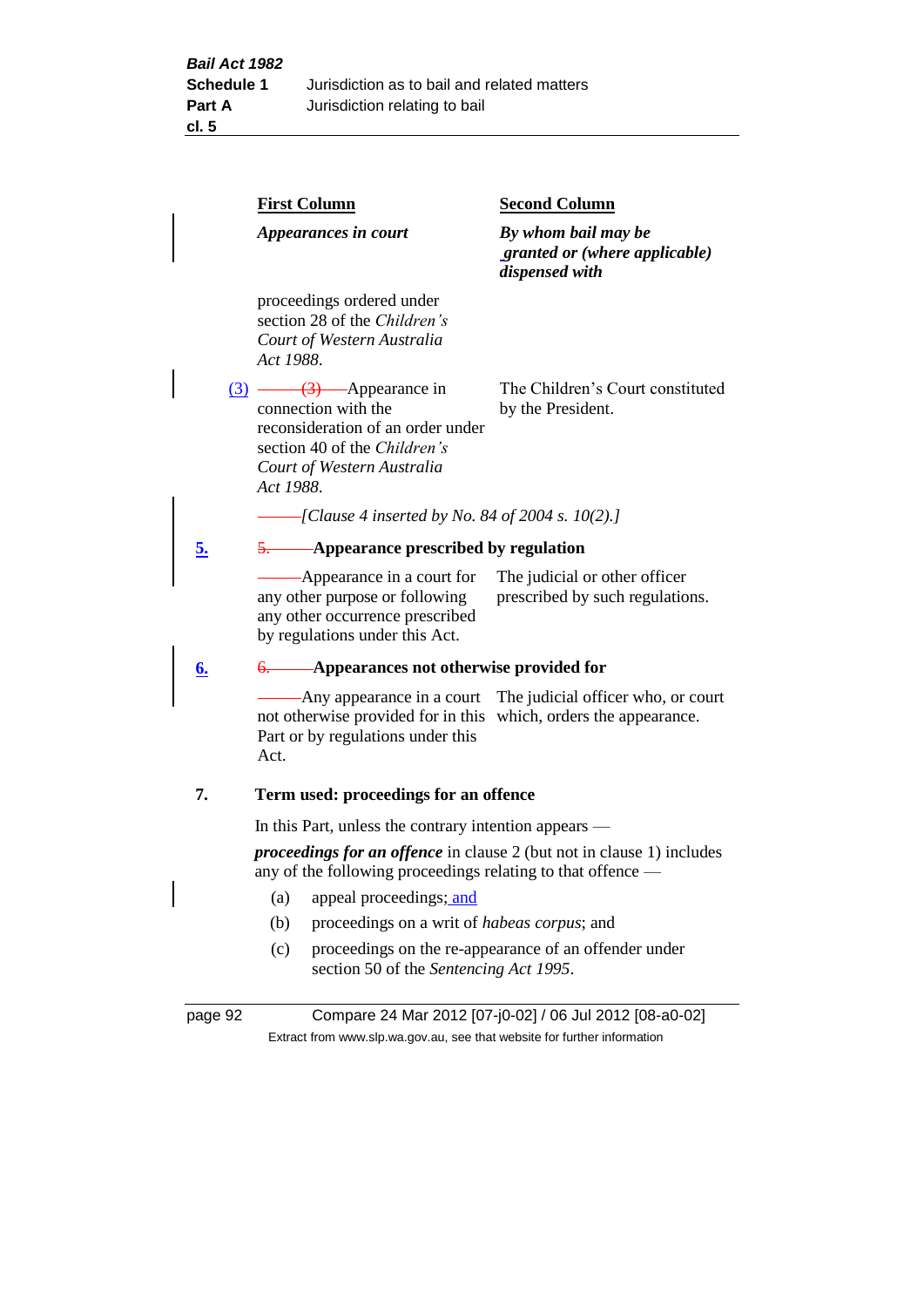| First Column | Second Column |
|---|---|
| *Appearances in court* | *By whom bail may be granted or (where applicable) dispensed with* |
| proceedings ordered under section 28 of the *Children's Court of Western Australia Act 1988*. | |
| (3) Appearance in connection with the reconsideration of an order under section 40 of the *Children's Court of Western Australia Act 1988*. | The Children's Court constituted by the President. |

[Clause 4 inserted by No. 84 of 2004 s. 10(2).]

**5. Appearance prescribed by regulation**

| | |
|---|---|
| Appearance in a court for any other purpose or following any other occurrence prescribed by regulations under this Act. | The judicial or other officer prescribed by such regulations. |

**6. Appearances not otherwise provided for**

| | |
|---|---|
| Any appearance in a court not otherwise provided for in this Part or by regulations under this Act. | The judicial officer who, or court which, orders the appearance. |

**7. Term used: proceedings for an offence**

In this Part, unless the contrary intention appears —

***proceedings for an offence*** in clause 2 (but not in clause 1) includes any of the following proceedings relating to that offence —

(a) appeal proceedings; and

(b) proceedings on a writ of *habeas corpus*; and

(c) proceedings on the re-appearance of an offender under section 50 of the *Sentencing Act 1995*.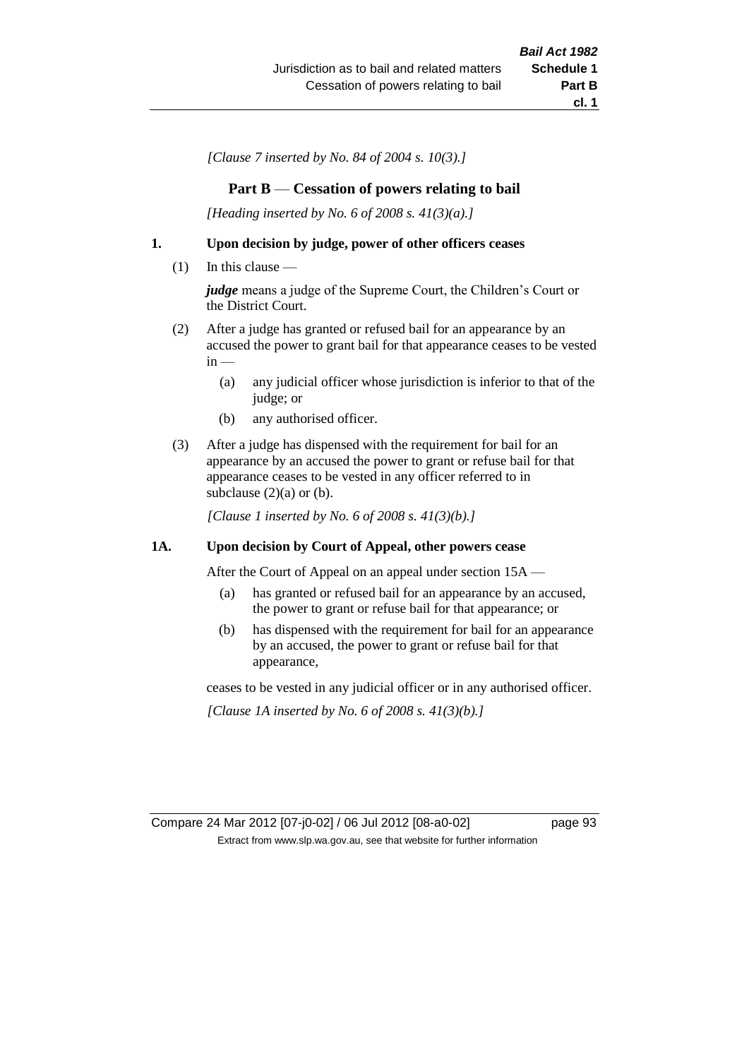[Clause 7 inserted by No. 84 of 2004 s. 10(3).]

## Part B — Cessation of powers relating to bail

[Heading inserted by No. 6 of 2008 s. 41(3)(a).]

### 1. Upon decision by judge, power of other officers ceases

(1) In this clause —

***judge*** means a judge of the Supreme Court, the Children's Court or the District Court.

(2) After a judge has granted or refused bail for an appearance by an accused the power to grant bail for that appearance ceases to be vested in —

(a) any judicial officer whose jurisdiction is inferior to that of the judge; or

(b) any authorised officer.

(3) After a judge has dispensed with the requirement for bail for an appearance by an accused the power to grant or refuse bail for that appearance ceases to be vested in any officer referred to in subclause (2)(a) or (b).

[Clause 1 inserted by No. 6 of 2008 s. 41(3)(b).]

### 1A. Upon decision by Court of Appeal, other powers cease

After the Court of Appeal on an appeal under section 15A —

(a) has granted or refused bail for an appearance by an accused, the power to grant or refuse bail for that appearance; or

(b) has dispensed with the requirement for bail for an appearance by an accused, the power to grant or refuse bail for that appearance,

ceases to be vested in any judicial officer or in any authorised officer.

[Clause 1A inserted by No. 6 of 2008 s. 41(3)(b).]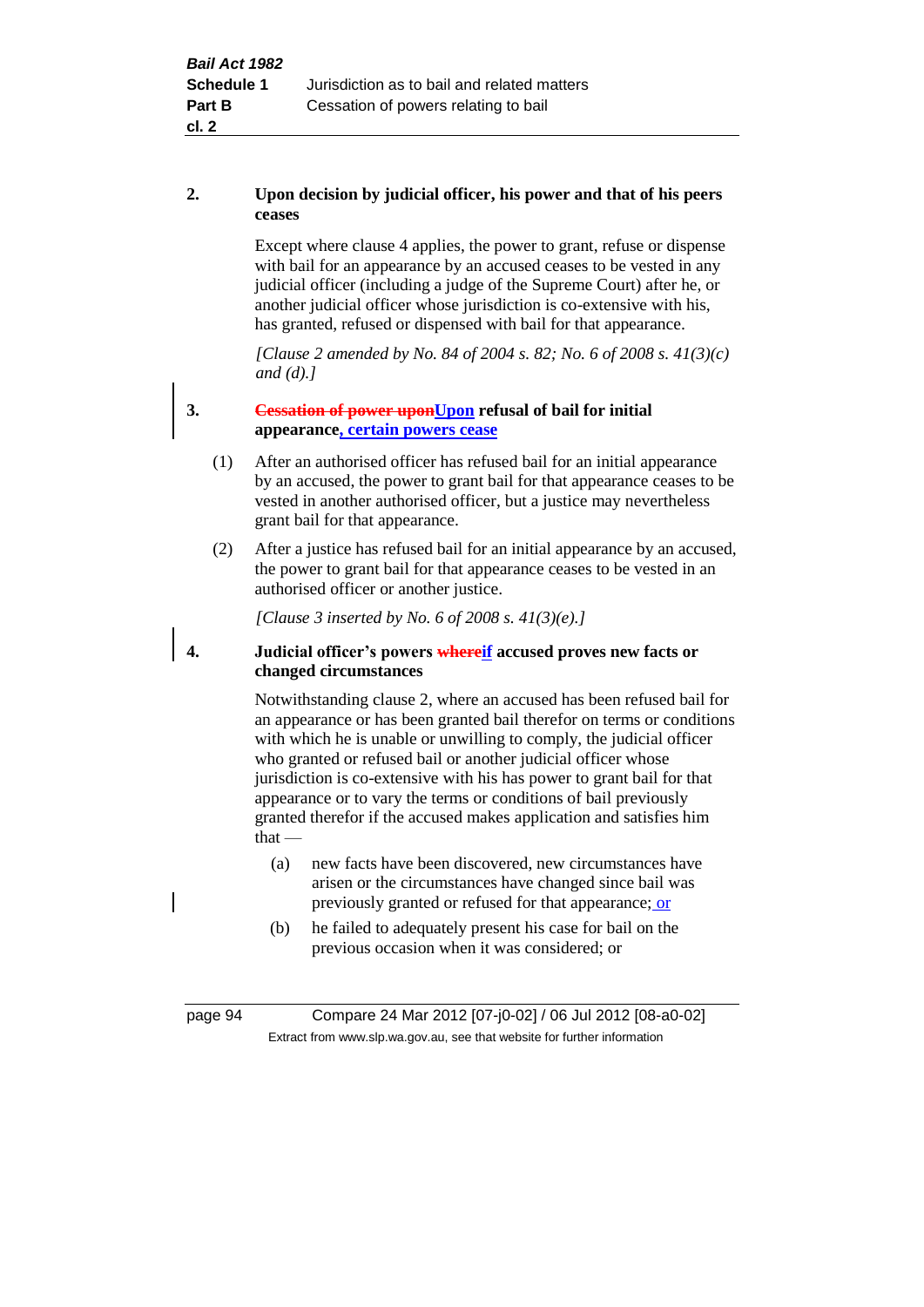**2. Upon decision by judicial officer, his power and that of his peers ceases**

Except where clause 4 applies, the power to grant, refuse or dispense with bail for an appearance by an accused ceases to be vested in any judicial officer (including a judge of the Supreme Court) after he, or another judicial officer whose jurisdiction is co-extensive with his, has granted, refused or dispensed with bail for that appearance.

*[Clause 2 amended by No. 84 of 2004 s. 82; No. 6 of 2008 s. 41(3)(c) and (d).]*

**3. ~~Cessation of power upon~~Upon refusal of bail for initial appearance, certain powers cease**

(1) After an authorised officer has refused bail for an initial appearance by an accused, the power to grant bail for that appearance ceases to be vested in another authorised officer, but a justice may nevertheless grant bail for that appearance.

(2) After a justice has refused bail for an initial appearance by an accused, the power to grant bail for that appearance ceases to be vested in an authorised officer or another justice.

*[Clause 3 inserted by No. 6 of 2008 s. 41(3)(e).]*

**4. Judicial officer's powers ~~where~~if accused proves new facts or changed circumstances**

Notwithstanding clause 2, where an accused has been refused bail for an appearance or has been granted bail therefor on terms or conditions with which he is unable or unwilling to comply, the judicial officer who granted or refused bail or another judicial officer whose jurisdiction is co-extensive with his has power to grant bail for that appearance or to vary the terms or conditions of bail previously granted therefor if the accused makes application and satisfies him that —

(a) new facts have been discovered, new circumstances have arisen or the circumstances have changed since bail was previously granted or refused for that appearance; or

(b) he failed to adequately present his case for bail on the previous occasion when it was considered; or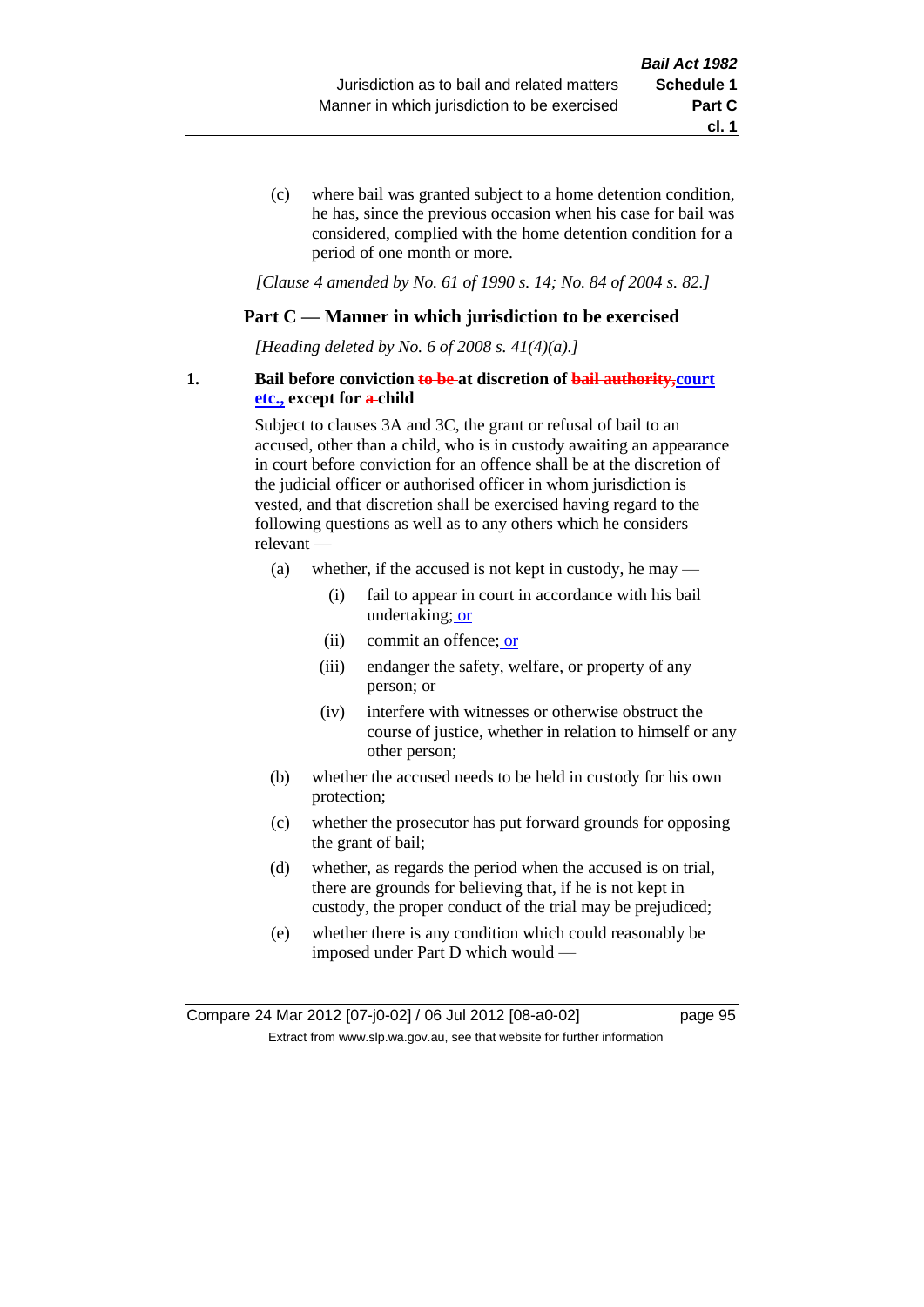(c) where bail was granted subject to a home detention condition, he has, since the previous occasion when his case for bail was considered, complied with the home detention condition for a period of one month or more.

*[Clause 4 amended by No. 61 of 1990 s. 14; No. 84 of 2004 s. 82.]*

## Part C — Manner in which jurisdiction to be exercised

*[Heading deleted by No. 6 of 2008 s. 41(4)(a).]*

**1. Bail before conviction ~~to be~~ at discretion of ~~bail authority,~~ court etc., except for ~~a~~ child**

Subject to clauses 3A and 3C, the grant or refusal of bail to an accused, other than a child, who is in custody awaiting an appearance in court before conviction for an offence shall be at the discretion of the judicial officer or authorised officer in whom jurisdiction is vested, and that discretion shall be exercised having regard to the following questions as well as to any others which he considers relevant —

(a) whether, if the accused is not kept in custody, he may —

  (i) fail to appear in court in accordance with his bail undertaking; or

  (ii) commit an offence; or

  (iii) endanger the safety, welfare, or property of any person; or

  (iv) interfere with witnesses or otherwise obstruct the course of justice, whether in relation to himself or any other person;

(b) whether the accused needs to be held in custody for his own protection;

(c) whether the prosecutor has put forward grounds for opposing the grant of bail;

(d) whether, as regards the period when the accused is on trial, there are grounds for believing that, if he is not kept in custody, the proper conduct of the trial may be prejudiced;

(e) whether there is any condition which could reasonably be imposed under Part D which would —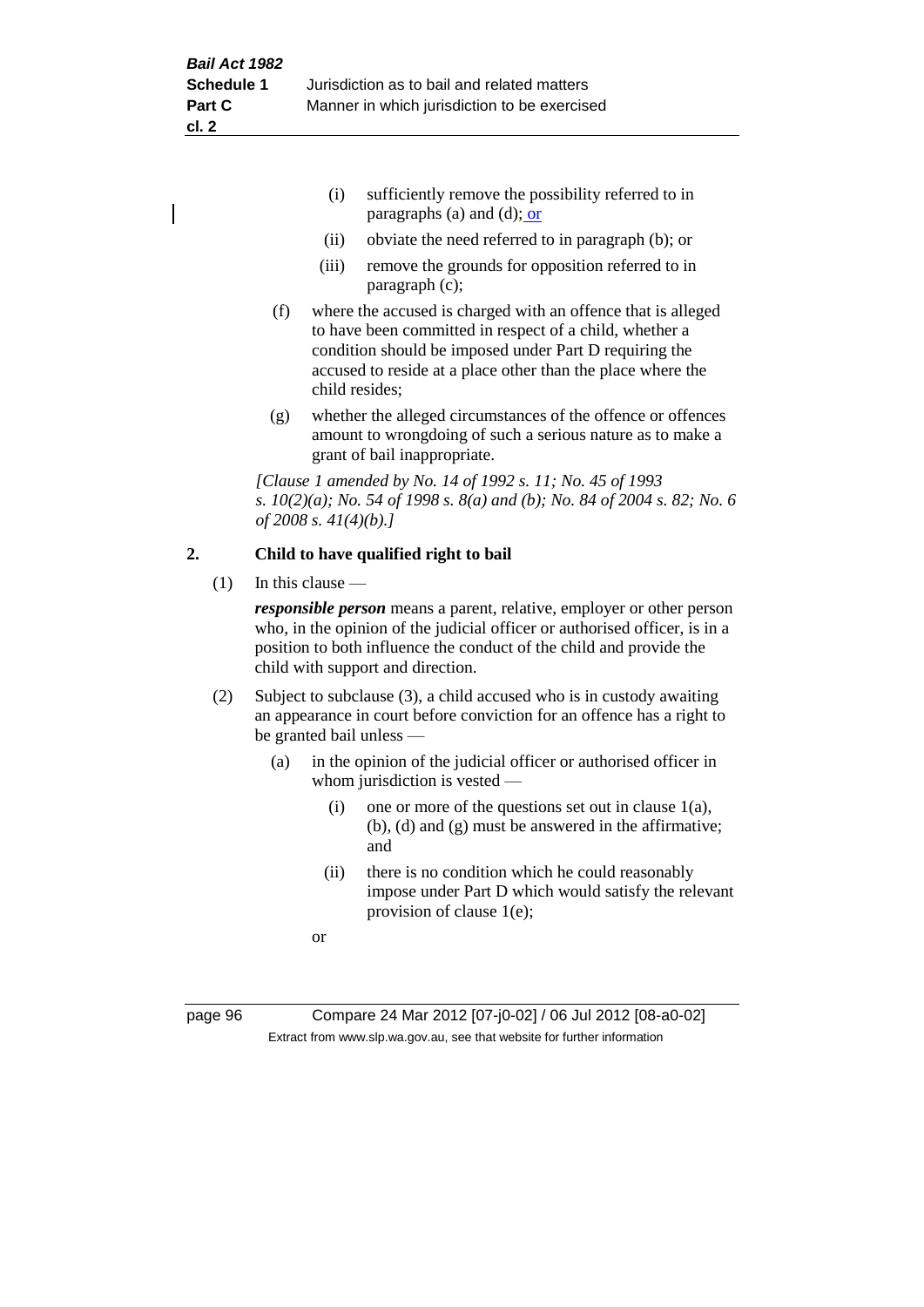(i) sufficiently remove the possibility referred to in paragraphs (a) and (d); or

(ii) obviate the need referred to in paragraph (b); or

(iii) remove the grounds for opposition referred to in paragraph (c);

(f) where the accused is charged with an offence that is alleged to have been committed in respect of a child, whether a condition should be imposed under Part D requiring the accused to reside at a place other than the place where the child resides;

(g) whether the alleged circumstances of the offence or offences amount to wrongdoing of such a serious nature as to make a grant of bail inappropriate.

*[Clause 1 amended by No. 14 of 1992 s. 11; No. 45 of 1993 s. 10(2)(a); No. 54 of 1998 s. 8(a) and (b); No. 84 of 2004 s. 82; No. 6 of 2008 s. 41(4)(b).]*

**2. Child to have qualified right to bail**

(1) In this clause —

***responsible person*** means a parent, relative, employer or other person who, in the opinion of the judicial officer or authorised officer, is in a position to both influence the conduct of the child and provide the child with support and direction.

(2) Subject to subclause (3), a child accused who is in custody awaiting an appearance in court before conviction for an offence has a right to be granted bail unless —

(a) in the opinion of the judicial officer or authorised officer in whom jurisdiction is vested —

(i) one or more of the questions set out in clause 1(a), (b), (d) and (g) must be answered in the affirmative; and

(ii) there is no condition which he could reasonably impose under Part D which would satisfy the relevant provision of clause 1(e);

or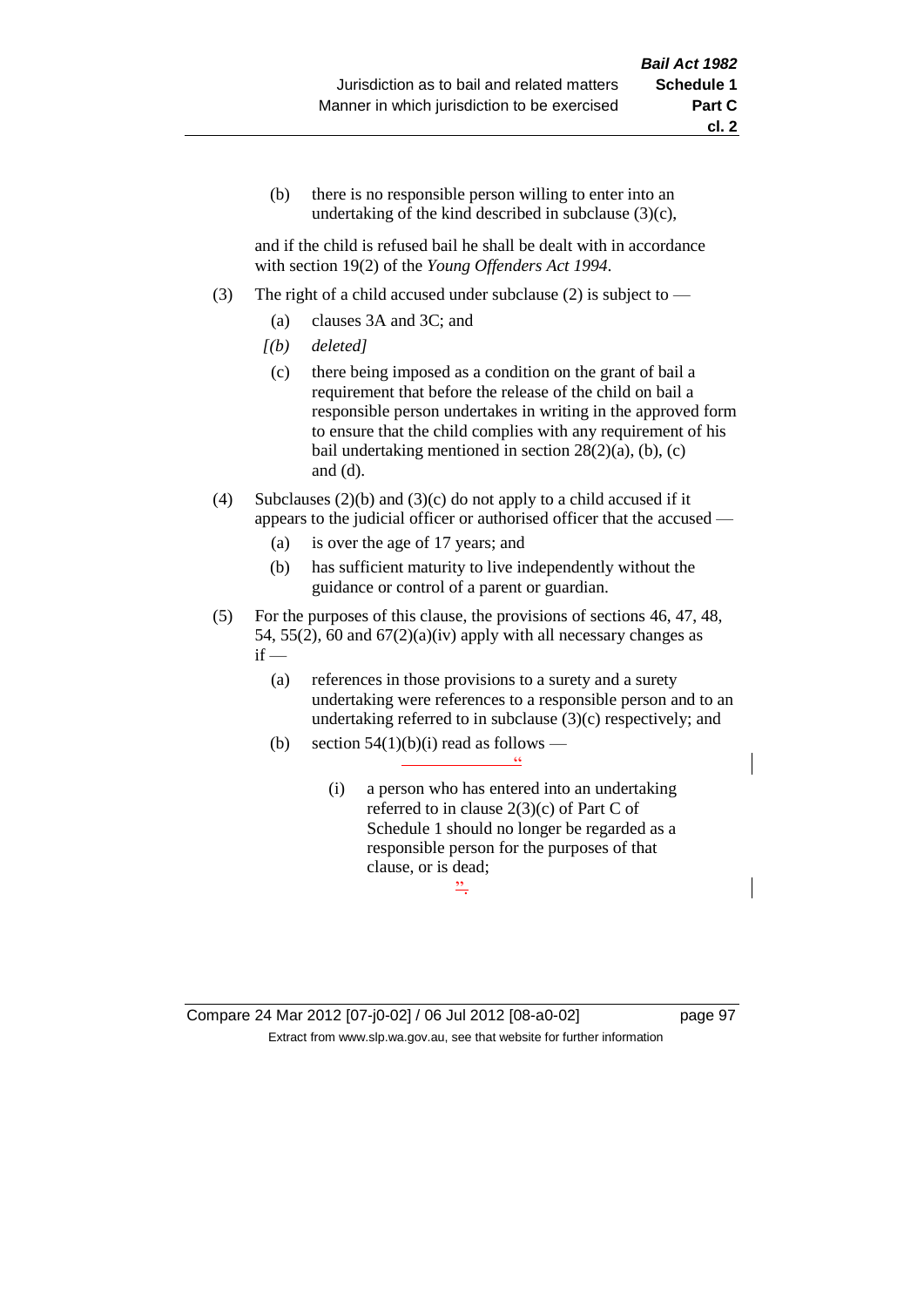(b) there is no responsible person willing to enter into an undertaking of the kind described in subclause (3)(c),

and if the child is refused bail he shall be dealt with in accordance with section 19(2) of the *Young Offenders Act 1994*.

(3) The right of a child accused under subclause (2) is subject to —

(a) clauses 3A and 3C; and

*[(b) deleted]*

(c) there being imposed as a condition on the grant of bail a requirement that before the release of the child on bail a responsible person undertakes in writing in the approved form to ensure that the child complies with any requirement of his bail undertaking mentioned in section 28(2)(a), (b), (c) and (d).

(4) Subclauses (2)(b) and (3)(c) do not apply to a child accused if it appears to the judicial officer or authorised officer that the accused —

(a) is over the age of 17 years; and

(b) has sufficient maturity to live independently without the guidance or control of a parent or guardian.

(5) For the purposes of this clause, the provisions of sections 46, 47, 48, 54, 55(2), 60 and 67(2)(a)(iv) apply with all necessary changes as if —

(a) references in those provisions to a surety and a surety undertaking were references to a responsible person and to an undertaking referred to in subclause (3)(c) respectively; and

(b) section 54(1)(b)(i) read as follows —

"

(i) a person who has entered into an undertaking referred to in clause 2(3)(c) of Part C of Schedule 1 should no longer be regarded as a responsible person for the purposes of that clause, or is dead;

".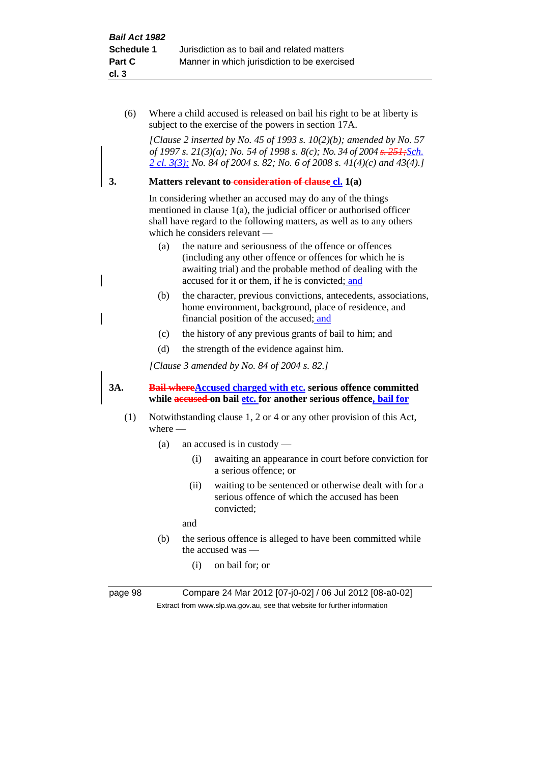(6) Where a child accused is released on bail his right to be at liberty is subject to the exercise of the powers in section 17A.

*[Clause 2 inserted by No. 45 of 1993 s. 10(2)(b); amended by No. 57 of 1997 s. 21(3)(a); No. 54 of 1998 s. 8(c); No. 34 of 2004 ~~s. 251;~~Sch. 2 cl. 3(3); No. 84 of 2004 s. 82; No. 6 of 2008 s. 41(4)(c) and 43(4).]*

**3. Matters relevant to ~~consideration of clause~~ cl. 1(a)**

In considering whether an accused may do any of the things mentioned in clause 1(a), the judicial officer or authorised officer shall have regard to the following matters, as well as to any others which he considers relevant —

(a) the nature and seriousness of the offence or offences (including any other offence or offences for which he is awaiting trial) and the probable method of dealing with the accused for it or them, if he is convicted; and

(b) the character, previous convictions, antecedents, associations, home environment, background, place of residence, and financial position of the accused; and

(c) the history of any previous grants of bail to him; and

(d) the strength of the evidence against him.

*[Clause 3 amended by No. 84 of 2004 s. 82.]*

**3A. ~~Bail where~~Accused charged with etc. serious offence committed while ~~accused~~ on bail etc. for another serious offence, bail for**

(1) Notwithstanding clause 1, 2 or 4 or any other provision of this Act, where —

(a) an accused is in custody —

(i) awaiting an appearance in court before conviction for a serious offence; or

(ii) waiting to be sentenced or otherwise dealt with for a serious offence of which the accused has been convicted;

and

(b) the serious offence is alleged to have been committed while the accused was —

(i) on bail for; or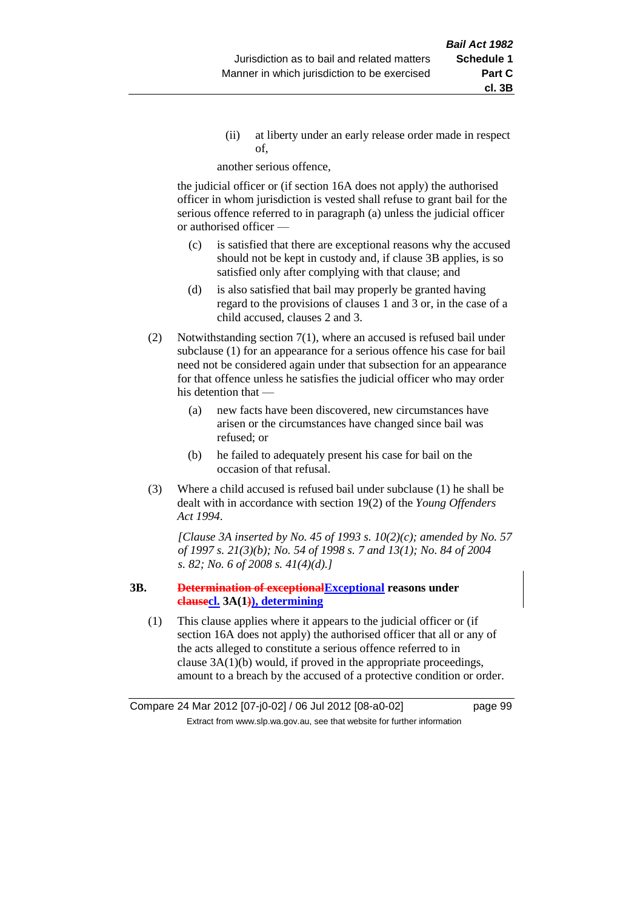(ii) at liberty under an early release order made in respect of,

another serious offence,

the judicial officer or (if section 16A does not apply) the authorised officer in whom jurisdiction is vested shall refuse to grant bail for the serious offence referred to in paragraph (a) unless the judicial officer or authorised officer —

(c) is satisfied that there are exceptional reasons why the accused should not be kept in custody and, if clause 3B applies, is so satisfied only after complying with that clause; and

(d) is also satisfied that bail may properly be granted having regard to the provisions of clauses 1 and 3 or, in the case of a child accused, clauses 2 and 3.

(2) Notwithstanding section 7(1), where an accused is refused bail under subclause (1) for an appearance for a serious offence his case for bail need not be considered again under that subsection for an appearance for that offence unless he satisfies the judicial officer who may order his detention that —

(a) new facts have been discovered, new circumstances have arisen or the circumstances have changed since bail was refused; or

(b) he failed to adequately present his case for bail on the occasion of that refusal.

(3) Where a child accused is refused bail under subclause (1) he shall be dealt with in accordance with section 19(2) of the *Young Offenders Act 1994*.

*[Clause 3A inserted by No. 45 of 1993 s. 10(2)(c); amended by No. 57 of 1997 s. 21(3)(b); No. 54 of 1998 s. 7 and 13(1); No. 84 of 2004 s. 82; No. 6 of 2008 s. 41(4)(d).]*

**3B. ~~Determination of exceptional~~Exceptional reasons under ~~clause~~cl. 3A(1~~)~~), determining**

(1) This clause applies where it appears to the judicial officer or (if section 16A does not apply) the authorised officer that all or any of the acts alleged to constitute a serious offence referred to in clause 3A(1)(b) would, if proved in the appropriate proceedings, amount to a breach by the accused of a protective condition or order.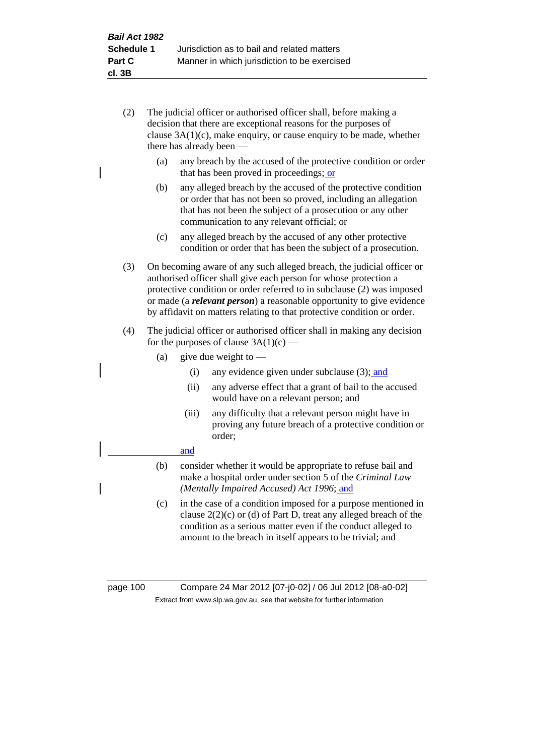(2) The judicial officer or authorised officer shall, before making a decision that there are exceptional reasons for the purposes of clause 3A(1)(c), make enquiry, or cause enquiry to be made, whether there has already been —

  (a) any breach by the accused of the protective condition or order that has been proved in proceedings; or

  (b) any alleged breach by the accused of the protective condition or order that has not been so proved, including an allegation that has not been the subject of a prosecution or any other communication to any relevant official; or

  (c) any alleged breach by the accused of any other protective condition or order that has been the subject of a prosecution.

(3) On becoming aware of any such alleged breach, the judicial officer or authorised officer shall give each person for whose protection a protective condition or order referred to in subclause (2) was imposed or made (a ***relevant person***) a reasonable opportunity to give evidence by affidavit on matters relating to that protective condition or order.

(4) The judicial officer or authorised officer shall in making any decision for the purposes of clause 3A(1)(c) —

  (a) give due weight to —

    (i) any evidence given under subclause (3); and

    (ii) any adverse effect that a grant of bail to the accused would have on a relevant person; and

    (iii) any difficulty that a relevant person might have in proving any future breach of a protective condition or order;

  and

  (b) consider whether it would be appropriate to refuse bail and make a hospital order under section 5 of the *Criminal Law (Mentally Impaired Accused) Act 1996*; and

  (c) in the case of a condition imposed for a purpose mentioned in clause 2(2)(c) or (d) of Part D, treat any alleged breach of the condition as a serious matter even if the conduct alleged to amount to the breach in itself appears to be trivial; and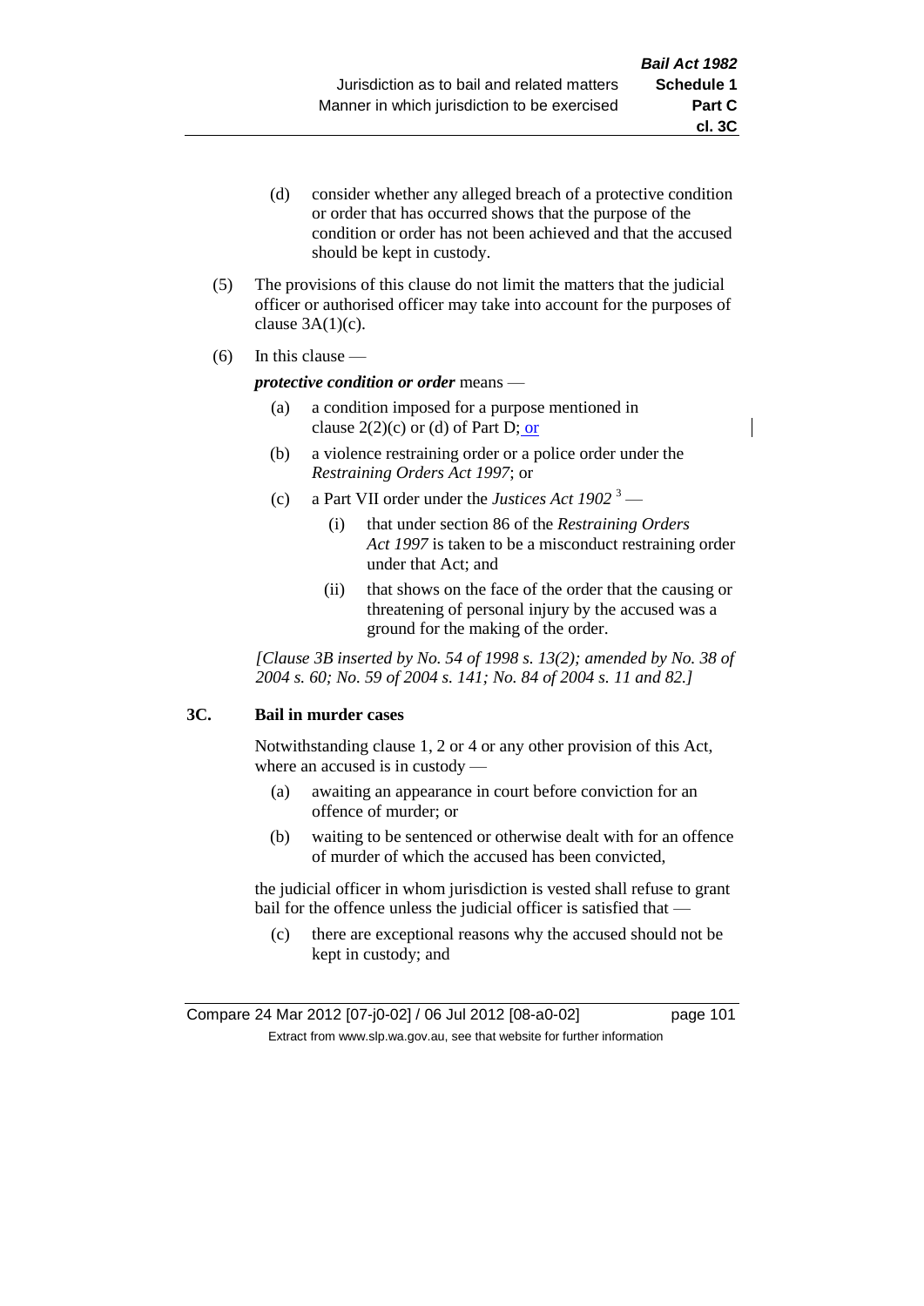(d) consider whether any alleged breach of a protective condition or order that has occurred shows that the purpose of the condition or order has not been achieved and that the accused should be kept in custody.

(5) The provisions of this clause do not limit the matters that the judicial officer or authorised officer may take into account for the purposes of clause 3A(1)(c).

(6) In this clause —

***protective condition or order*** means —

(a) a condition imposed for a purpose mentioned in clause 2(2)(c) or (d) of Part D; or

(b) a violence restraining order or a police order under the *Restraining Orders Act 1997*; or

(c) a Part VII order under the *Justices Act 1902* [3] —

(i) that under section 86 of the *Restraining Orders Act 1997* is taken to be a misconduct restraining order under that Act; and

(ii) that shows on the face of the order that the causing or threatening of personal injury by the accused was a ground for the making of the order.

*[Clause 3B inserted by No. 54 of 1998 s. 13(2); amended by No. 38 of 2004 s. 60; No. 59 of 2004 s. 141; No. 84 of 2004 s. 11 and 82.]*

**3C. Bail in murder cases**

Notwithstanding clause 1, 2 or 4 or any other provision of this Act, where an accused is in custody —

(a) awaiting an appearance in court before conviction for an offence of murder; or

(b) waiting to be sentenced or otherwise dealt with for an offence of murder of which the accused has been convicted,

the judicial officer in whom jurisdiction is vested shall refuse to grant bail for the offence unless the judicial officer is satisfied that —

(c) there are exceptional reasons why the accused should not be kept in custody; and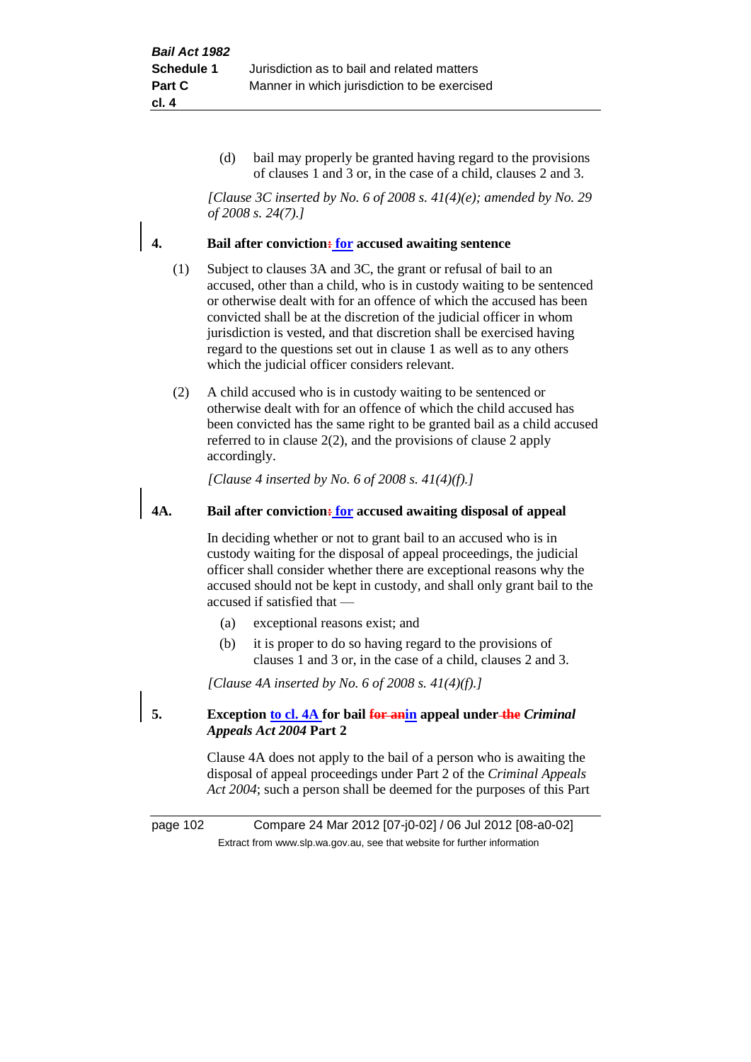(d) bail may properly be granted having regard to the provisions of clauses 1 and 3 or, in the case of a child, clauses 2 and 3.

*[Clause 3C inserted by No. 6 of 2008 s. 41(4)(e); amended by No. 29 of 2008 s. 24(7).]*

**4. Bail after conviction: for accused awaiting sentence**

(1) Subject to clauses 3A and 3C, the grant or refusal of bail to an accused, other than a child, who is in custody waiting to be sentenced or otherwise dealt with for an offence of which the accused has been convicted shall be at the discretion of the judicial officer in whom jurisdiction is vested, and that discretion shall be exercised having regard to the questions set out in clause 1 as well as to any others which the judicial officer considers relevant.

(2) A child accused who is in custody waiting to be sentenced or otherwise dealt with for an offence of which the child accused has been convicted has the same right to be granted bail as a child accused referred to in clause 2(2), and the provisions of clause 2 apply accordingly.

*[Clause 4 inserted by No. 6 of 2008 s. 41(4)(f).]*

**4A. Bail after conviction: for accused awaiting disposal of appeal**

In deciding whether or not to grant bail to an accused who is in custody waiting for the disposal of appeal proceedings, the judicial officer shall consider whether there are exceptional reasons why the accused should not be kept in custody, and shall only grant bail to the accused if satisfied that —

(a) exceptional reasons exist; and

(b) it is proper to do so having regard to the provisions of clauses 1 and 3 or, in the case of a child, clauses 2 and 3.

*[Clause 4A inserted by No. 6 of 2008 s. 41(4)(f).]*

**5. Exception to cl. 4A for bail for anin appeal under the *Criminal Appeals Act 2004* Part 2**

Clause 4A does not apply to the bail of a person who is awaiting the disposal of appeal proceedings under Part 2 of the *Criminal Appeals Act 2004*; such a person shall be deemed for the purposes of this Part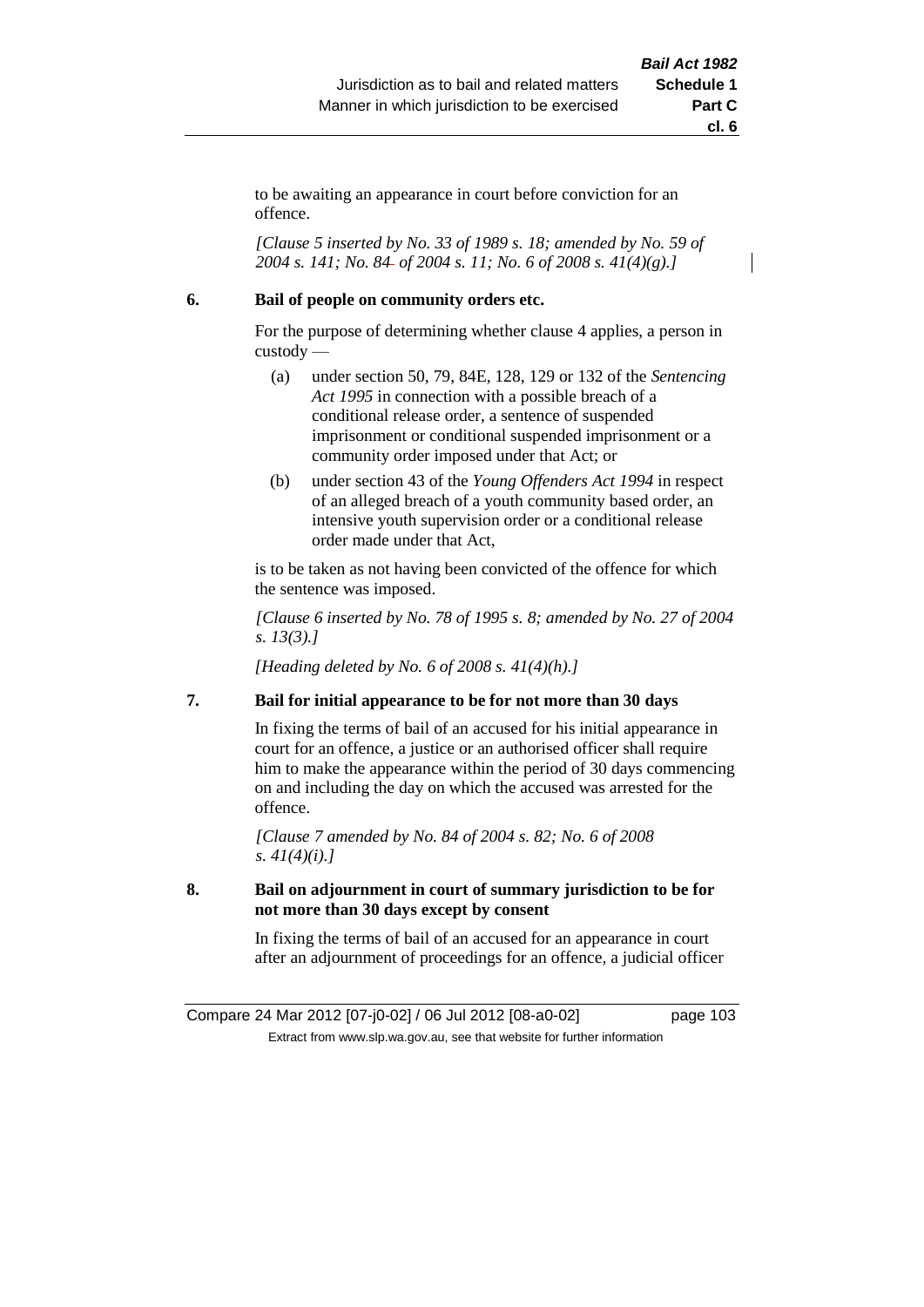to be awaiting an appearance in court before conviction for an offence.

*[Clause 5 inserted by No. 33 of 1989 s. 18; amended by No. 59 of 2004 s. 141; No. 84 of 2004 s. 11; No. 6 of 2008 s. 41(4)(g).]*

**6. Bail of people on community orders etc.**

For the purpose of determining whether clause 4 applies, a person in custody —

(a) under section 50, 79, 84E, 128, 129 or 132 of the *Sentencing Act 1995* in connection with a possible breach of a conditional release order, a sentence of suspended imprisonment or conditional suspended imprisonment or a community order imposed under that Act; or

(b) under section 43 of the *Young Offenders Act 1994* in respect of an alleged breach of a youth community based order, an intensive youth supervision order or a conditional release order made under that Act,

is to be taken as not having been convicted of the offence for which the sentence was imposed.

*[Clause 6 inserted by No. 78 of 1995 s. 8; amended by No. 27 of 2004 s. 13(3).]*

*[Heading deleted by No. 6 of 2008 s. 41(4)(h).]*

**7. Bail for initial appearance to be for not more than 30 days**

In fixing the terms of bail of an accused for his initial appearance in court for an offence, a justice or an authorised officer shall require him to make the appearance within the period of 30 days commencing on and including the day on which the accused was arrested for the offence.

*[Clause 7 amended by No. 84 of 2004 s. 82; No. 6 of 2008 s. 41(4)(i).]*

**8. Bail on adjournment in court of summary jurisdiction to be for not more than 30 days except by consent**

In fixing the terms of bail of an accused for an appearance in court after an adjournment of proceedings for an offence, a judicial officer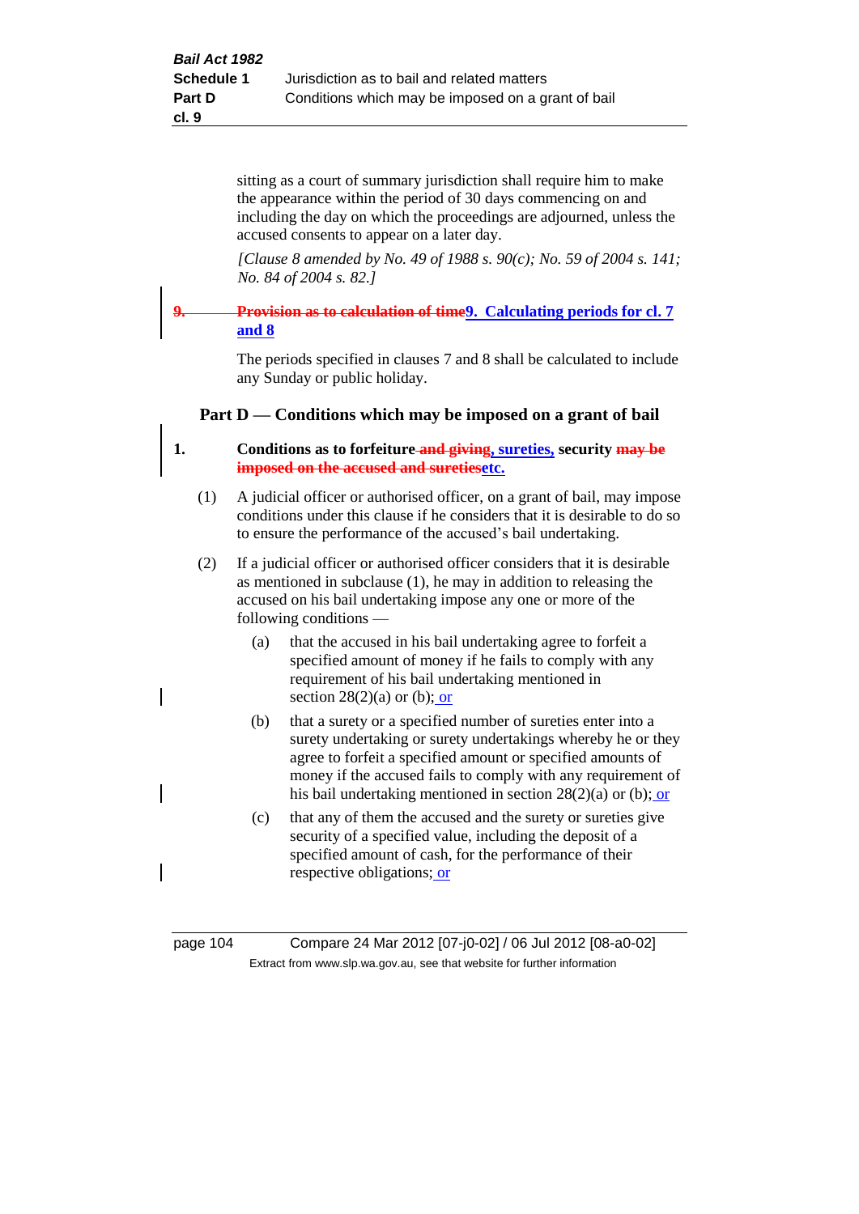sitting as a court of summary jurisdiction shall require him to make the appearance within the period of 30 days commencing on and including the day on which the proceedings are adjourned, unless the accused consents to appear on a later day.

*[Clause 8 amended by No. 49 of 1988 s. 90(c); No. 59 of 2004 s. 141; No. 84 of 2004 s. 82.]*

**~~9. Provision as to calculation of time~~9. Calculating periods for cl. 7 and 8**

The periods specified in clauses 7 and 8 shall be calculated to include any Sunday or public holiday.

## Part D — Conditions which may be imposed on a grant of bail

**1. Conditions as to forfeiture ~~and giving~~, sureties, security ~~may be imposed on the accused and sureties~~etc.**

(1) A judicial officer or authorised officer, on a grant of bail, may impose conditions under this clause if he considers that it is desirable to do so to ensure the performance of the accused's bail undertaking.

(2) If a judicial officer or authorised officer considers that it is desirable as mentioned in subclause (1), he may in addition to releasing the accused on his bail undertaking impose any one or more of the following conditions —

(a) that the accused in his bail undertaking agree to forfeit a specified amount of money if he fails to comply with any requirement of his bail undertaking mentioned in section 28(2)(a) or (b); or

(b) that a surety or a specified number of sureties enter into a surety undertaking or surety undertakings whereby he or they agree to forfeit a specified amount or specified amounts of money if the accused fails to comply with any requirement of his bail undertaking mentioned in section 28(2)(a) or (b); or

(c) that any of them the accused and the surety or sureties give security of a specified value, including the deposit of a specified amount of cash, for the performance of their respective obligations; or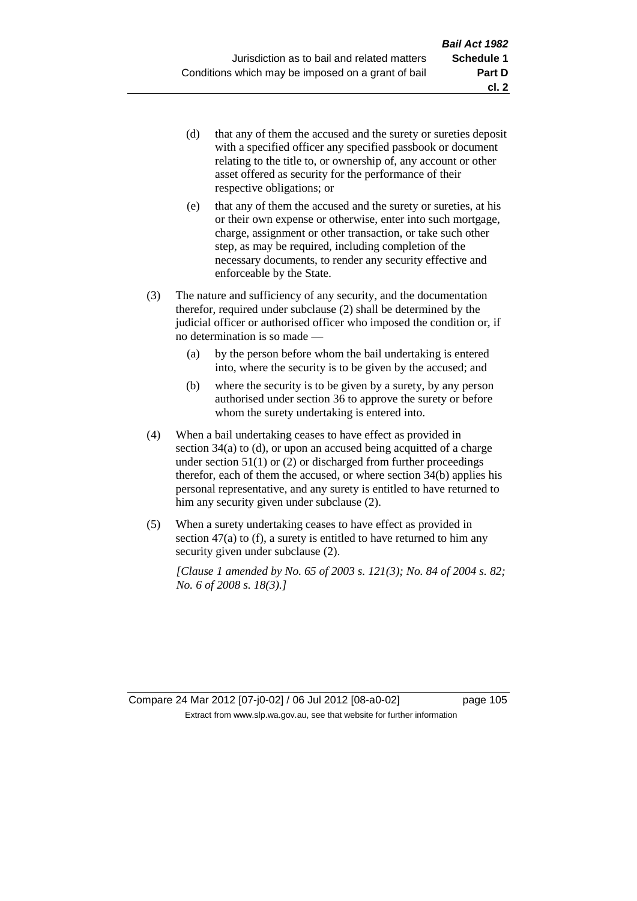(d) that any of them the accused and the surety or sureties deposit with a specified officer any specified passbook or document relating to the title to, or ownership of, any account or other asset offered as security for the performance of their respective obligations; or

(e) that any of them the accused and the surety or sureties, at his or their own expense or otherwise, enter into such mortgage, charge, assignment or other transaction, or take such other step, as may be required, including completion of the necessary documents, to render any security effective and enforceable by the State.

(3) The nature and sufficiency of any security, and the documentation therefor, required under subclause (2) shall be determined by the judicial officer or authorised officer who imposed the condition or, if no determination is so made —

(a) by the person before whom the bail undertaking is entered into, where the security is to be given by the accused; and

(b) where the security is to be given by a surety, by any person authorised under section 36 to approve the surety or before whom the surety undertaking is entered into.

(4) When a bail undertaking ceases to have effect as provided in section 34(a) to (d), or upon an accused being acquitted of a charge under section 51(1) or (2) or discharged from further proceedings therefor, each of them the accused, or where section 34(b) applies his personal representative, and any surety is entitled to have returned to him any security given under subclause (2).

(5) When a surety undertaking ceases to have effect as provided in section 47(a) to (f), a surety is entitled to have returned to him any security given under subclause (2).

*[Clause 1 amended by No. 65 of 2003 s. 121(3); No. 84 of 2004 s. 82; No. 6 of 2008 s. 18(3).]*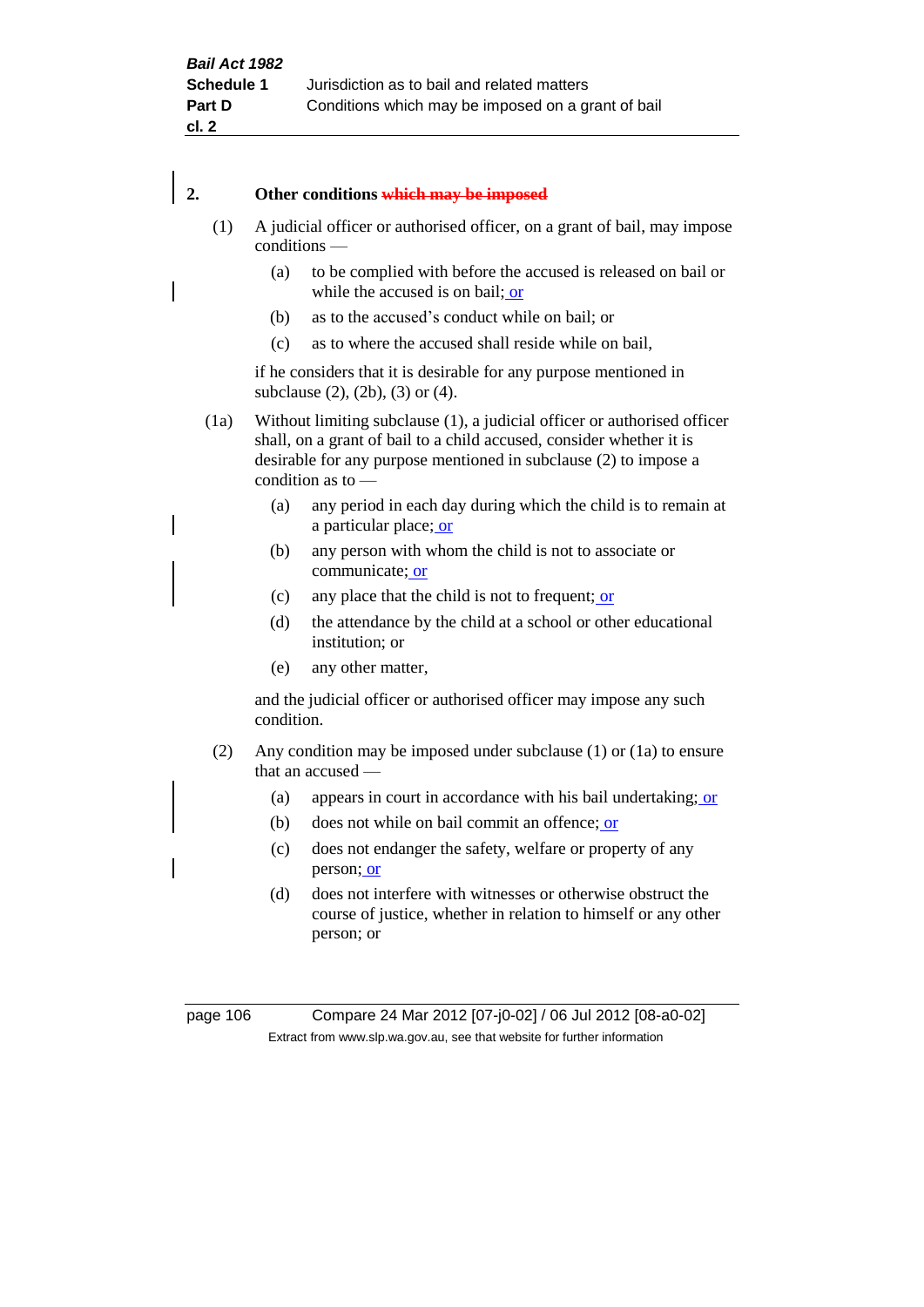## 2. Other conditions ~~which may be imposed~~

(1) A judicial officer or authorised officer, on a grant of bail, may impose conditions —

(a) to be complied with before the accused is released on bail or while the accused is on bail; or

(b) as to the accused's conduct while on bail; or

(c) as to where the accused shall reside while on bail,

if he considers that it is desirable for any purpose mentioned in subclause (2), (2b), (3) or (4).

(1a) Without limiting subclause (1), a judicial officer or authorised officer shall, on a grant of bail to a child accused, consider whether it is desirable for any purpose mentioned in subclause (2) to impose a condition as to —

(a) any period in each day during which the child is to remain at a particular place; or

(b) any person with whom the child is not to associate or communicate; or

(c) any place that the child is not to frequent; or

(d) the attendance by the child at a school or other educational institution; or

(e) any other matter,

and the judicial officer or authorised officer may impose any such condition.

(2) Any condition may be imposed under subclause (1) or (1a) to ensure that an accused —

(a) appears in court in accordance with his bail undertaking; or

(b) does not while on bail commit an offence; or

(c) does not endanger the safety, welfare or property of any person; or

(d) does not interfere with witnesses or otherwise obstruct the course of justice, whether in relation to himself or any other person; or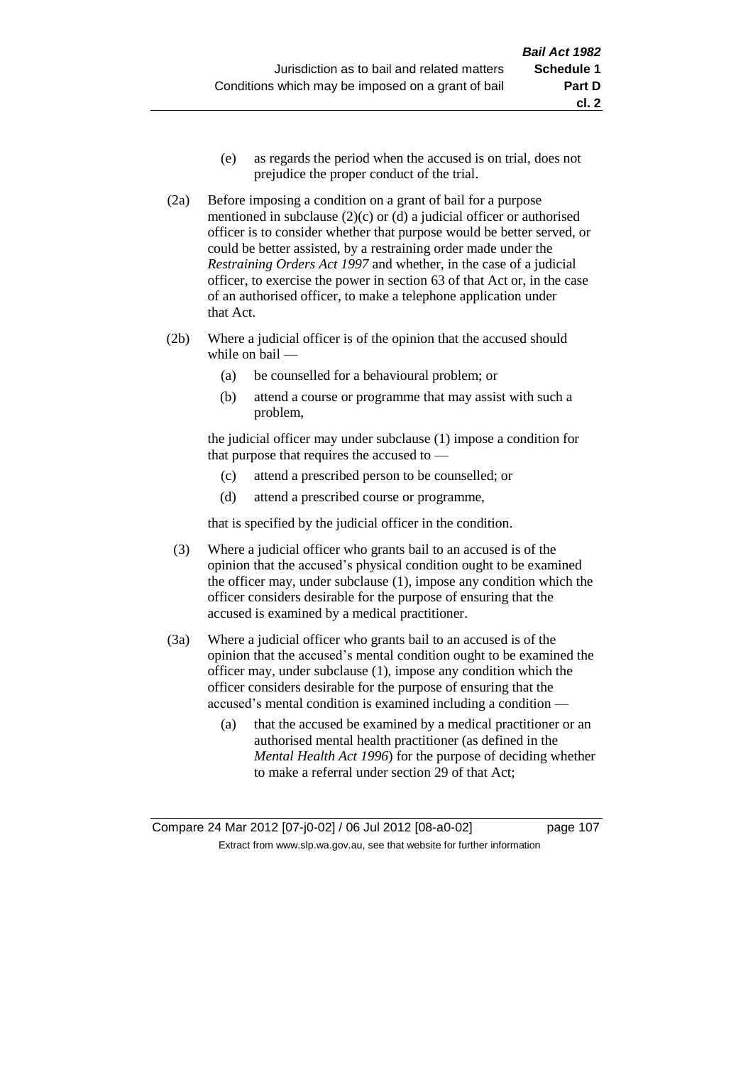(e) as regards the period when the accused is on trial, does not prejudice the proper conduct of the trial.

(2a) Before imposing a condition on a grant of bail for a purpose mentioned in subclause (2)(c) or (d) a judicial officer or authorised officer is to consider whether that purpose would be better served, or could be better assisted, by a restraining order made under the *Restraining Orders Act 1997* and whether, in the case of a judicial officer, to exercise the power in section 63 of that Act or, in the case of an authorised officer, to make a telephone application under that Act.

(2b) Where a judicial officer is of the opinion that the accused should while on bail —

(a) be counselled for a behavioural problem; or

(b) attend a course or programme that may assist with such a problem,

the judicial officer may under subclause (1) impose a condition for that purpose that requires the accused to —

(c) attend a prescribed person to be counselled; or

(d) attend a prescribed course or programme,

that is specified by the judicial officer in the condition.

(3) Where a judicial officer who grants bail to an accused is of the opinion that the accused's physical condition ought to be examined the officer may, under subclause (1), impose any condition which the officer considers desirable for the purpose of ensuring that the accused is examined by a medical practitioner.

(3a) Where a judicial officer who grants bail to an accused is of the opinion that the accused's mental condition ought to be examined the officer may, under subclause (1), impose any condition which the officer considers desirable for the purpose of ensuring that the accused's mental condition is examined including a condition —

(a) that the accused be examined by a medical practitioner or an authorised mental health practitioner (as defined in the *Mental Health Act 1996*) for the purpose of deciding whether to make a referral under section 29 of that Act;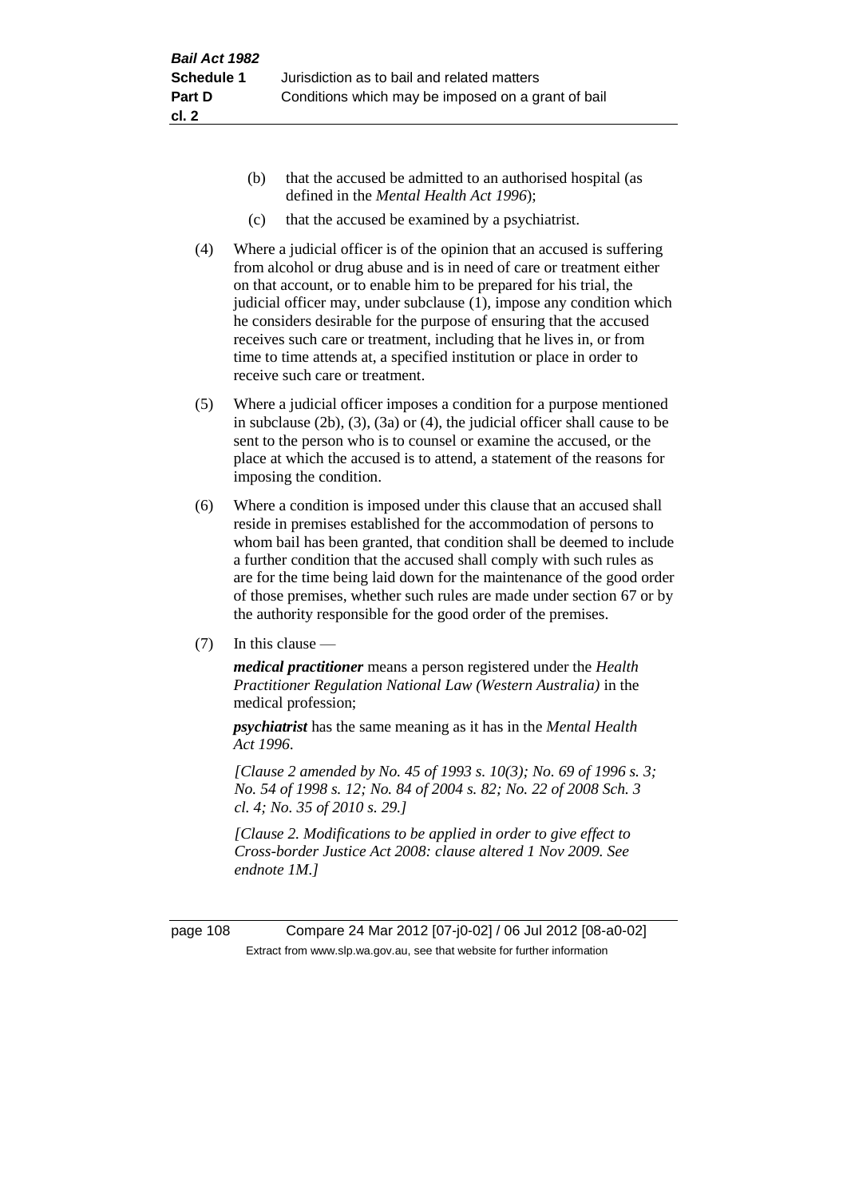(b) that the accused be admitted to an authorised hospital (as defined in the *Mental Health Act 1996*);

(c) that the accused be examined by a psychiatrist.

(4) Where a judicial officer is of the opinion that an accused is suffering from alcohol or drug abuse and is in need of care or treatment either on that account, or to enable him to be prepared for his trial, the judicial officer may, under subclause (1), impose any condition which he considers desirable for the purpose of ensuring that the accused receives such care or treatment, including that he lives in, or from time to time attends at, a specified institution or place in order to receive such care or treatment.

(5) Where a judicial officer imposes a condition for a purpose mentioned in subclause (2b), (3), (3a) or (4), the judicial officer shall cause to be sent to the person who is to counsel or examine the accused, or the place at which the accused is to attend, a statement of the reasons for imposing the condition.

(6) Where a condition is imposed under this clause that an accused shall reside in premises established for the accommodation of persons to whom bail has been granted, that condition shall be deemed to include a further condition that the accused shall comply with such rules as are for the time being laid down for the maintenance of the good order of those premises, whether such rules are made under section 67 or by the authority responsible for the good order of the premises.

(7) In this clause —

***medical practitioner*** means a person registered under the *Health Practitioner Regulation National Law (Western Australia)* in the medical profession;

***psychiatrist*** has the same meaning as it has in the *Mental Health Act 1996*.

*[Clause 2 amended by No. 45 of 1993 s. 10(3); No. 69 of 1996 s. 3; No. 54 of 1998 s. 12; No. 84 of 2004 s. 82; No. 22 of 2008 Sch. 3 cl. 4; No. 35 of 2010 s. 29.]*

*[Clause 2. Modifications to be applied in order to give effect to Cross-border Justice Act 2008: clause altered 1 Nov 2009. See endnote 1M.]*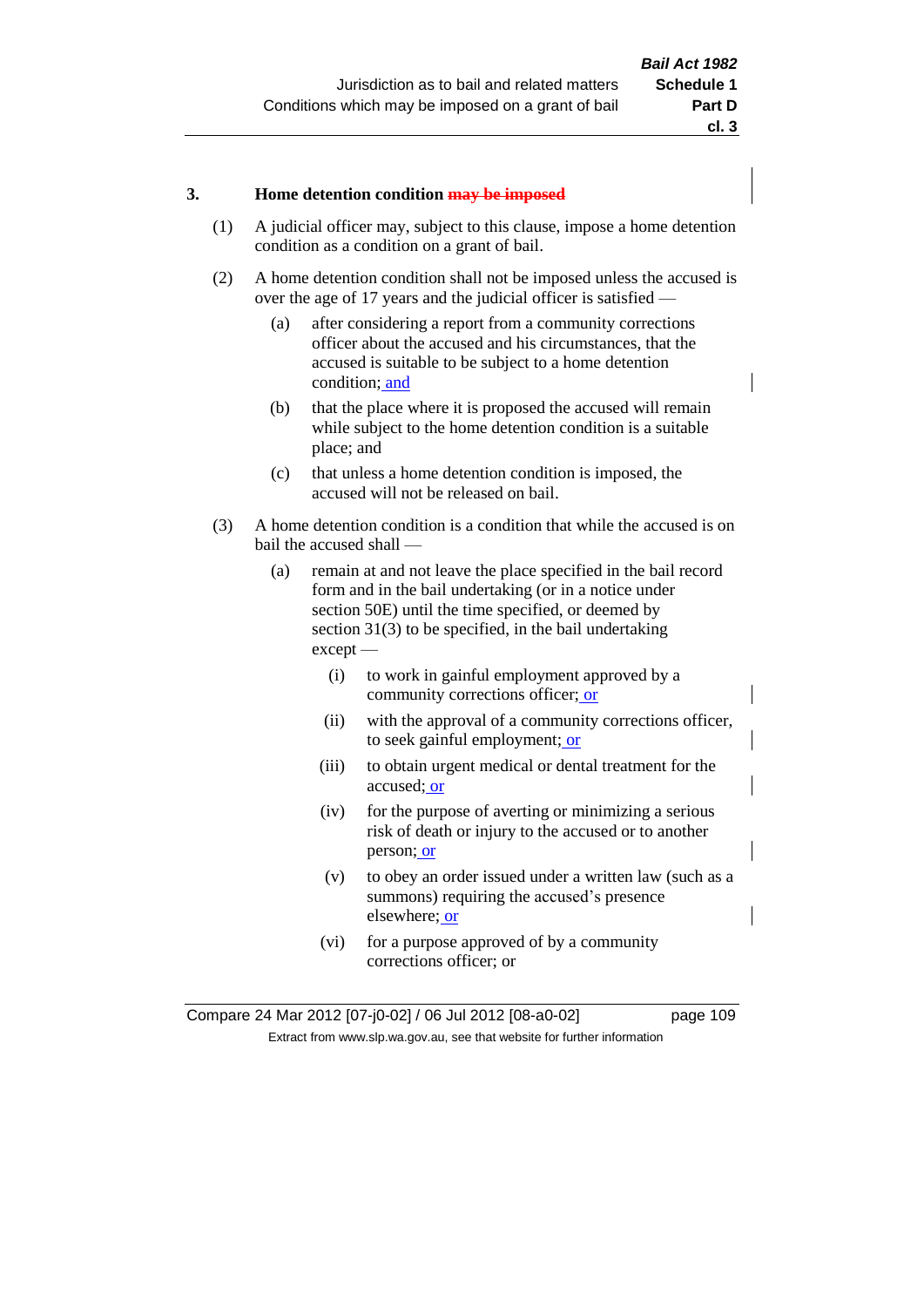**3. Home detection condition ~~may be imposed~~**

(1) A judicial officer may, subject to this clause, impose a home detention condition as a condition on a grant of bail.

(2) A home detention condition shall not be imposed unless the accused is over the age of 17 years and the judicial officer is satisfied —

(a) after considering a report from a community corrections officer about the accused and his circumstances, that the accused is suitable to be subject to a home detention condition; and

(b) that the place where it is proposed the accused will remain while subject to the home detention condition is a suitable place; and

(c) that unless a home detention condition is imposed, the accused will not be released on bail.

(3) A home detention condition is a condition that while the accused is on bail the accused shall —

(a) remain at and not leave the place specified in the bail record form and in the bail undertaking (or in a notice under section 50E) until the time specified, or deemed by section 31(3) to be specified, in the bail undertaking except —

(i) to work in gainful employment approved by a community corrections officer; or

(ii) with the approval of a community corrections officer, to seek gainful employment; or

(iii) to obtain urgent medical or dental treatment for the accused; or

(iv) for the purpose of averting or minimizing a serious risk of death or injury to the accused or to another person; or

(v) to obey an order issued under a written law (such as a summons) requiring the accused's presence elsewhere; or

(vi) for a purpose approved of by a community corrections officer; or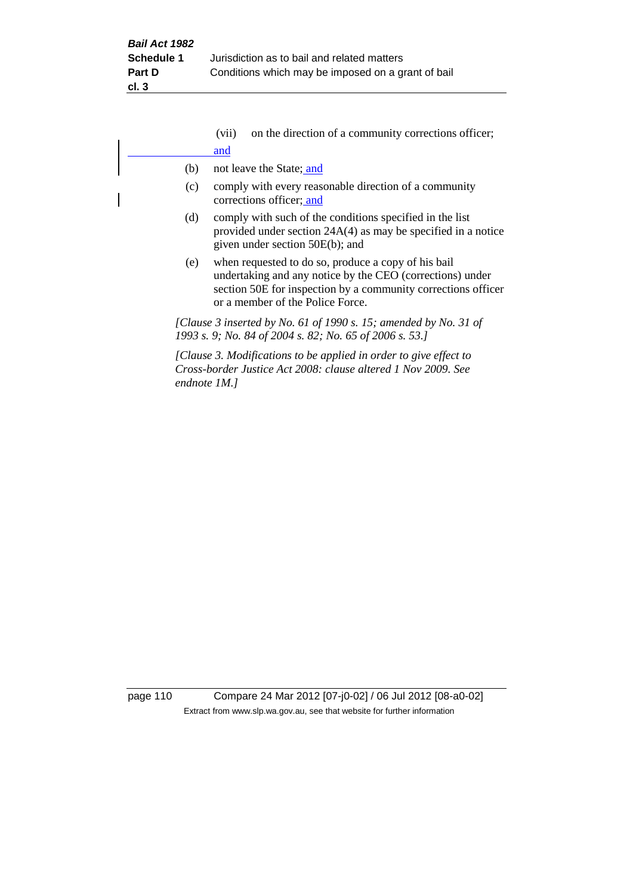(vii) on the direction of a community corrections officer; and

(b) not leave the State; and

(c) comply with every reasonable direction of a community corrections officer; and

(d) comply with such of the conditions specified in the list provided under section 24A(4) as may be specified in a notice given under section 50E(b); and

(e) when requested to do so, produce a copy of his bail undertaking and any notice by the CEO (corrections) under section 50E for inspection by a community corrections officer or a member of the Police Force.

*[Clause 3 inserted by No. 61 of 1990 s. 15; amended by No. 31 of 1993 s. 9; No. 84 of 2004 s. 82; No. 65 of 2006 s. 53.]*

*[Clause 3. Modifications to be applied in order to give effect to Cross-border Justice Act 2008: clause altered 1 Nov 2009. See endnote 1M.]*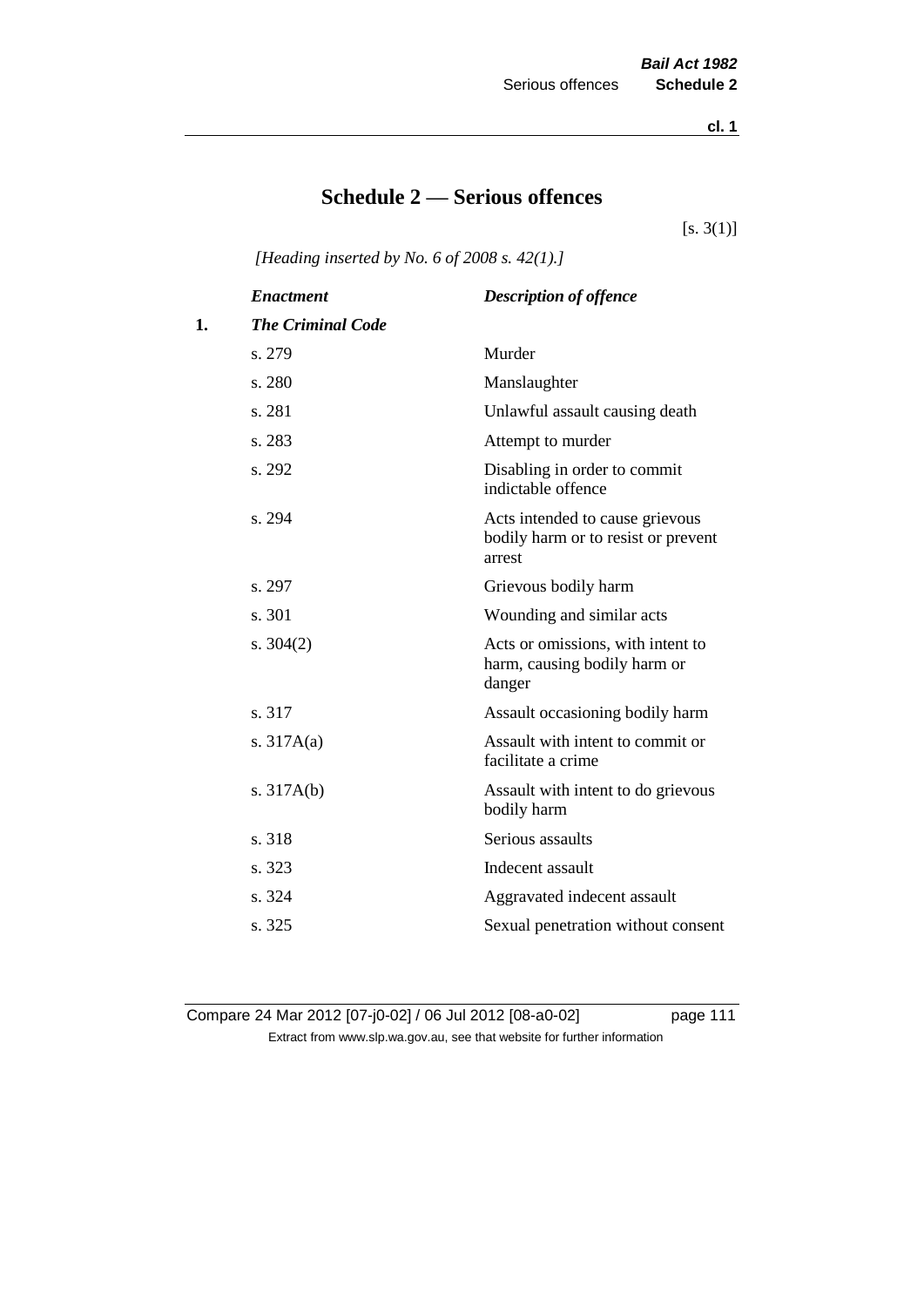# Schedule 2 — Serious offences

[s. 3(1)]

*[Heading inserted by No. 6 of 2008 s. 42(1).]*

| | *Enactment* | *Description of offence* |
|---|---|---|
| **1.** | ***The Criminal Code*** | |
| | s. 279 | Murder |
| | s. 280 | Manslaughter |
| | s. 281 | Unlawful assault causing death |
| | s. 283 | Attempt to murder |
| | s. 292 | Disabling in order to commit indictable offence |
| | s. 294 | Acts intended to cause grievous bodily harm or to resist or prevent arrest |
| | s. 297 | Grievous bodily harm |
| | s. 301 | Wounding and similar acts |
| | s. 304(2) | Acts or omissions, with intent to harm, causing bodily harm or danger |
| | s. 317 | Assault occasioning bodily harm |
| | s. 317A(a) | Assault with intent to commit or facilitate a crime |
| | s. 317A(b) | Assault with intent to do grievous bodily harm |
| | s. 318 | Serious assaults |
| | s. 323 | Indecent assault |
| | s. 324 | Aggravated indecent assault |
| | s. 325 | Sexual penetration without consent |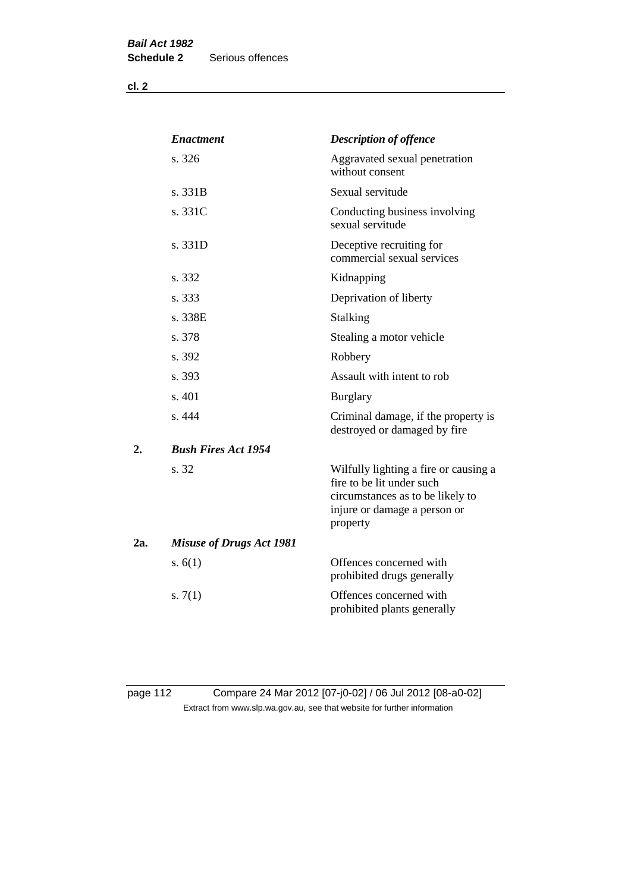| | *Enactment* | *Description of offence* |
|---|---|---|
| | s. 326 | Aggravated sexual penetration without consent |
| | s. 331B | Sexual servitude |
| | s. 331C | Conducting business involving sexual servitude |
| | s. 331D | Deceptive recruiting for commercial sexual services |
| | s. 332 | Kidnapping |
| | s. 333 | Deprivation of liberty |
| | s. 338E | Stalking |
| | s. 378 | Stealing a motor vehicle |
| | s. 392 | Robbery |
| | s. 393 | Assault with intent to rob |
| | s. 401 | Burglary |
| | s. 444 | Criminal damage, if the property is destroyed or damaged by fire |
| **2.** | ***Bush Fires Act 1954*** | |
| | s. 32 | Wilfully lighting a fire or causing a fire to be lit under such circumstances as to be likely to injure or damage a person or property |
| **2a.** | ***Misuse of Drugs Act 1981*** | |
| | s. 6(1) | Offences concerned with prohibited drugs generally |
| | s. 7(1) | Offences concerned with prohibited plants generally |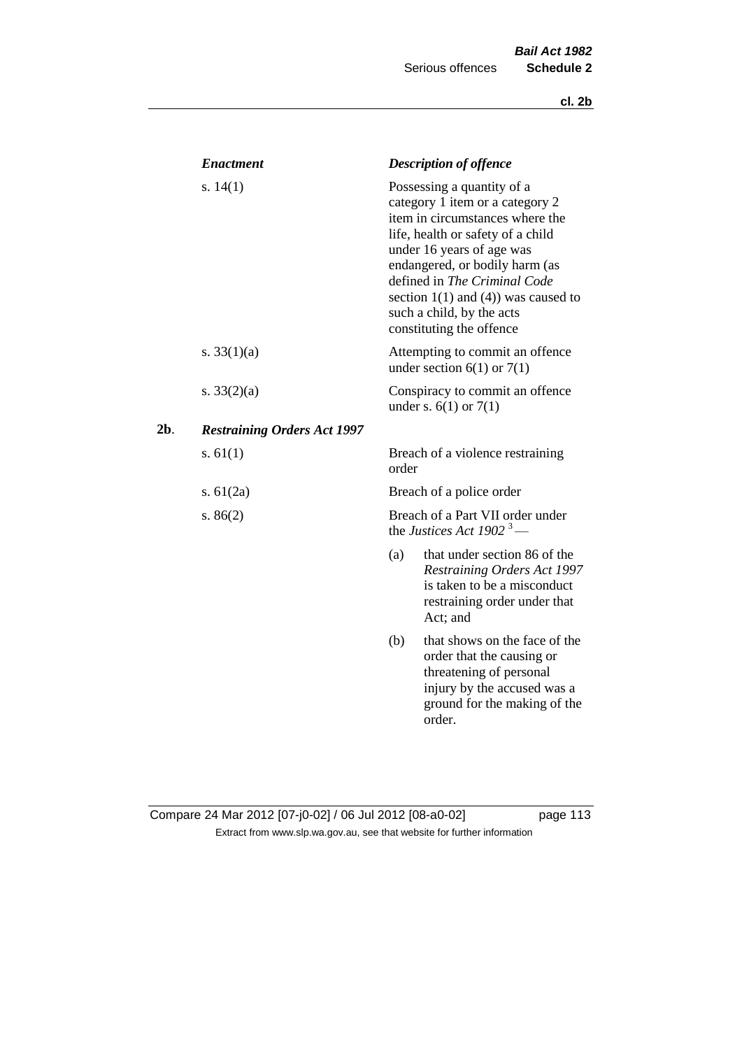| | *Enactment* | *Description of offence* |
|---|---|---|
| | s. 14(1) | Possessing a quantity of a category 1 item or a category 2 item in circumstances where the life, health or safety of a child under 16 years of age was endangered, or bodily harm (as defined in *The Criminal Code* section 1(1) and (4)) was caused to such a child, by the acts constituting the offence |
| | s. 33(1)(a) | Attempting to commit an offence under section 6(1) or 7(1) |
| | s. 33(2)(a) | Conspiracy to commit an offence under s. 6(1) or 7(1) |
| **2b**. | ***Restraining Orders Act 1997*** | |
| | s. 61(1) | Breach of a violence restraining order |
| | s. 61(2a) | Breach of a police order |
| | s. 86(2) | Breach of a Part VII order under the *Justices Act 1902* [3] — (a) that under section 86 of the *Restraining Orders Act 1997* is taken to be a misconduct restraining order under that Act; and (b) that shows on the face of the order that the causing or threatening of personal injury by the accused was a ground for the making of the order. |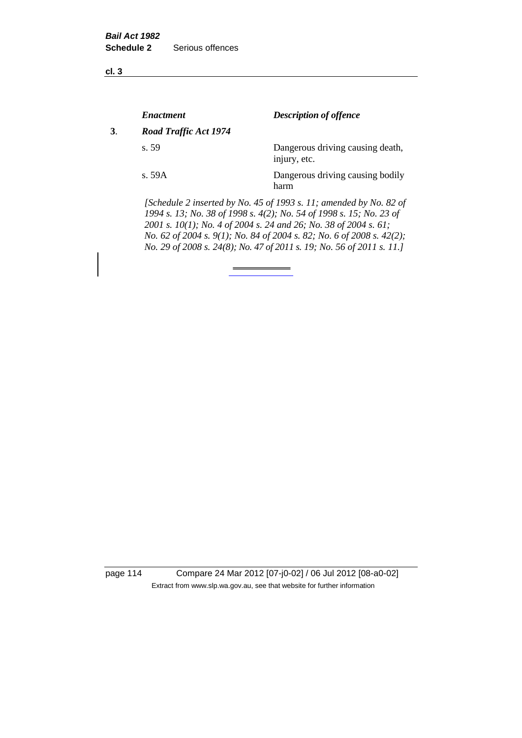| | *Enactment* | *Description of offence* |
|---|---|---|
| **3**. | ***Road Traffic Act 1974*** | |
| | s. 59 | Dangerous driving causing death, injury, etc. |
| | s. 59A | Dangerous driving causing bodily harm |

*[Schedule 2 inserted by No. 45 of 1993 s. 11; amended by No. 82 of 1994 s. 13; No. 38 of 1998 s. 4(2); No. 54 of 1998 s. 15; No. 23 of 2001 s. 10(1); No. 4 of 2004 s. 24 and 26; No. 38 of 2004 s. 61; No. 62 of 2004 s. 9(1); No. 84 of 2004 s. 82; No. 6 of 2008 s. 42(2); No. 29 of 2008 s. 24(8); No. 47 of 2011 s. 19; No. 56 of 2011 s. 11.]*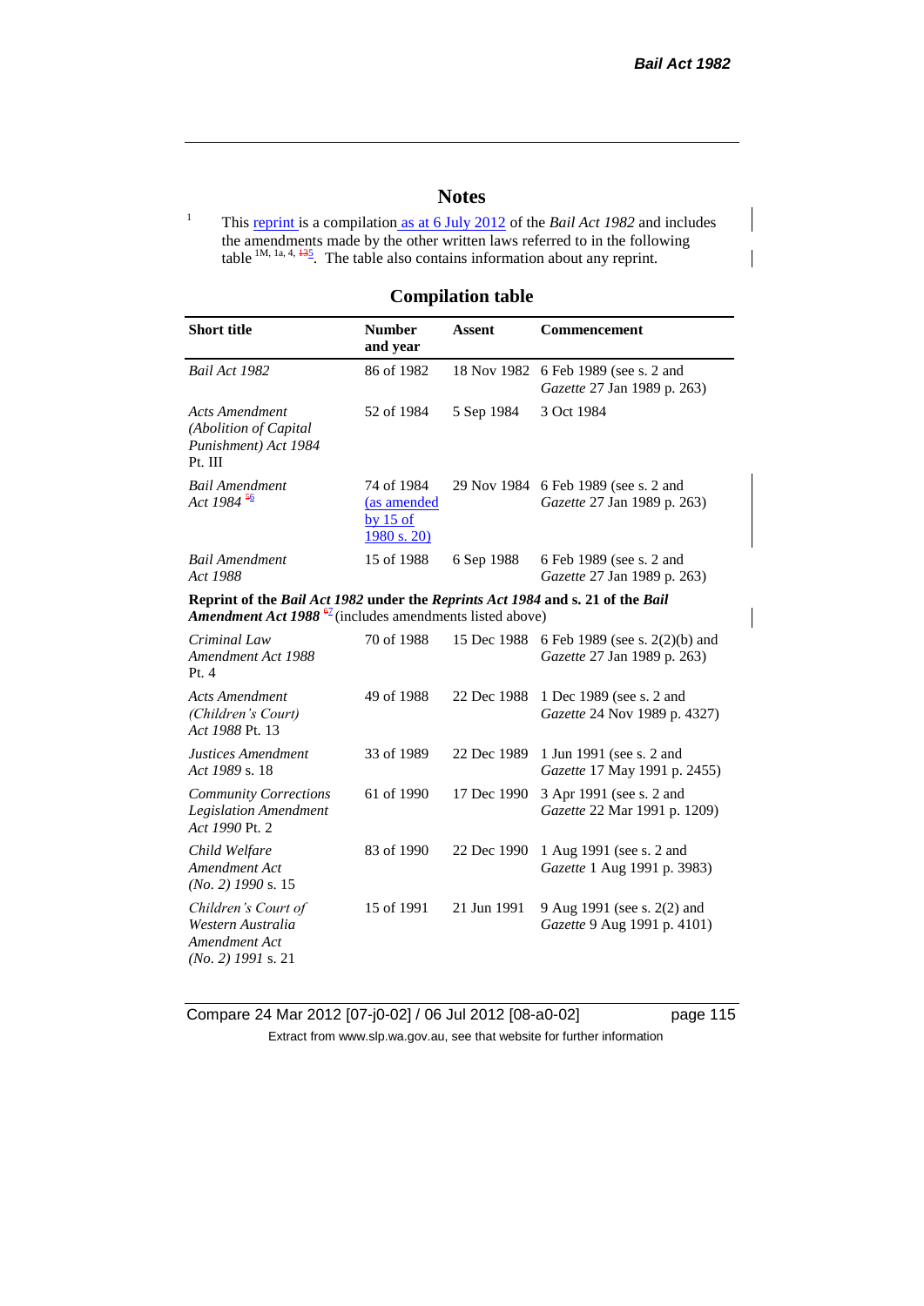## Notes

[1] This reprint is a compilation as at 6 July 2012 of the *Bail Act 1982* and includes the amendments made by the other written laws referred to in the following table [1M, 1a, 4, 135]. The table also contains information about any reprint.

### Compilation table

| Short title | Number and year | Assent | Commencement |
|---|---|---|---|
| *Bail Act 1982* | 86 of 1982 | 18 Nov 1982 | 6 Feb 1989 (see s. 2 and *Gazette* 27 Jan 1989 p. 263) |
| *Acts Amendment (Abolition of Capital Punishment) Act 1984* Pt. III | 52 of 1984 | 5 Sep 1984 | 3 Oct 1984 |
| *Bail Amendment Act 1984* [56] | 74 of 1984 (as amended by 15 of 1980 s. 20) | 29 Nov 1984 | 6 Feb 1989 (see s. 2 and *Gazette* 27 Jan 1989 p. 263) |
| *Bail Amendment Act 1988* | 15 of 1988 | 6 Sep 1988 | 6 Feb 1989 (see s. 2 and *Gazette* 27 Jan 1989 p. 263) |
| **Reprint of the *Bail Act 1982* under the *Reprints Act 1984* and s. 21 of the *Bail Amendment Act 1988* [67]** (includes amendments listed above) | | | |
| *Criminal Law Amendment Act 1988* Pt. 4 | 70 of 1988 | 15 Dec 1988 | 6 Feb 1989 (see s. 2(2)(b) and *Gazette* 27 Jan 1989 p. 263) |
| *Acts Amendment (Children's Court) Act 1988* Pt. 13 | 49 of 1988 | 22 Dec 1988 | 1 Dec 1989 (see s. 2 and *Gazette* 24 Nov 1989 p. 4327) |
| *Justices Amendment Act 1989* s. 18 | 33 of 1989 | 22 Dec 1989 | 1 Jun 1991 (see s. 2 and *Gazette* 17 May 1991 p. 2455) |
| *Community Corrections Legislation Amendment Act 1990* Pt. 2 | 61 of 1990 | 17 Dec 1990 | 3 Apr 1991 (see s. 2 and *Gazette* 22 Mar 1991 p. 1209) |
| *Child Welfare Amendment Act (No. 2) 1990* s. 15 | 83 of 1990 | 22 Dec 1990 | 1 Aug 1991 (see s. 2 and *Gazette* 1 Aug 1991 p. 3983) |
| *Children's Court of Western Australia Amendment Act (No. 2) 1991* s. 21 | 15 of 1991 | 21 Jun 1991 | 9 Aug 1991 (see s. 2(2) and *Gazette* 9 Aug 1991 p. 4101) |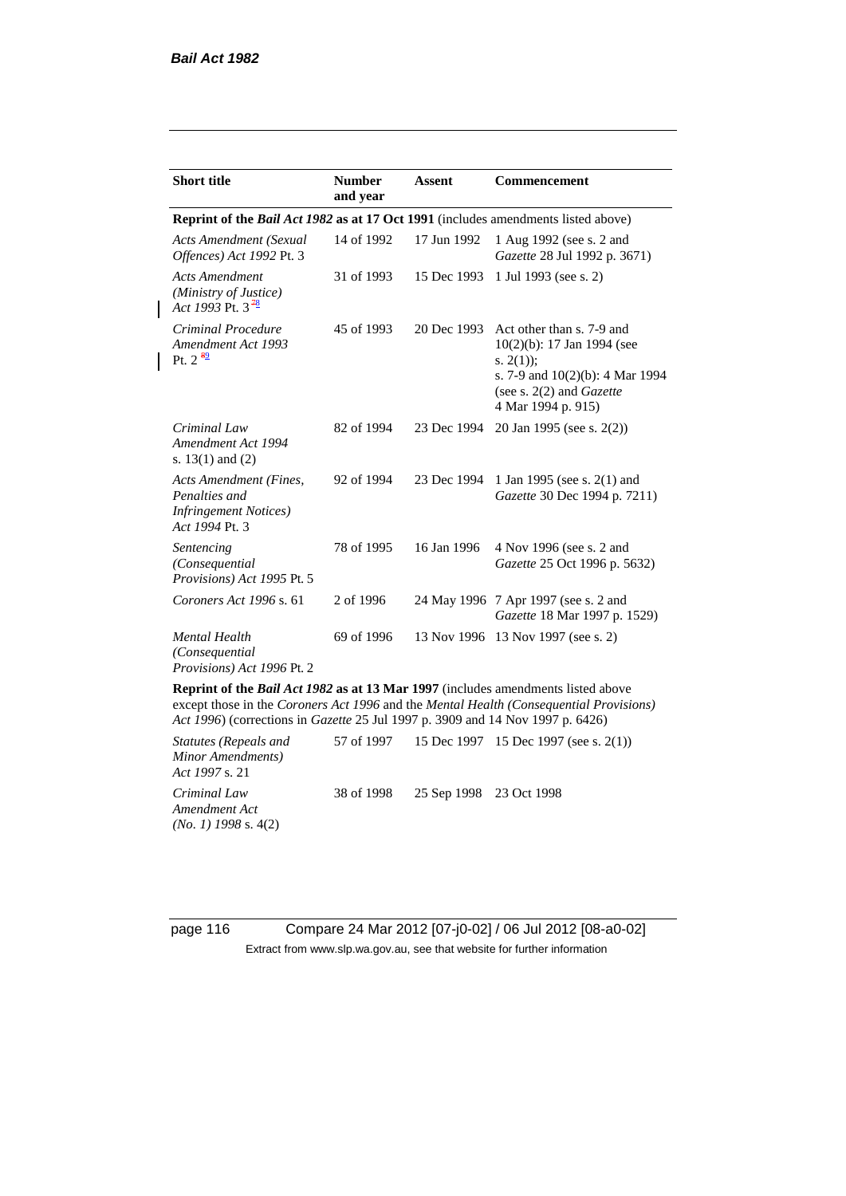| Short title | Number and year | Assent | Commencement |
|---|---|---|---|
| **Reprint of the *Bail Act 1982* as at 17 Oct 1991** (includes amendments listed above) | | | |
| *Acts Amendment (Sexual Offences) Act 1992* Pt. 3 | 14 of 1992 | 17 Jun 1992 | 1 Aug 1992 (see s. 2 and *Gazette* 28 Jul 1992 p. 3671) |
| *Acts Amendment (Ministry of Justice) Act 1993* Pt. 3 [78] | 31 of 1993 | 15 Dec 1993 | 1 Jul 1993 (see s. 2) |
| *Criminal Procedure Amendment Act 1993* Pt. 2 [89] | 45 of 1993 | 20 Dec 1993 | Act other than s. 7-9 and 10(2)(b): 17 Jan 1994 (see s. 2(1)); s. 7-9 and 10(2)(b): 4 Mar 1994 (see s. 2(2) and *Gazette* 4 Mar 1994 p. 915) |
| *Criminal Law Amendment Act 1994* s. 13(1) and (2) | 82 of 1994 | 23 Dec 1994 | 20 Jan 1995 (see s. 2(2)) |
| *Acts Amendment (Fines, Penalties and Infringement Notices) Act 1994* Pt. 3 | 92 of 1994 | 23 Dec 1994 | 1 Jan 1995 (see s. 2(1) and *Gazette* 30 Dec 1994 p. 7211) |
| *Sentencing (Consequential Provisions) Act 1995* Pt. 5 | 78 of 1995 | 16 Jan 1996 | 4 Nov 1996 (see s. 2 and *Gazette* 25 Oct 1996 p. 5632) |
| *Coroners Act 1996* s. 61 | 2 of 1996 | 24 May 1996 | 7 Apr 1997 (see s. 2 and *Gazette* 18 Mar 1997 p. 1529) |
| *Mental Health (Consequential Provisions) Act 1996* Pt. 2 | 69 of 1996 | 13 Nov 1996 | 13 Nov 1997 (see s. 2) |
| **Reprint of the *Bail Act 1982* as at 13 Mar 1997** (includes amendments listed above except those in the *Coroners Act 1996* and the *Mental Health (Consequential Provisions) Act 1996*) (corrections in *Gazette* 25 Jul 1997 p. 3909 and 14 Nov 1997 p. 6426) | | | |
| *Statutes (Repeals and Minor Amendments) Act 1997* s. 21 | 57 of 1997 | 15 Dec 1997 | 15 Dec 1997 (see s. 2(1)) |
| *Criminal Law Amendment Act (No. 1) 1998* s. 4(2) | 38 of 1998 | 25 Sep 1998 | 23 Oct 1998 |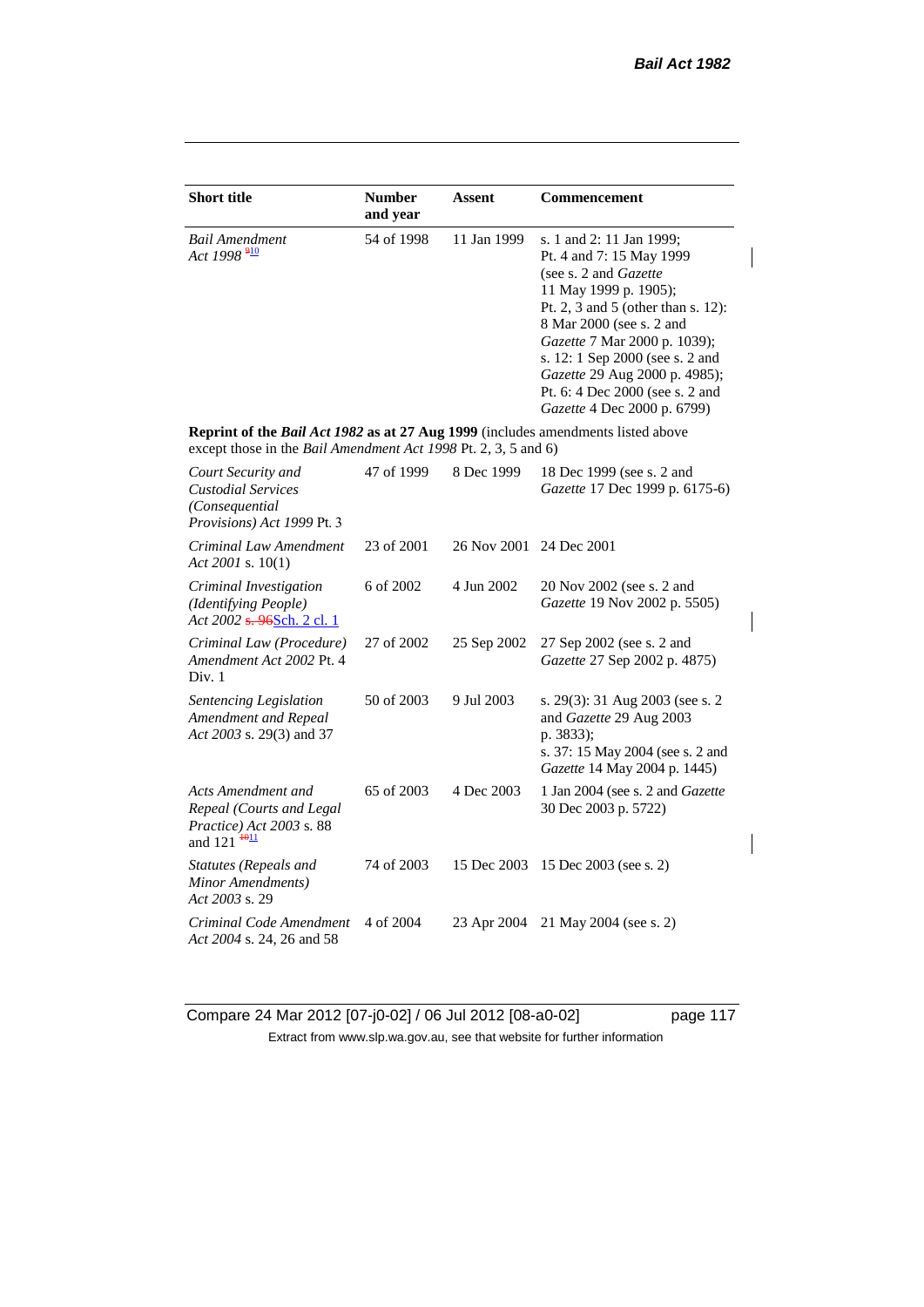| Short title | Number and year | Assent | Commencement |
|---|---|---|---|
| *Bail Amendment Act 1998* [9][10] | 54 of 1998 | 11 Jan 1999 | s. 1 and 2: 11 Jan 1999; Pt. 4 and 7: 15 May 1999 (see s. 2 and *Gazette* 11 May 1999 p. 1905); Pt. 2, 3 and 5 (other than s. 12): 8 Mar 2000 (see s. 2 and *Gazette* 7 Mar 2000 p. 1039); s. 12: 1 Sep 2000 (see s. 2 and *Gazette* 29 Aug 2000 p. 4985); Pt. 6: 4 Dec 2000 (see s. 2 and *Gazette* 4 Dec 2000 p. 6799) |
| **Reprint of the *Bail Act 1982* as at 27 Aug 1999** (includes amendments listed above except those in the *Bail Amendment Act 1998* Pt. 2, 3, 5 and 6) | | | |
| *Court Security and Custodial Services (Consequential Provisions) Act 1999* Pt. 3 | 47 of 1999 | 8 Dec 1999 | 18 Dec 1999 (see s. 2 and *Gazette* 17 Dec 1999 p. 6175-6) |
| *Criminal Law Amendment Act 2001* s. 10(1) | 23 of 2001 | 26 Nov 2001 | 24 Dec 2001 |
| *Criminal Investigation (Identifying People) Act 2002* s. 96Sch. 2 cl. 1 | 6 of 2002 | 4 Jun 2002 | 20 Nov 2002 (see s. 2 and *Gazette* 19 Nov 2002 p. 5505) |
| *Criminal Law (Procedure) Amendment Act 2002* Pt. 4 Div. 1 | 27 of 2002 | 25 Sep 2002 | 27 Sep 2002 (see s. 2 and *Gazette* 27 Sep 2002 p. 4875) |
| *Sentencing Legislation Amendment and Repeal Act 2003* s. 29(3) and 37 | 50 of 2003 | 9 Jul 2003 | s. 29(3): 31 Aug 2003 (see s. 2 and *Gazette* 29 Aug 2003 p. 3833); s. 37: 15 May 2004 (see s. 2 and *Gazette* 14 May 2004 p. 1445) |
| *Acts Amendment and Repeal (Courts and Legal Practice) Act 2003* s. 88 and 121 [10][11] | 65 of 2003 | 4 Dec 2003 | 1 Jan 2004 (see s. 2 and *Gazette* 30 Dec 2003 p. 5722) |
| *Statutes (Repeals and Minor Amendments) Act 2003* s. 29 | 74 of 2003 | 15 Dec 2003 | 15 Dec 2003 (see s. 2) |
| *Criminal Code Amendment Act 2004* s. 24, 26 and 58 | 4 of 2004 | 23 Apr 2004 | 21 May 2004 (see s. 2) |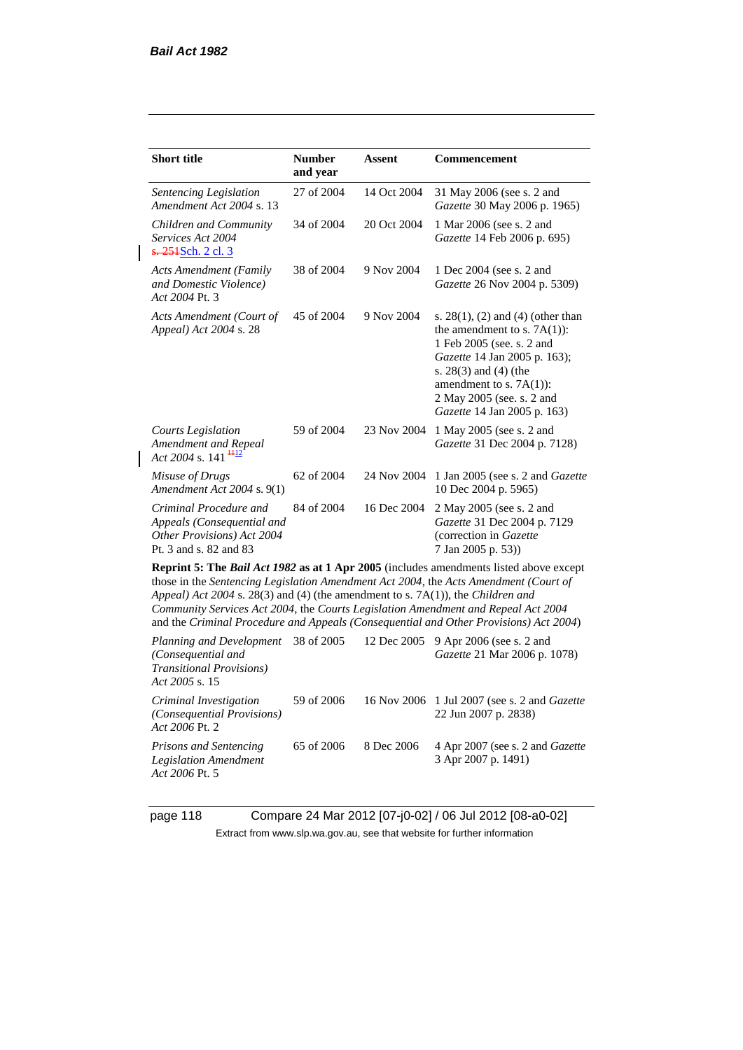| Short title | Number and year | Assent | Commencement |
|---|---|---|---|
| *Sentencing Legislation Amendment Act 2004* s. 13 | 27 of 2004 | 14 Oct 2004 | 31 May 2006 (see s. 2 and *Gazette* 30 May 2006 p. 1965) |
| *Children and Community Services Act 2004* ~~s. 251~~Sch. 2 cl. 3 | 34 of 2004 | 20 Oct 2004 | 1 Mar 2006 (see s. 2 and *Gazette* 14 Feb 2006 p. 695) |
| *Acts Amendment (Family and Domestic Violence) Act 2004* Pt. 3 | 38 of 2004 | 9 Nov 2004 | 1 Dec 2004 (see s. 2 and *Gazette* 26 Nov 2004 p. 5309) |
| *Acts Amendment (Court of Appeal) Act 2004* s. 28 | 45 of 2004 | 9 Nov 2004 | s. 28(1), (2) and (4) (other than the amendment to s. 7A(1)): 1 Feb 2005 (see. s. 2 and *Gazette* 14 Jan 2005 p. 163); s. 28(3) and (4) (the amendment to s. 7A(1)): 2 May 2005 (see. s. 2 and *Gazette* 14 Jan 2005 p. 163) |
| *Courts Legislation Amendment and Repeal Act 2004* s. 141 ~~11~~12 | 59 of 2004 | 23 Nov 2004 | 1 May 2005 (see s. 2 and *Gazette* 31 Dec 2004 p. 7128) |
| *Misuse of Drugs Amendment Act 2004* s. 9(1) | 62 of 2004 | 24 Nov 2004 | 1 Jan 2005 (see s. 2 and *Gazette* 10 Dec 2004 p. 5965) |
| *Criminal Procedure and Appeals (Consequential and Other Provisions) Act 2004* Pt. 3 and s. 82 and 83 | 84 of 2004 | 16 Dec 2004 | 2 May 2005 (see s. 2 and *Gazette* 31 Dec 2004 p. 7129 (correction in *Gazette* 7 Jan 2005 p. 53)) |
| **Reprint 5: The *Bail Act 1982* as at 1 Apr 2005** (includes amendments listed above except those in the *Sentencing Legislation Amendment Act 2004*, the *Acts Amendment (Court of Appeal) Act 2004* s. 28(3) and (4) (the amendment to s. 7A(1)), the *Children and Community Services Act 2004*, the *Courts Legislation Amendment and Repeal Act 2004* and the *Criminal Procedure and Appeals (Consequential and Other Provisions) Act 2004*) | | | |
| *Planning and Development (Consequential and Transitional Provisions) Act 2005* s. 15 | 38 of 2005 | 12 Dec 2005 | 9 Apr 2006 (see s. 2 and *Gazette* 21 Mar 2006 p. 1078) |
| *Criminal Investigation (Consequential Provisions) Act 2006* Pt. 2 | 59 of 2006 | 16 Nov 2006 | 1 Jul 2007 (see s. 2 and *Gazette* 22 Jun 2007 p. 2838) |
| *Prisons and Sentencing Legislation Amendment Act 2006* Pt. 5 | 65 of 2006 | 8 Dec 2006 | 4 Apr 2007 (see s. 2 and *Gazette* 3 Apr 2007 p. 1491) |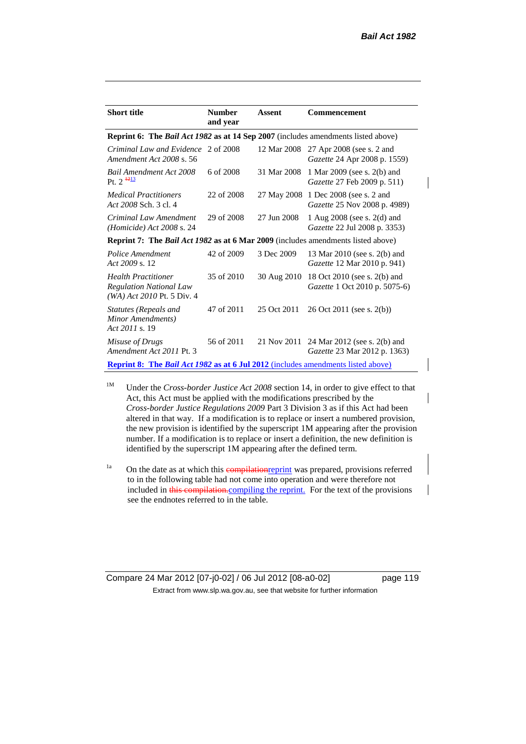| Short title | Number and year | Assent | Commencement |
|---|---|---|---|
| **Reprint 6: The *Bail Act 1982* as at 14 Sep 2007** (includes amendments listed above) | | | |
| *Criminal Law and Evidence Amendment Act 2008* s. 56 | 2 of 2008 | 12 Mar 2008 | 27 Apr 2008 (see s. 2 and *Gazette* 24 Apr 2008 p. 1559) |
| *Bail Amendment Act 2008* Pt. 2 ~~12~~13 | 6 of 2008 | 31 Mar 2008 | 1 Mar 2009 (see s. 2(b) and *Gazette* 27 Feb 2009 p. 511) |
| *Medical Practitioners Act 2008* Sch. 3 cl. 4 | 22 of 2008 | 27 May 2008 | 1 Dec 2008 (see s. 2 and *Gazette* 25 Nov 2008 p. 4989) |
| *Criminal Law Amendment (Homicide) Act 2008* s. 24 | 29 of 2008 | 27 Jun 2008 | 1 Aug 2008 (see s. 2(d) and *Gazette* 22 Jul 2008 p. 3353) |
| **Reprint 7: The *Bail Act 1982* as at 6 Mar 2009** (includes amendments listed above) | | | |
| *Police Amendment Act 2009* s. 12 | 42 of 2009 | 3 Dec 2009 | 13 Mar 2010 (see s. 2(b) and *Gazette* 12 Mar 2010 p. 941) |
| *Health Practitioner Regulation National Law (WA) Act 2010* Pt. 5 Div. 4 | 35 of 2010 | 30 Aug 2010 | 18 Oct 2010 (see s. 2(b) and *Gazette* 1 Oct 2010 p. 5075-6) |
| *Statutes (Repeals and Minor Amendments) Act 2011* s. 19 | 47 of 2011 | 25 Oct 2011 | 26 Oct 2011 (see s. 2(b)) |
| *Misuse of Drugs Amendment Act 2011* Pt. 3 | 56 of 2011 | 21 Nov 2011 | 24 Mar 2012 (see s. 2(b) and *Gazette* 23 Mar 2012 p. 1363) |
| **Reprint 8: The *Bail Act 1982* as at 6 Jul 2012** (includes amendments listed above) | | | |

[1M] Under the *Cross-border Justice Act 2008* section 14, in order to give effect to that Act, this Act must be applied with the modifications prescribed by the *Cross-border Justice Regulations 2009* Part 3 Division 3 as if this Act had been altered in that way. If a modification is to replace or insert a numbered provision, the new provision is identified by the superscript 1M appearing after the provision number. If a modification is to replace or insert a definition, the new definition is identified by the superscript 1M appearing after the defined term.

[1a] On the date as at which this ~~compilation~~reprint was prepared, provisions referred to in the following table had not come into operation and were therefore not included in ~~this compilation.~~compiling the reprint. For the text of the provisions see the endnotes referred to in the table.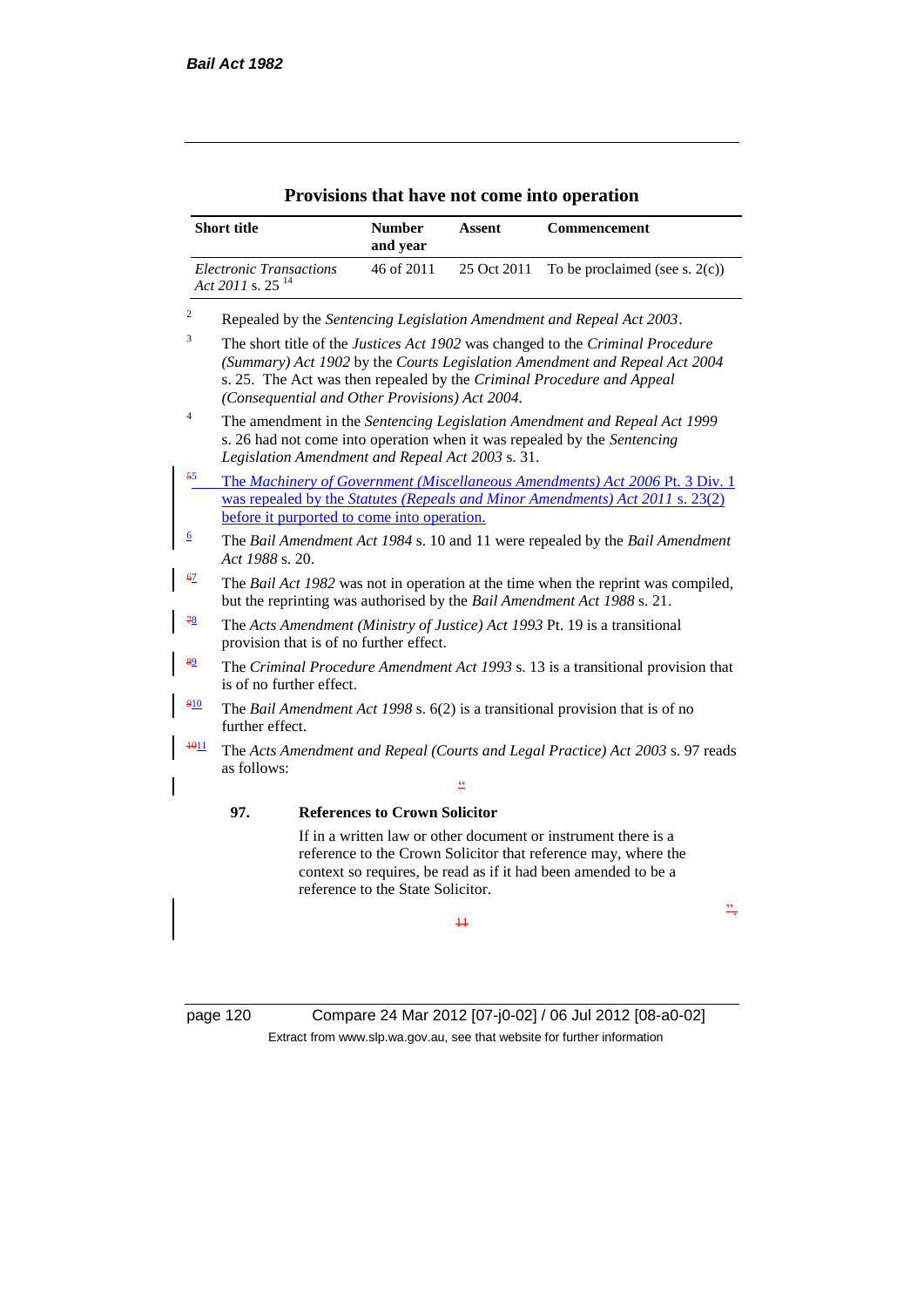## Provisions that have not come into operation

| Short title | Number and year | Assent | Commencement |
|---|---|---|---|
| *Electronic Transactions Act 2011* s. 25 [14] | 46 of 2011 | 25 Oct 2011 | To be proclaimed (see s. 2(c)) |

[2] Repealed by the *Sentencing Legislation Amendment and Repeal Act 2003*.

[3] The short title of the *Justices Act 1902* was changed to the *Criminal Procedure (Summary) Act 1902* by the *Courts Legislation Amendment and Repeal Act 2004* s. 25. The Act was then repealed by the *Criminal Procedure and Appeal (Consequential and Other Provisions) Act 2004.*

[4] The amendment in the *Sentencing Legislation Amendment and Repeal Act 1999* s. 26 had not come into operation when it was repealed by the *Sentencing Legislation Amendment and Repeal Act 2003* s. 31.

[55] The *Machinery of Government (Miscellaneous Amendments) Act 2006* Pt. 3 Div. 1 was repealed by the *Statutes (Repeals and Minor Amendments) Act 2011* s. 23(2) before it purported to come into operation.

[6] The *Bail Amendment Act 1984* s. 10 and 11 were repealed by the *Bail Amendment Act 1988* s. 20.

[67] The *Bail Act 1982* was not in operation at the time when the reprint was compiled, but the reprinting was authorised by the *Bail Amendment Act 1988* s. 21.

[78] The *Acts Amendment (Ministry of Justice) Act 1993* Pt. 19 is a transitional provision that is of no further effect.

[89] The *Criminal Procedure Amendment Act 1993* s. 13 is a transitional provision that is of no further effect.

[910] The *Bail Amendment Act 1998* s. 6(2) is a transitional provision that is of no further effect.

[1011] The *Acts Amendment and Repeal (Courts and Legal Practice) Act 2003* s. 97 reads as follows:

"

**97. References to Crown Solicitor**

If in a written law or other document or instrument there is a reference to the Crown Solicitor that reference may, where the context so requires, be read as if it had been amended to be a reference to the State Solicitor.

".

11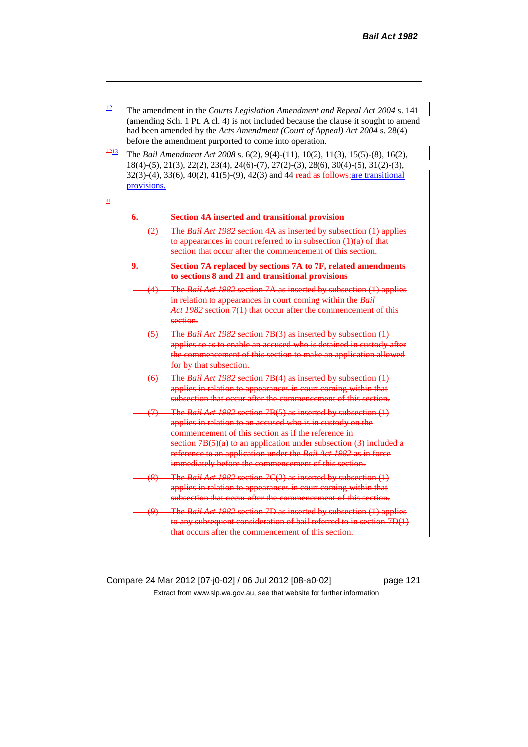[12] The amendment in the *Courts Legislation Amendment and Repeal Act 2004* s. 141 (amending Sch. 1 Pt. A cl. 4) is not included because the clause it sought to amend had been amended by the *Acts Amendment (Court of Appeal) Act 2004* s. 28(4) before the amendment purported to come into operation.

~~12~~13 The *Bail Amendment Act 2008* s. 6(2), 9(4)-(11), 10(2), 11(3), 15(5)-(8), 16(2), 18(4)-(5), 21(3), 22(2), 23(4), 24(6)-(7), 27(2)-(3), 28(6), 30(4)-(5), 31(2)-(3), 32(3)-(4), 33(6), 40(2), 41(5)-(9), 42(3) and 44 ~~read as follows:~~are transitional provisions.

~~"~~

~~**6. Section 4A inserted and transitional provision**~~

~~(2) The *Bail Act 1982* section 4A as inserted by subsection (1) applies to appearances in court referred to in subsection (1)(a) of that section that occur after the commencement of this section.~~

~~**9. Section 7A replaced by sections 7A to 7F, related amendments to sections 8 and 21 and transitional provisions**~~

~~(4) The *Bail Act 1982* section 7A as inserted by subsection (1) applies in relation to appearances in court coming within the *Bail Act 1982* section 7(1) that occur after the commencement of this section.~~

~~(5) The *Bail Act 1982* section 7B(3) as inserted by subsection (1) applies so as to enable an accused who is detained in custody after the commencement of this section to make an application allowed for by that subsection.~~

~~(6) The *Bail Act 1982* section 7B(4) as inserted by subsection (1) applies in relation to appearances in court coming within that subsection that occur after the commencement of this section.~~

~~(7) The *Bail Act 1982* section 7B(5) as inserted by subsection (1) applies in relation to an accused who is in custody on the commencement of this section as if the reference in section 7B(5)(a) to an application under subsection (3) included a reference to an application under the *Bail Act 1982* as in force immediately before the commencement of this section.~~

~~(8) The *Bail Act 1982* section 7C(2) as inserted by subsection (1) applies in relation to appearances in court coming within that subsection that occur after the commencement of this section.~~

~~(9) The *Bail Act 1982* section 7D as inserted by subsection (1) applies to any subsequent consideration of bail referred to in section 7D(1) that occurs after the commencement of this section.~~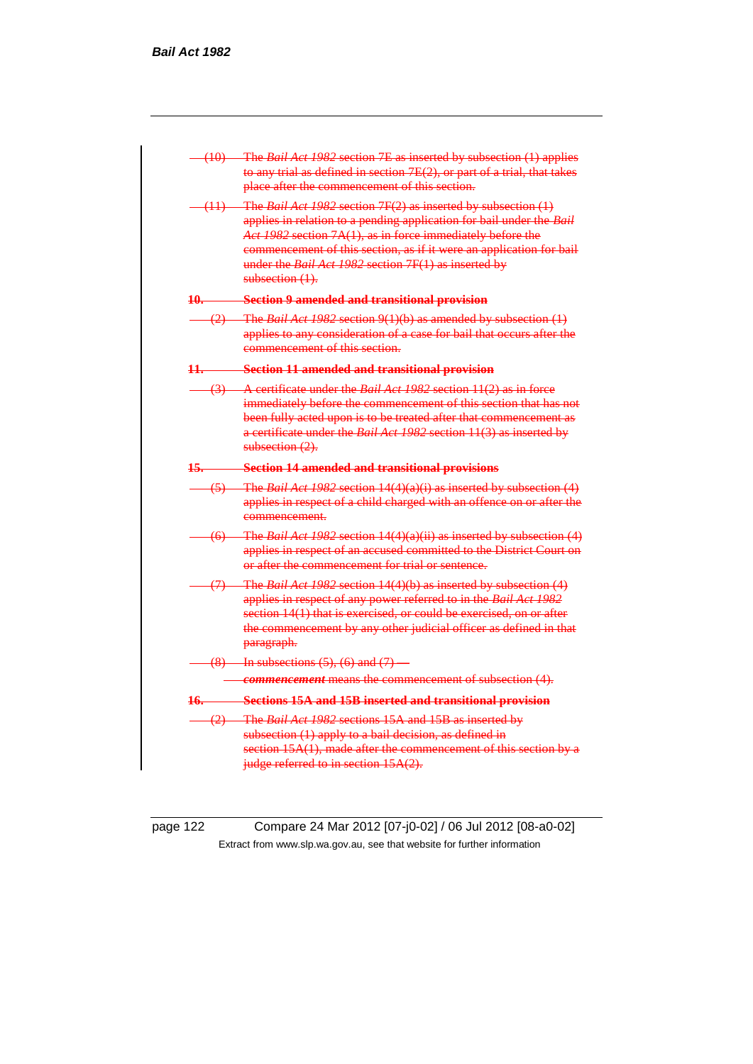(10) The *Bail Act 1982* section 7E as inserted by subsection (1) applies to any trial as defined in section 7E(2), or part of a trial, that takes place after the commencement of this section.

(11) The *Bail Act 1982* section 7F(2) as inserted by subsection (1) applies in relation to a pending application for bail under the *Bail Act 1982* section 7A(1), as in force immediately before the commencement of this section, as if it were an application for bail under the *Bail Act 1982* section 7F(1) as inserted by subsection (1).

**10. Section 9 amended and transitional provision**

(2) The *Bail Act 1982* section 9(1)(b) as amended by subsection (1) applies to any consideration of a case for bail that occurs after the commencement of this section.

**11. Section 11 amended and transitional provision**

(3) A certificate under the *Bail Act 1982* section 11(2) as in force immediately before the commencement of this section that has not been fully acted upon is to be treated after that commencement as a certificate under the *Bail Act 1982* section 11(3) as inserted by subsection (2).

**15. Section 14 amended and transitional provisions**

(5) The *Bail Act 1982* section 14(4)(a)(i) as inserted by subsection (4) applies in respect of a child charged with an offence on or after the commencement.

(6) The *Bail Act 1982* section 14(4)(a)(ii) as inserted by subsection (4) applies in respect of an accused committed to the District Court on or after the commencement for trial or sentence.

(7) The *Bail Act 1982* section 14(4)(b) as inserted by subsection (4) applies in respect of any power referred to in the *Bail Act 1982* section 14(1) that is exercised, or could be exercised, on or after the commencement by any other judicial officer as defined in that paragraph.

(8) In subsections (5), (6) and (7) —

***commencement*** means the commencement of subsection (4).

**16. Sections 15A and 15B inserted and transitional provision**

(2) The *Bail Act 1982* sections 15A and 15B as inserted by subsection (1) apply to a bail decision, as defined in section 15A(1), made after the commencement of this section by a judge referred to in section 15A(2).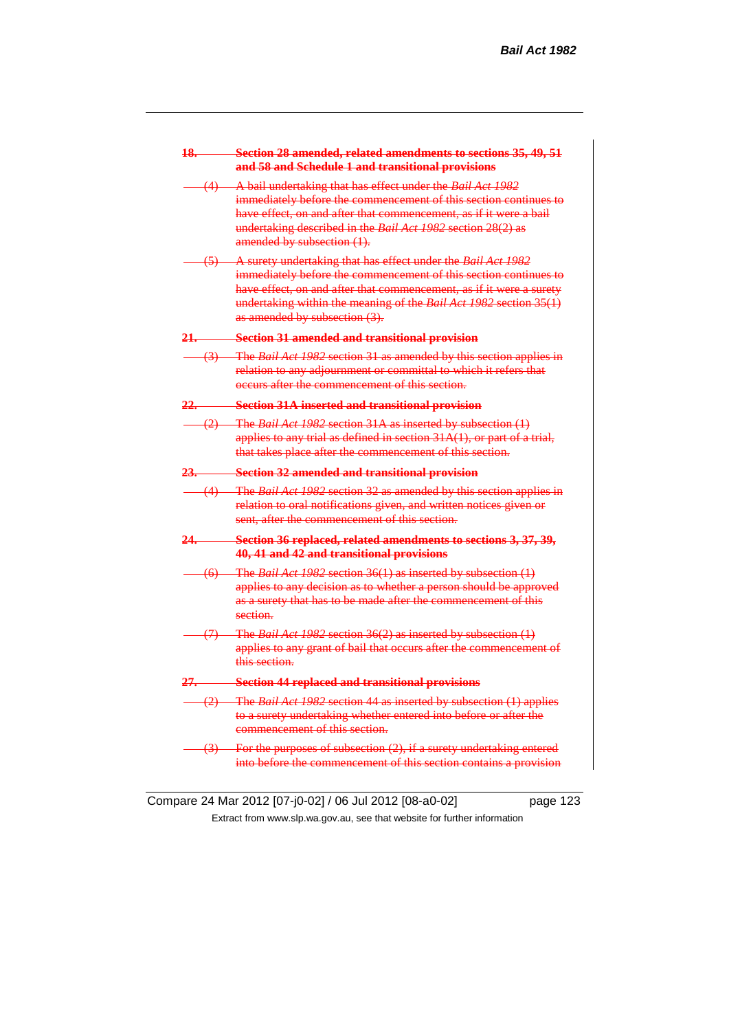~~**18. Section 28 amended, related amendments to sections 35, 49, 51 and 58 and Schedule 1 and transitional provisions**~~

~~(4) A bail undertaking that has effect under the *Bail Act 1982* immediately before the commencement of this section continues to have effect, on and after that commencement, as if it were a bail undertaking described in the *Bail Act 1982* section 28(2) as amended by subsection (1).~~

~~(5) A surety undertaking that has effect under the *Bail Act 1982* immediately before the commencement of this section continues to have effect, on and after that commencement, as if it were a surety undertaking within the meaning of the *Bail Act 1982* section 35(1) as amended by subsection (3).~~

~~**21. Section 31 amended and transitional provision**~~

~~(3) The *Bail Act 1982* section 31 as amended by this section applies in relation to any adjournment or committal to which it refers that occurs after the commencement of this section.~~

~~**22. Section 31A inserted and transitional provision**~~

~~(2) The *Bail Act 1982* section 31A as inserted by subsection (1) applies to any trial as defined in section 31A(1), or part of a trial, that takes place after the commencement of this section.~~

~~**23. Section 32 amended and transitional provision**~~

~~(4) The *Bail Act 1982* section 32 as amended by this section applies in relation to oral notifications given, and written notices given or sent, after the commencement of this section.~~

~~**24. Section 36 replaced, related amendments to sections 3, 37, 39, 40, 41 and 42 and transitional provisions**~~

~~(6) The *Bail Act 1982* section 36(1) as inserted by subsection (1) applies to any decision as to whether a person should be approved as a surety that has to be made after the commencement of this section.~~

~~(7) The *Bail Act 1982* section 36(2) as inserted by subsection (1) applies to any grant of bail that occurs after the commencement of this section.~~

~~**27. Section 44 replaced and transitional provisions**~~

~~(2) The *Bail Act 1982* section 44 as inserted by subsection (1) applies to a surety undertaking whether entered into before or after the commencement of this section.~~

~~(3) For the purposes of subsection (2), if a surety undertaking entered into before the commencement of this section contains a provision~~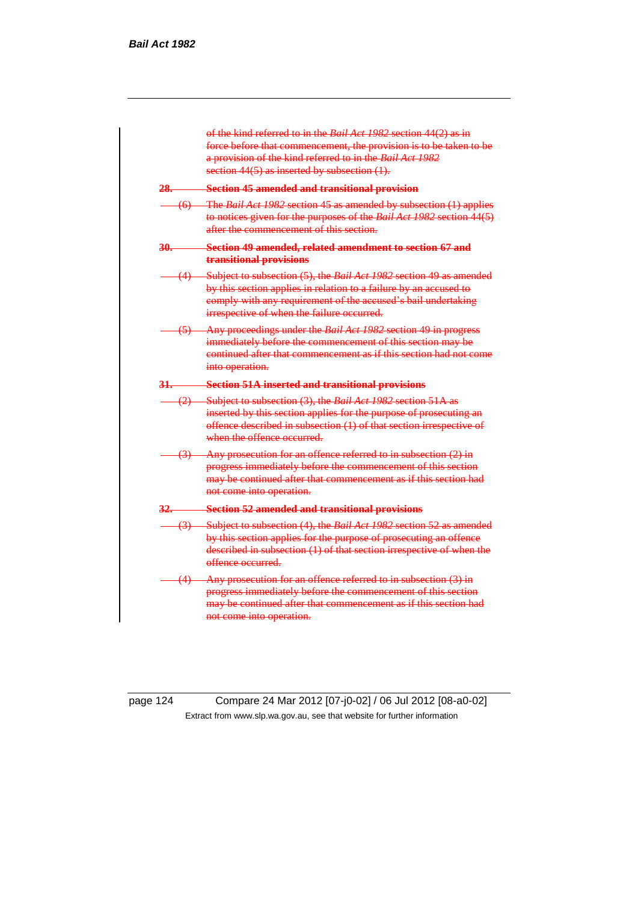~~of the kind referred to in the *Bail Act 1982* section 44(2) as in force before that commencement, the provision is to be taken to be a provision of the kind referred to in the *Bail Act 1982* section 44(5) as inserted by subsection (1).~~

~~**28. Section 45 amended and transitional provision**~~

~~(6) The *Bail Act 1982* section 45 as amended by subsection (1) applies to notices given for the purposes of the *Bail Act 1982* section 44(5) after the commencement of this section.~~

~~**30. Section 49 amended, related amendment to section 67 and transitional provisions**~~

~~(4) Subject to subsection (5), the *Bail Act 1982* section 49 as amended by this section applies in relation to a failure by an accused to comply with any requirement of the accused's bail undertaking irrespective of when the failure occurred.~~

~~(5) Any proceedings under the *Bail Act 1982* section 49 in progress immediately before the commencement of this section may be continued after that commencement as if this section had not come into operation.~~

~~**31. Section 51A inserted and transitional provisions**~~

~~(2) Subject to subsection (3), the *Bail Act 1982* section 51A as inserted by this section applies for the purpose of prosecuting an offence described in subsection (1) of that section irrespective of when the offence occurred.~~

~~(3) Any prosecution for an offence referred to in subsection (2) in progress immediately before the commencement of this section may be continued after that commencement as if this section had not come into operation.~~

~~**32. Section 52 amended and transitional provisions**~~

~~(3) Subject to subsection (4), the *Bail Act 1982* section 52 as amended by this section applies for the purpose of prosecuting an offence described in subsection (1) of that section irrespective of when the offence occurred.~~

~~(4) Any prosecution for an offence referred to in subsection (3) in progress immediately before the commencement of this section may be continued after that commencement as if this section had not come into operation.~~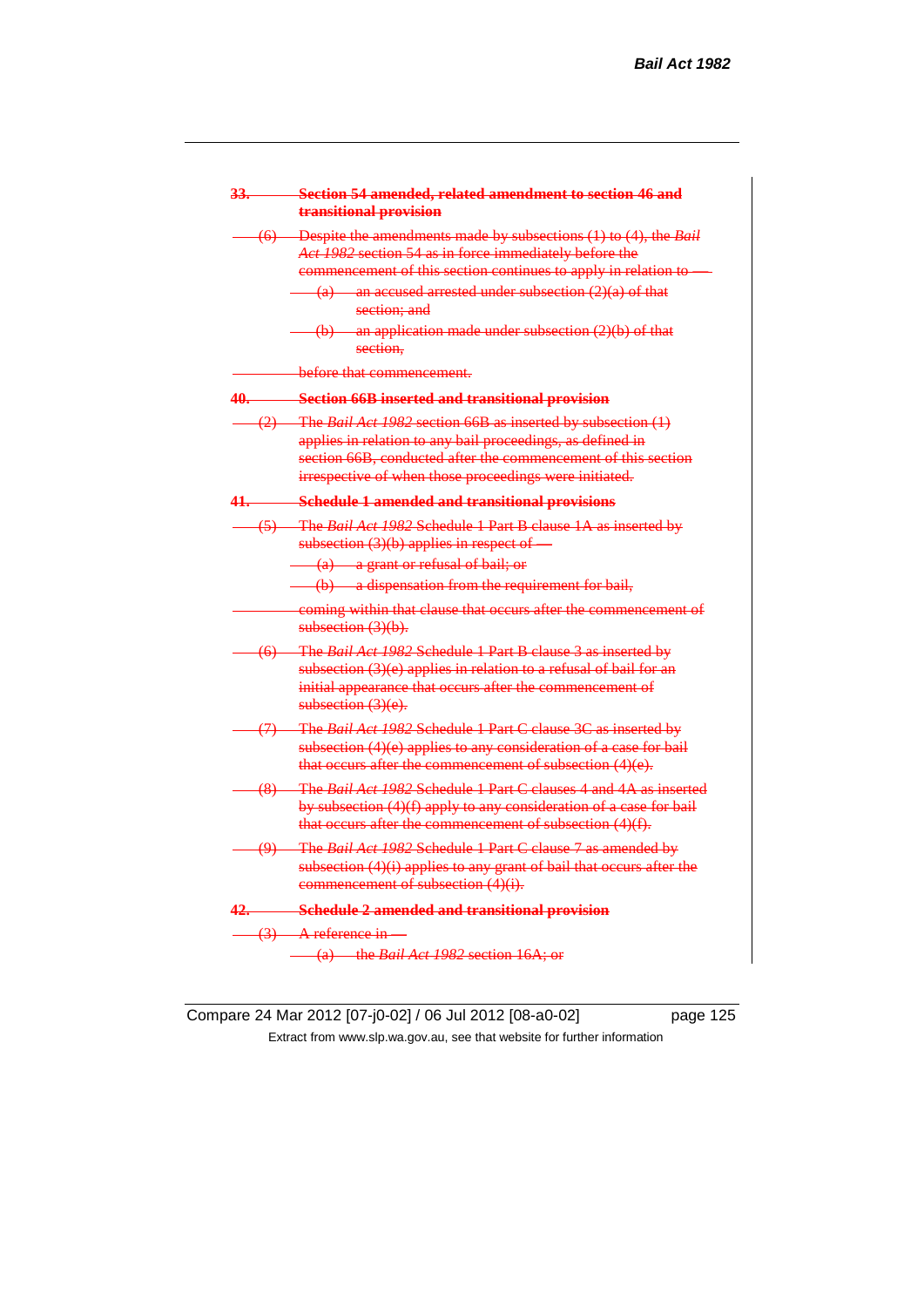**33. Section 54 amended, related amendment to section 46 and transitional provision**

(6) Despite the amendments made by subsections (1) to (4), the *Bail Act 1982* section 54 as in force immediately before the commencement of this section continues to apply in relation to —

(a) an accused arrested under subsection (2)(a) of that section; and

(b) an application made under subsection (2)(b) of that section,

before that commencement.

**40. Section 66B inserted and transitional provision**

(2) The *Bail Act 1982* section 66B as inserted by subsection (1) applies in relation to any bail proceedings, as defined in section 66B, conducted after the commencement of this section irrespective of when those proceedings were initiated.

**41. Schedule 1 amended and transitional provisions**

(5) The *Bail Act 1982* Schedule 1 Part B clause 1A as inserted by subsection (3)(b) applies in respect of —

(a) a grant or refusal of bail; or

(b) a dispensation from the requirement for bail,

coming within that clause that occurs after the commencement of subsection (3)(b).

(6) The *Bail Act 1982* Schedule 1 Part B clause 3 as inserted by subsection (3)(e) applies in relation to a refusal of bail for an initial appearance that occurs after the commencement of subsection (3)(e).

(7) The *Bail Act 1982* Schedule 1 Part C clause 3C as inserted by subsection (4)(e) applies to any consideration of a case for bail that occurs after the commencement of subsection (4)(e).

(8) The *Bail Act 1982* Schedule 1 Part C clauses 4 and 4A as inserted by subsection (4)(f) apply to any consideration of a case for bail that occurs after the commencement of subsection (4)(f).

(9) The *Bail Act 1982* Schedule 1 Part C clause 7 as amended by subsection (4)(i) applies to any grant of bail that occurs after the commencement of subsection (4)(i).

**42. Schedule 2 amended and transitional provision**

(3) A reference in —

(a) the *Bail Act 1982* section 16A; or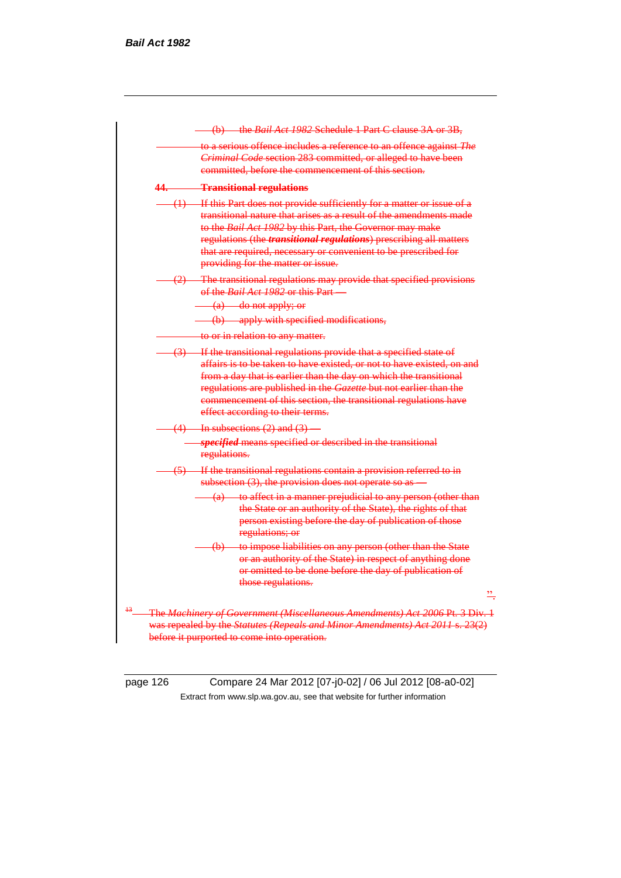(b) the *Bail Act 1982* Schedule 1 Part C clause 3A or 3B,

to a serious offence includes a reference to an offence against *The Criminal Code* section 283 committed, or alleged to have been committed, before the commencement of this section.

**44. Transitional regulations**

(1) If this Part does not provide sufficiently for a matter or issue of a transitional nature that arises as a result of the amendments made to the *Bail Act 1982* by this Part, the Governor may make regulations (the ***transitional regulations***) prescribing all matters that are required, necessary or convenient to be prescribed for providing for the matter or issue.

(2) The transitional regulations may provide that specified provisions of the *Bail Act 1982* or this Part —

(a) do not apply; or

(b) apply with specified modifications,

to or in relation to any matter.

(3) If the transitional regulations provide that a specified state of affairs is to be taken to have existed, or not to have existed, on and from a day that is earlier than the day on which the transitional regulations are published in the *Gazette* but not earlier than the commencement of this section, the transitional regulations have effect according to their terms.

(4) In subsections (2) and (3) —

***specified*** means specified or described in the transitional regulations.

(5) If the transitional regulations contain a provision referred to in subsection (3), the provision does not operate so as —

(a) to affect in a manner prejudicial to any person (other than the State or an authority of the State), the rights of that person existing before the day of publication of those regulations; or

(b) to impose liabilities on any person (other than the State or an authority of the State) in respect of anything done or omitted to be done before the day of publication of those regulations.

".

[13] The *Machinery of Government (Miscellaneous Amendments) Act 2006* Pt. 3 Div. 1 was repealed by the *Statutes (Repeals and Minor Amendments) Act 2011* s. 23(2) before it purported to come into operation.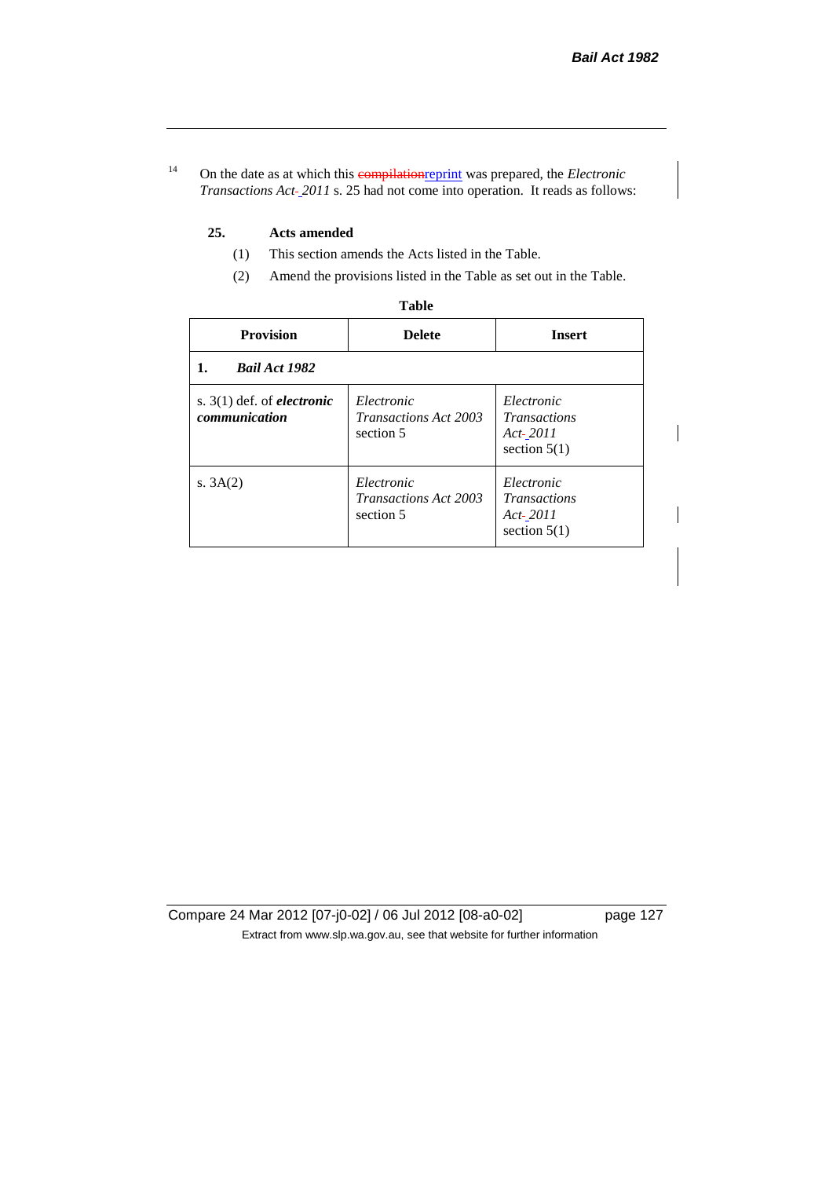[14] On the date as at which this ~~compilation~~reprint was prepared, the *Electronic Transactions Act 2011* s. 25 had not come into operation. It reads as follows:

**25. Acts amended**

(1) This section amends the Acts listed in the Table.

(2) Amend the provisions listed in the Table as set out in the Table.

**Table**

| Provision | Delete | Insert |
|---|---|---|
| **1. *Bail Act 1982*** | | |
| s. 3(1) def. of ***electronic communication*** | *Electronic Transactions Act 2003* section 5 | *Electronic Transactions Act 2011* section 5(1) |
| s. 3A(2) | *Electronic Transactions Act 2003* section 5 | *Electronic Transactions Act 2011* section 5(1) |